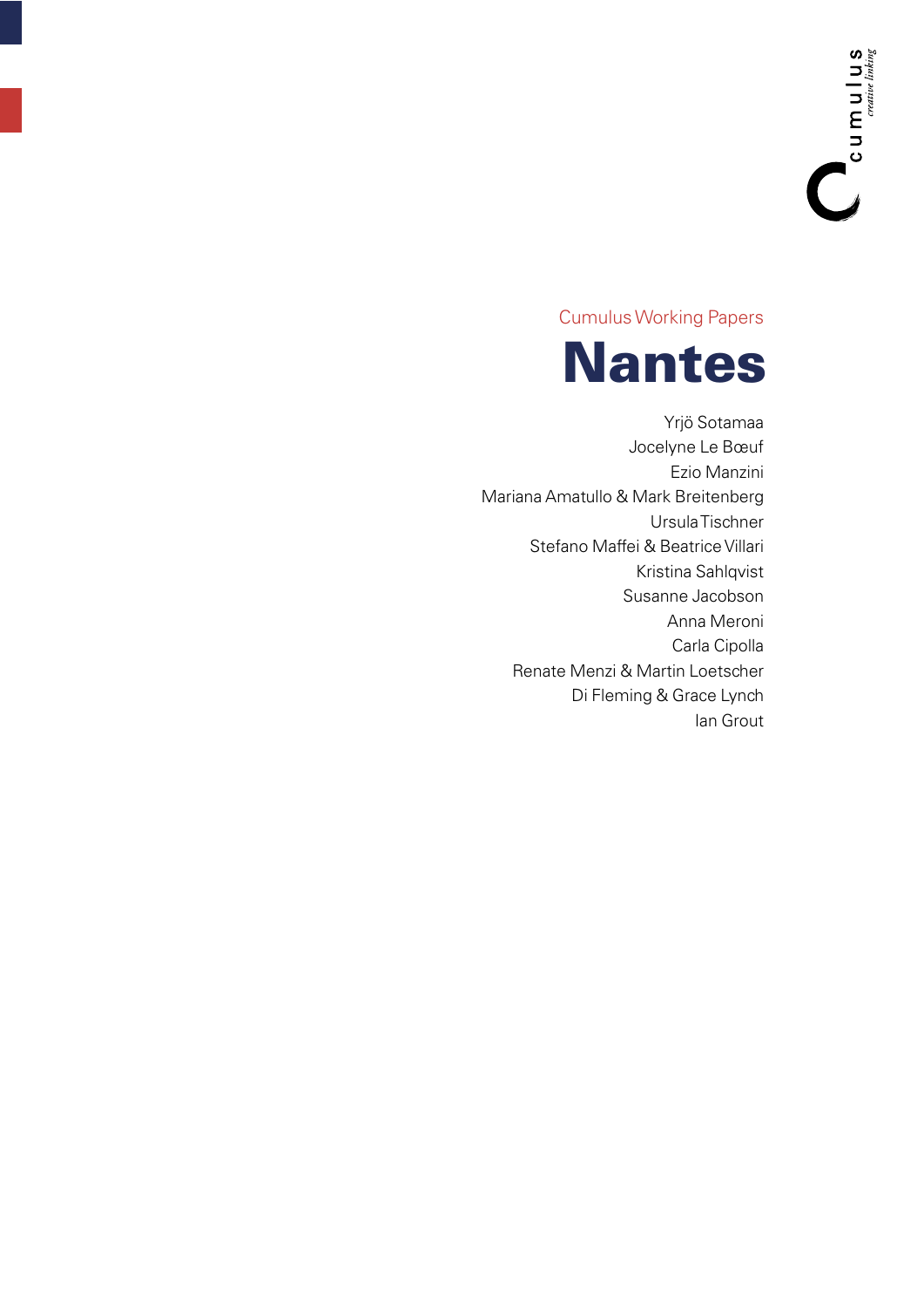cumulus
*creative linking*

Cumulus Working Papers

# Nantes

Yrjö Sotamaa
Jocelyne Le Bœuf
Ezio Manzini
Mariana Amatullo & Mark Breitenberg
Ursula Tischner
Stefano Maffei & Beatrice Villari
Kristina Sahlqvist
Susanne Jacobson
Anna Meroni
Carla Cipolla
Renate Menzi & Martin Loetscher
Di Fleming & Grace Lynch
Ian Grout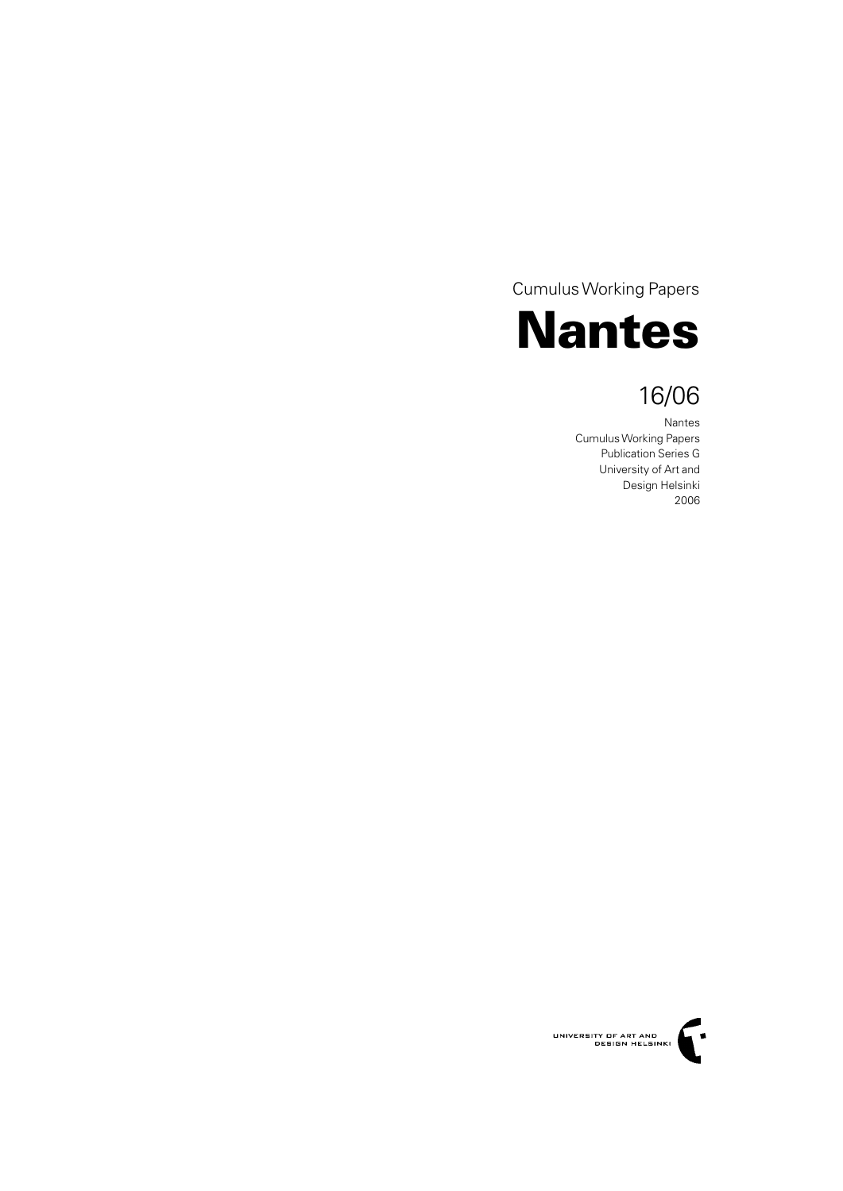Cumulus Working Papers

# Nantes

## 16/06

Nantes
Cumulus Working Papers
Publication Series G
University of Art and
Design Helsinki
2006

UNIVERSITY OF ART AND
DESIGN HELSINKI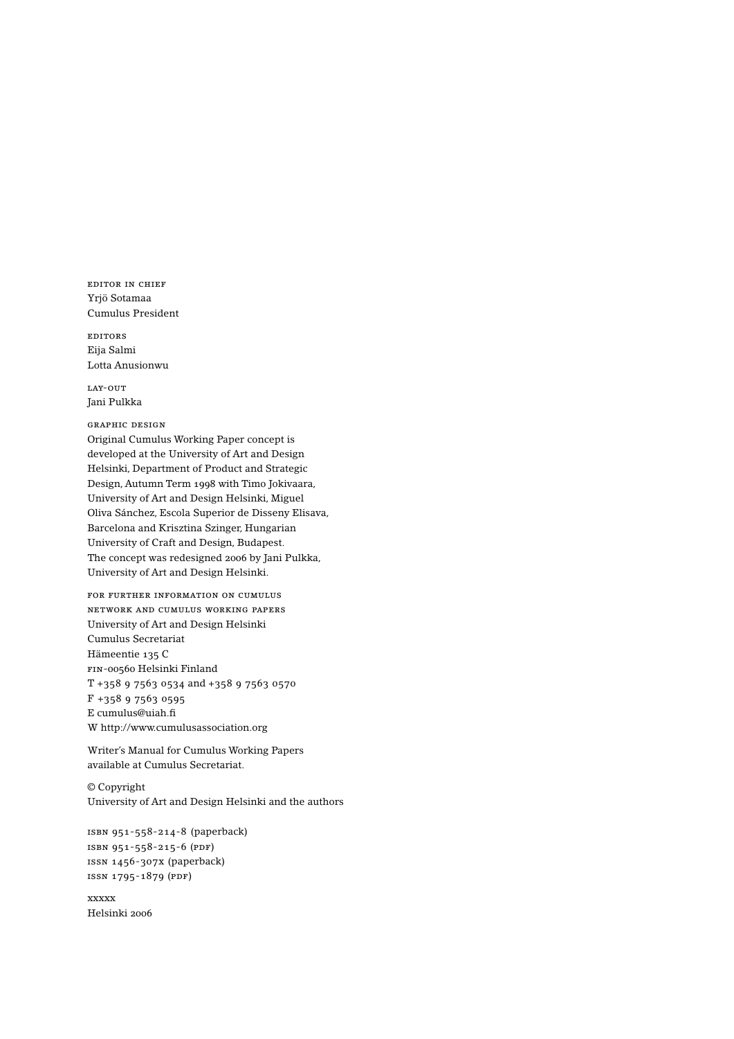EDITOR IN CHIEF
Yrjö Sotamaa
Cumulus President

EDITORS
Eija Salmi
Lotta Anusionwu

LAY-OUT
Jani Pulkka

GRAPHIC DESIGN
Original Cumulus Working Paper concept is developed at the University of Art and Design Helsinki, Department of Product and Strategic Design, Autumn Term 1998 with Timo Jokivaara, University of Art and Design Helsinki, Miguel Oliva Sánchez, Escola Superior de Disseny Elisava, Barcelona and Krisztina Szinger, Hungarian University of Craft and Design, Budapest.
The concept was redesigned 2006 by Jani Pulkka, University of Art and Design Helsinki.

FOR FURTHER INFORMATION ON CUMULUS NETWORK AND CUMULUS WORKING PAPERS
University of Art and Design Helsinki
Cumulus Secretariat
Hämeentie 135 C
FIN-00560 Helsinki Finland
T +358 9 7563 0534 and +358 9 7563 0570
F +358 9 7563 0595
E cumulus@uiah.fi
W http://www.cumulusassociation.org

Writer's Manual for Cumulus Working Papers available at Cumulus Secretariat.

© Copyright
University of Art and Design Helsinki and the authors

ISBN 951-558-214-8 (paperback)
ISBN 951-558-215-6 (PDF)
ISSN 1456-307X (paperback)
ISSN 1795-1879 (PDF)

XXXXX
Helsinki 2006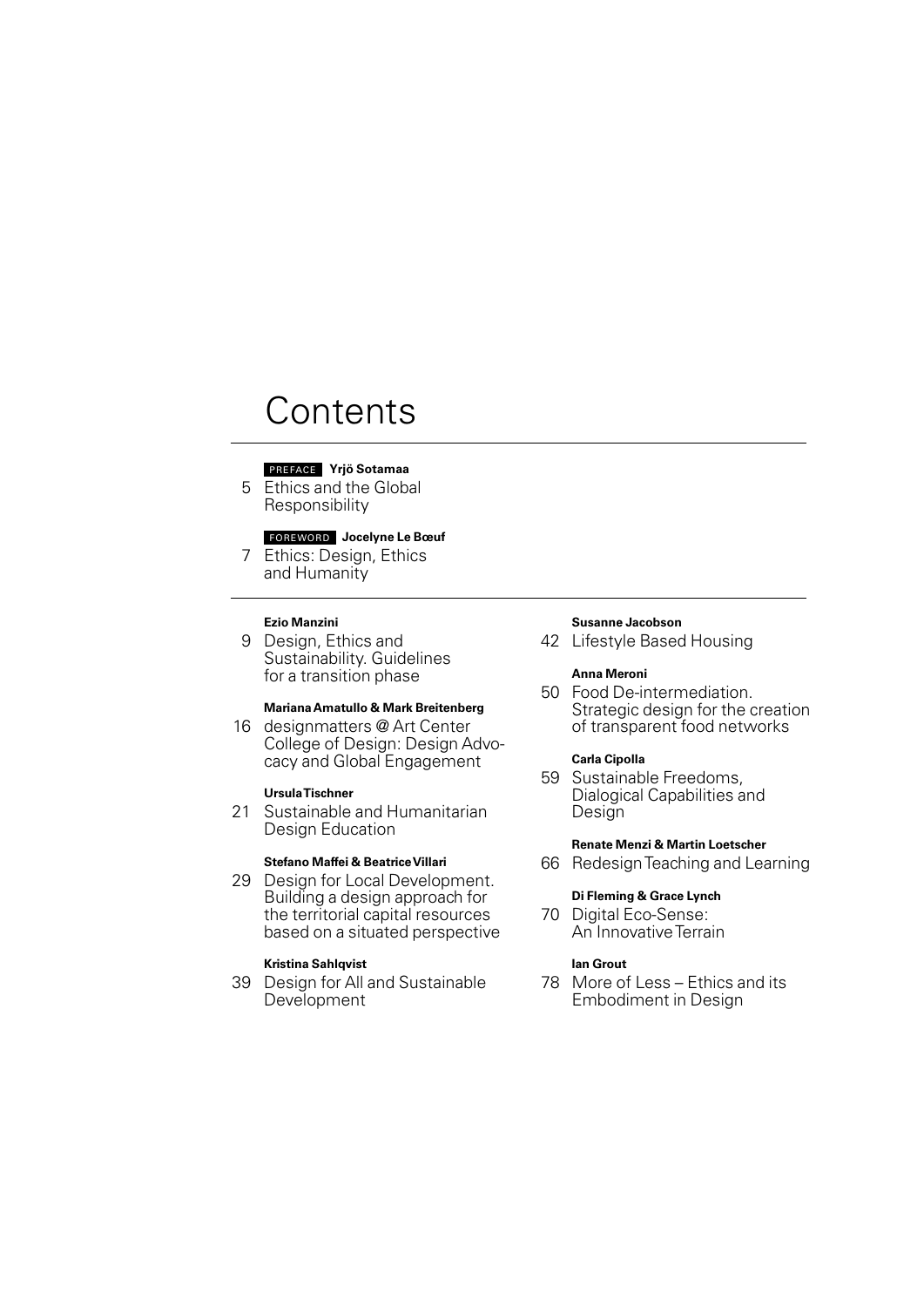# Contents

PREFACE **Yrjö Sotamaa**

5 Ethics and the Global Responsibility

FOREWORD **Jocelyne Le Bœuf**

7 Ethics: Design, Ethics and Humanity

---

**Ezio Manzini**

9 Design, Ethics and Sustainability. Guidelines for a transition phase

**Mariana Amatullo & Mark Breitenberg**

16 designmatters @ Art Center College of Design: Design Advocacy and Global Engagement

**Ursula Tischner**

21 Sustainable and Humanitarian Design Education

**Stefano Maffei & Beatrice Villari**

29 Design for Local Development. Building a design approach for the territorial capital resources based on a situated perspective

**Kristina Sahlqvist**

39 Design for All and Sustainable Development

**Susanne Jacobson**

42 Lifestyle Based Housing

**Anna Meroni**

50 Food De-intermediation. Strategic design for the creation of transparent food networks

**Carla Cipolla**

59 Sustainable Freedoms, Dialogical Capabilities and Design

**Renate Menzi & Martin Loetscher**

66 Redesign Teaching and Learning

**Di Fleming & Grace Lynch**

70 Digital Eco-Sense: An Innovative Terrain

**Ian Grout**

78 More of Less – Ethics and its Embodiment in Design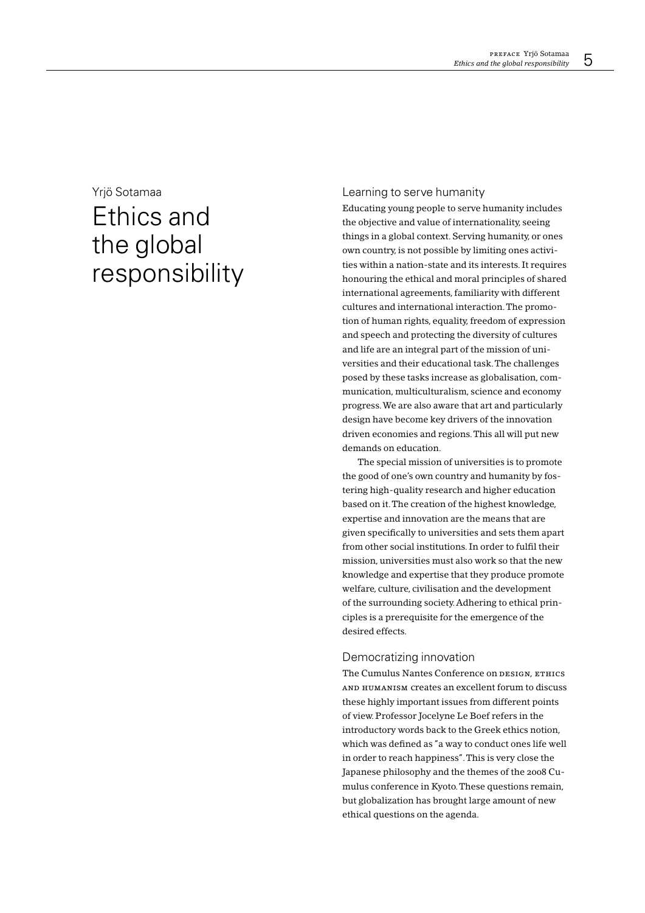Yrjö Sotamaa

# Ethics and the global responsibility

## Learning to serve humanity

Educating young people to serve humanity includes the objective and value of internationality, seeing things in a global context. Serving humanity, or ones own country, is not possible by limiting ones activities within a nation-state and its interests. It requires honouring the ethical and moral principles of shared international agreements, familiarity with different cultures and international interaction. The promotion of human rights, equality, freedom of expression and speech and protecting the diversity of cultures and life are an integral part of the mission of universities and their educational task. The challenges posed by these tasks increase as globalisation, communication, multiculturalism, science and economy progress. We are also aware that art and particularly design have become key drivers of the innovation driven economies and regions. This all will put new demands on education.

The special mission of universities is to promote the good of one's own country and humanity by fostering high-quality research and higher education based on it. The creation of the highest knowledge, expertise and innovation are the means that are given specifically to universities and sets them apart from other social institutions. In order to fulfil their mission, universities must also work so that the new knowledge and expertise that they produce promote welfare, culture, civilisation and the development of the surrounding society. Adhering to ethical principles is a prerequisite for the emergence of the desired effects.

## Democratizing innovation

The Cumulus Nantes Conference on DESIGN, ETHICS AND HUMANISM creates an excellent forum to discuss these highly important issues from different points of view. Professor Jocelyne Le Boef refers in the introductory words back to the Greek ethics notion, which was defined as "a way to conduct ones life well in order to reach happiness". This is very close the Japanese philosophy and the themes of the 2008 Cumulus conference in Kyoto. These questions remain, but globalization has brought large amount of new ethical questions on the agenda.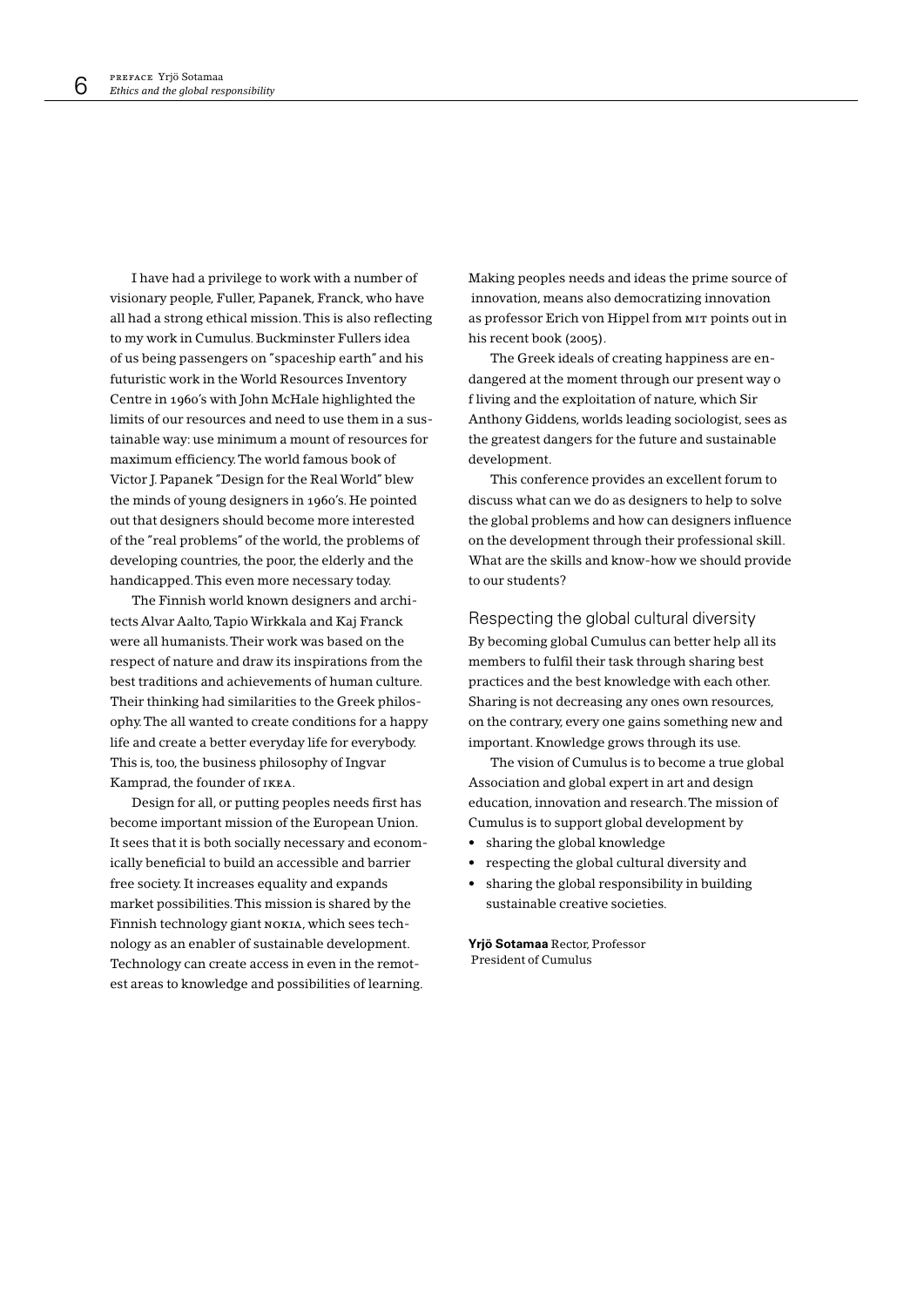I have had a privilege to work with a number of visionary people, Fuller, Papanek, Franck, who have all had a strong ethical mission. This is also reflecting to my work in Cumulus. Buckminster Fullers idea of us being passengers on "spaceship earth" and his futuristic work in the World Resources Inventory Centre in 1960's with John McHale highlighted the limits of our resources and need to use them in a sustainable way: use minimum a mount of resources for maximum efficiency. The world famous book of Victor J. Papanek "Design for the Real World" blew the minds of young designers in 1960's. He pointed out that designers should become more interested of the "real problems" of the world, the problems of developing countries, the poor, the elderly and the handicapped. This even more necessary today.

The Finnish world known designers and architects Alvar Aalto, Tapio Wirkkala and Kaj Franck were all humanists. Their work was based on the respect of nature and draw its inspirations from the best traditions and achievements of human culture. Their thinking had similarities to the Greek philosophy. The all wanted to create conditions for a happy life and create a better everyday life for everybody. This is, too, the business philosophy of Ingvar Kamprad, the founder of IKEA.

Design for all, or putting peoples needs first has become important mission of the European Union. It sees that it is both socially necessary and economically beneficial to build an accessible and barrier free society. It increases equality and expands market possibilities. This mission is shared by the Finnish technology giant NOKIA, which sees technology as an enabler of sustainable development. Technology can create access in even in the remotest areas to knowledge and possibilities of learning. Making peoples needs and ideas the prime source of innovation, means also democratizing innovation as professor Erich von Hippel from MIT points out in his recent book (2005).

The Greek ideals of creating happiness are endangered at the moment through our present way o f living and the exploitation of nature, which Sir Anthony Giddens, worlds leading sociologist, sees as the greatest dangers for the future and sustainable development.

This conference provides an excellent forum to discuss what can we do as designers to help to solve the global problems and how can designers influence on the development through their professional skill. What are the skills and know-how we should provide to our students?

## Respecting the global cultural diversity

By becoming global Cumulus can better help all its members to fulfil their task through sharing best practices and the best knowledge with each other. Sharing is not decreasing any ones own resources, on the contrary, every one gains something new and important. Knowledge grows through its use.

The vision of Cumulus is to become a true global Association and global expert in art and design education, innovation and research. The mission of Cumulus is to support global development by

- sharing the global knowledge
- respecting the global cultural diversity and
- sharing the global responsibility in building sustainable creative societies.

**Yrjö Sotamaa** Rector, Professor
President of Cumulus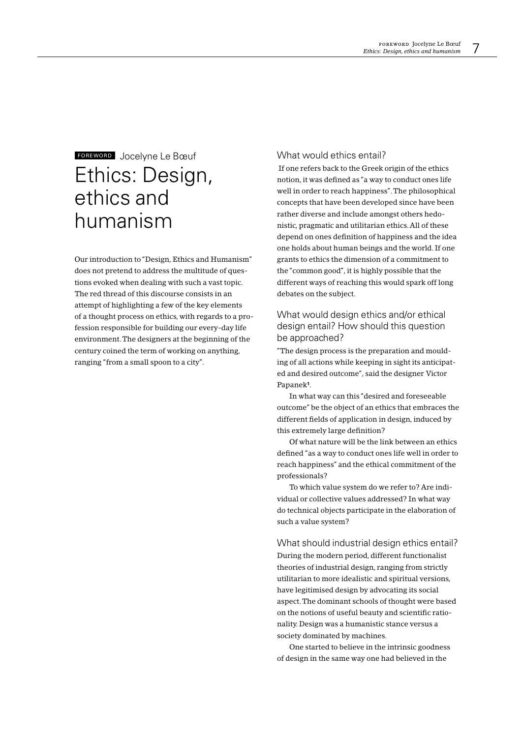FOREWORD Jocelyne Le Bœuf

# Ethics: Design, ethics and humanism

Our introduction to "Design, Ethics and Humanism" does not pretend to address the multitude of questions evoked when dealing with such a vast topic. The red thread of this discourse consists in an attempt of highlighting a few of the key elements of a thought process on ethics, with regards to a profession responsible for building our every-day life environment. The designers at the beginning of the century coined the term of working on anything, ranging "from a small spoon to a city".

## What would ethics entail?

If one refers back to the Greek origin of the ethics notion, it was defined as "a way to conduct ones life well in order to reach happiness". The philosophical concepts that have been developed since have been rather diverse and include amongst others hedonistic, pragmatic and utilitarian ethics. All of these depend on ones definition of happiness and the idea one holds about human beings and the world. If one grants to ethics the dimension of a commitment to the "common good", it is highly possible that the different ways of reaching this would spark off long debates on the subject.

## What would design ethics and/or ethical design entail? How should this question be approached?

"The design process is the preparation and moulding of all actions while keeping in sight its anticipated and desired outcome", said the designer Victor Papanek[1].

In what way can this "desired and foreseeable outcome" be the object of an ethics that embraces the different fields of application in design, induced by this extremely large definition?

Of what nature will be the link between an ethics defined "as a way to conduct ones life well in order to reach happiness" and the ethical commitment of the professionals?

To which value system do we refer to? Are individual or collective values addressed? In what way do technical objects participate in the elaboration of such a value system?

## What should industrial design ethics entail?

During the modern period, different functionalist theories of industrial design, ranging from strictly utilitarian to more idealistic and spiritual versions, have legitimised design by advocating its social aspect. The dominant schools of thought were based on the notions of useful beauty and scientific rationality. Design was a humanistic stance versus a society dominated by machines.

One started to believe in the intrinsic goodness of design in the same way one had believed in the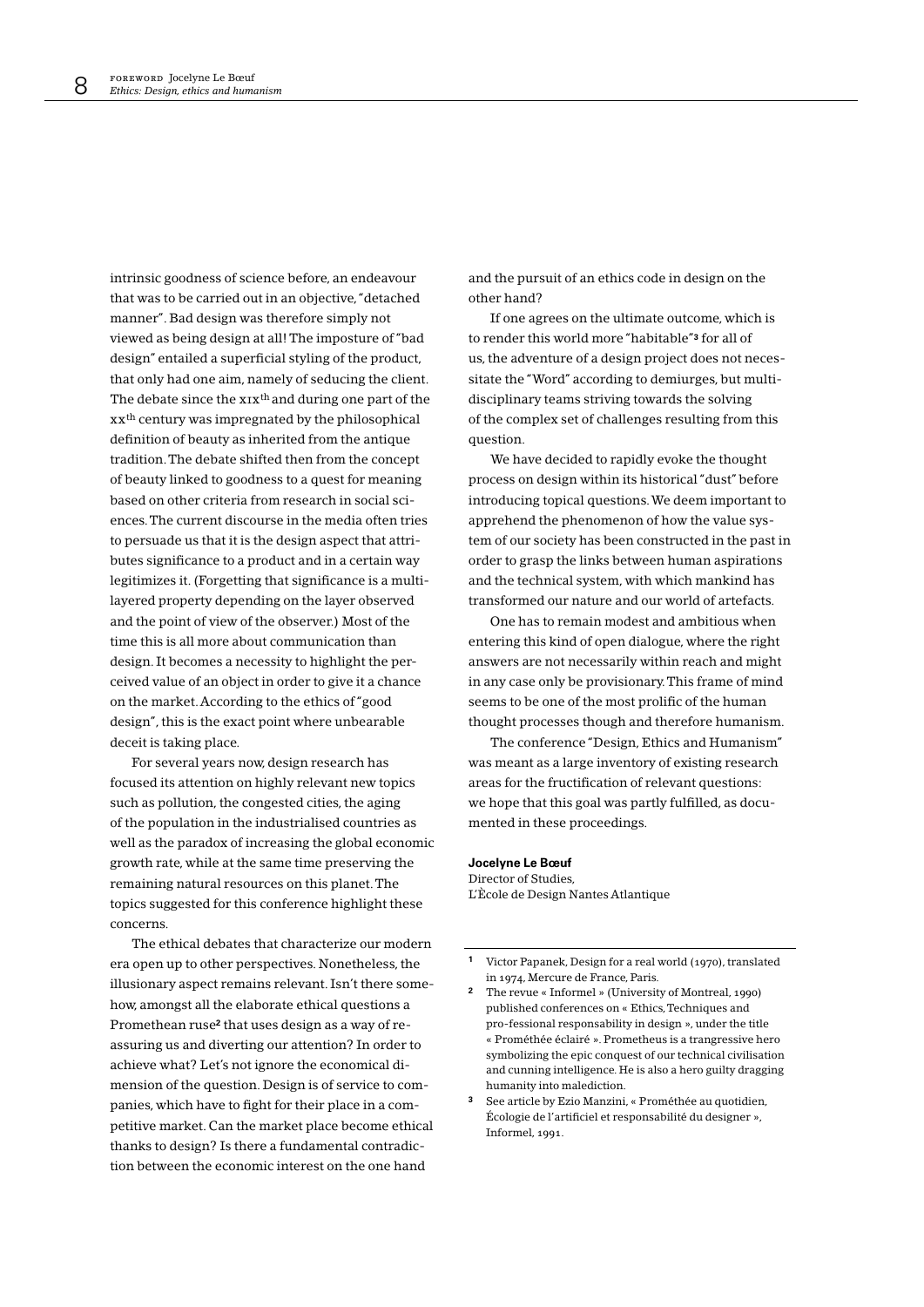intrinsic goodness of science before, an endeavour that was to be carried out in an objective, "detached manner". Bad design was therefore simply not viewed as being design at all! The imposture of "bad design" entailed a superficial styling of the product, that only had one aim, namely of seducing the client. The debate since the XIX$^{th}$ and during one part of the XX$^{th}$ century was impregnated by the philosophical definition of beauty as inherited from the antique tradition. The debate shifted then from the concept of beauty linked to goodness to a quest for meaning based on other criteria from research in social sciences. The current discourse in the media often tries to persuade us that it is the design aspect that attributes significance to a product and in a certain way legitimizes it. (Forgetting that significance is a multilayered property depending on the layer observed and the point of view of the observer.) Most of the time this is all more about communication than design. It becomes a necessity to highlight the perceived value of an object in order to give it a chance on the market. According to the ethics of "good design", this is the exact point where unbearable deceit is taking place.

For several years now, design research has focused its attention on highly relevant new topics such as pollution, the congested cities, the aging of the population in the industrialised countries as well as the paradox of increasing the global economic growth rate, while at the same time preserving the remaining natural resources on this planet. The topics suggested for this conference highlight these concerns.

The ethical debates that characterize our modern era open up to other perspectives. Nonetheless, the illusionary aspect remains relevant. Isn't there somehow, amongst all the elaborate ethical questions a Promethean ruse[2] that uses design as a way of reassuring us and diverting our attention? In order to achieve what? Let's not ignore the economical dimension of the question. Design is of service to companies, which have to fight for their place in a competitive market. Can the market place become ethical thanks to design? Is there a fundamental contradiction between the economic interest on the one hand and the pursuit of an ethics code in design on the other hand?

If one agrees on the ultimate outcome, which is to render this world more "habitable"[3] for all of us, the adventure of a design project does not necessitate the "Word" according to demiurges, but multidisciplinary teams striving towards the solving of the complex set of challenges resulting from this question.

We have decided to rapidly evoke the thought process on design within its historical "dust" before introducing topical questions. We deem important to apprehend the phenomenon of how the value system of our society has been constructed in the past in order to grasp the links between human aspirations and the technical system, with which mankind has transformed our nature and our world of artefacts.

One has to remain modest and ambitious when entering this kind of open dialogue, where the right answers are not necessarily within reach and might in any case only be provisionary. This frame of mind seems to be one of the most prolific of the human thought processes though and therefore humanism.

The conference "Design, Ethics and Humanism" was meant as a large inventory of existing research areas for the fructification of relevant questions: we hope that this goal was partly fulfilled, as documented in these proceedings.

**Jocelyne Le Bœuf**
Director of Studies,
L'Ècole de Design Nantes Atlantique

---

1. Victor Papanek, Design for a real world (1970), translated in 1974, Mercure de France, Paris.
2. The revue « Informel » (University of Montreal, 1990) published conferences on « Ethics, Techniques and pro-fessional responsability in design », under the title « Prométhée éclairé ». Prometheus is a trangressive hero symbolizing the epic conquest of our technical civilisation and cunning intelligence. He is also a hero guilty dragging humanity into malediction.
3. See article by Ezio Manzini, « Prométhée au quotidien, Écologie de l'artificiel et responsabilité du designer », Informel, 1991.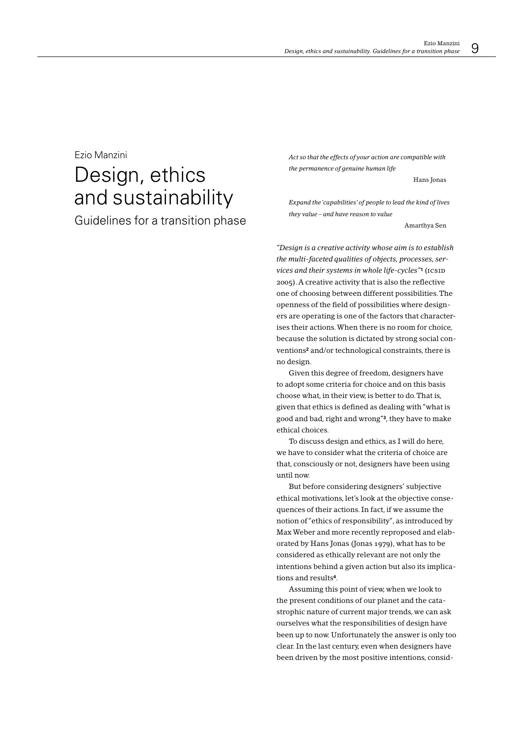Ezio Manzini

# Design, ethics and sustainability

## Guidelines for a transition phase

> *Act so that the effects of your action are compatible with the permanence of genuine human life*
>
> Hans Jonas

> *Expand the 'capabilities' of people to lead the kind of lives they value – and have reason to value*
>
> Amarthya Sen

*"Design is a creative activity whose aim is to establish the multi-faceted qualities of objects, processes, services and their systems in whole life-cycles"*[1] (ICSID 2005). A creative activity that is also the reflective one of choosing between different possibilities. The openness of the field of possibilities where designers are operating is one of the factors that characterises their actions. When there is no room for choice, because the solution is dictated by strong social conventions[2] and/or technological constraints, there is no design.

Given this degree of freedom, designers have to adopt some criteria for choice and on this basis choose what, in their view, is better to do. That is, given that ethics is defined as dealing with "what is good and bad, right and wrong"[3], they have to make ethical choices.

To discuss design and ethics, as I will do here, we have to consider what the criteria of choice are that, consciously or not, designers have been using until now.

But before considering designers' subjective ethical motivations, let's look at the objective consequences of their actions. In fact, if we assume the notion of "ethics of responsibility", as introduced by Max Weber and more recently reproposed and elaborated by Hans Jonas (Jonas 1979), what has to be considered as ethically relevant are not only the intentions behind a given action but also its implications and results[4].

Assuming this point of view, when we look to the present conditions of our planet and the catastrophic nature of current major trends, we can ask ourselves what the responsibilities of design have been up to now. Unfortunately the answer is only too clear. In the last century, even when designers have been driven by the most positive intentions, consid-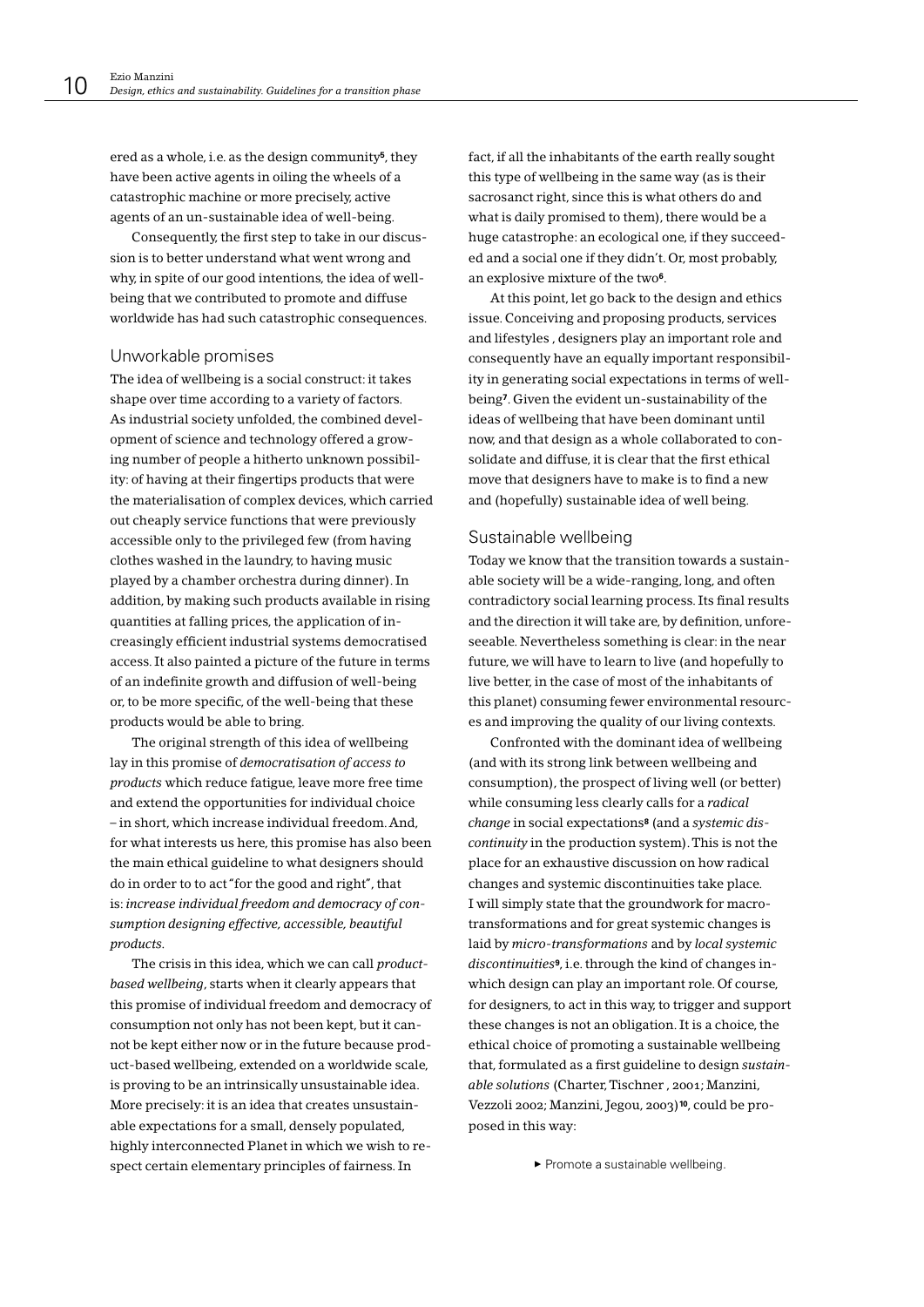ered as a whole, i.e. as the design community[5], they have been active agents in oiling the wheels of a catastrophic machine or more precisely, active agents of an un-sustainable idea of well-being.

Consequently, the first step to take in our discussion is to better understand what went wrong and why, in spite of our good intentions, the idea of wellbeing that we contributed to promote and diffuse worldwide has had such catastrophic consequences.

## Unworkable promises

The idea of wellbeing is a social construct: it takes shape over time according to a variety of factors. As industrial society unfolded, the combined development of science and technology offered a growing number of people a hitherto unknown possibility: of having at their fingertips products that were the materialisation of complex devices, which carried out cheaply service functions that were previously accessible only to the privileged few (from having clothes washed in the laundry, to having music played by a chamber orchestra during dinner). In addition, by making such products available in rising quantities at falling prices, the application of increasingly efficient industrial systems democratised access. It also painted a picture of the future in terms of an indefinite growth and diffusion of well-being or, to be more specific, of the well-being that these products would be able to bring.

The original strength of this idea of wellbeing lay in this promise of *democratisation of access to products* which reduce fatigue, leave more free time and extend the opportunities for individual choice – in short, which increase individual freedom. And, for what interests us here, this promise has also been the main ethical guideline to what designers should do in order to to act "for the good and right", that is: *increase individual freedom and democracy of consumption designing effective, accessible, beautiful products*.

The crisis in this idea, which we can call *product-based wellbeing*, starts when it clearly appears that this promise of individual freedom and democracy of consumption not only has not been kept, but it cannot be kept either now or in the future because product-based wellbeing, extended on a worldwide scale, is proving to be an intrinsically unsustainable idea. More precisely: it is an idea that creates unsustainable expectations for a small, densely populated, highly interconnected Planet in which we wish to respect certain elementary principles of fairness. In fact, if all the inhabitants of the earth really sought this type of wellbeing in the same way (as is their sacrosanct right, since this is what others do and what is daily promised to them), there would be a huge catastrophe: an ecological one, if they succeeded and a social one if they didn't. Or, most probably, an explosive mixture of the two[6].

At this point, let go back to the design and ethics issue. Conceiving and proposing products, services and lifestyles , designers play an important role and consequently have an equally important responsibility in generating social expectations in terms of wellbeing[7]. Given the evident un-sustainability of the ideas of wellbeing that have been dominant until now, and that design as a whole collaborated to consolidate and diffuse, it is clear that the first ethical move that designers have to make is to find a new and (hopefully) sustainable idea of well being.

## Sustainable wellbeing

Today we know that the transition towards a sustainable society will be a wide-ranging, long, and often contradictory social learning process. Its final results and the direction it will take are, by definition, unforeseeable. Nevertheless something is clear: in the near future, we will have to learn to live (and hopefully to live better, in the case of most of the inhabitants of this planet) consuming fewer environmental resources and improving the quality of our living contexts.

Confronted with the dominant idea of wellbeing (and with its strong link between wellbeing and consumption), the prospect of living well (or better) while consuming less clearly calls for a *radical change* in social expectations[8] (and a *systemic discontinuity* in the production system). This is not the place for an exhaustive discussion on how radical changes and systemic discontinuities take place. I will simply state that the groundwork for macro-transformations and for great systemic changes is laid by *micro-transformations* and by *local systemic discontinuities*[9], i.e. through the kind of changes in-which design can play an important role. Of course, for designers, to act in this way, to trigger and support these changes is not an obligation. It is a choice, the ethical choice of promoting a sustainable wellbeing that, formulated as a first guideline to design *sustainable solutions* (Charter, Tischner , 2001; Manzini, Vezzoli 2002; Manzini, Jegou, 2003)[10], could be proposed in this way:

▸ Promote a sustainable wellbeing.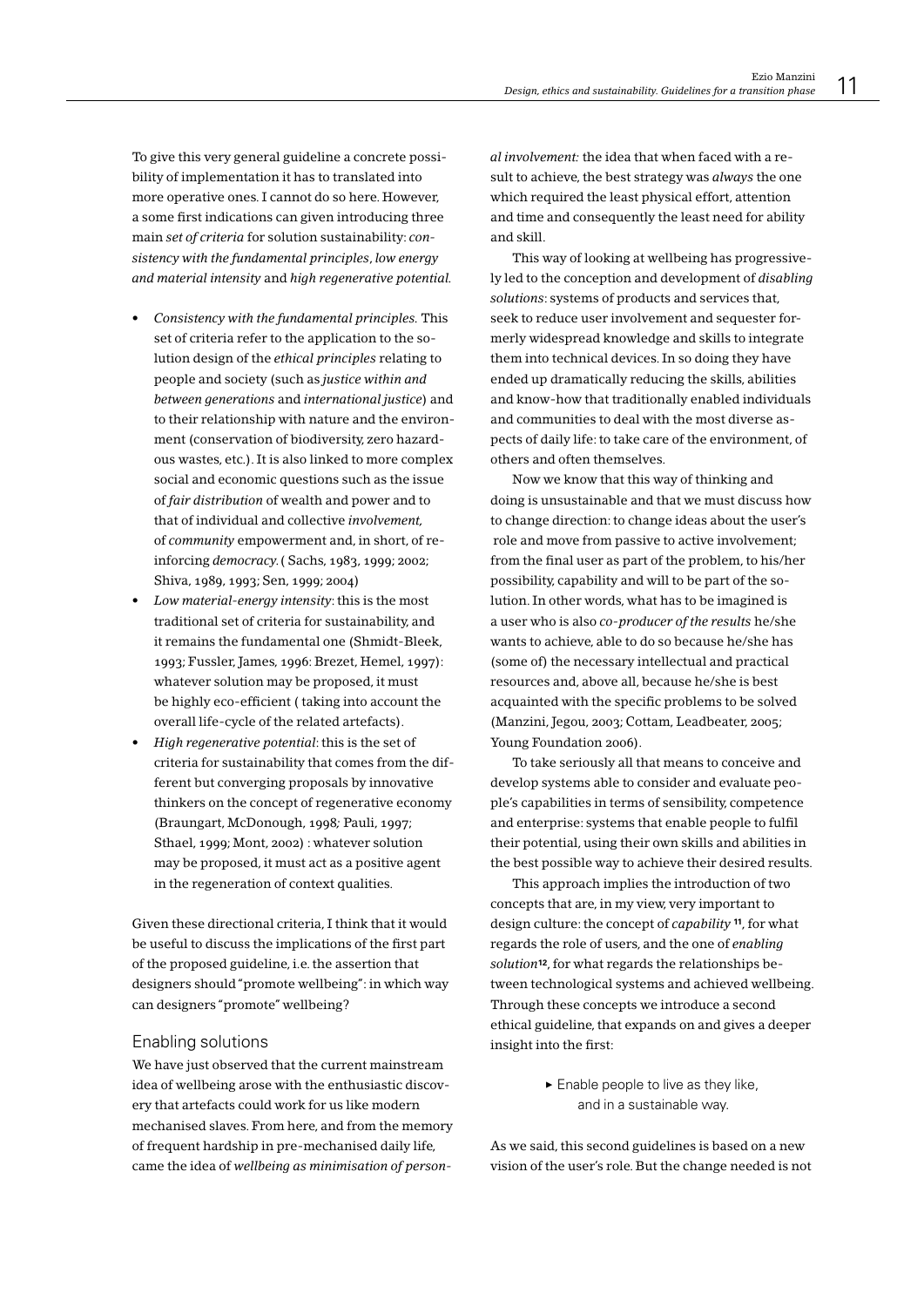To give this very general guideline a concrete possibility of implementation it has to translated into more operative ones. I cannot do so here. However, a some first indications can given introducing three main *set of criteria* for solution sustainability: *consistency with the fundamental principles*, *low energy and material intensity* and *high regenerative potential*.

- *Consistency with the fundamental principles.* This set of criteria refer to the application to the solution design of the *ethical principles* relating to people and society (such as *justice within and between generations* and *international justice*) and to their relationship with nature and the environment (conservation of biodiversity, zero hazardous wastes, etc.). It is also linked to more complex social and economic questions such as the issue of *fair distribution* of wealth and power and to that of individual and collective *involvement*, of *community* empowerment and, in short, of reinforcing *democracy*. ( Sachs, 1983, 1999; 2002; Shiva, 1989, 1993; Sen, 1999; 2004)
- *Low material-energy intensity*: this is the most traditional set of criteria for sustainability, and it remains the fundamental one (Shmidt-Bleek, 1993; Fussler, James, 1996: Brezet, Hemel, 1997): whatever solution may be proposed, it must be highly eco-efficient ( taking into account the overall life-cycle of the related artefacts).
- *High regenerative potential*: this is the set of criteria for sustainability that comes from the different but converging proposals by innovative thinkers on the concept of regenerative economy (Braungart, McDonough, 1998; Pauli, 1997; Sthael, 1999; Mont, 2002) : whatever solution may be proposed, it must act as a positive agent in the regeneration of context qualities.

Given these directional criteria, I think that it would be useful to discuss the implications of the first part of the proposed guideline, i.e. the assertion that designers should "promote wellbeing": in which way can designers "promote" wellbeing?

## Enabling solutions

We have just observed that the current mainstream idea of wellbeing arose with the enthusiastic discovery that artefacts could work for us like modern mechanised slaves. From here, and from the memory of frequent hardship in pre-mechanised daily life, came the idea of *wellbeing as minimisation of personal involvement:* the idea that when faced with a result to achieve, the best strategy was *always* the one which required the least physical effort, attention and time and consequently the least need for ability and skill.

This way of looking at wellbeing has progressively led to the conception and development of *disabling solutions*: systems of products and services that, seek to reduce user involvement and sequester formerly widespread knowledge and skills to integrate them into technical devices. In so doing they have ended up dramatically reducing the skills, abilities and know-how that traditionally enabled individuals and communities to deal with the most diverse aspects of daily life: to take care of the environment, of others and often themselves.

Now we know that this way of thinking and doing is unsustainable and that we must discuss how to change direction: to change ideas about the user's role and move from passive to active involvement; from the final user as part of the problem, to his/her possibility, capability and will to be part of the solution. In other words, what has to be imagined is a user who is also *co-producer of the results* he/she wants to achieve, able to do so because he/she has (some of) the necessary intellectual and practical resources and, above all, because he/she is best acquainted with the specific problems to be solved (Manzini, Jegou, 2003; Cottam, Leadbeater, 2005; Young Foundation 2006).

To take seriously all that means to conceive and develop systems able to consider and evaluate people's capabilities in terms of sensibility, competence and enterprise: systems that enable people to fulfil their potential, using their own skills and abilities in the best possible way to achieve their desired results.

This approach implies the introduction of two concepts that are, in my view, very important to design culture: the concept of *capability* [11], for what regards the role of users, and the one of *enabling solution*[12], for what regards the relationships between technological systems and achieved wellbeing. Through these concepts we introduce a second ethical guideline, that expands on and gives a deeper insight into the first:

> ▸ Enable people to live as they like, and in a sustainable way.

As we said, this second guidelines is based on a new vision of the user's role. But the change needed is not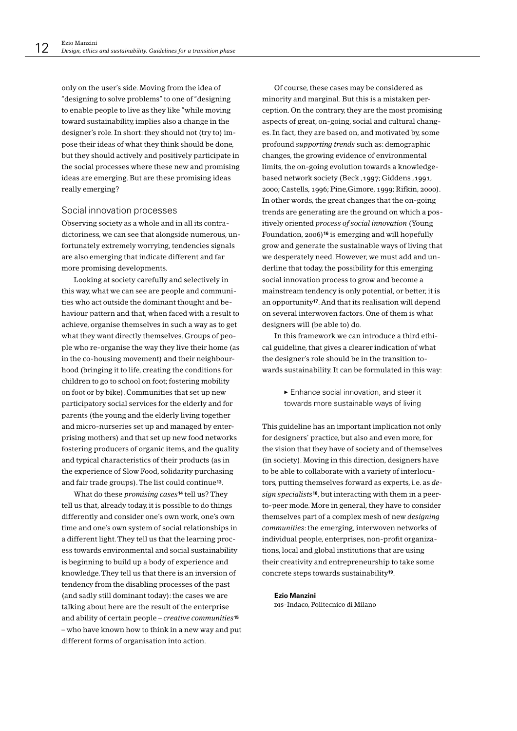only on the user's side. Moving from the idea of "designing to solve problems" to one of "designing to enable people to live as they like "while moving toward sustainability, implies also a change in the designer's role. In short: they should not (try to) impose their ideas of what they think should be done, but they should actively and positively participate in the social processes where these new and promising ideas are emerging. But are these promising ideas really emerging?

## Social innovation processes

Observing society as a whole and in all its contradictoriness, we can see that alongside numerous, unfortunately extremely worrying, tendencies signals are also emerging that indicate different and far more promising developments.

Looking at society carefully and selectively in this way, what we can see are people and communities who act outside the dominant thought and behaviour pattern and that, when faced with a result to achieve, organise themselves in such a way as to get what they want directly themselves. Groups of people who re-organise the way they live their home (as in the co-housing movement) and their neighbourhood (bringing it to life, creating the conditions for children to go to school on foot; fostering mobility on foot or by bike). Communities that set up new participatory social services for the elderly and for parents (the young and the elderly living together and micro-nurseries set up and managed by enterprising mothers) and that set up new food networks fostering producers of organic items, and the quality and typical characteristics of their products (as in the experience of Slow Food, solidarity purchasing and fair trade groups). The list could continue[13].

What do these *promising cases*[14] tell us? They tell us that, already today, it is possible to do things differently and consider one's own work, one's own time and one's own system of social relationships in a different light. They tell us that the learning process towards environmental and social sustainability is beginning to build up a body of experience and knowledge. They tell us that there is an inversion of tendency from the disabling processes of the past (and sadly still dominant today): the cases we are talking about here are the result of the enterprise and ability of certain people – *creative communities*[15] – who have known how to think in a new way and put different forms of organisation into action.

Of course, these cases may be considered as minority and marginal. But this is a mistaken perception. On the contrary, they are the most promising aspects of great, on-going, social and cultural changes. In fact, they are based on, and motivated by, some profound *supporting trends* such as: demographic changes, the growing evidence of environmental limits, the on-going evolution towards a knowledge-based network society (Beck ,1997; Giddens ,1991, 2000; Castells, 1996; Pine,Gimore, 1999; Rifkin, 2000). In other words, the great changes that the on-going trends are generating are the ground on which a positively oriented *process of social innovation* (Young Foundation, 2006)[16] is emerging and will hopefully grow and generate the sustainable ways of living that we desperately need. However, we must add and underline that today, the possibility for this emerging social innovation process to grow and become a mainstream tendency is only potential, or better, it is an opportunity[17]. And that its realisation will depend on several interwoven factors. One of them is what designers will (be able to) do.

In this framework we can introduce a third ethical guideline, that gives a clearer indication of what the designer's role should be in the transition towards sustainability. It can be formulated in this way:

> ▸ Enhance social innovation, and steer it towards more sustainable ways of living

This guideline has an important implication not only for designers' practice, but also and even more, for the vision that they have of society and of themselves (in society). Moving in this direction, designers have to be able to collaborate with a variety of interlocutors, putting themselves forward as experts, i.e. as *design specialists*[18], but interacting with them in a peer-to-peer mode. More in general, they have to consider themselves part of a complex mesh of new *designing communities*: the emerging, interwoven networks of individual people, enterprises, non-profit organizations, local and global institutions that are using their creativity and entrepreneurship to take some concrete steps towards sustainability[19].

**Ezio Manzini**
DIS-Indaco, Politecnico di Milano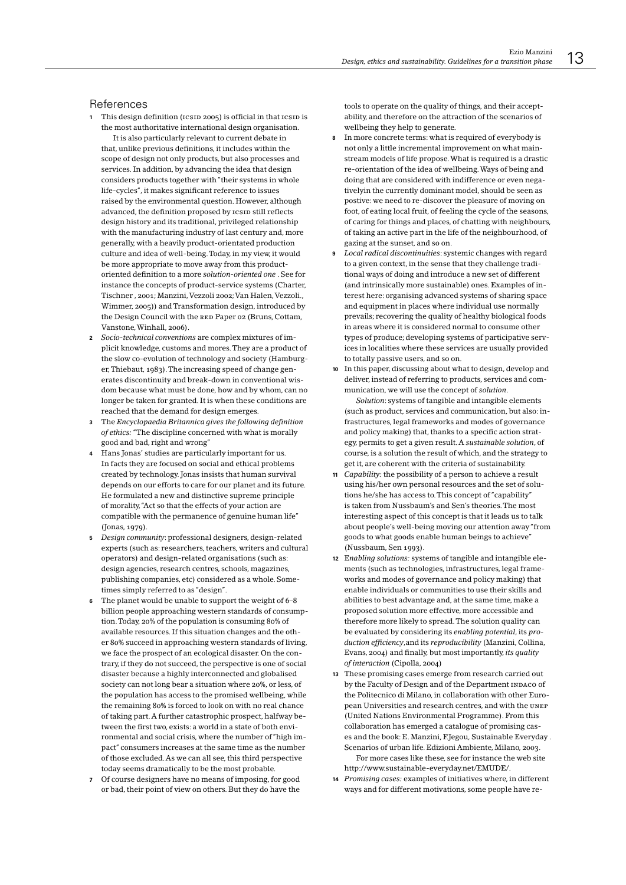## References

1. This design definition (ICSID 2005) is official in that ICSID is the most authoritative international design organisation.

   It is also particularly relevant to current debate in that, unlike previous definitions, it includes within the scope of design not only products, but also processes and services. In addition, by advancing the idea that design considers products together with "their systems in whole life-cycles", it makes significant reference to issues raised by the environmental question. However, although advanced, the definition proposed by ICSID still reflects design history and its traditional, privileged relationship with the manufacturing industry of last century and, more generally, with a heavily product-orientated production culture and idea of well-being. Today, in my view, it would be more appropriate to move away from this product-oriented definition to a more *solution-oriented one* . See for instance the concepts of product-service systems (Charter, Tischner , 2001; Manzini, Vezzoli 2002; Van Halen, Vezzoli., Wimmer, 2005)) and Transformation design, introduced by the Design Council with the RED Paper 02 (Bruns, Cottam, Vanstone, Winhall, 2006).
2. *Socio-technical conventions* are complex mixtures of implicit knowledge, customs and mores. They are a product of the slow co-evolution of technology and society (Hamburger, Thiebaut, 1983). The increasing speed of change generates discontinuity and break-down in conventional wisdom because what must be done, how and by whom, can no longer be taken for granted. It is when these conditions are reached that the demand for design emerges.
3. The *Encyclopaedia Britannica gives the following definition of ethics:* "The discipline concerned with what is morally good and bad, right and wrong"
4. Hans Jonas' studies are particularly important for us. In facts they are focused on social and ethical problems created by technology. Jonas insists that human survival depends on our efforts to care for our planet and its future. He formulated a new and distinctive supreme principle of morality, "Act so that the effects of your action are compatible with the permanence of genuine human life" (Jonas, 1979).
5. *Design community*: professional designers, design-related experts (such as: researchers, teachers, writers and cultural operators) and design-related organisations (such as: design agencies, research centres, schools, magazines, publishing companies, etc) considered as a whole. Sometimes simply referred to as "design".
6. The planet would be unable to support the weight of 6–8 billion people approaching western standards of consumption. Today, 20% of the population is consuming 80% of available resources. If this situation changes and the other 80% succeed in approaching western standards of living, we face the prospect of an ecological disaster. On the contrary, if they do not succeed, the perspective is one of social disaster because a highly interconnected and globalised society can not long bear a situation where 20%, or less, of the population has access to the promised wellbeing, while the remaining 80% is forced to look on with no real chance of taking part. A further catastrophic prospect, halfway between the first two, exists: a world in a state of both environmental and social crisis, where the number of "high impact" consumers increases at the same time as the number of those excluded. As we can all see, this third perspective today seems dramatically to be the most probable.
7. Of course designers have no means of imposing, for good or bad, their point of view on others. But they do have the tools to operate on the quality of things, and their acceptability, and therefore on the attraction of the scenarios of wellbeing they help to generate.
8. In more concrete terms: what is required of everybody is not only a little incremental improvement on what mainstream models of life propose. What is required is a drastic re-orientation of the idea of wellbeing. Ways of being and doing that are considered with indifference or even negativelyin the currently dominant model, should be seen as postive: we need to re-discover the pleasure of moving on foot, of eating local fruit, of feeling the cycle of the seasons, of caring for things and places, of chatting with neighbours, of taking an active part in the life of the neighbourhood, of gazing at the sunset, and so on.
9. *Local radical discontinuities*: systemic changes with regard to a given context, in the sense that they challenge traditional ways of doing and introduce a new set of different (and intrinsically more sustainable) ones. Examples of interest here: organising advanced systems of sharing space and equipment in places where individual use normally prevails; recovering the quality of healthy biological foods in areas where it is considered normal to consume other types of produce; developing systems of participative services in localities where these services are usually provided to totally passive users, and so on.
10. In this paper, discussing about what to design, develop and deliver, instead of referring to products, services and communication, we will use the concept of *solution*.

    *Solution*: systems of tangible and intangible elements (such as product, services and communication, but also: infrastructures, legal frameworks and modes of governance and policy making) that, thanks to a specific action strategy, permits to get a given result. A *sustainable solution*, of course, is a solution the result of which, and the strategy to get it, are coherent with the criteria of sustainability.
11. *Capability:* the possibility of a person to achieve a result using his/her own personal resources and the set of solutions he/she has access to. This concept of "capability" is taken from Nussbaum's and Sen's theories. The most interesting aspect of this concept is that it leads us to talk about people's well-being moving our attention away "from goods to what goods enable human beings to achieve" (Nussbaum, Sen 1993).
12. *Enabling solutions:* systems of tangible and intangible elements (such as technologies, infrastructures, legal frameworks and modes of governance and policy making) that enable individuals or communities to use their skills and abilities to best advantage and, at the same time, make a proposed solution more effective, more accessible and therefore more likely to spread. The solution quality can be evaluated by considering its *enabling potential*, its *production efficiency*, and its *reproducibility* (Manzini, Collina, Evans, 2004) and finally, but most importantly, *its quality of interaction* (Cipolla, 2004)
13. These promising cases emerge from research carried out by the Faculty of Design and of the Department INDACO of the Politecnico di Milano, in collaboration with other European Universities and research centres, and with the UNEP (United Nations Environmental Programme). From this collaboration has emerged a catalogue of promising cases and the book: E. Manzini, F.Jegou, Sustainable Everyday . Scenarios of urban life. Edizioni Ambiente, Milano, 2003.

    For more cases like these, see for instance the web site http://www.sustainable-everyday.net/EMUDE/.
14. *Promising cases:* examples of initiatives where, in different ways and for different motivations, some people have re-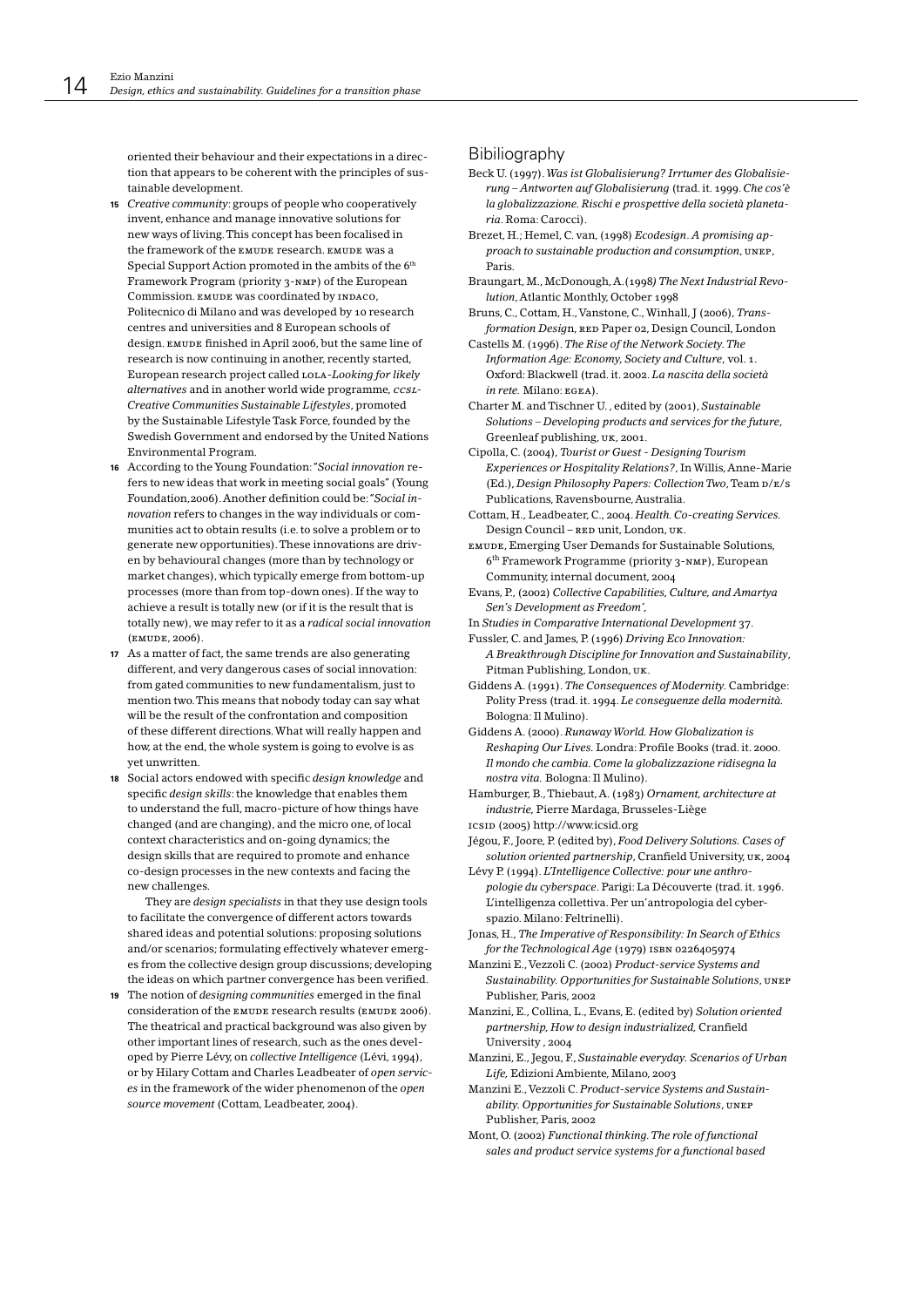oriented their behaviour and their expectations in a direction that appears to be coherent with the principles of sustainable development.

**15** *Creative community*: groups of people who cooperatively invent, enhance and manage innovative solutions for new ways of living. This concept has been focalised in the framework of the EMUDE research. EMUDE was a Special Support Action promoted in the ambits of the 6th Framework Program (priority 3-NMP) of the European Commission. EMUDE was coordinated by INDACO, Politecnico di Milano and was developed by 10 research centres and universities and 8 European schools of design. EMUDE finished in April 2006, but the same line of research is now continuing in another, recently started, European research project called LOLA-*Looking for likely alternatives* and in another world wide programme, *CCSL-Creative Communities Sustainable Lifestyles*, promoted by the Sustainable Lifestyle Task Force, founded by the Swedish Government and endorsed by the United Nations Environmental Program.

**16** According to the Young Foundation: "*Social innovation* refers to new ideas that work in meeting social goals" (Young Foundation,2006). Another definition could be: "*Social innovation* refers to changes in the way individuals or communities act to obtain results (i.e. to solve a problem or to generate new opportunities). These innovations are driven by behavioural changes (more than by technology or market changes), which typically emerge from bottom-up processes (more than from top-down ones). If the way to achieve a result is totally new (or if it is the result that is totally new), we may refer to it as a *radical social innovation* (EMUDE, 2006).

**17** As a matter of fact, the same trends are also generating different, and very dangerous cases of social innovation: from gated communities to new fundamentalism, just to mention two. This means that nobody today can say what will be the result of the confrontation and composition of these different directions. What will really happen and how, at the end, the whole system is going to evolve is as yet unwritten.

**18** Social actors endowed with specific *design knowledge* and specific *design skills*: the knowledge that enables them to understand the full, macro-picture of how things have changed (and are changing), and the micro one, of local context characteristics and on-going dynamics; the design skills that are required to promote and enhance co-design processes in the new contexts and facing the new challenges.

They are *design specialists* in that they use design tools to facilitate the convergence of different actors towards shared ideas and potential solutions: proposing solutions and/or scenarios; formulating effectively whatever emerges from the collective design group discussions; developing the ideas on which partner convergence has been verified.

**19** The notion of *designing communities* emerged in the final consideration of the EMUDE research results (EMUDE 2006). The theatrical and practical background was also given by other important lines of research, such as the ones developed by Pierre Lévy, on *collective Intelligence* (Lévi, 1994), or by Hilary Cottam and Charles Leadbeater of *open services* in the framework of the wider phenomenon of the *open source movement* (Cottam, Leadbeater, 2004).

## Bibiliography

Beck U. (1997). *Was ist Globalisierung? Irrtumer des Globalisierung – Antworten auf Globalisierung* (trad. it. 1999. *Che cos'è la globalizzazione. Rischi e prospettive della società planetaria*. Roma: Carocci).

Brezet, H.; Hemel, C. van, (1998) *Ecodesign. A promising approach to sustainable production and consumption*, UNEP, Paris.

Braungart, M., McDonough, A.(1998*) The Next Industrial Revolution*, Atlantic Monthly, October 1998

Bruns, C., Cottam, H., Vanstone, C., Winhall, J (2006), *Transformation Design*, RED Paper 02, Design Council, London

Castells M. (1996). *The Rise of the Network Society. The Information Age: Economy, Society and Culture*, vol. 1. Oxford: Blackwell (trad. it. 2002. *La nascita della società in rete.* Milano: EGEA).

Charter M. and Tischner U. , edited by (2001), *Sustainable Solutions – Developing products and services for the future*, Greenleaf publishing, UK, 2001.

Cipolla, C. (2004), *Tourist or Guest - Designing Tourism Experiences or Hospitality Relations?*, In Willis, Anne-Marie (Ed.), *Design Philosophy Papers: Collection Two*, Team D/E/S Publications, Ravensbourne, Australia.

Cottam, H., Leadbeater, C., 2004. *Health. Co-creating Services.* Design Council – RED unit, London, UK.

EMUDE, Emerging User Demands for Sustainable Solutions, 6th Framework Programme (priority 3-NMP), European Community, internal document, 2004

Evans, P., (2002) *Collective Capabilities, Culture, and Amartya Sen's Development as Freedom'*,

In *Studies in Comparative International Development* 37.

Fussler, C. and James, P. (1996) *Driving Eco Innovation: A Breakthrough Discipline for Innovation and Sustainability*, Pitman Publishing, London, UK.

Giddens A. (1991). *The Consequences of Modernity.* Cambridge: Polity Press (trad. it. 1994. *Le conseguenze della modernità.* Bologna: Il Mulino).

Giddens A. (2000). *Runaway World. How Globalization is Reshaping Our Lives.* Londra: Profile Books (trad. it. 2000. *Il mondo che cambia. Come la globalizzazione ridisegna la nostra vita.* Bologna: Il Mulino).

Hamburger, B., Thiebaut, A. (1983) *Ornament, architecture at industrie,* Pierre Mardaga, Brusseles-Liège

ICSID (2005) http://www.icsid.org

Jégou, F., Joore, P. (edited by), *Food Delivery Solutions. Cases of solution oriented partnership*, Cranfield University, UK, 2004

Lévy P. (1994). *L'Intelligence Collective: pour une anthropologie du cyberspace*. Parigi: La Découverte (trad. it. 1996. L'intelligenza collettiva. Per un'antropologia del cyberspazio. Milano: Feltrinelli).

Jonas, H., *The Imperative of Responsibility: In Search of Ethics for the Technological Age* (1979) ISBN 0226405974

Manzini E., Vezzoli C. (2002) *Product-service Systems and Sustainability. Opportunities for Sustainable Solutions*, UNEP Publisher, Paris, 2002

Manzini, E., Collina, L., Evans, E. (edited by) *Solution oriented partnership, How to design industrialized,* Cranfield University , 2004

Manzini, E., Jegou, F., *Sustainable everyday. Scenarios of Urban Life,* Edizioni Ambiente, Milano, 2003

Manzini E., Vezzoli C. *Product-service Systems and Sustainability. Opportunities for Sustainable Solutions*, UNEP Publisher, Paris, 2002

Mont, O. (2002) *Functional thinking. The role of functional sales and product service systems for a functional based*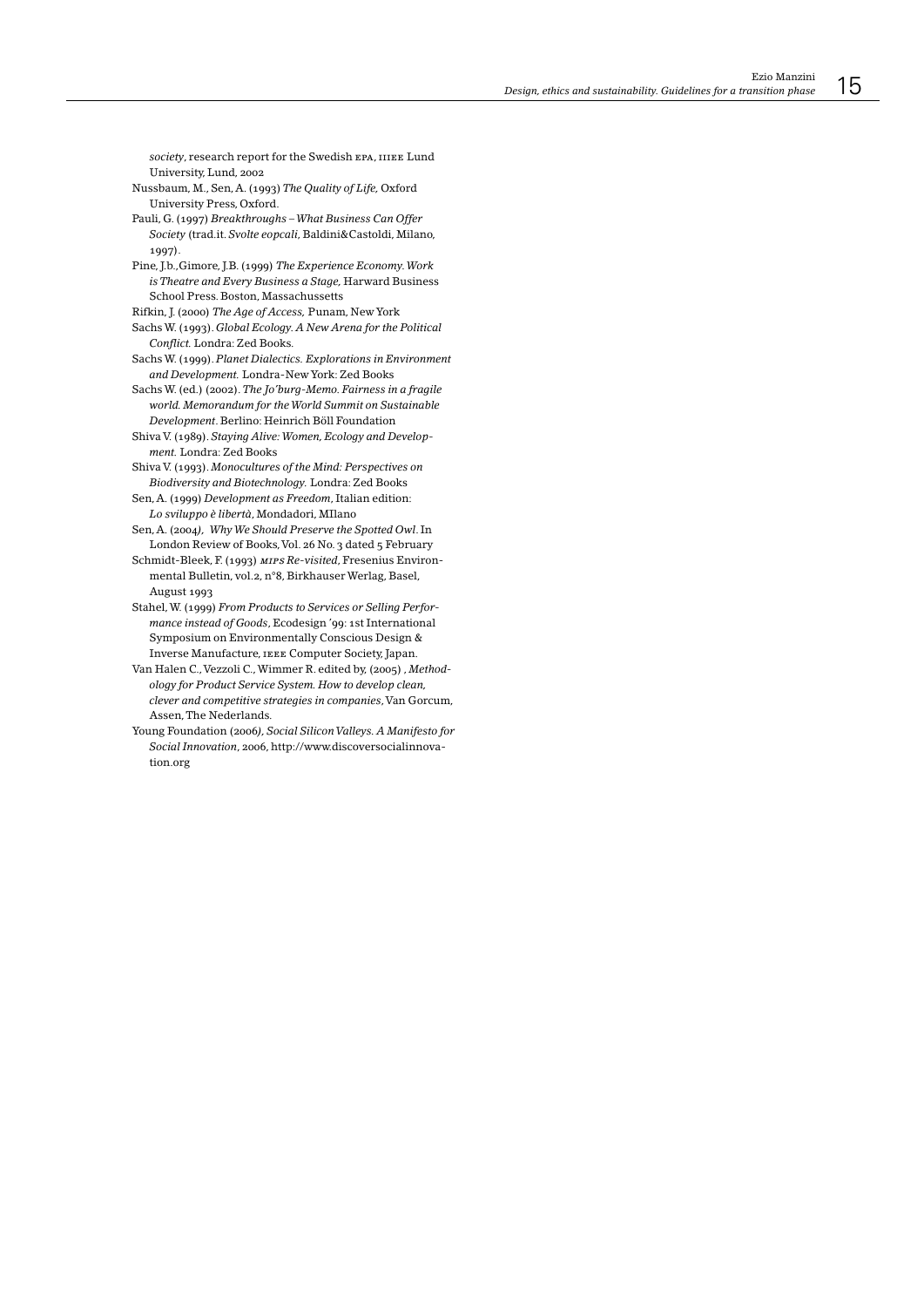*society*, research report for the Swedish EPA, IIIEE Lund University, Lund, 2002

Nussbaum, M., Sen, A. (1993) *The Quality of Life,* Oxford University Press, Oxford.

Pauli, G. (1997) *Breakthroughs – What Business Can Offer Society* (trad.it. *Svolte eopcali*, Baldini&Castoldi, Milano, 1997).

Pine, J.b., Gimore, J.B. (1999) *The Experience Economy. Work is Theatre and Every Business a Stage,* Harward Business School Press. Boston, Massachussetts

Rifkin, J. (2000) *The Age of Access,* Punam, New York

Sachs W. (1993). *Global Ecology. A New Arena for the Political Conflict.* Londra: Zed Books.

Sachs W. (1999). *Planet Dialectics. Explorations in Environment and Development.* Londra-New York: Zed Books

Sachs W. (ed.) (2002). *The Jo'burg-Memo. Fairness in a fragile world. Memorandum for the World Summit on Sustainable Development*. Berlino: Heinrich Böll Foundation

Shiva V. (1989). *Staying Alive: Women, Ecology and Development.* Londra: Zed Books

Shiva V. (1993). *Monocultures of the Mind: Perspectives on Biodiversity and Biotechnology.* Londra: Zed Books

Sen, A. (1999) *Development as Freedom*, Italian edition: *Lo sviluppo è libertà*, Mondadori, MIlano

Sen, A. (2004), *Why We Should Preserve the Spotted Owl*. In London Review of Books, Vol. 26 No. 3 dated 5 February

Schmidt-Bleek, F. (1993) *MIPS Re-visited*, Fresenius Environmental Bulletin, vol.2, n°8, Birkhauser Werlag, Basel, August 1993

Stahel, W. (1999) *From Products to Services or Selling Performance instead of Goods*, Ecodesign '99: 1st International Symposium on Environmentally Conscious Design & Inverse Manufacture, IEEE Computer Society, Japan.

Van Halen C., Vezzoli C., Wimmer R. edited by, (2005) , *Methodology for Product Service System. How to develop clean, clever and competitive strategies in companies*, Van Gorcum, Assen, The Nederlands.

Young Foundation (2006), *Social Silicon Valleys. A Manifesto for Social Innovation*, 2006, http://www.discoversocialinnovation.org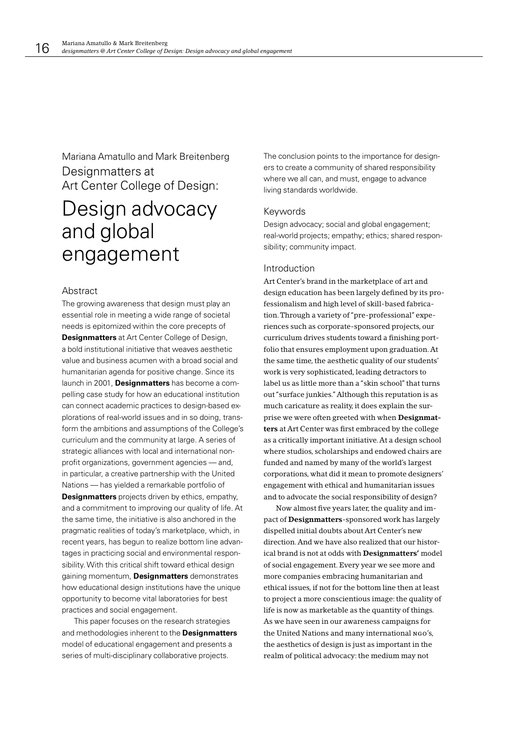Mariana Amatullo and Mark Breitenberg

Designmatters at Art Center College of Design:

# Design advocacy and global engagement

## Abstract

The growing awareness that design must play an essential role in meeting a wide range of societal needs is epitomized within the core precepts of **Designmatters** at Art Center College of Design, a bold institutional initiative that weaves aesthetic value and business acumen with a broad social and humanitarian agenda for positive change. Since its launch in 2001, **Designmatters** has become a compelling case study for how an educational institution can connect academic practices to design-based explorations of real-world issues and in so doing, transform the ambitions and assumptions of the College's curriculum and the community at large. A series of strategic alliances with local and international non-profit organizations, government agencies — and, in particular, a creative partnership with the United Nations — has yielded a remarkable portfolio of **Designmatters** projects driven by ethics, empathy, and a commitment to improving our quality of life. At the same time, the initiative is also anchored in the pragmatic realities of today's marketplace, which, in recent years, has begun to realize bottom line advantages in practicing social and environmental responsibility. With this critical shift toward ethical design gaining momentum, **Designmatters** demonstrates how educational design institutions have the unique opportunity to become vital laboratories for best practices and social engagement.

This paper focuses on the research strategies and methodologies inherent to the **Designmatters** model of educational engagement and presents a series of multi-disciplinary collaborative projects. The conclusion points to the importance for designers to create a community of shared responsibility where we all can, and must, engage to advance living standards worldwide.

## Keywords

Design advocacy; social and global engagement; real-world projects; empathy; ethics; shared responsibility; community impact.

## Introduction

Art Center's brand in the marketplace of art and design education has been largely defined by its professionalism and high level of skill-based fabrication. Through a variety of "pre-professional" experiences such as corporate-sponsored projects, our curriculum drives students toward a finishing portfolio that ensures employment upon graduation. At the same time, the aesthetic quality of our students' work is very sophisticated, leading detractors to label us as little more than a "skin school" that turns out "surface junkies." Although this reputation is as much caricature as reality, it does explain the surprise we were often greeted with when **Designmatters** at Art Center was first embraced by the college as a critically important initiative. At a design school where studios, scholarships and endowed chairs are funded and named by many of the world's largest corporations, what did it mean to promote designers' engagement with ethical and humanitarian issues and to advocate the social responsibility of design?

Now almost five years later, the quality and impact of **Designmatters**-sponsored work has largely dispelled initial doubts about Art Center's new direction. And we have also realized that our historical brand is not at odds with **Designmatters'** model of social engagement. Every year we see more and more companies embracing humanitarian and ethical issues, if not for the bottom line then at least to project a more conscientious image: the quality of life is now as marketable as the quantity of things. As we have seen in our awareness campaigns for the United Nations and many international NGO's, the aesthetics of design is just as important in the realm of political advocacy: the medium may not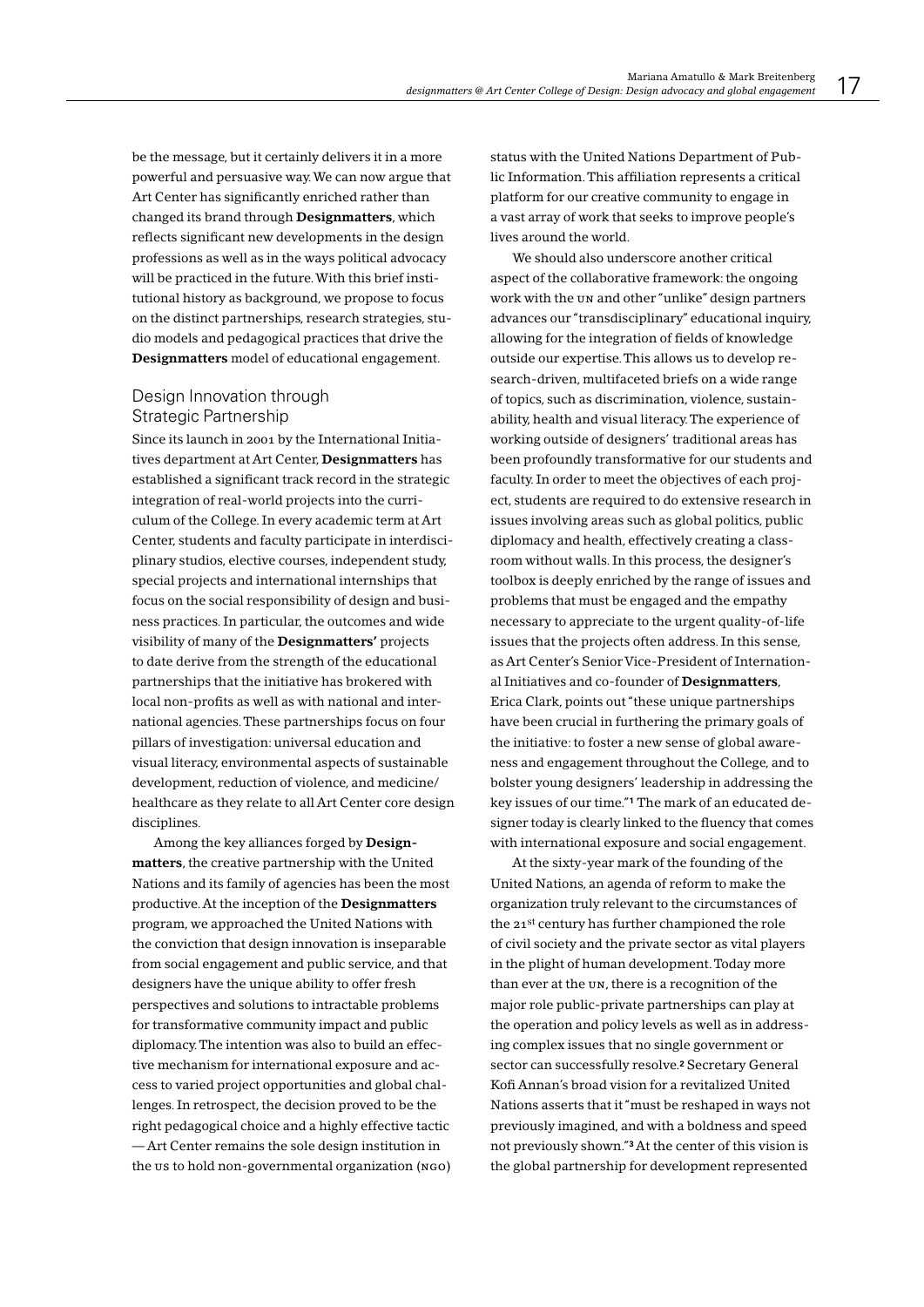be the message, but it certainly delivers it in a more powerful and persuasive way. We can now argue that Art Center has significantly enriched rather than changed its brand through **Designmatters**, which reflects significant new developments in the design professions as well as in the ways political advocacy will be practiced in the future. With this brief institutional history as background, we propose to focus on the distinct partnerships, research strategies, studio models and pedagogical practices that drive the **Designmatters** model of educational engagement.

## Design Innovation through Strategic Partnership

Since its launch in 2001 by the International Initiatives department at Art Center, **Designmatters** has established a significant track record in the strategic integration of real-world projects into the curriculum of the College. In every academic term at Art Center, students and faculty participate in interdisciplinary studios, elective courses, independent study, special projects and international internships that focus on the social responsibility of design and business practices. In particular, the outcomes and wide visibility of many of the **Designmatters'** projects to date derive from the strength of the educational partnerships that the initiative has brokered with local non-profits as well as with national and international agencies. These partnerships focus on four pillars of investigation: universal education and visual literacy, environmental aspects of sustainable development, reduction of violence, and medicine/healthcare as they relate to all Art Center core design disciplines.

Among the key alliances forged by **Designmatters**, the creative partnership with the United Nations and its family of agencies has been the most productive. At the inception of the **Designmatters** program, we approached the United Nations with the conviction that design innovation is inseparable from social engagement and public service, and that designers have the unique ability to offer fresh perspectives and solutions to intractable problems for transformative community impact and public diplomacy. The intention was also to build an effective mechanism for international exposure and access to varied project opportunities and global challenges. In retrospect, the decision proved to be the right pedagogical choice and a highly effective tactic — Art Center remains the sole design institution in the US to hold non-governmental organization (NGO) status with the United Nations Department of Public Information. This affiliation represents a critical platform for our creative community to engage in a vast array of work that seeks to improve people's lives around the world.

We should also underscore another critical aspect of the collaborative framework: the ongoing work with the UN and other "unlike" design partners advances our "transdisciplinary" educational inquiry, allowing for the integration of fields of knowledge outside our expertise. This allows us to develop research-driven, multifaceted briefs on a wide range of topics, such as discrimination, violence, sustainability, health and visual literacy. The experience of working outside of designers' traditional areas has been profoundly transformative for our students and faculty. In order to meet the objectives of each project, students are required to do extensive research in issues involving areas such as global politics, public diplomacy and health, effectively creating a classroom without walls. In this process, the designer's toolbox is deeply enriched by the range of issues and problems that must be engaged and the empathy necessary to appreciate to the urgent quality-of-life issues that the projects often address. In this sense, as Art Center's Senior Vice-President of International Initiatives and co-founder of **Designmatters**, Erica Clark, points out "these unique partnerships have been crucial in furthering the primary goals of the initiative: to foster a new sense of global awareness and engagement throughout the College, and to bolster young designers' leadership in addressing the key issues of our time."[1] The mark of an educated designer today is clearly linked to the fluency that comes with international exposure and social engagement.

At the sixty-year mark of the founding of the United Nations, an agenda of reform to make the organization truly relevant to the circumstances of the 21st century has further championed the role of civil society and the private sector as vital players in the plight of human development. Today more than ever at the UN, there is a recognition of the major role public-private partnerships can play at the operation and policy levels as well as in addressing complex issues that no single government or sector can successfully resolve.[2] Secretary General Kofi Annan's broad vision for a revitalized United Nations asserts that it "must be reshaped in ways not previously imagined, and with a boldness and speed not previously shown."[3] At the center of this vision is the global partnership for development represented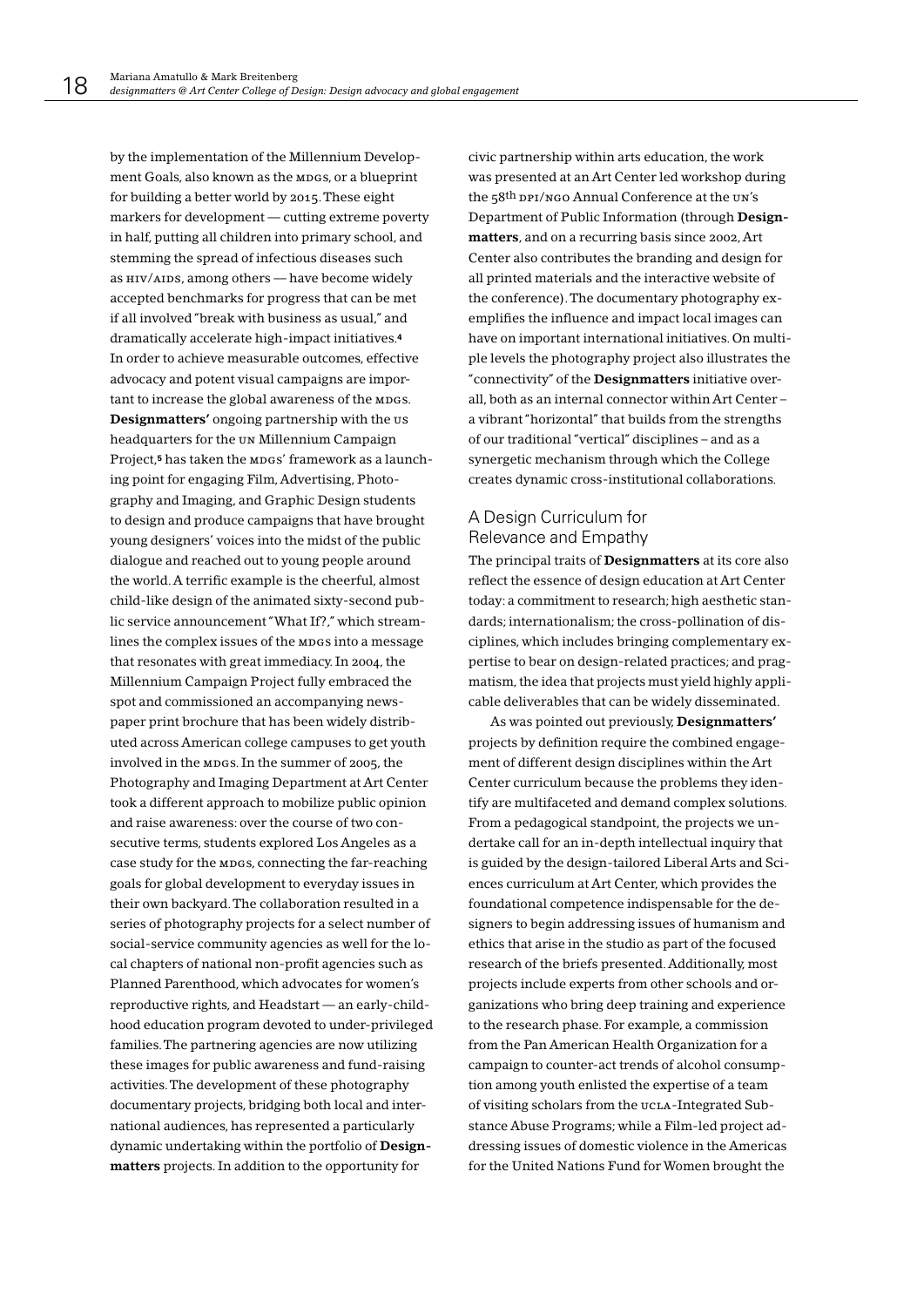by the implementation of the Millennium Development Goals, also known as the MDGS, or a blueprint for building a better world by 2015. These eight markers for development — cutting extreme poverty in half, putting all children into primary school, and stemming the spread of infectious diseases such as HIV/AIDS, among others — have become widely accepted benchmarks for progress that can be met if all involved "break with business as usual," and dramatically accelerate high-impact initiatives.[4] In order to achieve measurable outcomes, effective advocacy and potent visual campaigns are important to increase the global awareness of the MDGS. **Designmatters'** ongoing partnership with the US headquarters for the UN Millennium Campaign Project,[5] has taken the MDGS' framework as a launching point for engaging Film, Advertising, Photography and Imaging, and Graphic Design students to design and produce campaigns that have brought young designers' voices into the midst of the public dialogue and reached out to young people around the world. A terrific example is the cheerful, almost child-like design of the animated sixty-second public service announcement "What If?," which streamlines the complex issues of the MDGS into a message that resonates with great immediacy. In 2004, the Millennium Campaign Project fully embraced the spot and commissioned an accompanying newspaper print brochure that has been widely distributed across American college campuses to get youth involved in the MDGS. In the summer of 2005, the Photography and Imaging Department at Art Center took a different approach to mobilize public opinion and raise awareness: over the course of two consecutive terms, students explored Los Angeles as a case study for the MDGS, connecting the far-reaching goals for global development to everyday issues in their own backyard. The collaboration resulted in a series of photography projects for a select number of social-service community agencies as well for the local chapters of national non-profit agencies such as Planned Parenthood, which advocates for women's reproductive rights, and Headstart — an early-childhood education program devoted to under-privileged families. The partnering agencies are now utilizing these images for public awareness and fund-raising activities. The development of these photography documentary projects, bridging both local and international audiences, has represented a particularly dynamic undertaking within the portfolio of **Designmatters** projects. In addition to the opportunity for civic partnership within arts education, the work was presented at an Art Center led workshop during the 58th DPI/NGO Annual Conference at the UN's Department of Public Information (through **Designmatters**, and on a recurring basis since 2002, Art Center also contributes the branding and design for all printed materials and the interactive website of the conference). The documentary photography exemplifies the influence and impact local images can have on important international initiatives. On multiple levels the photography project also illustrates the "connectivity" of the **Designmatters** initiative overall, both as an internal connector within Art Center – a vibrant "horizontal" that builds from the strengths of our traditional "vertical" disciplines – and as a synergetic mechanism through which the College creates dynamic cross-institutional collaborations.

## A Design Curriculum for Relevance and Empathy

The principal traits of **Designmatters** at its core also reflect the essence of design education at Art Center today: a commitment to research; high aesthetic standards; internationalism; the cross-pollination of disciplines, which includes bringing complementary expertise to bear on design-related practices; and pragmatism, the idea that projects must yield highly applicable deliverables that can be widely disseminated.

As was pointed out previously, **Designmatters'** projects by definition require the combined engagement of different design disciplines within the Art Center curriculum because the problems they identify are multifaceted and demand complex solutions. From a pedagogical standpoint, the projects we undertake call for an in-depth intellectual inquiry that is guided by the design-tailored Liberal Arts and Sciences curriculum at Art Center, which provides the foundational competence indispensable for the designers to begin addressing issues of humanism and ethics that arise in the studio as part of the focused research of the briefs presented. Additionally, most projects include experts from other schools and organizations who bring deep training and experience to the research phase. For example, a commission from the Pan American Health Organization for a campaign to counter-act trends of alcohol consumption among youth enlisted the expertise of a team of visiting scholars from the UCLA-Integrated Substance Abuse Programs; while a Film-led project addressing issues of domestic violence in the Americas for the United Nations Fund for Women brought the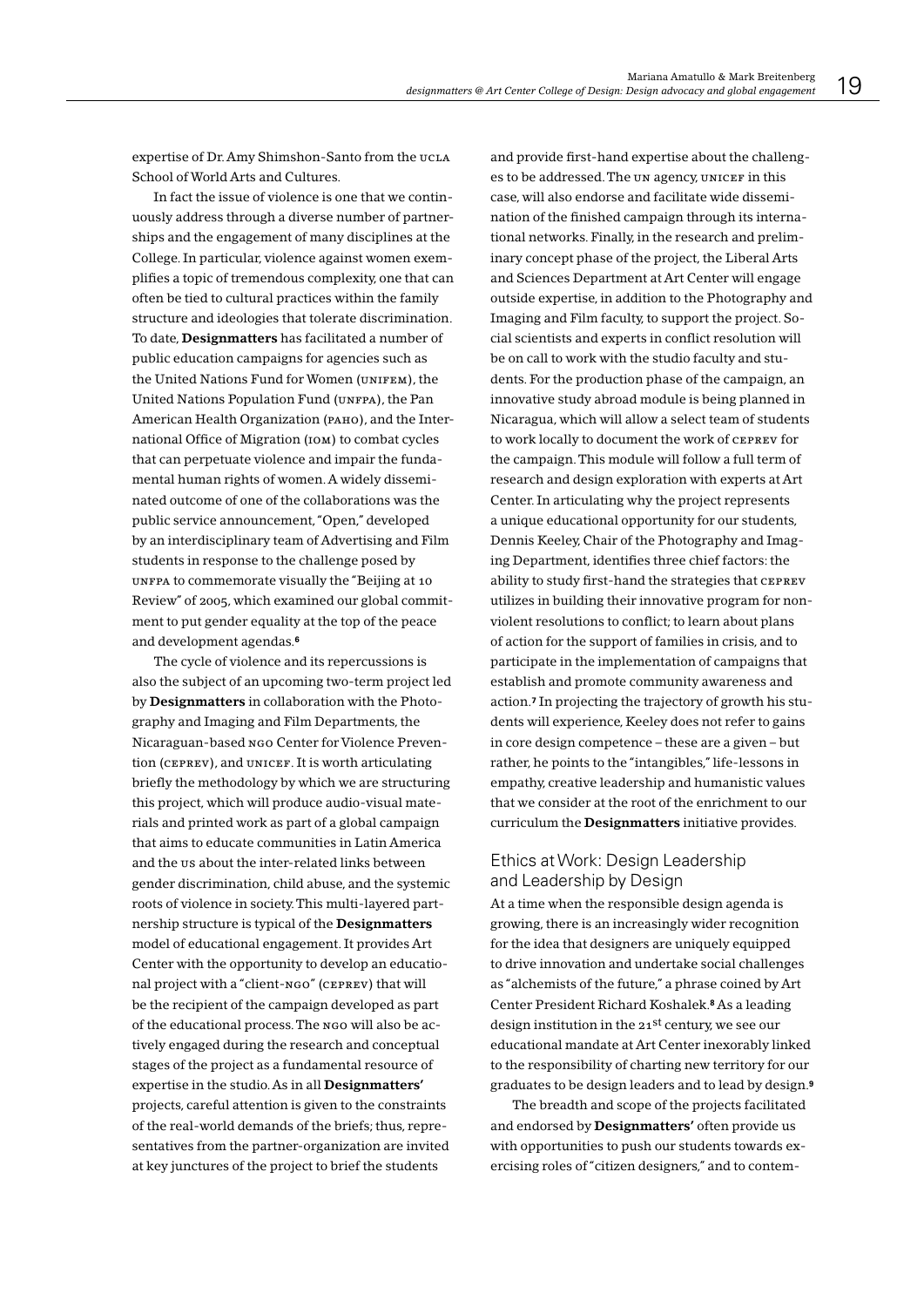expertise of Dr. Amy Shimshon-Santo from the UCLA School of World Arts and Cultures.

In fact the issue of violence is one that we continuously address through a diverse number of partnerships and the engagement of many disciplines at the College. In particular, violence against women exemplifies a topic of tremendous complexity, one that can often be tied to cultural practices within the family structure and ideologies that tolerate discrimination. To date, **Designmatters** has facilitated a number of public education campaigns for agencies such as the United Nations Fund for Women (UNIFEM), the United Nations Population Fund (UNFPA), the Pan American Health Organization (PAHO), and the International Office of Migration (IOM) to combat cycles that can perpetuate violence and impair the fundamental human rights of women. A widely disseminated outcome of one of the collaborations was the public service announcement, "Open," developed by an interdisciplinary team of Advertising and Film students in response to the challenge posed by UNFPA to commemorate visually the "Beijing at 10 Review" of 2005, which examined our global commitment to put gender equality at the top of the peace and development agendas.[6]

The cycle of violence and its repercussions is also the subject of an upcoming two-term project led by **Designmatters** in collaboration with the Photography and Imaging and Film Departments, the Nicaraguan-based NGO Center for Violence Prevention (CEPREV), and UNICEF. It is worth articulating briefly the methodology by which we are structuring this project, which will produce audio-visual materials and printed work as part of a global campaign that aims to educate communities in Latin America and the US about the inter-related links between gender discrimination, child abuse, and the systemic roots of violence in society. This multi-layered partnership structure is typical of the **Designmatters** model of educational engagement. It provides Art Center with the opportunity to develop an educational project with a "client-NGO" (CEPREV) that will be the recipient of the campaign developed as part of the educational process. The NGO will also be actively engaged during the research and conceptual stages of the project as a fundamental resource of expertise in the studio. As in all **Designmatters'** projects, careful attention is given to the constraints of the real-world demands of the briefs; thus, representatives from the partner-organization are invited at key junctures of the project to brief the students and provide first-hand expertise about the challenges to be addressed. The UN agency, UNICEF in this case, will also endorse and facilitate wide dissemination of the finished campaign through its international networks. Finally, in the research and preliminary concept phase of the project, the Liberal Arts and Sciences Department at Art Center will engage outside expertise, in addition to the Photography and Imaging and Film faculty, to support the project. Social scientists and experts in conflict resolution will be on call to work with the studio faculty and students. For the production phase of the campaign, an innovative study abroad module is being planned in Nicaragua, which will allow a select team of students to work locally to document the work of CEPREV for the campaign. This module will follow a full term of research and design exploration with experts at Art Center. In articulating why the project represents a unique educational opportunity for our students, Dennis Keeley, Chair of the Photography and Imaging Department, identifies three chief factors: the ability to study first-hand the strategies that CEPREV utilizes in building their innovative program for non-violent resolutions to conflict; to learn about plans of action for the support of families in crisis, and to participate in the implementation of campaigns that establish and promote community awareness and action.[7] In projecting the trajectory of growth his students will experience, Keeley does not refer to gains in core design competence – these are a given – but rather, he points to the "intangibles," life-lessons in empathy, creative leadership and humanistic values that we consider at the root of the enrichment to our curriculum the **Designmatters** initiative provides.

## Ethics at Work: Design Leadership and Leadership by Design

At a time when the responsible design agenda is growing, there is an increasingly wider recognition for the idea that designers are uniquely equipped to drive innovation and undertake social challenges as "alchemists of the future," a phrase coined by Art Center President Richard Koshalek.[8] As a leading design institution in the 21st century, we see our educational mandate at Art Center inexorably linked to the responsibility of charting new territory for our graduates to be design leaders and to lead by design.[9]

The breadth and scope of the projects facilitated and endorsed by **Designmatters'** often provide us with opportunities to push our students towards exercising roles of "citizen designers," and to contem-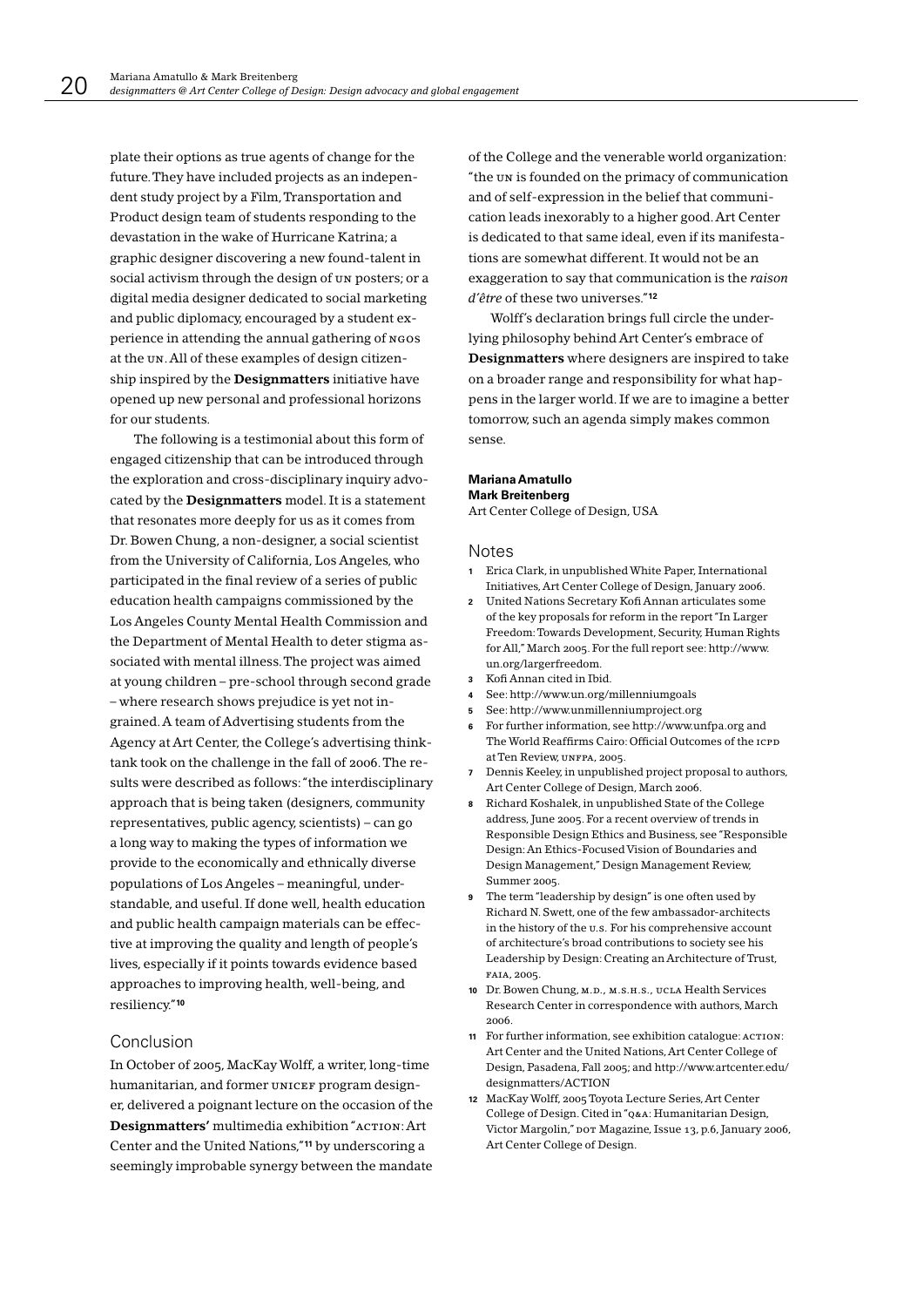plate their options as true agents of change for the future. They have included projects as an independent study project by a Film, Transportation and Product design team of students responding to the devastation in the wake of Hurricane Katrina; a graphic designer discovering a new found-talent in social activism through the design of UN posters; or a digital media designer dedicated to social marketing and public diplomacy, encouraged by a student experience in attending the annual gathering of NGOs at the UN. All of these examples of design citizenship inspired by the **Designmatters** initiative have opened up new personal and professional horizons for our students.

The following is a testimonial about this form of engaged citizenship that can be introduced through the exploration and cross-disciplinary inquiry advocated by the **Designmatters** model. It is a statement that resonates more deeply for us as it comes from Dr. Bowen Chung, a non-designer, a social scientist from the University of California, Los Angeles, who participated in the final review of a series of public education health campaigns commissioned by the Los Angeles County Mental Health Commission and the Department of Mental Health to deter stigma associated with mental illness. The project was aimed at young children – pre-school through second grade – where research shows prejudice is yet not ingrained. A team of Advertising students from the Agency at Art Center, the College's advertising think-tank took on the challenge in the fall of 2006. The results were described as follows: "the interdisciplinary approach that is being taken (designers, community representatives, public agency, scientists) – can go a long way to making the types of information we provide to the economically and ethnically diverse populations of Los Angeles – meaningful, understandable, and useful. If done well, health education and public health campaign materials can be effective at improving the quality and length of people's lives, especially if it points towards evidence based approaches to improving health, well-being, and resiliency."[10]

## Conclusion

In October of 2005, MacKay Wolff, a writer, long-time humanitarian, and former UNICEF program designer, delivered a poignant lecture on the occasion of the **Designmatters'** multimedia exhibition "ACTION: Art Center and the United Nations,"[11] by underscoring a seemingly improbable synergy between the mandate of the College and the venerable world organization: "the UN is founded on the primacy of communication and of self-expression in the belief that communication leads inexorably to a higher good. Art Center is dedicated to that same ideal, even if its manifestations are somewhat different. It would not be an exaggeration to say that communication is the *raison d'être* of these two universes."[12]

Wolff's declaration brings full circle the underlying philosophy behind Art Center's embrace of **Designmatters** where designers are inspired to take on a broader range and responsibility for what happens in the larger world. If we are to imagine a better tomorrow, such an agenda simply makes common sense.

**Mariana Amatullo**
**Mark Breitenberg**
Art Center College of Design, USA

## Notes

1. Erica Clark, in unpublished White Paper, International Initiatives, Art Center College of Design, January 2006.
2. United Nations Secretary Kofi Annan articulates some of the key proposals for reform in the report "In Larger Freedom: Towards Development, Security, Human Rights for All," March 2005. For the full report see: http://www.un.org/largerfreedom.
3. Kofi Annan cited in Ibid.
4. See: http://www.un.org/millenniumgoals
5. See: http://www.unmillenniumproject.org
6. For further information, see http://www.unfpa.org and The World Reaffirms Cairo: Official Outcomes of the ICPD at Ten Review, UNFPA, 2005.
7. Dennis Keeley, in unpublished project proposal to authors, Art Center College of Design, March 2006.
8. Richard Koshalek, in unpublished State of the College address, June 2005. For a recent overview of trends in Responsible Design Ethics and Business, see "Responsible Design: An Ethics-Focused Vision of Boundaries and Design Management," Design Management Review, Summer 2005.
9. The term "leadership by design" is one often used by Richard N. Swett, one of the few ambassador-architects in the history of the U.S. For his comprehensive account of architecture's broad contributions to society see his Leadership by Design: Creating an Architecture of Trust, FAIA, 2005.
10. Dr. Bowen Chung, M.D., M.S.H.S., UCLA Health Services Research Center in correspondence with authors, March 2006.
11. For further information, see exhibition catalogue: ACTION: Art Center and the United Nations, Art Center College of Design, Pasadena, Fall 2005; and http://www.artcenter.edu/designmatters/ACTION
12. MacKay Wolff, 2005 Toyota Lecture Series, Art Center College of Design. Cited in "Q&A: Humanitarian Design, Victor Margolin," DOT Magazine, Issue 13, p.6, January 2006, Art Center College of Design.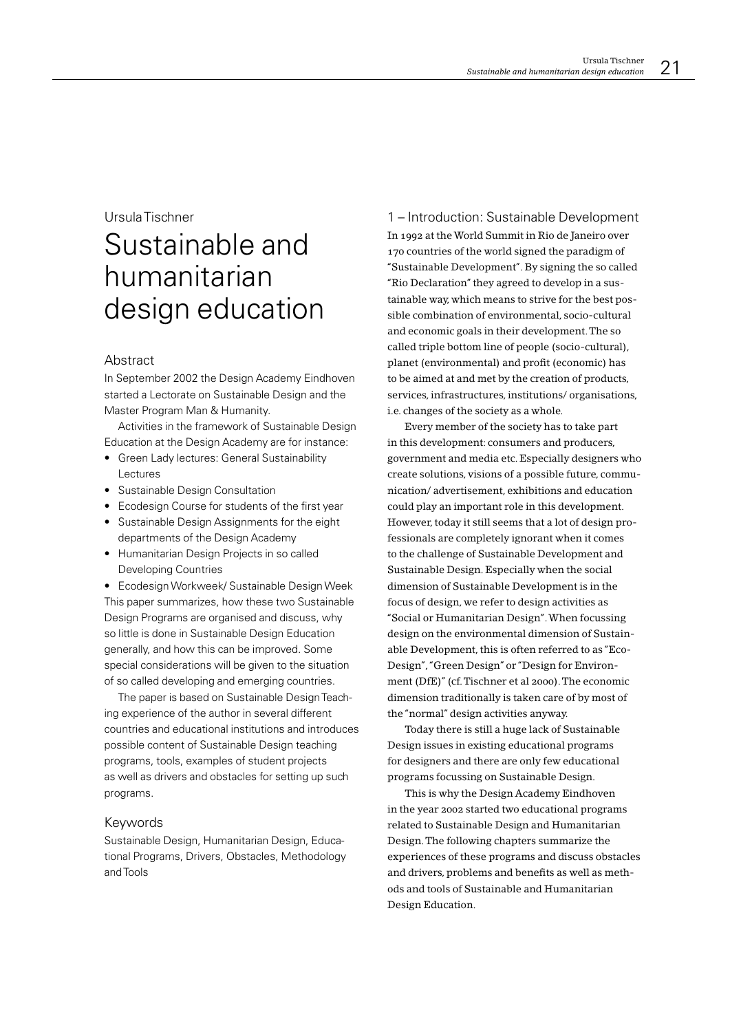Ursula Tischner

# Sustainable and humanitarian design education

## Abstract

In September 2002 the Design Academy Eindhoven started a Lectorate on Sustainable Design and the Master Program Man & Humanity.

Activities in the framework of Sustainable Design Education at the Design Academy are for instance:

- Green Lady lectures: General Sustainability Lectures
- Sustainable Design Consultation
- Ecodesign Course for students of the first year
- Sustainable Design Assignments for the eight departments of the Design Academy
- Humanitarian Design Projects in so called Developing Countries
- Ecodesign Workweek/ Sustainable Design Week

This paper summarizes, how these two Sustainable Design Programs are organised and discuss, why so little is done in Sustainable Design Education generally, and how this can be improved. Some special considerations will be given to the situation of so called developing and emerging countries.

The paper is based on Sustainable Design Teaching experience of the author in several different countries and educational institutions and introduces possible content of Sustainable Design teaching programs, tools, examples of student projects as well as drivers and obstacles for setting up such programs.

## Keywords

Sustainable Design, Humanitarian Design, Educational Programs, Drivers, Obstacles, Methodology and Tools

## 1 – Introduction: Sustainable Development

In 1992 at the World Summit in Rio de Janeiro over 170 countries of the world signed the paradigm of "Sustainable Development". By signing the so called "Rio Declaration" they agreed to develop in a sustainable way, which means to strive for the best possible combination of environmental, socio-cultural and economic goals in their development. The so called triple bottom line of people (socio-cultural), planet (environmental) and profit (economic) has to be aimed at and met by the creation of products, services, infrastructures, institutions/ organisations, i.e. changes of the society as a whole.

Every member of the society has to take part in this development: consumers and producers, government and media etc. Especially designers who create solutions, visions of a possible future, communication/ advertisement, exhibitions and education could play an important role in this development. However, today it still seems that a lot of design professionals are completely ignorant when it comes to the challenge of Sustainable Development and Sustainable Design. Especially when the social dimension of Sustainable Development is in the focus of design, we refer to design activities as "Social or Humanitarian Design". When focussing design on the environmental dimension of Sustainable Development, this is often referred to as "Eco-Design", "Green Design" or "Design for Environment (DfE)" (cf. Tischner et al 2000). The economic dimension traditionally is taken care of by most of the "normal" design activities anyway.

Today there is still a huge lack of Sustainable Design issues in existing educational programs for designers and there are only few educational programs focussing on Sustainable Design.

This is why the Design Academy Eindhoven in the year 2002 started two educational programs related to Sustainable Design and Humanitarian Design. The following chapters summarize the experiences of these programs and discuss obstacles and drivers, problems and benefits as well as methods and tools of Sustainable and Humanitarian Design Education.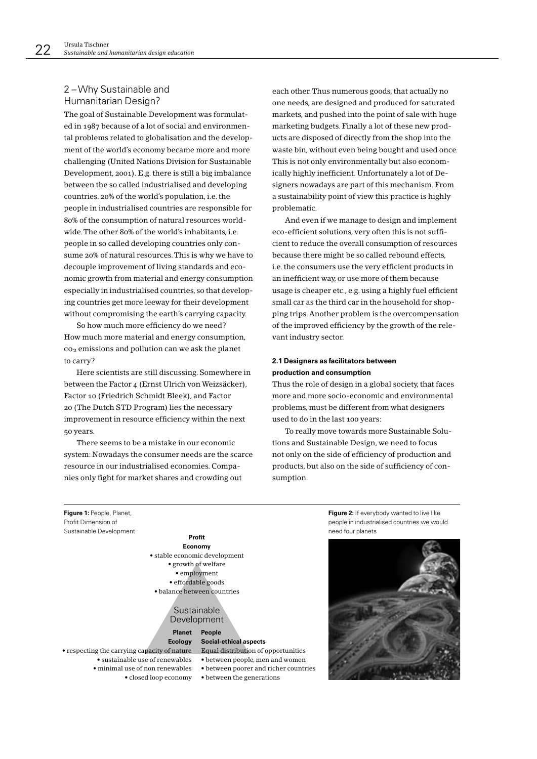## 2 – Why Sustainable and Humanitarian Design?

The goal of Sustainable Development was formulated in 1987 because of a lot of social and environmental problems related to globalisation and the development of the world's economy became more and more challenging (United Nations Division for Sustainable Development, 2001). E.g. there is still a big imbalance between the so called industrialised and developing countries. 20% of the world's population, i.e. the people in industrialised countries are responsible for 80% of the consumption of natural resources worldwide. The other 80% of the world's inhabitants, i.e. people in so called developing countries only consume 20% of natural resources. This is why we have to decouple improvement of living standards and economic growth from material and energy consumption especially in industrialised countries, so that developing countries get more leeway for their development without compromising the earth's carrying capacity.

So how much more efficiency do we need? How much more material and energy consumption, $CO_2$ emissions and pollution can we ask the planet to carry?

Here scientists are still discussing. Somewhere in between the Factor 4 (Ernst Ulrich von Weizsäcker), Factor 10 (Friedrich Schmidt Bleek), and Factor 20 (The Dutch STD Program) lies the necessary improvement in resource efficiency within the next 50 years.

There seems to be a mistake in our economic system: Nowadays the consumer needs are the scarce resource in our industrialised economies. Companies only fight for market shares and crowding out each other. Thus numerous goods, that actually no one needs, are designed and produced for saturated markets, and pushed into the point of sale with huge marketing budgets. Finally a lot of these new products are disposed of directly from the shop into the waste bin, without even being bought and used once. This is not only environmentally but also economically highly inefficient. Unfortunately a lot of Designers nowadays are part of this mechanism. From a sustainability point of view this practice is highly problematic.

And even if we manage to design and implement eco-efficient solutions, very often this is not sufficient to reduce the overall consumption of resources because there might be so called rebound effects, i.e. the consumers use the very efficient products in an inefficient way, or use more of them because usage is cheaper etc., e.g. using a highly fuel efficient small car as the third car in the household for shopping trips. Another problem is the overcompensation of the improved efficiency by the growth of the relevant industry sector.

### 2.1 Designers as facilitators between production and consumption

Thus the role of design in a global society, that faces more and more socio-economic and environmental problems, must be different from what designers used to do in the last 100 years:

To really move towards more Sustainable Solutions and Sustainable Design, we need to focus not only on the side of efficiency of production and products, but also on the side of sufficiency of consumption.

**Figure 1:** People, Planet, Profit Dimension of Sustainable Development

**Profit**
**Economy**
- stable economic development
- growth of welfare
- employment
- effordable goods
- balance between countries

Sustainable Development

**Planet**
**Ecology**
- respecting the carrying capacity of nature
- sustainable use of renewables
- minimal use of non renewables
- closed loop economy

**People**
**Social-ethical aspects**
Equal distribution of opportunities
- between people, men and women
- between poorer and richer countries
- between the generations

**Figure 2:** If everybody wanted to live like people in industrialised countries we would need four planets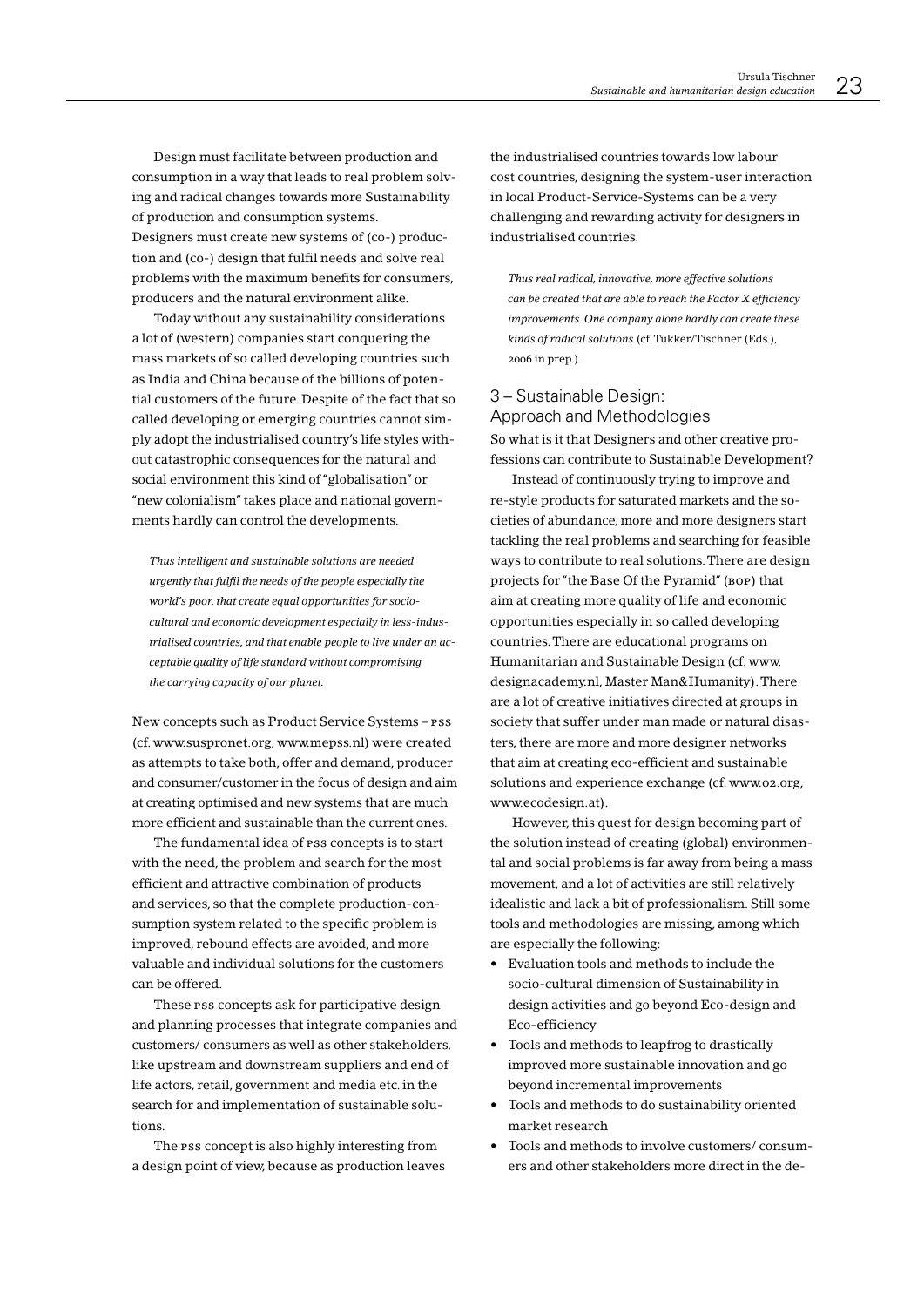Design must facilitate between production and consumption in a way that leads to real problem solving and radical changes towards more Sustainability of production and consumption systems.
Designers must create new systems of (co-) production and (co-) design that fulfil needs and solve real problems with the maximum benefits for consumers, producers and the natural environment alike.

Today without any sustainability considerations a lot of (western) companies start conquering the mass markets of so called developing countries such as India and China because of the billions of potential customers of the future. Despite of the fact that so called developing or emerging countries cannot simply adopt the industrialised country's life styles without catastrophic consequences for the natural and social environment this kind of "globalisation" or "new colonialism" takes place and national governments hardly can control the developments.

*Thus intelligent and sustainable solutions are needed urgently that fulfil the needs of the people especially the world's poor, that create equal opportunities for socio-cultural and economic development especially in less-industrialised countries, and that enable people to live under an acceptable quality of life standard without compromising the carrying capacity of our planet.*

New concepts such as Product Service Systems – PSS (cf. www.suspronet.org, www.mepss.nl) were created as attempts to take both, offer and demand, producer and consumer/customer in the focus of design and aim at creating optimised and new systems that are much more efficient and sustainable than the current ones.

The fundamental idea of PSS concepts is to start with the need, the problem and search for the most efficient and attractive combination of products and services, so that the complete production-consumption system related to the specific problem is improved, rebound effects are avoided, and more valuable and individual solutions for the customers can be offered.

These PSS concepts ask for participative design and planning processes that integrate companies and customers/ consumers as well as other stakeholders, like upstream and downstream suppliers and end of life actors, retail, government and media etc. in the search for and implementation of sustainable solutions.

The PSS concept is also highly interesting from a design point of view, because as production leaves the industrialised countries towards low labour cost countries, designing the system-user interaction in local Product-Service-Systems can be a very challenging and rewarding activity for designers in industrialised countries.

*Thus real radical, innovative, more effective solutions can be created that are able to reach the Factor X efficiency improvements. One company alone hardly can create these kinds of radical solutions* (cf. Tukker/Tischner (Eds.), 2006 in prep.).

## 3 – Sustainable Design: Approach and Methodologies

So what is it that Designers and other creative professions can contribute to Sustainable Development?

Instead of continuously trying to improve and re-style products for saturated markets and the societies of abundance, more and more designers start tackling the real problems and searching for feasible ways to contribute to real solutions. There are design projects for "the Base Of the Pyramid" (BOP) that aim at creating more quality of life and economic opportunities especially in so called developing countries. There are educational programs on Humanitarian and Sustainable Design (cf. www.designacademy.nl, Master Man&Humanity). There are a lot of creative initiatives directed at groups in society that suffer under man made or natural disasters, there are more and more designer networks that aim at creating eco-efficient and sustainable solutions and experience exchange (cf. www.o2.org, www.ecodesign.at).

However, this quest for design becoming part of the solution instead of creating (global) environmental and social problems is far away from being a mass movement, and a lot of activities are still relatively idealistic and lack a bit of professionalism. Still some tools and methodologies are missing, among which are especially the following:

- Evaluation tools and methods to include the socio-cultural dimension of Sustainability in design activities and go beyond Eco-design and Eco-efficiency
- Tools and methods to leapfrog to drastically improved more sustainable innovation and go beyond incremental improvements
- Tools and methods to do sustainability oriented market research
- Tools and methods to involve customers/ consumers and other stakeholders more direct in the de-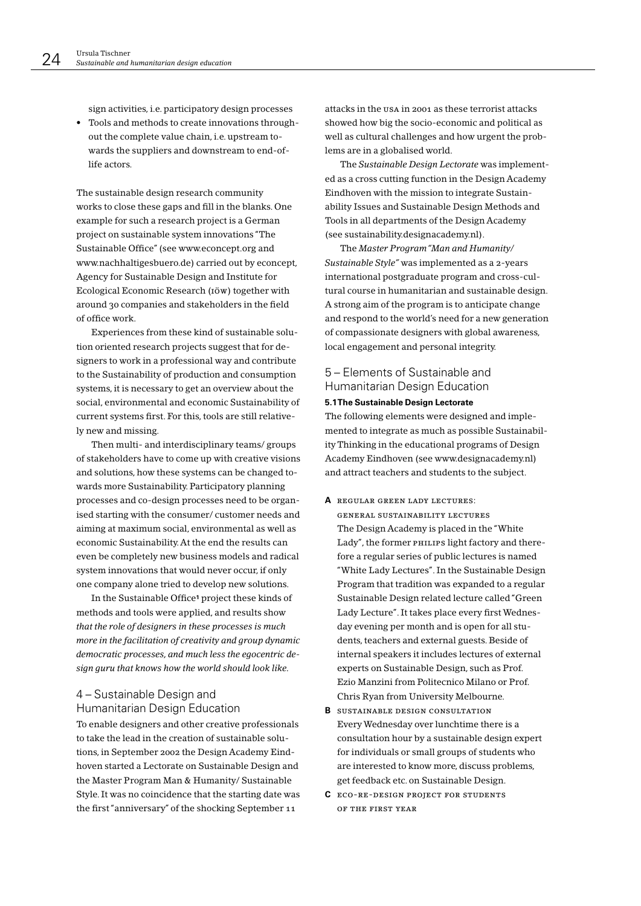sign activities, i.e. participatory design processes

- Tools and methods to create innovations throughout the complete value chain, i.e. upstream towards the suppliers and downstream to end-of-life actors.

The sustainable design research community works to close these gaps and fill in the blanks. One example for such a research project is a German project on sustainable system innovations "The Sustainable Office" (see www.econcept.org and www.nachhaltigesbuero.de) carried out by econcept, Agency for Sustainable Design and Institute for Ecological Economic Research (IÖW) together with around 30 companies and stakeholders in the field of office work.

Experiences from these kind of sustainable solution oriented research projects suggest that for designers to work in a professional way and contribute to the Sustainability of production and consumption systems, it is necessary to get an overview about the social, environmental and economic Sustainability of current systems first. For this, tools are still relatively new and missing.

Then multi- and interdisciplinary teams/ groups of stakeholders have to come up with creative visions and solutions, how these systems can be changed towards more Sustainability. Participatory planning processes and co-design processes need to be organised starting with the consumer/ customer needs and aiming at maximum social, environmental as well as economic Sustainability. At the end the results can even be completely new business models and radical system innovations that would never occur, if only one company alone tried to develop new solutions.

In the Sustainable Office[1] project these kinds of methods and tools were applied, and results show *that the role of designers in these processes is much more in the facilitation of creativity and group dynamic democratic processes, and much less the egocentric design guru that knows how the world should look like.*

## 4 – Sustainable Design and Humanitarian Design Education

To enable designers and other creative professionals to take the lead in the creation of sustainable solutions, in September 2002 the Design Academy Eindhoven started a Lectorate on Sustainable Design and the Master Program Man & Humanity/ Sustainable Style. It was no coincidence that the starting date was the first "anniversary" of the shocking September 11 attacks in the USA in 2001 as these terrorist attacks showed how big the socio-economic and political as well as cultural challenges and how urgent the problems are in a globalised world.

The *Sustainable Design Lectorate* was implemented as a cross cutting function in the Design Academy Eindhoven with the mission to integrate Sustainability Issues and Sustainable Design Methods and Tools in all departments of the Design Academy (see sustainability.designacademy.nl).

The *Master Program "Man and Humanity/ Sustainable Style"* was implemented as a 2-years international postgraduate program and cross-cultural course in humanitarian and sustainable design. A strong aim of the program is to anticipate change and respond to the world's need for a new generation of compassionate designers with global awareness, local engagement and personal integrity.

## 5 – Elements of Sustainable and Humanitarian Design Education

### 5.1 The Sustainable Design Lectorate

The following elements were designed and implemented to integrate as much as possible Sustainability Thinking in the educational programs of Design Academy Eindhoven (see www.designacademy.nl) and attract teachers and students to the subject.

**A** REGULAR GREEN LADY LECTURES: GENERAL SUSTAINABILITY LECTURES
The Design Academy is placed in the "White Lady", the former PHILIPS light factory and therefore a regular series of public lectures is named "White Lady Lectures". In the Sustainable Design Program that tradition was expanded to a regular Sustainable Design related lecture called "Green Lady Lecture". It takes place every first Wednesday evening per month and is open for all students, teachers and external guests. Beside of internal speakers it includes lectures of external experts on Sustainable Design, such as Prof. Ezio Manzini from Politecnico Milano or Prof. Chris Ryan from University Melbourne.

**B** SUSTAINABLE DESIGN CONSULTATION
Every Wednesday over lunchtime there is a consultation hour by a sustainable design expert for individuals or small groups of students who are interested to know more, discuss problems, get feedback etc. on Sustainable Design.

**C** ECO-RE-DESIGN PROJECT FOR STUDENTS OF THE FIRST YEAR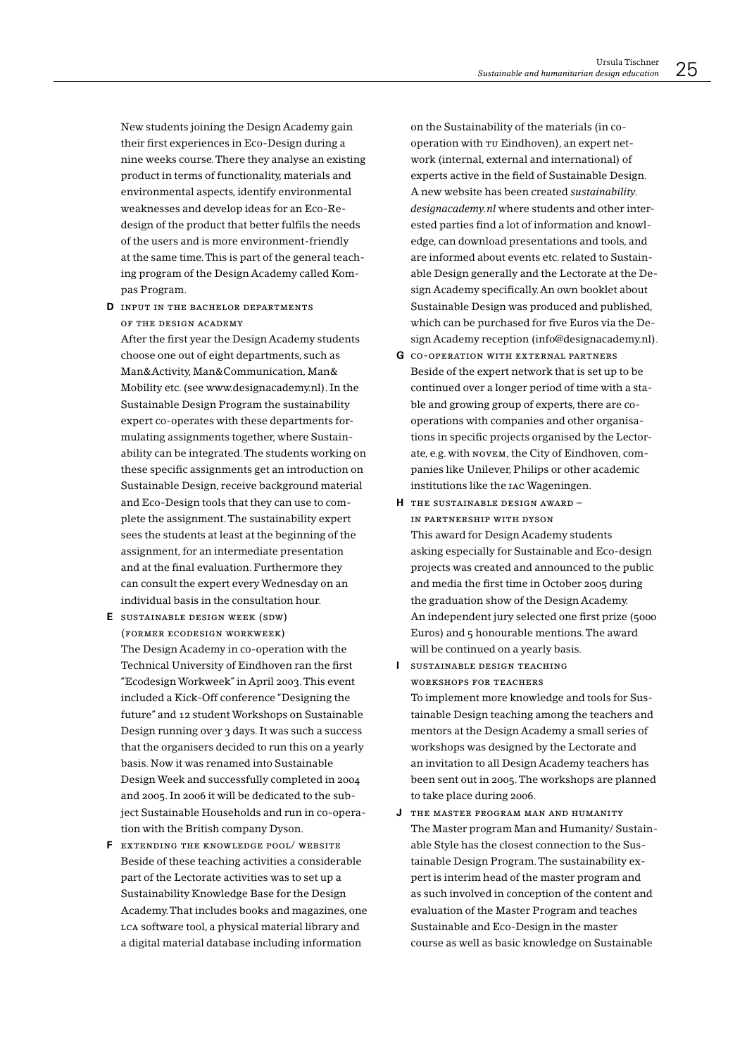New students joining the Design Academy gain their first experiences in Eco-Design during a nine weeks course. There they analyse an existing product in terms of functionality, materials and environmental aspects, identify environmental weaknesses and develop ideas for an Eco-Redesign of the product that better fulfils the needs of the users and is more environment-friendly at the same time. This is part of the general teaching program of the Design Academy called Kompas Program.

**D** INPUT IN THE BACHELOR DEPARTMENTS OF THE DESIGN ACADEMY

After the first year the Design Academy students choose one out of eight departments, such as Man&Activity, Man&Communication, Man&Mobility etc. (see www.designacademy.nl). In the Sustainable Design Program the sustainability expert co-operates with these departments formulating assignments together, where Sustainability can be integrated. The students working on these specific assignments get an introduction on Sustainable Design, receive background material and Eco-Design tools that they can use to complete the assignment. The sustainability expert sees the students at least at the beginning of the assignment, for an intermediate presentation and at the final evaluation. Furthermore they can consult the expert every Wednesday on an individual basis in the consultation hour.

**E** SUSTAINABLE DESIGN WEEK (SDW) (FORMER ECODESIGN WORKWEEK)

The Design Academy in co-operation with the Technical University of Eindhoven ran the first "Ecodesign Workweek" in April 2003. This event included a Kick-Off conference "Designing the future" and 12 student Workshops on Sustainable Design running over 3 days. It was such a success that the organisers decided to run this on a yearly basis. Now it was renamed into Sustainable Design Week and successfully completed in 2004 and 2005. In 2006 it will be dedicated to the subject Sustainable Households and run in co-operation with the British company Dyson.

**F** EXTENDING THE KNOWLEDGE POOL/ WEBSITE

Beside of these teaching activities a considerable part of the Lectorate activities was to set up a Sustainability Knowledge Base for the Design Academy. That includes books and magazines, one LCA software tool, a physical material library and a digital material database including information on the Sustainability of the materials (in co-operation with TU Eindhoven), an expert network (internal, external and international) of experts active in the field of Sustainable Design. A new website has been created *sustainability.designacademy.nl* where students and other interested parties find a lot of information and knowledge, can download presentations and tools, and are informed about events etc. related to Sustainable Design generally and the Lectorate at the Design Academy specifically. An own booklet about Sustainable Design was produced and published, which can be purchased for five Euros via the Design Academy reception (info@designacademy.nl).

**G** CO-OPERATION WITH EXTERNAL PARTNERS

Beside of the expert network that is set up to be continued over a longer period of time with a stable and growing group of experts, there are co-operations with companies and other organisations in specific projects organised by the Lectorate, e.g. with NOVEM, the City of Eindhoven, companies like Unilever, Philips or other academic institutions like the IAC Wageningen.

**H** THE SUSTAINABLE DESIGN AWARD – IN PARTNERSHIP WITH DYSON

This award for Design Academy students asking especially for Sustainable and Eco-design projects was created and announced to the public and media the first time in October 2005 during the graduation show of the Design Academy. An independent jury selected one first prize (5000 Euros) and 5 honourable mentions. The award will be continued on a yearly basis.

**I** SUSTAINABLE DESIGN TEACHING WORKSHOPS FOR TEACHERS

To implement more knowledge and tools for Sustainable Design teaching among the teachers and mentors at the Design Academy a small series of workshops was designed by the Lectorate and an invitation to all Design Academy teachers has been sent out in 2005. The workshops are planned to take place during 2006.

**J** THE MASTER PROGRAM MAN AND HUMANITY

The Master program Man and Humanity/ Sustainable Style has the closest connection to the Sustainable Design Program. The sustainability expert is interim head of the master program and as such involved in conception of the content and evaluation of the Master Program and teaches Sustainable and Eco-Design in the master course as well as basic knowledge on Sustainable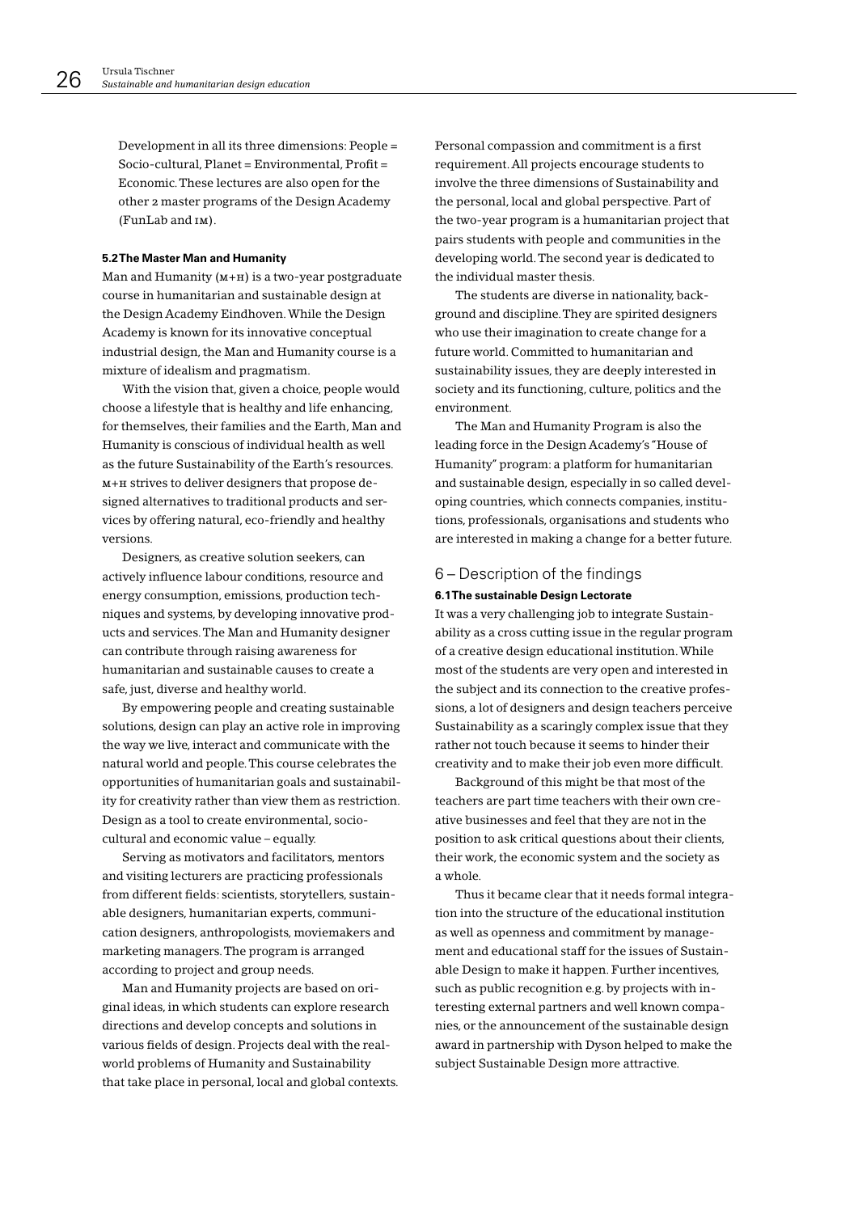Development in all its three dimensions: People = Socio-cultural, Planet = Environmental, Profit = Economic. These lectures are also open for the other 2 master programs of the Design Academy (FunLab and IM).

#### 5.2 The Master Man and Humanity

Man and Humanity (M+H) is a two-year postgraduate course in humanitarian and sustainable design at the Design Academy Eindhoven. While the Design Academy is known for its innovative conceptual industrial design, the Man and Humanity course is a mixture of idealism and pragmatism.

With the vision that, given a choice, people would choose a lifestyle that is healthy and life enhancing, for themselves, their families and the Earth, Man and Humanity is conscious of individual health as well as the future Sustainability of the Earth's resources. M+H strives to deliver designers that propose designed alternatives to traditional products and services by offering natural, eco-friendly and healthy versions.

Designers, as creative solution seekers, can actively influence labour conditions, resource and energy consumption, emissions, production techniques and systems, by developing innovative products and services. The Man and Humanity designer can contribute through raising awareness for humanitarian and sustainable causes to create a safe, just, diverse and healthy world.

By empowering people and creating sustainable solutions, design can play an active role in improving the way we live, interact and communicate with the natural world and people. This course celebrates the opportunities of humanitarian goals and sustainability for creativity rather than view them as restriction. Design as a tool to create environmental, socio-cultural and economic value – equally.

Serving as motivators and facilitators, mentors and visiting lecturers are practicing professionals from different fields: scientists, storytellers, sustainable designers, humanitarian experts, communication designers, anthropologists, moviemakers and marketing managers. The program is arranged according to project and group needs.

Man and Humanity projects are based on original ideas, in which students can explore research directions and develop concepts and solutions in various fields of design. Projects deal with the real-world problems of Humanity and Sustainability that take place in personal, local and global contexts. Personal compassion and commitment is a first requirement. All projects encourage students to involve the three dimensions of Sustainability and the personal, local and global perspective. Part of the two-year program is a humanitarian project that pairs students with people and communities in the developing world. The second year is dedicated to the individual master thesis.

The students are diverse in nationality, background and discipline. They are spirited designers who use their imagination to create change for a future world. Committed to humanitarian and sustainability issues, they are deeply interested in society and its functioning, culture, politics and the environment.

The Man and Humanity Program is also the leading force in the Design Academy's "House of Humanity" program: a platform for humanitarian and sustainable design, especially in so called developing countries, which connects companies, institutions, professionals, organisations and students who are interested in making a change for a better future.

## 6 – Description of the findings

#### 6.1 The sustainable Design Lectorate

It was a very challenging job to integrate Sustainability as a cross cutting issue in the regular program of a creative design educational institution. While most of the students are very open and interested in the subject and its connection to the creative professions, a lot of designers and design teachers perceive Sustainability as a scaringly complex issue that they rather not touch because it seems to hinder their creativity and to make their job even more difficult.

Background of this might be that most of the teachers are part time teachers with their own creative businesses and feel that they are not in the position to ask critical questions about their clients, their work, the economic system and the society as a whole.

Thus it became clear that it needs formal integration into the structure of the educational institution as well as openness and commitment by management and educational staff for the issues of Sustainable Design to make it happen. Further incentives, such as public recognition e.g. by projects with interesting external partners and well known companies, or the announcement of the sustainable design award in partnership with Dyson helped to make the subject Sustainable Design more attractive.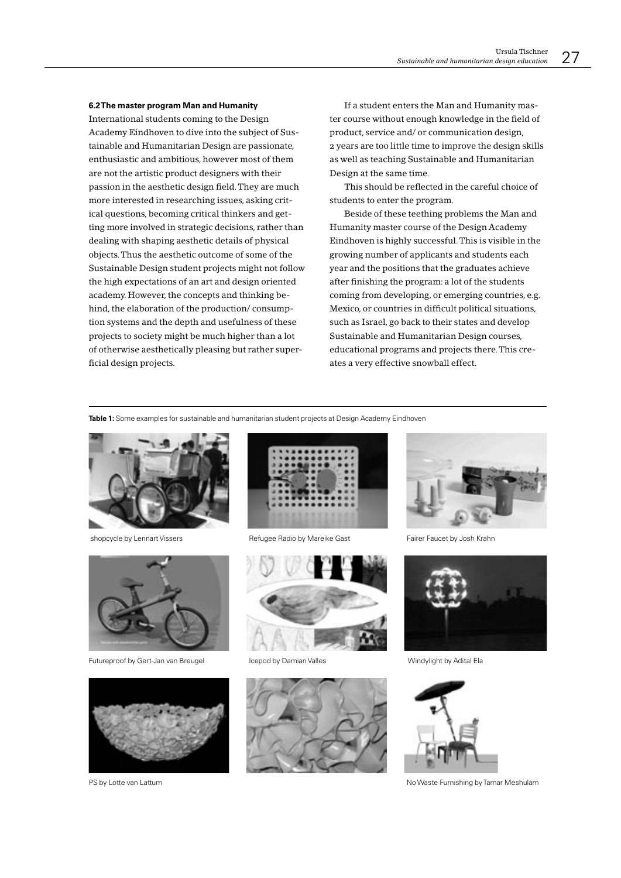**6.2 The master program Man and Humanity**

International students coming to the Design Academy Eindhoven to dive into the subject of Sustainable and Humanitarian Design are passionate, enthusiastic and ambitious, however most of them are not the artistic product designers with their passion in the aesthetic design field. They are much more interested in researching issues, asking critical questions, becoming critical thinkers and getting more involved in strategic decisions, rather than dealing with shaping aesthetic details of physical objects. Thus the aesthetic outcome of some of the Sustainable Design student projects might not follow the high expectations of an art and design oriented academy. However, the concepts and thinking behind, the elaboration of the production/ consumption systems and the depth and usefulness of these projects to society might be much higher than a lot of otherwise aesthetically pleasing but rather superficial design projects.

If a student enters the Man and Humanity master course without enough knowledge in the field of product, service and/ or communication design, 2 years are too little time to improve the design skills as well as teaching Sustainable and Humanitarian Design at the same time.

This should be reflected in the careful choice of students to enter the program.

Beside of these teething problems the Man and Humanity master course of the Design Academy Eindhoven is highly successful. This is visible in the growing number of applicants and students each year and the positions that the graduates achieve after finishing the program: a lot of the students coming from developing, or emerging countries, e.g. Mexico, or countries in difficult political situations, such as Israel, go back to their states and develop Sustainable and Humanitarian Design courses, educational programs and projects there. This creates a very effective snowball effect.

**Table 1:** Some examples for sustainable and humanitarian student projects at Design Academy Eindhoven

shopcycle by Lennart Vissers

Refugee Radio by Mareike Gast

Fairer Faucet by Josh Krahn

Futureproof by Gert-Jan van Breugel

Icepod by Damian Valles

Windylight by Adital Ela

PS by Lotte van Lattum

No Waste Furnishing by Tamar Meshulam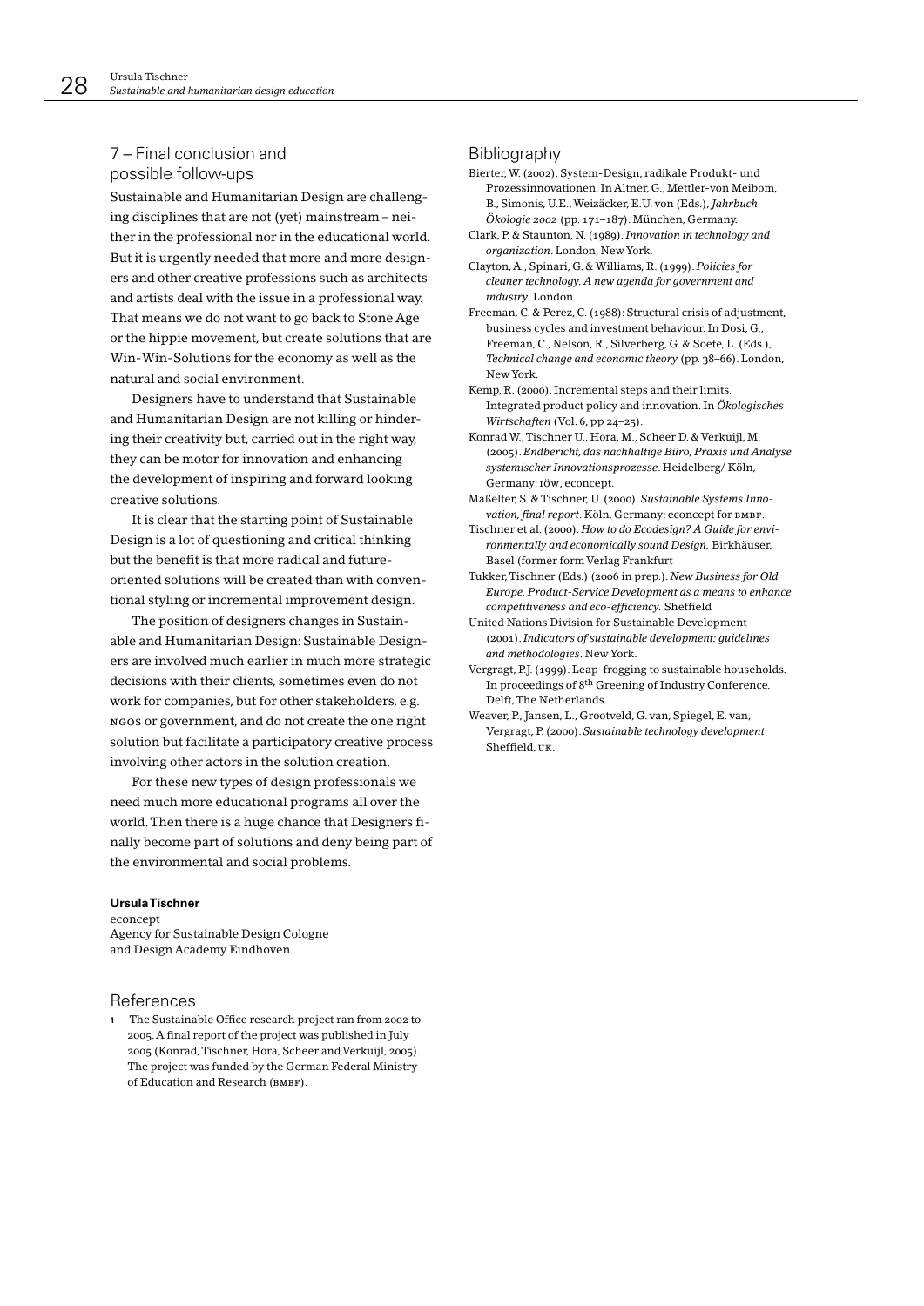## 7 – Final conclusion and possible follow-ups

Sustainable and Humanitarian Design are challenging disciplines that are not (yet) mainstream – neither in the professional nor in the educational world. But it is urgently needed that more and more designers and other creative professions such as architects and artists deal with the issue in a professional way. That means we do not want to go back to Stone Age or the hippie movement, but create solutions that are Win-Win-Solutions for the economy as well as the natural and social environment.

Designers have to understand that Sustainable and Humanitarian Design are not killing or hindering their creativity but, carried out in the right way, they can be motor for innovation and enhancing the development of inspiring and forward looking creative solutions.

It is clear that the starting point of Sustainable Design is a lot of questioning and critical thinking but the benefit is that more radical and future-oriented solutions will be created than with conventional styling or incremental improvement design.

The position of designers changes in Sustainable and Humanitarian Design: Sustainable Designers are involved much earlier in much more strategic decisions with their clients, sometimes even do not work for companies, but for other stakeholders, e.g. NGOs or government, and do not create the one right solution but facilitate a participatory creative process involving other actors in the solution creation.

For these new types of design professionals we need much more educational programs all over the world. Then there is a huge chance that Designers finally become part of solutions and deny being part of the environmental and social problems.

**Ursula Tischner**
econcept
Agency for Sustainable Design Cologne
and Design Academy Eindhoven

## References

1 The Sustainable Office research project ran from 2002 to 2005. A final report of the project was published in July 2005 (Konrad, Tischner, Hora, Scheer and Verkuijl, 2005). The project was funded by the German Federal Ministry of Education and Research (BMBF).

## Bibliography

Bierter, W. (2002). System-Design, radikale Produkt- und Prozessinnovationen. In Altner, G., Mettler-von Meibom, B., Simonis, U.E., Weizäcker, E.U. von (Eds.), *Jahrbuch Ökologie 2002* (pp. 171–187). München, Germany.

Clark, P. & Staunton, N. (1989). *Innovation in technology and organization*. London, New York.

Clayton, A., Spinari, G. & Williams, R. (1999). *Policies for cleaner technology. A new agenda for government and industry*. London

Freeman, C. & Perez, C. (1988): Structural crisis of adjustment, business cycles and investment behaviour. In Dosi, G., Freeman, C., Nelson, R., Silverberg, G. & Soete, L. (Eds.), *Technical change and economic theory* (pp. 38–66). London, New York.

Kemp, R. (2000). Incremental steps and their limits. Integrated product policy and innovation. In *Ökologisches Wirtschaften* (Vol. 6, pp 24–25).

Konrad W., Tischner U., Hora, M., Scheer D. & Verkuijl, M. (2005). *Endbericht, das nachhaltige Büro, Praxis und Analyse systemischer Innovationsprozesse*. Heidelberg/ Köln, Germany: IÖW, econcept.

Maßelter, S. & Tischner, U. (2000). *Sustainable Systems Innovation, final report*. Köln, Germany: econcept for BMBF.

Tischner et al. (2000). *How to do Ecodesign? A Guide for environmentally and economically sound Design,* Birkhäuser, Basel (former form Verlag Frankfurt

Tukker, Tischner (Eds.) (2006 in prep.). *New Business for Old Europe. Product-Service Development as a means to enhance competitiveness and eco-efficiency.* Sheffield

United Nations Division for Sustainable Development (2001). *Indicators of sustainable development: guidelines and methodologies*. New York.

Vergragt, P.J. (1999). Leap-frogging to sustainable households. In proceedings of 8th Greening of Industry Conference. Delft, The Netherlands.

Weaver, P., Jansen, L., Grootveld, G. van, Spiegel, E. van, Vergragt, P. (2000). *Sustainable technology development*. Sheffield, UK.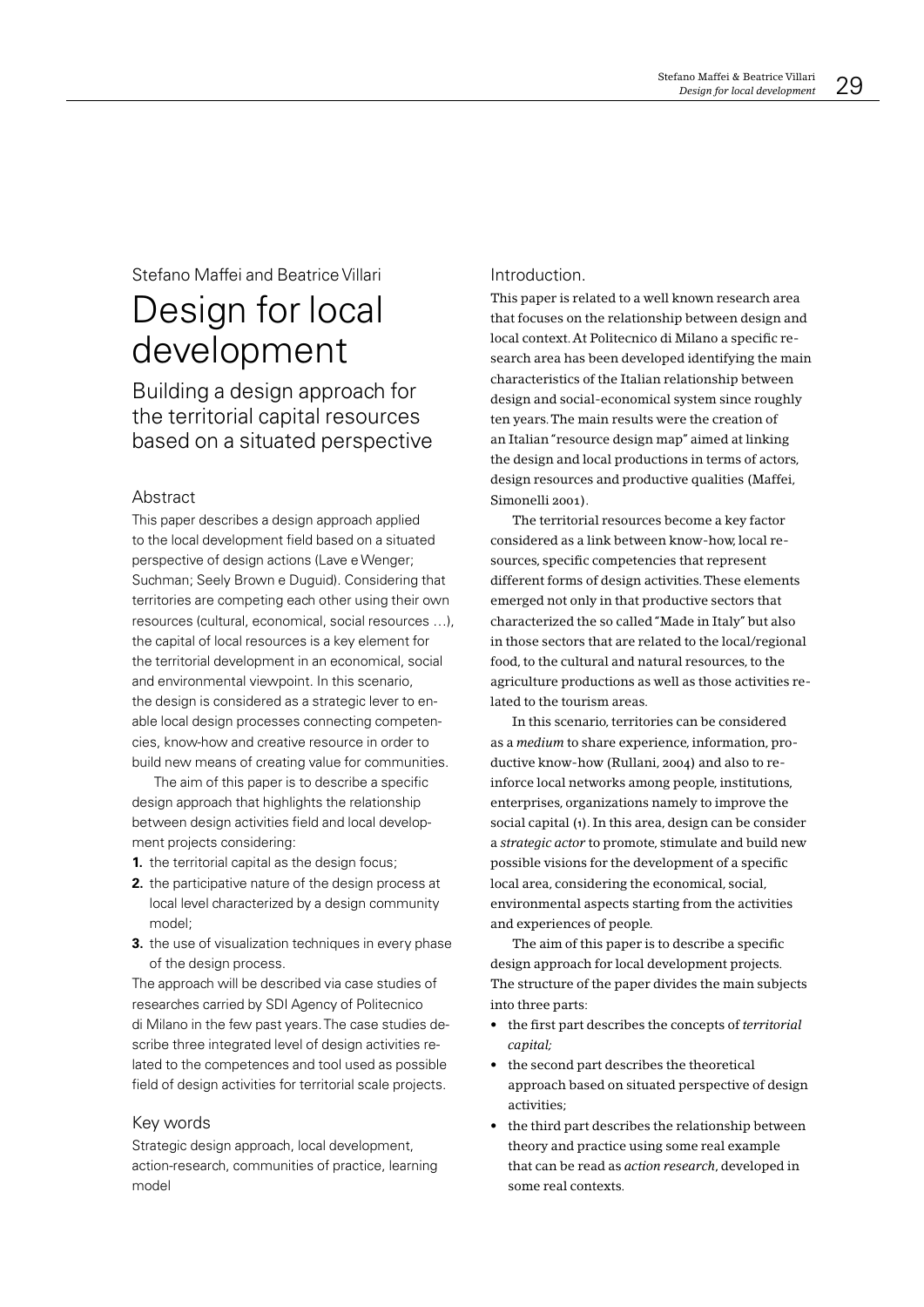Stefano Maffei and Beatrice Villari

# Design for local development

## Building a design approach for the territorial capital resources based on a situated perspective

### Abstract

This paper describes a design approach applied to the local development field based on a situated perspective of design actions (Lave e Wenger; Suchman; Seely Brown e Duguid). Considering that territories are competing each other using their own resources (cultural, economical, social resources …), the capital of local resources is a key element for the territorial development in an economical, social and environmental viewpoint. In this scenario, the design is considered as a strategic lever to enable local design processes connecting competencies, know-how and creative resource in order to build new means of creating value for communities.

The aim of this paper is to describe a specific design approach that highlights the relationship between design activities field and local development projects considering:

1. the territorial capital as the design focus;
2. the participative nature of the design process at local level characterized by a design community model;
3. the use of visualization techniques in every phase of the design process.

The approach will be described via case studies of researches carried by SDI Agency of Politecnico di Milano in the few past years. The case studies describe three integrated level of design activities related to the competences and tool used as possible field of design activities for territorial scale projects.

### Key words

Strategic design approach, local development, action-research, communities of practice, learning model

### Introduction.

This paper is related to a well known research area that focuses on the relationship between design and local context. At Politecnico di Milano a specific research area has been developed identifying the main characteristics of the Italian relationship between design and social-economical system since roughly ten years. The main results were the creation of an Italian "resource design map" aimed at linking the design and local productions in terms of actors, design resources and productive qualities (Maffei, Simonelli 2001).

The territorial resources become a key factor considered as a link between know-how, local resources, specific competencies that represent different forms of design activities. These elements emerged not only in that productive sectors that characterized the so called "Made in Italy" but also in those sectors that are related to the local/regional food, to the cultural and natural resources, to the agriculture productions as well as those activities related to the tourism areas.

In this scenario, territories can be considered as a *medium* to share experience, information, productive know-how (Rullani, 2004) and also to reinforce local networks among people, institutions, enterprises, organizations namely to improve the social capital (1). In this area, design can be consider a *strategic actor* to promote, stimulate and build new possible visions for the development of a specific local area, considering the economical, social, environmental aspects starting from the activities and experiences of people.

The aim of this paper is to describe a specific design approach for local development projects. The structure of the paper divides the main subjects into three parts:

- the first part describes the concepts of *territorial capital;*
- the second part describes the theoretical approach based on situated perspective of design activities;
- the third part describes the relationship between theory and practice using some real example that can be read as *action research*, developed in some real contexts.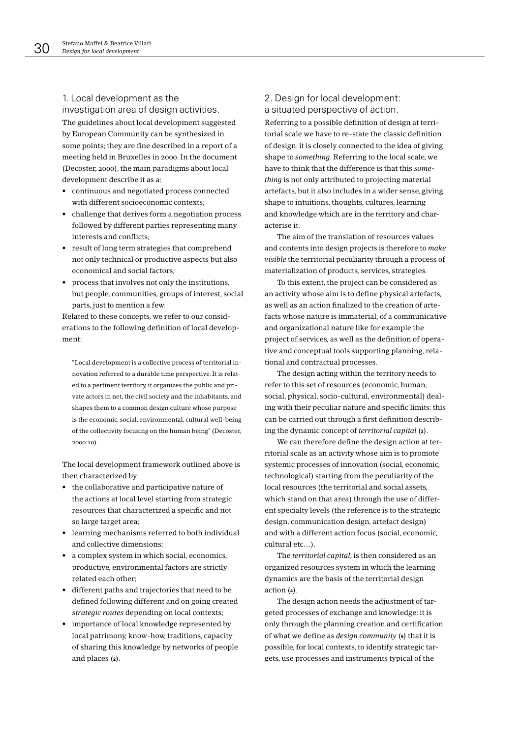## 1. Local development as the investigation area of design activities.

The guidelines about local development suggested by European Community can be synthesized in some points; they are fine described in a report of a meeting held in Bruxelles in 2000. In the document (Decoster, 2000), the main paradigms about local development describe it as a:

- continuous and negotiated process connected with different socioeconomic contexts;
- challenge that derives form a negotiation process followed by different parties representing many interests and conflicts;
- result of long term strategies that comprehend not only technical or productive aspects but also economical and social factors;
- process that involves not only the institutions, but people, communities, groups of interest, social parts, just to mention a few.

Related to these concepts, we refer to our considerations to the following definition of local development:

> "Local development is a collective process of territorial innovation referred to a durable time perspective. It is related to a pertinent territory, it organizes the public and private actors in net, the civil society and the inhabitants, and shapes them to a common design culture whose purpose is the economic, social, environmental, cultural well-being of the collectivity focusing on the human being" (Decoster, 2000:10).

The local development framework outlined above is then characterized by:

- the collaborative and participative nature of the actions at local level starting from strategic resources that characterized a specific and not so large target area;
- learning mechanisms referred to both individual and collective dimensions;
- a complex system in which social, economics, productive, environmental factors are strictly related each other;
- different paths and trajectories that need to be defined following different and on going created *strategic routes* depending on local contexts;
- importance of local knowledge represented by local patrimony, know-how, traditions, capacity of sharing this knowledge by networks of people and places (2).

## 2. Design for local development: a situated perspective of action.

Referring to a possible definition of design at territorial scale we have to re-state the classic definition of design: it is closely connected to the idea of giving shape to *something*. Referring to the local scale, we have to think that the difference is that this *something* is not only attributed to projecting material artefacts, but it also includes in a wider sense, giving shape to intuitions, thoughts, cultures, learning and knowledge which are in the territory and characterise it.

The aim of the translation of resources values and contents into design projects is therefore to *make visible* the territorial peculiarity through a process of materialization of products, services, strategies.

To this extent, the project can be considered as an activity whose aim is to define physical artefacts, as well as an action finalized to the creation of artefacts whose nature is immaterial, of a communicative and organizational nature like for example the project of services, as well as the definition of operative and conceptual tools supporting planning, relational and contractual processes.

The design acting within the territory needs to refer to this set of resources (economic, human, social, physical, socio-cultural, environmental) dealing with their peculiar nature and specific limits: this can be carried out through a first definition describing the dynamic concept of *territorial capital* (3).

We can therefore define the design action at territorial scale as an activity whose aim is to promote systemic processes of innovation (social, economic, technological) starting from the peculiarity of the local resources (the territorial and social assets, which stand on that area) through the use of different specialty levels (the reference is to the strategic design, communication design, artefact design) and with a different action focus (social, economic, cultural etc…).

The *territorial capital*, is then considered as an organized resources system in which the learning dynamics are the basis of the territorial design action (4).

The design action needs the adjustment of targeted processes of exchange and knowledge: it is only through the planning creation and certification of what we define as *design community* (5) that it is possible, for local contexts, to identify strategic targets, use processes and instruments typical of the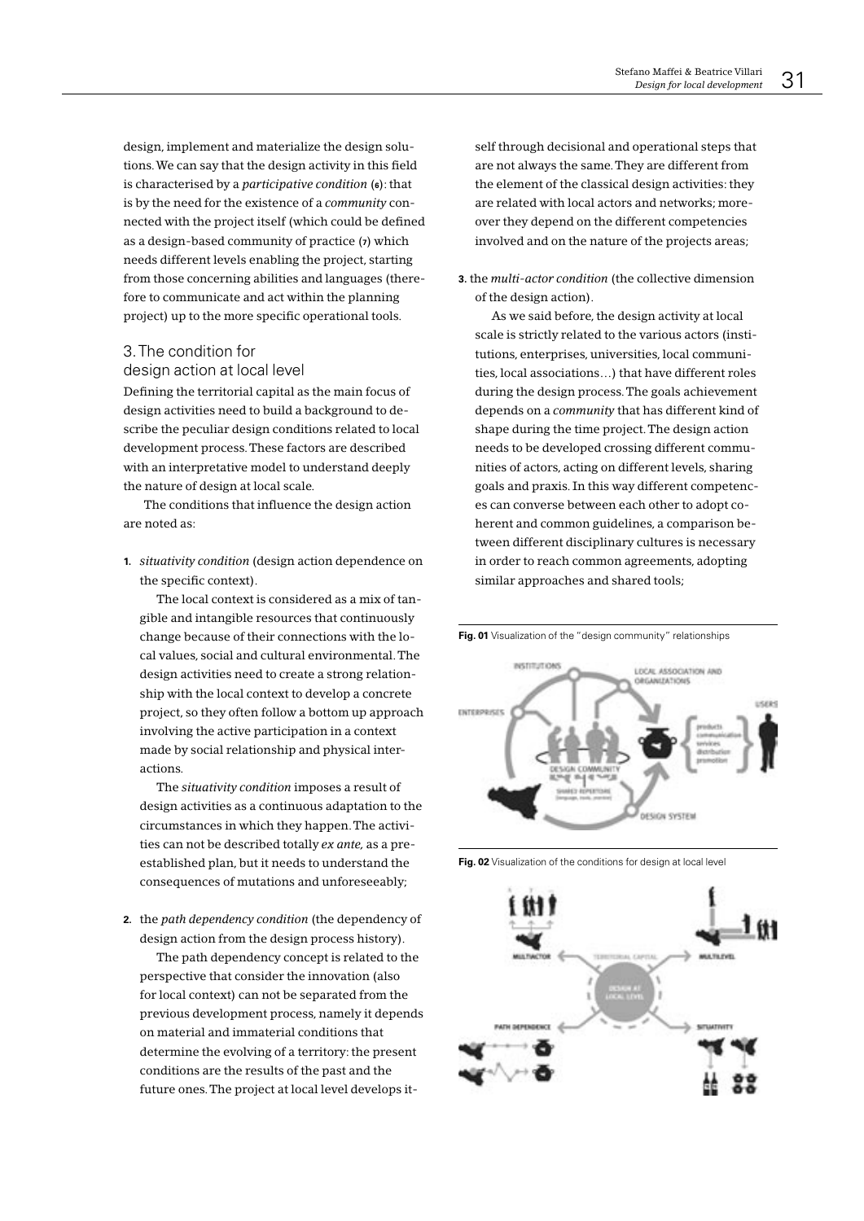design, implement and materialize the design solutions. We can say that the design activity in this field is characterised by a *participative condition* (6): that is by the need for the existence of a *community* connected with the project itself (which could be defined as a design-based community of practice (7) which needs different levels enabling the project, starting from those concerning abilities and languages (therefore to communicate and act within the planning project) up to the more specific operational tools.

## 3. The condition for design action at local level

Defining the territorial capital as the main focus of design activities need to build a background to describe the peculiar design conditions related to local development process. These factors are described with an interpretative model to understand deeply the nature of design at local scale.

The conditions that influence the design action are noted as:

1. *situativity condition* (design action dependence on the specific context).

   The local context is considered as a mix of tangible and intangible resources that continuously change because of their connections with the local values, social and cultural environmental. The design activities need to create a strong relationship with the local context to develop a concrete project, so they often follow a bottom up approach involving the active participation in a context made by social relationship and physical interactions.

   The *situativity condition* imposes a result of design activities as a continuous adaptation to the circumstances in which they happen. The activities can not be described totally *ex ante,* as a preestablished plan, but it needs to understand the consequences of mutations and unforeseeably;

2. the *path dependency condition* (the dependency of design action from the design process history).

   The path dependency concept is related to the perspective that consider the innovation (also for local context) can not be separated from the previous development process, namely it depends on material and immaterial conditions that determine the evolving of a territory: the present conditions are the results of the past and the future ones. The project at local level develops itself through decisional and operational steps that are not always the same. They are different from the element of the classical design activities: they are related with local actors and networks; moreover they depend on the different competencies involved and on the nature of the projects areas;

3. the *multi-actor condition* (the collective dimension of the design action).

   As we said before, the design activity at local scale is strictly related to the various actors (institutions, enterprises, universities, local communities, local associations…) that have different roles during the design process. The goals achievement depends on a *community* that has different kind of shape during the time project. The design action needs to be developed crossing different communities of actors, acting on different levels, sharing goals and praxis. In this way different competences can converse between each other to adopt coherent and common guidelines, a comparison between different disciplinary cultures is necessary in order to reach common agreements, adopting similar approaches and shared tools;

**Fig. 01** Visualization of the "design community" relationships

**Fig. 02** Visualization of the conditions for design at local level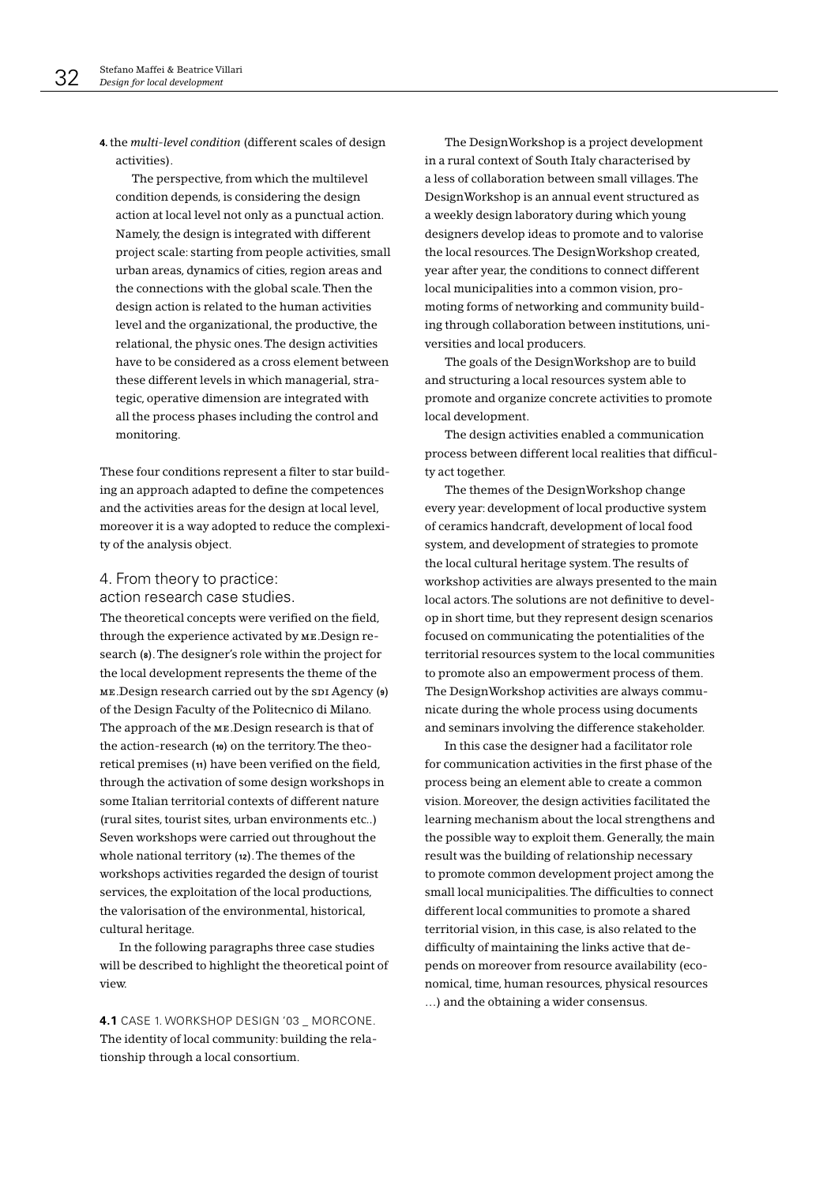**4.** the *multi-level condition* (different scales of design activities).

The perspective, from which the multilevel condition depends, is considering the design action at local level not only as a punctual action. Namely, the design is integrated with different project scale: starting from people activities, small urban areas, dynamics of cities, region areas and the connections with the global scale. Then the design action is related to the human activities level and the organizational, the productive, the relational, the physic ones. The design activities have to be considered as a cross element between these different levels in which managerial, strategic, operative dimension are integrated with all the process phases including the control and monitoring.

These four conditions represent a filter to star building an approach adapted to define the competences and the activities areas for the design at local level, moreover it is a way adopted to reduce the complexity of the analysis object.

## 4. From theory to practice: action research case studies.

The theoretical concepts were verified on the field, through the experience activated by ME.Design research (8). The designer's role within the project for the local development represents the theme of the ME.Design research carried out by the SDI Agency (9) of the Design Faculty of the Politecnico di Milano. The approach of the ME.Design research is that of the action-research (10) on the territory. The theoretical premises (11) have been verified on the field, through the activation of some design workshops in some Italian territorial contexts of different nature (rural sites, tourist sites, urban environments etc..) Seven workshops were carried out throughout the whole national territory (12). The themes of the workshops activities regarded the design of tourist services, the exploitation of the local productions, the valorisation of the environmental, historical, cultural heritage.

In the following paragraphs three case studies will be described to highlight the theoretical point of view.

**4.1** CASE 1. WORKSHOP DESIGN '03 _ MORCONE. The identity of local community: building the relationship through a local consortium.

The DesignWorkshop is a project development in a rural context of South Italy characterised by a less of collaboration between small villages. The DesignWorkshop is an annual event structured as a weekly design laboratory during which young designers develop ideas to promote and to valorise the local resources. The DesignWorkshop created, year after year, the conditions to connect different local municipalities into a common vision, promoting forms of networking and community building through collaboration between institutions, universities and local producers.

The goals of the DesignWorkshop are to build and structuring a local resources system able to promote and organize concrete activities to promote local development.

The design activities enabled a communication process between different local realities that difficulty act together.

The themes of the DesignWorkshop change every year: development of local productive system of ceramics handcraft, development of local food system, and development of strategies to promote the local cultural heritage system. The results of workshop activities are always presented to the main local actors. The solutions are not definitive to develop in short time, but they represent design scenarios focused on communicating the potentialities of the territorial resources system to the local communities to promote also an empowerment process of them. The DesignWorkshop activities are always communicate during the whole process using documents and seminars involving the difference stakeholder.

In this case the designer had a facilitator role for communication activities in the first phase of the process being an element able to create a common vision. Moreover, the design activities facilitated the learning mechanism about the local strengthens and the possible way to exploit them. Generally, the main result was the building of relationship necessary to promote common development project among the small local municipalities. The difficulties to connect different local communities to promote a shared territorial vision, in this case, is also related to the difficulty of maintaining the links active that depends on moreover from resource availability (economical, time, human resources, physical resources …) and the obtaining a wider consensus.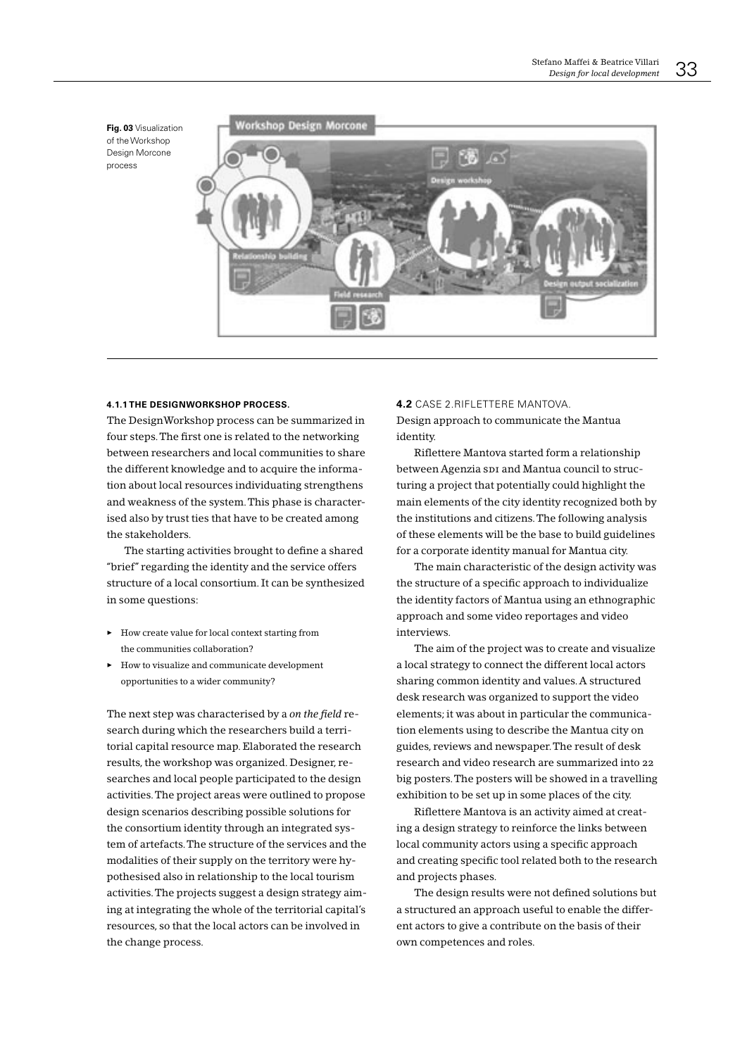**Fig. 03** Visualization of the Workshop Design Morcone process

#### 4.1.1 THE DESIGNWORKSHOP PROCESS.

The DesignWorkshop process can be summarized in four steps. The first one is related to the networking between researchers and local communities to share the different knowledge and to acquire the information about local resources individuating strengthens and weakness of the system. This phase is characterised also by trust ties that have to be created among the stakeholders.

The starting activities brought to define a shared "brief" regarding the identity and the service offers structure of a local consortium. It can be synthesized in some questions:

- How create value for local context starting from the communities collaboration?
- How to visualize and communicate development opportunities to a wider community?

The next step was characterised by a *on the field* research during which the researchers build a territorial capital resource map. Elaborated the research results, the workshop was organized. Designer, researches and local people participated to the design activities. The project areas were outlined to propose design scenarios describing possible solutions for the consortium identity through an integrated system of artefacts. The structure of the services and the modalities of their supply on the territory were hypothesised also in relationship to the local tourism activities. The projects suggest a design strategy aiming at integrating the whole of the territorial capital's resources, so that the local actors can be involved in the change process.

### 4.2 CASE 2.RIFLETTERE MANTOVA.

Design approach to communicate the Mantua identity.

Riflettere Mantova started form a relationship between Agenzia SDI and Mantua council to structuring a project that potentially could highlight the main elements of the city identity recognized both by the institutions and citizens. The following analysis of these elements will be the base to build guidelines for a corporate identity manual for Mantua city.

The main characteristic of the design activity was the structure of a specific approach to individualize the identity factors of Mantua using an ethnographic approach and some video reportages and video interviews.

The aim of the project was to create and visualize a local strategy to connect the different local actors sharing common identity and values. A structured desk research was organized to support the video elements; it was about in particular the communication elements using to describe the Mantua city on guides, reviews and newspaper. The result of desk research and video research are summarized into 22 big posters. The posters will be showed in a travelling exhibition to be set up in some places of the city.

Riflettere Mantova is an activity aimed at creating a design strategy to reinforce the links between local community actors using a specific approach and creating specific tool related both to the research and projects phases.

The design results were not defined solutions but a structured an approach useful to enable the different actors to give a contribute on the basis of their own competences and roles.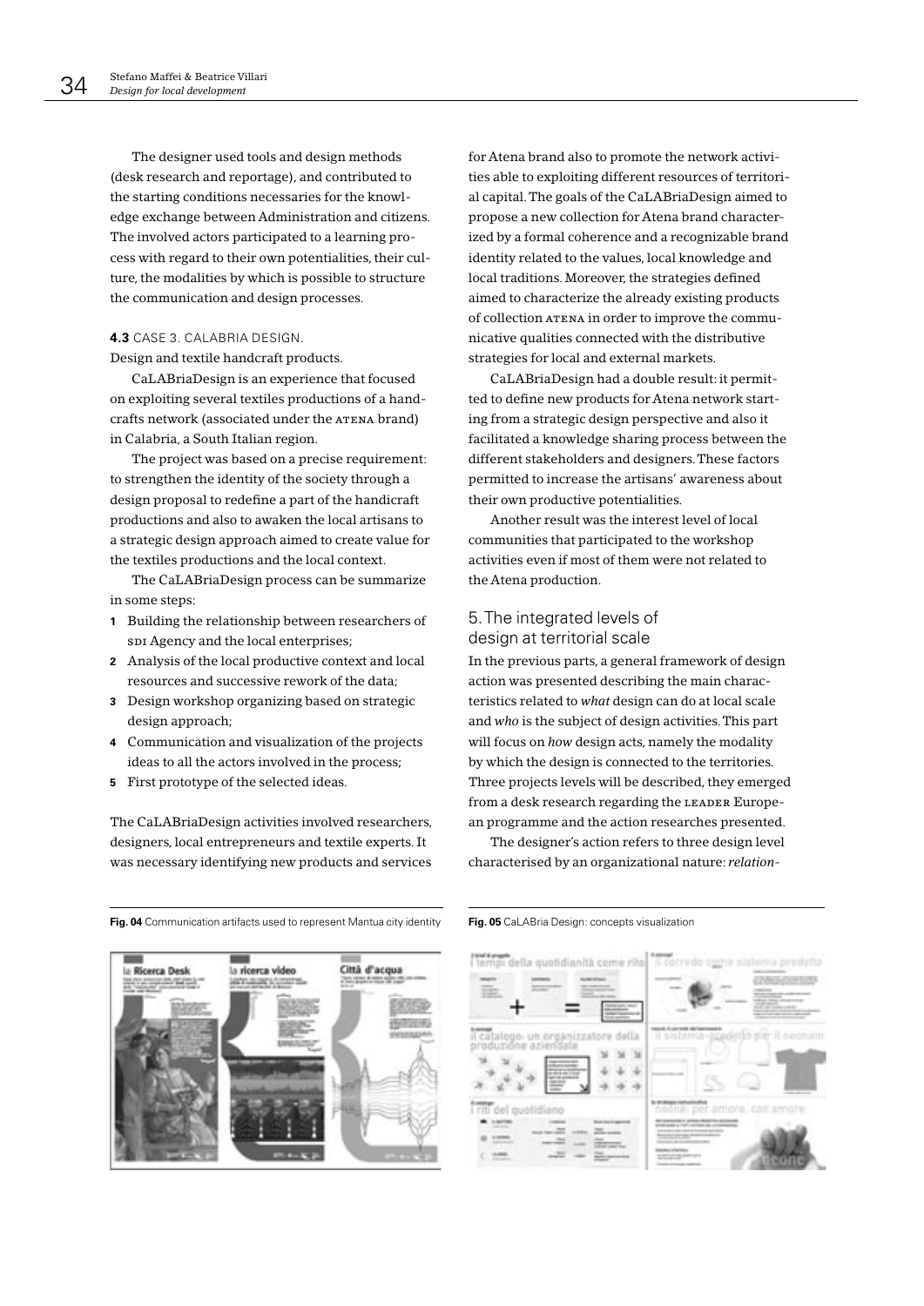The designer used tools and design methods (desk research and reportage), and contributed to the starting conditions necessaries for the knowledge exchange between Administration and citizens. The involved actors participated to a learning process with regard to their own potentialities, their culture, the modalities by which is possible to structure the communication and design processes.

### 4.3 CASE 3. CALABRIA DESIGN.

Design and textile handcraft products.

CaLABriaDesign is an experience that focused on exploiting several textiles productions of a handcrafts network (associated under the ATENA brand) in Calabria, a South Italian region.

The project was based on a precise requirement: to strengthen the identity of the society through a design proposal to redefine a part of the handicraft productions and also to awaken the local artisans to a strategic design approach aimed to create value for the textiles productions and the local context.

The CaLABriaDesign process can be summarize in some steps:

1. Building the relationship between researchers of SDI Agency and the local enterprises;
2. Analysis of the local productive context and local resources and successive rework of the data;
3. Design workshop organizing based on strategic design approach;
4. Communication and visualization of the projects ideas to all the actors involved in the process;
5. First prototype of the selected ideas.

The CaLABriaDesign activities involved researchers, designers, local entrepreneurs and textile experts. It was necessary identifying new products and services for Atena brand also to promote the network activities able to exploiting different resources of territorial capital. The goals of the CaLABriaDesign aimed to propose a new collection for Atena brand characterized by a formal coherence and a recognizable brand identity related to the values, local knowledge and local traditions. Moreover, the strategies defined aimed to characterize the already existing products of collection ATENA in order to improve the communicative qualities connected with the distributive strategies for local and external markets.

CaLABriaDesign had a double result: it permitted to define new products for Atena network starting from a strategic design perspective and also it facilitated a knowledge sharing process between the different stakeholders and designers. These factors permitted to increase the artisans' awareness about their own productive potentialities.

Another result was the interest level of local communities that participated to the workshop activities even if most of them were not related to the Atena production.

## 5. The integrated levels of design at territorial scale

In the previous parts, a general framework of design action was presented describing the main characteristics related to *what* design can do at local scale and *who* is the subject of design activities. This part will focus on *how* design acts, namely the modality by which the design is connected to the territories. Three projects levels will be described, they emerged from a desk research regarding the LEADER European programme and the action researches presented.

The designer's action refers to three design level characterised by an organizational nature: *relation-*

**Fig. 04** Communication artifacts used to represent Mantua city identity

**Fig. 05** CaLABria Design: concepts visualization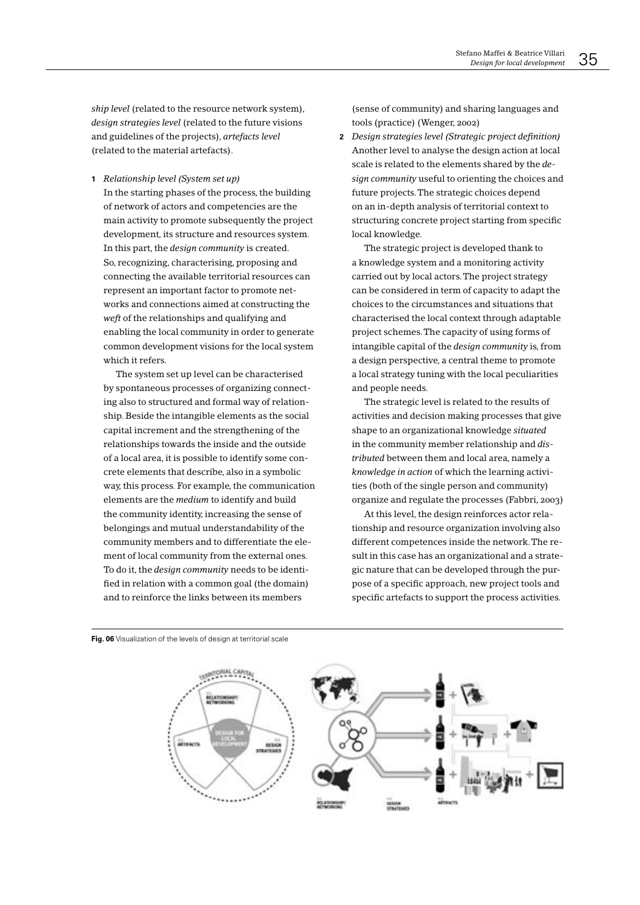*ship level* (related to the resource network system), *design strategies level* (related to the future visions and guidelines of the projects), *artefacts level* (related to the material artefacts).

**1** *Relationship level (System set up)*
In the starting phases of the process, the building of network of actors and competencies are the main activity to promote subsequently the project development, its structure and resources system. In this part, the *design community* is created. So, recognizing, characterising, proposing and connecting the available territorial resources can represent an important factor to promote networks and connections aimed at constructing the *weft* of the relationships and qualifying and enabling the local community in order to generate common development visions for the local system which it refers.

The system set up level can be characterised by spontaneous processes of organizing connecting also to structured and formal way of relationship. Beside the intangible elements as the social capital increment and the strengthening of the relationships towards the inside and the outside of a local area, it is possible to identify some concrete elements that describe, also in a symbolic way, this process. For example, the communication elements are the *medium* to identify and build the community identity, increasing the sense of belongings and mutual understandability of the community members and to differentiate the element of local community from the external ones. To do it, the *design community* needs to be identified in relation with a common goal (the domain) and to reinforce the links between its members (sense of community) and sharing languages and tools (practice) (Wenger, 2002)

**2** *Design strategies level (Strategic project definition)*
Another level to analyse the design action at local scale is related to the elements shared by the *design community* useful to orienting the choices and future projects. The strategic choices depend on an in-depth analysis of territorial context to structuring concrete project starting from specific local knowledge.

The strategic project is developed thank to a knowledge system and a monitoring activity carried out by local actors. The project strategy can be considered in term of capacity to adapt the choices to the circumstances and situations that characterised the local context through adaptable project schemes. The capacity of using forms of intangible capital of the *design community* is, from a design perspective, a central theme to promote a local strategy tuning with the local peculiarities and people needs.

The strategic level is related to the results of activities and decision making processes that give shape to an organizational knowledge *situated* in the community member relationship and *distributed* between them and local area, namely a *knowledge in action* of which the learning activities (both of the single person and community) organize and regulate the processes (Fabbri, 2003)

At this level, the design reinforces actor relationship and resource organization involving also different competences inside the network. The result in this case has an organizational and a strategic nature that can be developed through the purpose of a specific approach, new project tools and specific artefacts to support the process activities.

**Fig. 06** Visualization of the levels of design at territorial scale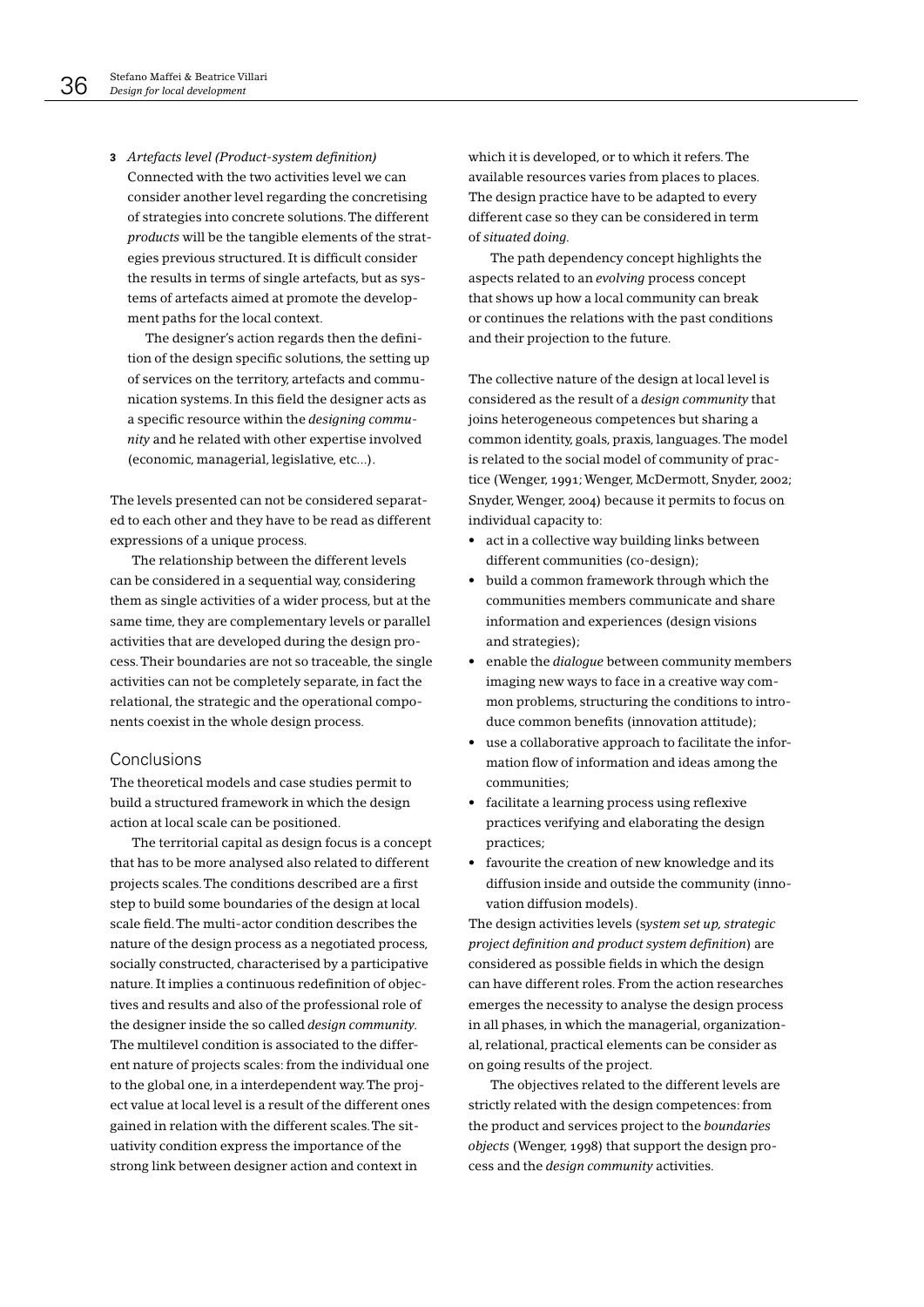**3** *Artefacts level (Product-system definition)*
Connected with the two activities level we can consider another level regarding the concretising of strategies into concrete solutions. The different *products* will be the tangible elements of the strategies previous structured. It is difficult consider the results in terms of single artefacts, but as systems of artefacts aimed at promote the development paths for the local context.

The designer's action regards then the definition of the design specific solutions, the setting up of services on the territory, artefacts and communication systems. In this field the designer acts as a specific resource within the *designing community* and he related with other expertise involved (economic, managerial, legislative, etc...).

The levels presented can not be considered separated to each other and they have to be read as different expressions of a unique process.

The relationship between the different levels can be considered in a sequential way, considering them as single activities of a wider process, but at the same time, they are complementary levels or parallel activities that are developed during the design process. Their boundaries are not so traceable, the single activities can not be completely separate, in fact the relational, the strategic and the operational components coexist in the whole design process.

## Conclusions

The theoretical models and case studies permit to build a structured framework in which the design action at local scale can be positioned.

The territorial capital as design focus is a concept that has to be more analysed also related to different projects scales. The conditions described are a first step to build some boundaries of the design at local scale field. The multi-actor condition describes the nature of the design process as a negotiated process, socially constructed, characterised by a participative nature. It implies a continuous redefinition of objectives and results and also of the professional role of the designer inside the so called *design community*. The multilevel condition is associated to the different nature of projects scales: from the individual one to the global one, in a interdependent way. The project value at local level is a result of the different ones gained in relation with the different scales. The situativity condition express the importance of the strong link between designer action and context in which it is developed, or to which it refers. The available resources varies from places to places. The design practice have to be adapted to every different case so they can be considered in term of *situated doing*.

The path dependency concept highlights the aspects related to an *evolving* process concept that shows up how a local community can break or continues the relations with the past conditions and their projection to the future.

The collective nature of the design at local level is considered as the result of a *design community* that joins heterogeneous competences but sharing a common identity, goals, praxis, languages. The model is related to the social model of community of practice (Wenger, 1991; Wenger, McDermott, Snyder, 2002; Snyder, Wenger, 2004) because it permits to focus on individual capacity to:

- act in a collective way building links between different communities (co-design);
- build a common framework through which the communities members communicate and share information and experiences (design visions and strategies);
- enable the *dialogue* between community members imaging new ways to face in a creative way common problems, structuring the conditions to introduce common benefits (innovation attitude);
- use a collaborative approach to facilitate the information flow of information and ideas among the communities;
- facilitate a learning process using reflexive practices verifying and elaborating the design practices;
- favourite the creation of new knowledge and its diffusion inside and outside the community (innovation diffusion models).

The design activities levels (*system set up, strategic project definition and product system definition*) are considered as possible fields in which the design can have different roles. From the action researches emerges the necessity to analyse the design process in all phases, in which the managerial, organizational, relational, practical elements can be consider as on going results of the project.

The objectives related to the different levels are strictly related with the design competences: from the product and services project to the *boundaries objects* (Wenger, 1998) that support the design process and the *design community* activities.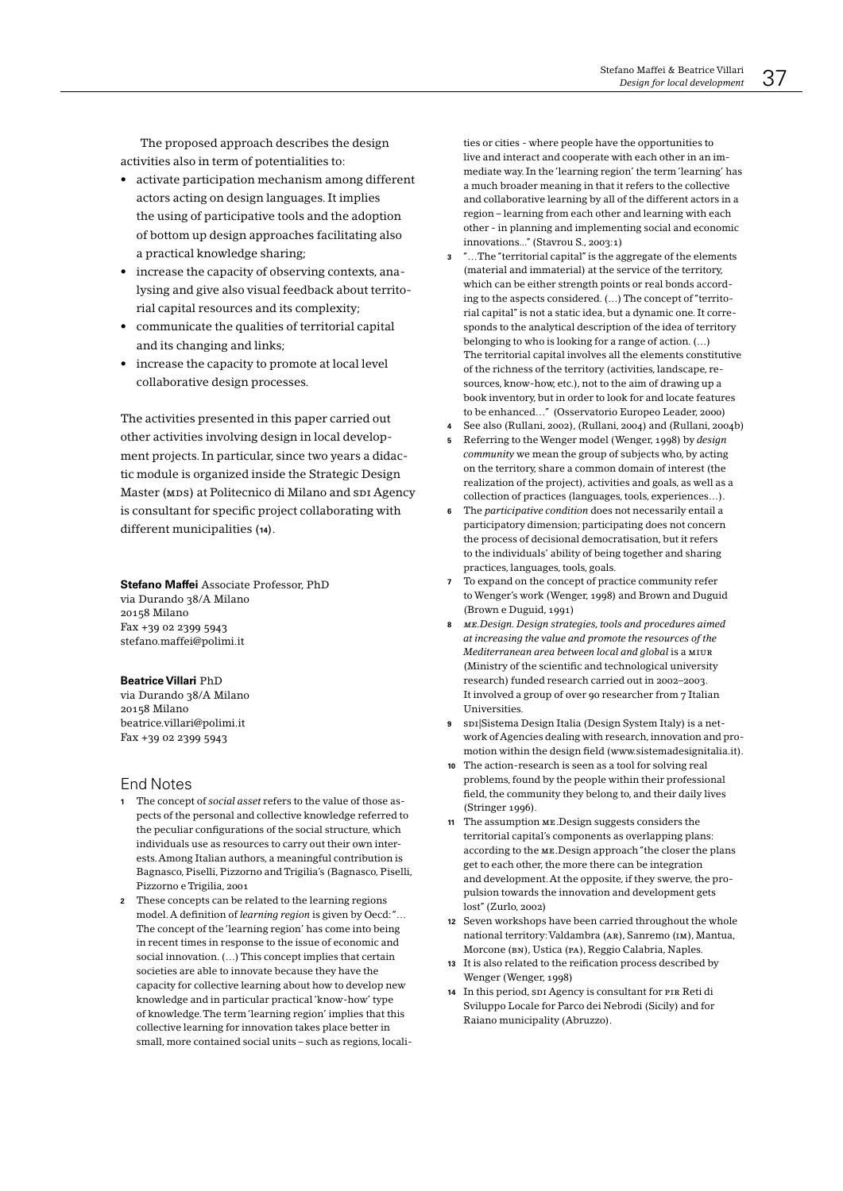The proposed approach describes the design activities also in term of potentialities to:

- activate participation mechanism among different actors acting on design languages. It implies the using of participative tools and the adoption of bottom up design approaches facilitating also a practical knowledge sharing;
- increase the capacity of observing contexts, analysing and give also visual feedback about territorial capital resources and its complexity;
- communicate the qualities of territorial capital and its changing and links;
- increase the capacity to promote at local level collaborative design processes.

The activities presented in this paper carried out other activities involving design in local development projects. In particular, since two years a didactic module is organized inside the Strategic Design Master (MDS) at Politecnico di Milano and SDI Agency is consultant for specific project collaborating with different municipalities (14).

**Stefano Maffei** Associate Professor, PhD
via Durando 38/A Milano
20158 Milano
Fax +39 02 2399 5943
stefano.maffei@polimi.it

**Beatrice Villari** PhD
via Durando 38/A Milano
20158 Milano
beatrice.villari@polimi.it
Fax +39 02 2399 5943

## End Notes

1. The concept of *social asset* refers to the value of those aspects of the personal and collective knowledge referred to the peculiar configurations of the social structure, which individuals use as resources to carry out their own interests. Among Italian authors, a meaningful contribution is Bagnasco, Piselli, Pizzorno and Trigilia's (Bagnasco, Piselli, Pizzorno e Trigilia, 2001
2. These concepts can be related to the learning regions model. A definition of *learning region* is given by Oecd: "… The concept of the 'learning region' has come into being in recent times in response to the issue of economic and social innovation. (…) This concept implies that certain societies are able to innovate because they have the capacity for collective learning about how to develop new knowledge and in particular practical 'know-how' type of knowledge. The term 'learning region' implies that this collective learning for innovation takes place better in small, more contained social units – such as regions, localities or cities - where people have the opportunities to live and interact and cooperate with each other in an immediate way. In the 'learning region' the term 'learning' has a much broader meaning in that it refers to the collective and collaborative learning by all of the different actors in a region – learning from each other and learning with each other - in planning and implementing social and economic innovations..." (Stavrou S., 2003:1)
3. "…The "territorial capital" is the aggregate of the elements (material and immaterial) at the service of the territory, which can be either strength points or real bonds according to the aspects considered. (…) The concept of "territorial capital" is not a static idea, but a dynamic one. It corresponds to the analytical description of the idea of territory belonging to who is looking for a range of action. (…) The territorial capital involves all the elements constitutive of the richness of the territory (activities, landscape, resources, know-how, etc.), not to the aim of drawing up a book inventory, but in order to look for and locate features to be enhanced…" (Osservatorio Europeo Leader, 2000)
4. See also (Rullani, 2002), (Rullani, 2004) and (Rullani, 2004b)
5. Referring to the Wenger model (Wenger, 1998) by *design community* we mean the group of subjects who, by acting on the territory, share a common domain of interest (the realization of the project), activities and goals, as well as a collection of practices (languages, tools, experiences…).
6. The *participative condition* does not necessarily entail a participatory dimension; participating does not concern the process of decisional democratisation, but it refers to the individuals' ability of being together and sharing practices, languages, tools, goals.
7. To expand on the concept of practice community refer to Wenger's work (Wenger, 1998) and Brown and Duguid (Brown e Duguid, 1991)
8. *ME.Design. Design strategies, tools and procedures aimed at increasing the value and promote the resources of the Mediterranean area between local and global* is a MIUR (Ministry of the scientific and technological university research) funded research carried out in 2002–2003. It involved a group of over 90 researcher from 7 Italian Universities.
9. SDI|Sistema Design Italia (Design System Italy) is a network of Agencies dealing with research, innovation and promotion within the design field (www.sistemadesignitalia.it).
10. The action-research is seen as a tool for solving real problems, found by the people within their professional field, the community they belong to, and their daily lives (Stringer 1996).
11. The assumption ME.Design suggests considers the territorial capital's components as overlapping plans: according to the ME.Design approach "the closer the plans get to each other, the more there can be integration and development. At the opposite, if they swerve, the propulsion towards the innovation and development gets lost" (Zurlo, 2002)
12. Seven workshops have been carried throughout the whole national territory: Valdambra (AR), Sanremo (IM), Mantua, Morcone (BN), Ustica (PA), Reggio Calabria, Naples.
13. It is also related to the reification process described by Wenger (Wenger, 1998)
14. In this period, SDI Agency is consultant for PIR Reti di Sviluppo Locale for Parco dei Nebrodi (Sicily) and for Raiano municipality (Abruzzo).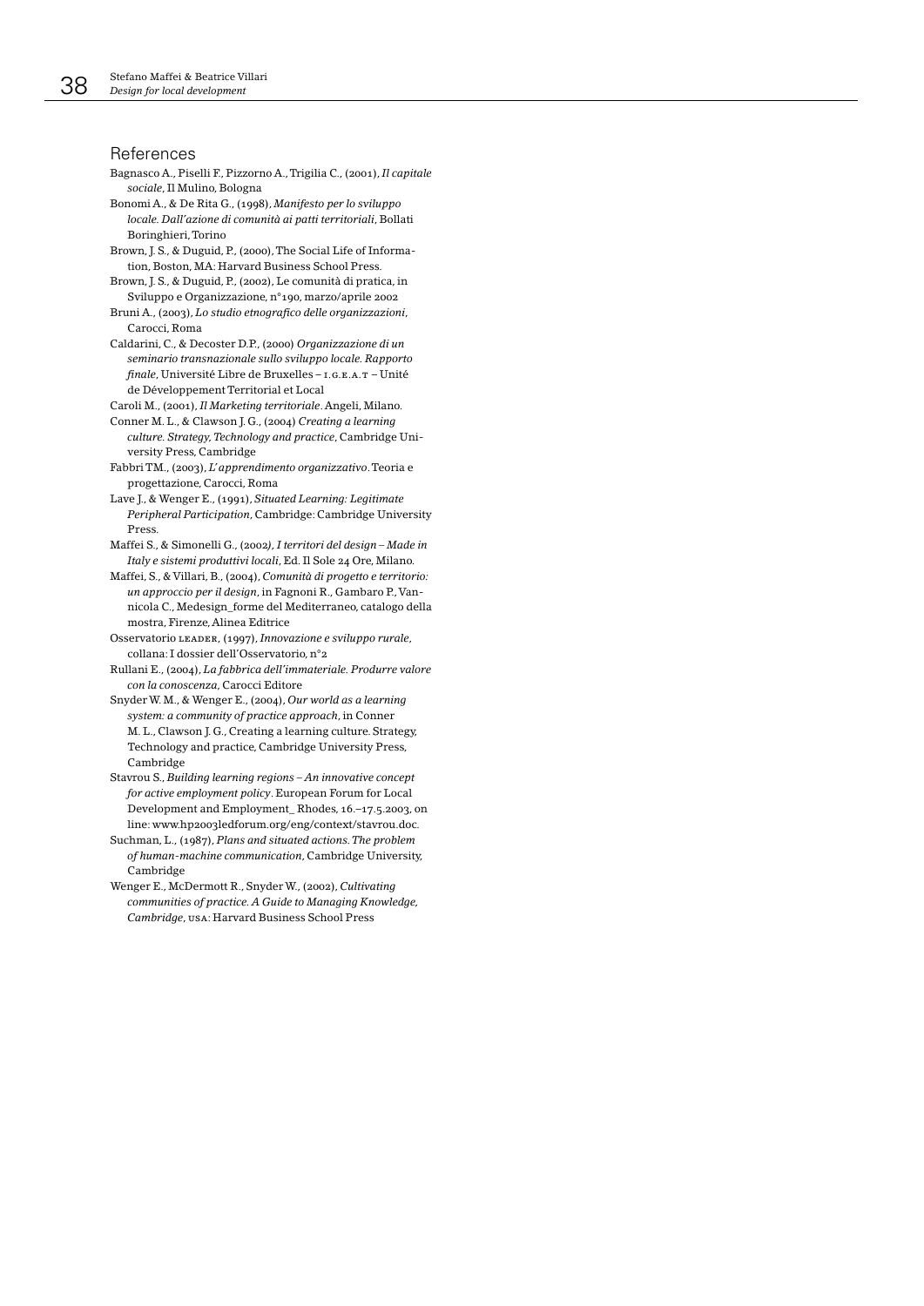## References

Bagnasco A., Piselli F., Pizzorno A., Trigilia C., (2001), *Il capitale sociale*, Il Mulino, Bologna

Bonomi A., & De Rita G., (1998), *Manifesto per lo sviluppo locale. Dall'azione di comunità ai patti territoriali*, Bollati Boringhieri, Torino

Brown, J. S., & Duguid, P., (2000), The Social Life of Information, Boston, MA: Harvard Business School Press.

Brown, J. S., & Duguid, P., (2002), Le comunità di pratica, in Sviluppo e Organizzazione, n°190, marzo/aprile 2002

Bruni A., (2003), *Lo studio etnografico delle organizzazioni*, Carocci, Roma

Caldarini, C., & Decoster D.P., (2000) *Organizzazione di un seminario transnazionale sullo sviluppo locale. Rapporto finale*, Université Libre de Bruxelles – I.G.E.A.T – Unité de Développement Territorial et Local

Caroli M., (2001), *Il Marketing territoriale*. Angeli, Milano.

Conner M. L., & Clawson J. G., (2004) *Creating a learning culture. Strategy, Technology and practice*, Cambridge University Press, Cambridge

Fabbri T.M., (2003), *L'apprendimento organizzativo*. Teoria e progettazione, Carocci, Roma

Lave J., & Wenger E., (1991), *Situated Learning: Legitimate Peripheral Participation*, Cambridge: Cambridge University Press.

Maffei S., & Simonelli G., (2002), *I territori del design – Made in Italy e sistemi produttivi locali*, Ed. Il Sole 24 Ore, Milano.

Maffei, S., & Villari, B., (2004), *Comunità di progetto e territorio: un approccio per il design*, in Fagnoni R., Gambaro P., Vannicola C., Medesign_forme del Mediterraneo, catalogo della mostra, Firenze, Alinea Editrice

Osservatorio LEADER, (1997), *Innovazione e sviluppo rurale*, collana: I dossier dell'Osservatorio, n°2

Rullani E., (2004), *La fabbrica dell'immateriale. Produrre valore con la conoscenza*, Carocci Editore

Snyder W. M., & Wenger E., (2004), *Our world as a learning system: a community of practice approach*, in Conner M. L., Clawson J. G., Creating a learning culture. Strategy, Technology and practice, Cambridge University Press, Cambridge

Stavrou S., *Building learning regions – An innovative concept for active employment policy*. European Forum for Local Development and Employment_ Rhodes, 16.–17.5.2003, on line: www.hp2003ledforum.org/eng/context/stavrou.doc.

Suchman, L., (1987), *Plans and situated actions. The problem of human-machine communication*, Cambridge University, Cambridge

Wenger E., McDermott R., Snyder W., (2002), *Cultivating communities of practice. A Guide to Managing Knowledge, Cambridge*, USA: Harvard Business School Press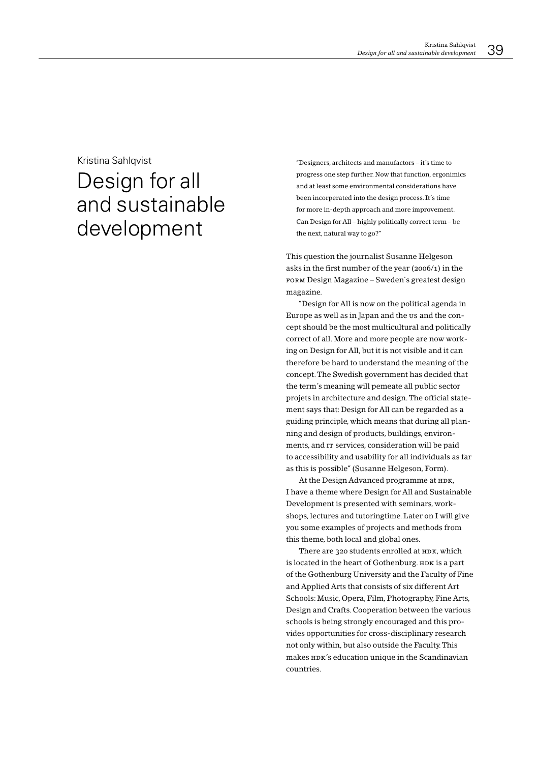Kristina Sahlqvist

# Design for all and sustainable development

"Designers, architects and manufactors – it´s time to progress one step further. Now that function, ergonimics and at least some environmental considerations have been incorperated into the design process. It´s time for more in-depth approach and more improvement. Can Design for All – highly politically correct term – be the next, natural way to go?"

This question the journalist Susanne Helgeson asks in the first number of the year (2006/1) in the FORM Design Magazine – Sweden`s greatest design magazine.

"Design for All is now on the political agenda in Europe as well as in Japan and the US and the concept should be the most multicultural and politically correct of all. More and more people are now working on Design for All, but it is not visible and it can therefore be hard to understand the meaning of the concept. The Swedish government has decided that the term´s meaning will pemeate all public sector projets in architecture and design. The official statement says that: Design for All can be regarded as a guiding principle, which means that during all planning and design of products, buildings, environments, and IT services, consideration will be paid to accessibility and usability for all individuals as far as this is possible" (Susanne Helgeson, Form).

At the Design Advanced programme at HDK, I have a theme where Design for All and Sustainable Development is presented with seminars, workshops, lectures and tutoringtime. Later on I will give you some examples of projects and methods from this theme, both local and global ones.

There are 320 students enrolled at HDK, which is located in the heart of Gothenburg. HDK is a part of the Gothenburg University and the Faculty of Fine and Applied Arts that consists of six different Art Schools: Music, Opera, Film, Photography, Fine Arts, Design and Crafts. Cooperation between the various schools is being strongly encouraged and this provides opportunities for cross-disciplinary research not only within, but also outside the Faculty. This makes HDK´s education unique in the Scandinavian countries.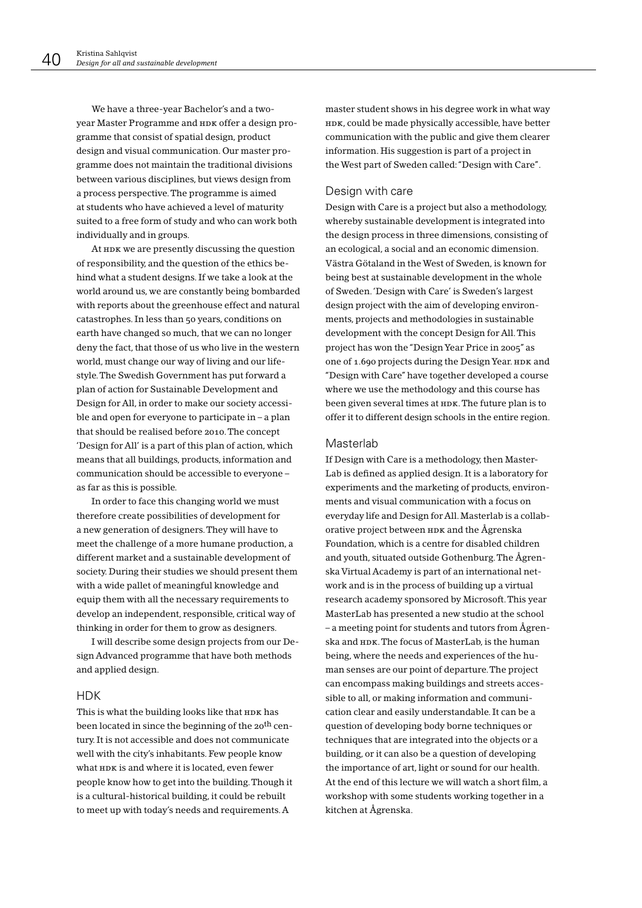We have a three-year Bachelor's and a two-year Master Programme and HDK offer a design programme that consist of spatial design, product design and visual communication. Our master programme does not maintain the traditional divisions between various disciplines, but views design from a process perspective. The programme is aimed at students who have achieved a level of maturity suited to a free form of study and who can work both individually and in groups.

At HDK we are presently discussing the question of responsibility, and the question of the ethics behind what a student designs. If we take a look at the world around us, we are constantly being bombarded with reports about the greenhouse effect and natural catastrophes. In less than 50 years, conditions on earth have changed so much, that we can no longer deny the fact, that those of us who live in the western world, must change our way of living and our lifestyle. The Swedish Government has put forward a plan of action for Sustainable Development and Design for All, in order to make our society accessible and open for everyone to participate in – a plan that should be realised before 2010. The concept 'Design for All' is a part of this plan of action, which means that all buildings, products, information and communication should be accessible to everyone – as far as this is possible.

In order to face this changing world we must therefore create possibilities of development for a new generation of designers. They will have to meet the challenge of a more humane production, a different market and a sustainable development of society. During their studies we should present them with a wide pallet of meaningful knowledge and equip them with all the necessary requirements to develop an independent, responsible, critical way of thinking in order for them to grow as designers.

I will describe some design projects from our Design Advanced programme that have both methods and applied design.

## HDK

This is what the building looks like that HDK has been located in since the beginning of the 20th century. It is not accessible and does not communicate well with the city's inhabitants. Few people know what HDK is and where it is located, even fewer people know how to get into the building. Though it is a cultural-historical building, it could be rebuilt to meet up with today's needs and requirements. A master student shows in his degree work in what way HDK, could be made physically accessible, have better communication with the public and give them clearer information. His suggestion is part of a project in the West part of Sweden called: "Design with Care".

## Design with care

Design with Care is a project but also a methodology, whereby sustainable development is integrated into the design process in three dimensions, consisting of an ecological, a social and an economic dimension. Västra Götaland in the West of Sweden, is known for being best at sustainable development in the whole of Sweden. 'Design with Care' is Sweden's largest design project with the aim of developing environments, projects and methodologies in sustainable development with the concept Design for All. This project has won the "Design Year Price in 2005" as one of 1.690 projects during the Design Year. HDK and "Design with Care" have together developed a course where we use the methodology and this course has been given several times at HDK. The future plan is to offer it to different design schools in the entire region.

## Masterlab

If Design with Care is a methodology, then MasterLab is defined as applied design. It is a laboratory for experiments and the marketing of products, environments and visual communication with a focus on everyday life and Design for All. Masterlab is a collaborative project between HDK and the Ågrenska Foundation, which is a centre for disabled children and youth, situated outside Gothenburg. The Ågrenska Virtual Academy is part of an international network and is in the process of building up a virtual research academy sponsored by Microsoft. This year MasterLab has presented a new studio at the school – a meeting point for students and tutors from Ågrenska and HDK. The focus of MasterLab, is the human being, where the needs and experiences of the human senses are our point of departure. The project can encompass making buildings and streets accessible to all, or making information and communication clear and easily understandable. It can be a question of developing body borne techniques or techniques that are integrated into the objects or a building, or it can also be a question of developing the importance of art, light or sound for our health. At the end of this lecture we will watch a short film, a workshop with some students working together in a kitchen at Ågrenska.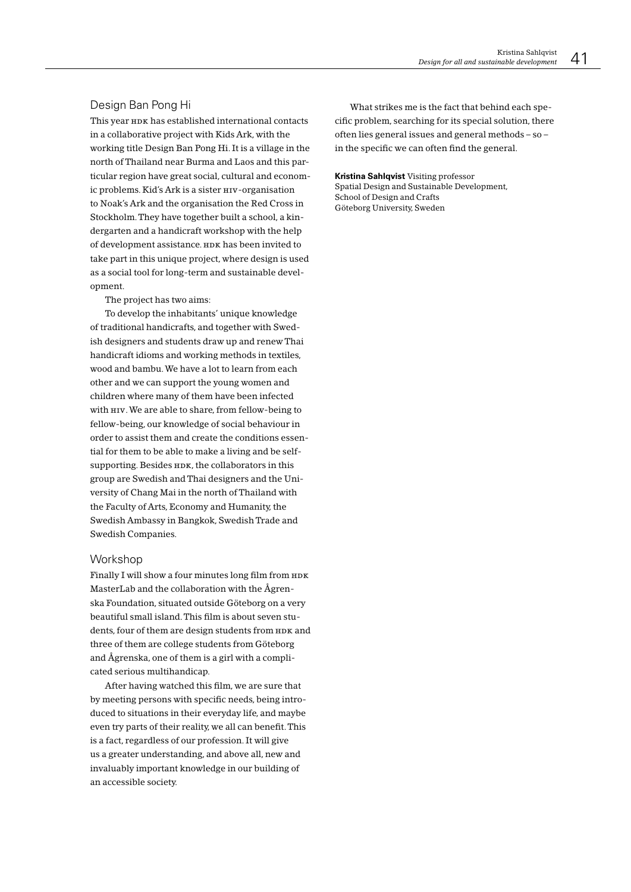## Design Ban Pong Hi

This year HDK has established international contacts in a collaborative project with Kids Ark, with the working title Design Ban Pong Hi. It is a village in the north of Thailand near Burma and Laos and this particular region have great social, cultural and economic problems. Kid's Ark is a sister HIV-organisation to Noak's Ark and the organisation the Red Cross in Stockholm. They have together built a school, a kindergarten and a handicraft workshop with the help of development assistance. HDK has been invited to take part in this unique project, where design is used as a social tool for long-term and sustainable development.

The project has two aims:

To develop the inhabitants' unique knowledge of traditional handicrafts, and together with Swedish designers and students draw up and renew Thai handicraft idioms and working methods in textiles, wood and bambu. We have a lot to learn from each other and we can support the young women and children where many of them have been infected with HIV. We are able to share, from fellow-being to fellow-being, our knowledge of social behaviour in order to assist them and create the conditions essential for them to be able to make a living and be self-supporting. Besides HDK, the collaborators in this group are Swedish and Thai designers and the University of Chang Mai in the north of Thailand with the Faculty of Arts, Economy and Humanity, the Swedish Ambassy in Bangkok, Swedish Trade and Swedish Companies.

## Workshop

Finally I will show a four minutes long film from HDK MasterLab and the collaboration with the Ågrenska Foundation, situated outside Göteborg on a very beautiful small island. This film is about seven students, four of them are design students from HDK and three of them are college students from Göteborg and Ågrenska, one of them is a girl with a complicated serious multihandicap.

After having watched this film, we are sure that by meeting persons with specific needs, being introduced to situations in their everyday life, and maybe even try parts of their reality, we all can benefit. This is a fact, regardless of our profession. It will give us a greater understanding, and above all, new and invaluably important knowledge in our building of an accessible society.

What strikes me is the fact that behind each specific problem, searching for its special solution, there often lies general issues and general methods – so – in the specific we can often find the general.

**Kristina Sahlqvist** Visiting professor
Spatial Design and Sustainable Development,
School of Design and Crafts
Göteborg University, Sweden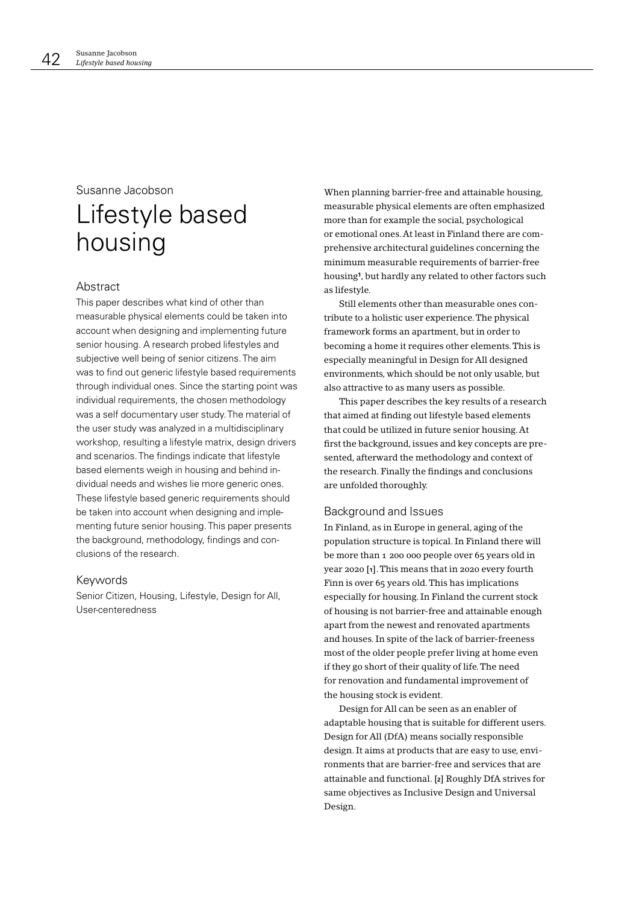Susanne Jacobson

# Lifestyle based housing

## Abstract

This paper describes what kind of other than measurable physical elements could be taken into account when designing and implementing future senior housing. A research probed lifestyles and subjective well being of senior citizens. The aim was to find out generic lifestyle based requirements through individual ones. Since the starting point was individual requirements, the chosen methodology was a self documentary user study. The material of the user study was analyzed in a multidisciplinary workshop, resulting a lifestyle matrix, design drivers and scenarios. The findings indicate that lifestyle based elements weigh in housing and behind individual needs and wishes lie more generic ones. These lifestyle based generic requirements should be taken into account when designing and implementing future senior housing. This paper presents the background, methodology, findings and conclusions of the research.

## Keywords

Senior Citizen, Housing, Lifestyle, Design for All, User-centeredness

When planning barrier-free and attainable housing, measurable physical elements are often emphasized more than for example the social, psychological or emotional ones. At least in Finland there are comprehensive architectural guidelines concerning the minimum measurable requirements of barrier-free housing[1], but hardly any related to other factors such as lifestyle.

Still elements other than measurable ones contribute to a holistic user experience. The physical framework forms an apartment, but in order to becoming a home it requires other elements. This is especially meaningful in Design for All designed environments, which should be not only usable, but also attractive to as many users as possible.

This paper describes the key results of a research that aimed at finding out lifestyle based elements that could be utilized in future senior housing. At first the background, issues and key concepts are presented, afterward the methodology and context of the research. Finally the findings and conclusions are unfolded thoroughly.

## Background and Issues

In Finland, as in Europe in general, aging of the population structure is topical. In Finland there will be more than 1 200 000 people over 65 years old in year 2020 [1]. This means that in 2020 every fourth Finn is over 65 years old. This has implications especially for housing. In Finland the current stock of housing is not barrier-free and attainable enough apart from the newest and renovated apartments and houses. In spite of the lack of barrier-freeness most of the older people prefer living at home even if they go short of their quality of life. The need for renovation and fundamental improvement of the housing stock is evident.

Design for All can be seen as an enabler of adaptable housing that is suitable for different users. Design for All (DfA) means socially responsible design. It aims at products that are easy to use, environments that are barrier-free and services that are attainable and functional. [2] Roughly DfA strives for same objectives as Inclusive Design and Universal Design.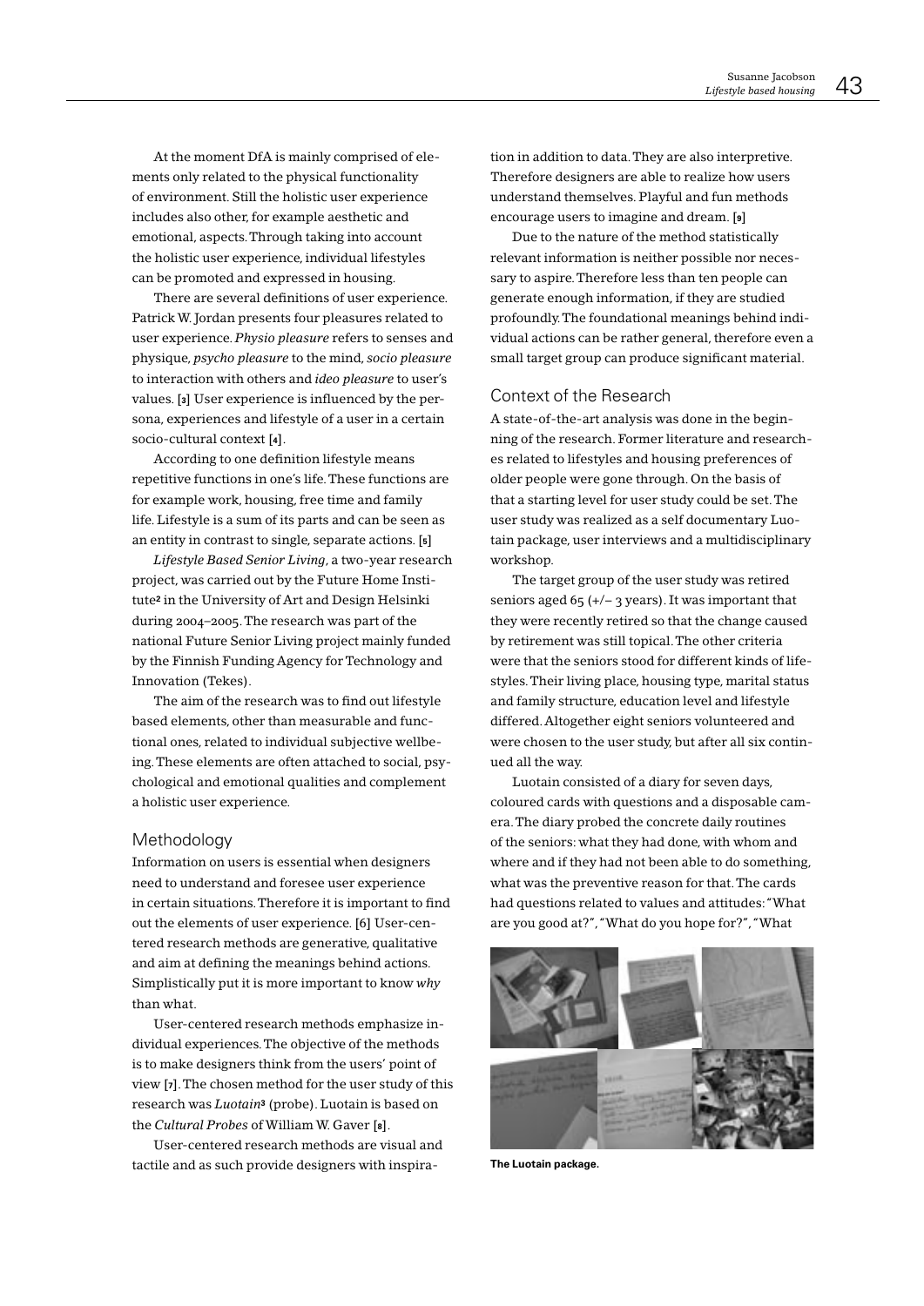At the moment DfA is mainly comprised of elements only related to the physical functionality of environment. Still the holistic user experience includes also other, for example aesthetic and emotional, aspects. Through taking into account the holistic user experience, individual lifestyles can be promoted and expressed in housing.

There are several definitions of user experience. Patrick W. Jordan presents four pleasures related to user experience. *Physio pleasure* refers to senses and physique, *psycho pleasure* to the mind, *socio pleasure* to interaction with others and *ideo pleasure* to user's values. [3] User experience is influenced by the persona, experiences and lifestyle of a user in a certain socio-cultural context [4].

According to one definition lifestyle means repetitive functions in one's life. These functions are for example work, housing, free time and family life. Lifestyle is a sum of its parts and can be seen as an entity in contrast to single, separate actions. [5]

*Lifestyle Based Senior Living*, a two-year research project, was carried out by the Future Home Institute[2] in the University of Art and Design Helsinki during 2004–2005. The research was part of the national Future Senior Living project mainly funded by the Finnish Funding Agency for Technology and Innovation (Tekes).

The aim of the research was to find out lifestyle based elements, other than measurable and functional ones, related to individual subjective wellbeing. These elements are often attached to social, psychological and emotional qualities and complement a holistic user experience.

## Methodology

Information on users is essential when designers need to understand and foresee user experience in certain situations. Therefore it is important to find out the elements of user experience. [6] User-centered research methods are generative, qualitative and aim at defining the meanings behind actions. Simplistically put it is more important to know *why* than what.

User-centered research methods emphasize individual experiences. The objective of the methods is to make designers think from the users' point of view [7]. The chosen method for the user study of this research was *Luotain*[3] (probe). Luotain is based on the *Cultural Probes* of William W. Gaver [8].

User-centered research methods are visual and tactile and as such provide designers with inspiration in addition to data. They are also interpretive. Therefore designers are able to realize how users understand themselves. Playful and fun methods encourage users to imagine and dream. [9]

Due to the nature of the method statistically relevant information is neither possible nor necessary to aspire. Therefore less than ten people can generate enough information, if they are studied profoundly. The foundational meanings behind individual actions can be rather general, therefore even a small target group can produce significant material.

## Context of the Research

A state-of-the-art analysis was done in the beginning of the research. Former literature and researches related to lifestyles and housing preferences of older people were gone through. On the basis of that a starting level for user study could be set. The user study was realized as a self documentary Luotain package, user interviews and a multidisciplinary workshop.

The target group of the user study was retired seniors aged 65 (+/– 3 years). It was important that they were recently retired so that the change caused by retirement was still topical. The other criteria were that the seniors stood for different kinds of lifestyles. Their living place, housing type, marital status and family structure, education level and lifestyle differed. Altogether eight seniors volunteered and were chosen to the user study, but after all six continued all the way.

Luotain consisted of a diary for seven days, coloured cards with questions and a disposable camera. The diary probed the concrete daily routines of the seniors: what they had done, with whom and where and if they had not been able to do something, what was the preventive reason for that. The cards had questions related to values and attitudes: "What are you good at?", "What do you hope for?", "What

**The Luotain package.**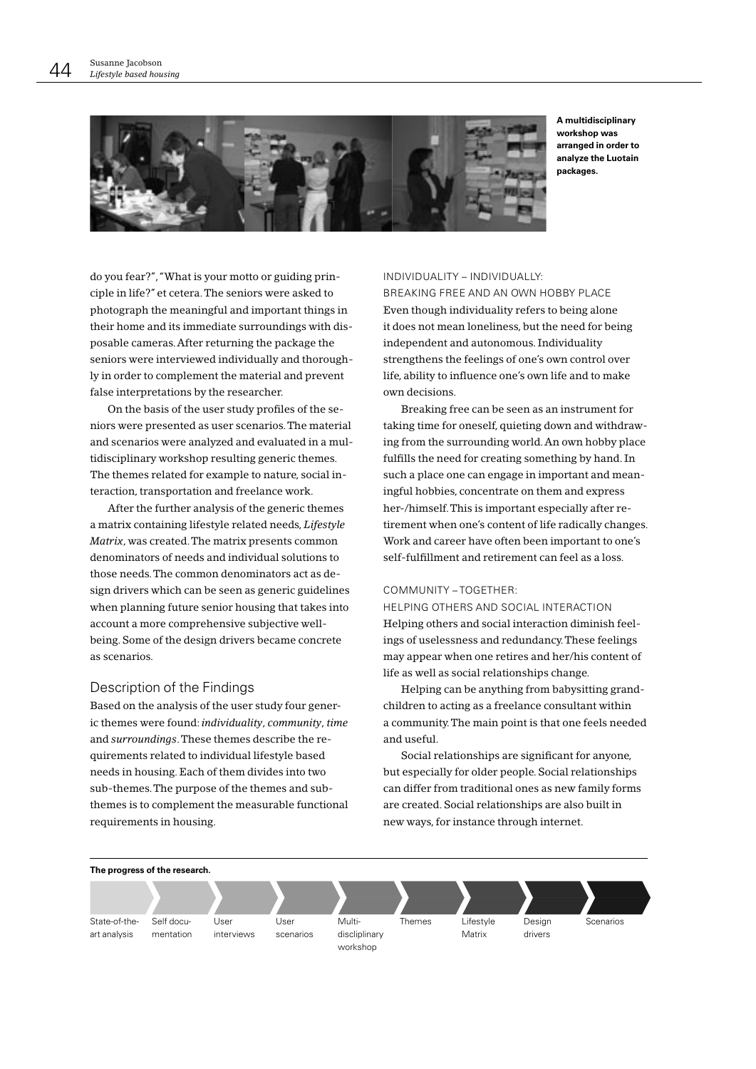A multidisciplinary workshop was arranged in order to analyze the Luotain packages.

do you fear?", "What is your motto or guiding principle in life?" et cetera. The seniors were asked to photograph the meaningful and important things in their home and its immediate surroundings with disposable cameras. After returning the package the seniors were interviewed individually and thoroughly in order to complement the material and prevent false interpretations by the researcher.

On the basis of the user study profiles of the seniors were presented as user scenarios. The material and scenarios were analyzed and evaluated in a multidisciplinary workshop resulting generic themes. The themes related for example to nature, social interaction, transportation and freelance work.

After the further analysis of the generic themes a matrix containing lifestyle related needs, *Lifestyle Matrix*, was created. The matrix presents common denominators of needs and individual solutions to those needs. The common denominators act as design drivers which can be seen as generic guidelines when planning future senior housing that takes into account a more comprehensive subjective well-being. Some of the design drivers became concrete as scenarios.

## Description of the Findings

Based on the analysis of the user study four generic themes were found: *individuality*, *community*, *time* and *surroundings*. These themes describe the requirements related to individual lifestyle based needs in housing. Each of them divides into two sub-themes. The purpose of the themes and sub-themes is to complement the measurable functional requirements in housing.

### INDIVIDUALITY – INDIVIDUALLY: BREAKING FREE AND AN OWN HOBBY PLACE

Even though individuality refers to being alone it does not mean loneliness, but the need for being independent and autonomous. Individuality strengthens the feelings of one's own control over life, ability to influence one's own life and to make own decisions.

Breaking free can be seen as an instrument for taking time for oneself, quieting down and withdrawing from the surrounding world. An own hobby place fulfills the need for creating something by hand. In such a place one can engage in important and meaningful hobbies, concentrate on them and express her-/himself. This is important especially after retirement when one's content of life radically changes. Work and career have often been important to one's self-fulfillment and retirement can feel as a loss.

### COMMUNITY – TOGETHER: HELPING OTHERS AND SOCIAL INTERACTION

Helping others and social interaction diminish feelings of uselessness and redundancy. These feelings may appear when one retires and her/his content of life as well as social relationships change.

Helping can be anything from babysitting grandchildren to acting as a freelance consultant within a community. The main point is that one feels needed and useful.

Social relationships are significant for anyone, but especially for older people. Social relationships can differ from traditional ones as new family forms are created. Social relationships are also built in new ways, for instance through internet.

**The progress of the research.**

State-of-the-art analysis → Self documentation → User interviews → User scenarios → Multi-discliplinary workshop → Themes → Lifestyle Matrix → Design drivers → Scenarios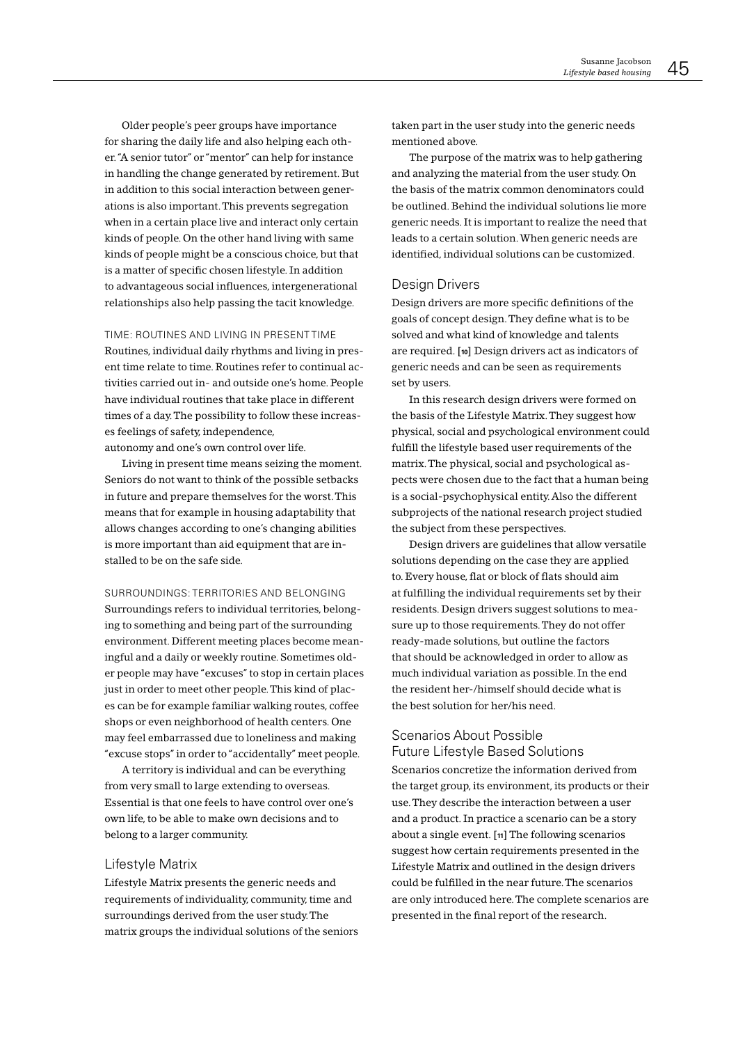Older people's peer groups have importance for sharing the daily life and also helping each other. "A senior tutor" or "mentor" can help for instance in handling the change generated by retirement. But in addition to this social interaction between generations is also important. This prevents segregation when in a certain place live and interact only certain kinds of people. On the other hand living with same kinds of people might be a conscious choice, but that is a matter of specific chosen lifestyle. In addition to advantageous social influences, intergenerational relationships also help passing the tacit knowledge.

#### TIME: ROUTINES AND LIVING IN PRESENT TIME

Routines, individual daily rhythms and living in present time relate to time. Routines refer to continual activities carried out in- and outside one's home. People have individual routines that take place in different times of a day. The possibility to follow these increases feelings of safety, independence, autonomy and one's own control over life.

Living in present time means seizing the moment. Seniors do not want to think of the possible setbacks in future and prepare themselves for the worst. This means that for example in housing adaptability that allows changes according to one's changing abilities is more important than aid equipment that are installed to be on the safe side.

#### SURROUNDINGS: TERRITORIES AND BELONGING

Surroundings refers to individual territories, belonging to something and being part of the surrounding environment. Different meeting places become meaningful and a daily or weekly routine. Sometimes older people may have "excuses" to stop in certain places just in order to meet other people. This kind of places can be for example familiar walking routes, coffee shops or even neighborhood of health centers. One may feel embarrassed due to loneliness and making "excuse stops" in order to "accidentally" meet people.

A territory is individual and can be everything from very small to large extending to overseas. Essential is that one feels to have control over one's own life, to be able to make own decisions and to belong to a larger community.

### Lifestyle Matrix

Lifestyle Matrix presents the generic needs and requirements of individuality, community, time and surroundings derived from the user study. The matrix groups the individual solutions of the seniors taken part in the user study into the generic needs mentioned above.

The purpose of the matrix was to help gathering and analyzing the material from the user study. On the basis of the matrix common denominators could be outlined. Behind the individual solutions lie more generic needs. It is important to realize the need that leads to a certain solution. When generic needs are identified, individual solutions can be customized.

### Design Drivers

Design drivers are more specific definitions of the goals of concept design. They define what is to be solved and what kind of knowledge and talents are required. [10] Design drivers act as indicators of generic needs and can be seen as requirements set by users.

In this research design drivers were formed on the basis of the Lifestyle Matrix. They suggest how physical, social and psychological environment could fulfill the lifestyle based user requirements of the matrix. The physical, social and psychological aspects were chosen due to the fact that a human being is a social-psychophysical entity. Also the different subprojects of the national research project studied the subject from these perspectives.

Design drivers are guidelines that allow versatile solutions depending on the case they are applied to. Every house, flat or block of flats should aim at fulfilling the individual requirements set by their residents. Design drivers suggest solutions to measure up to those requirements. They do not offer ready-made solutions, but outline the factors that should be acknowledged in order to allow as much individual variation as possible. In the end the resident her-/himself should decide what is the best solution for her/his need.

### Scenarios About Possible Future Lifestyle Based Solutions

Scenarios concretize the information derived from the target group, its environment, its products or their use. They describe the interaction between a user and a product. In practice a scenario can be a story about a single event. [11] The following scenarios suggest how certain requirements presented in the Lifestyle Matrix and outlined in the design drivers could be fulfilled in the near future. The scenarios are only introduced here. The complete scenarios are presented in the final report of the research.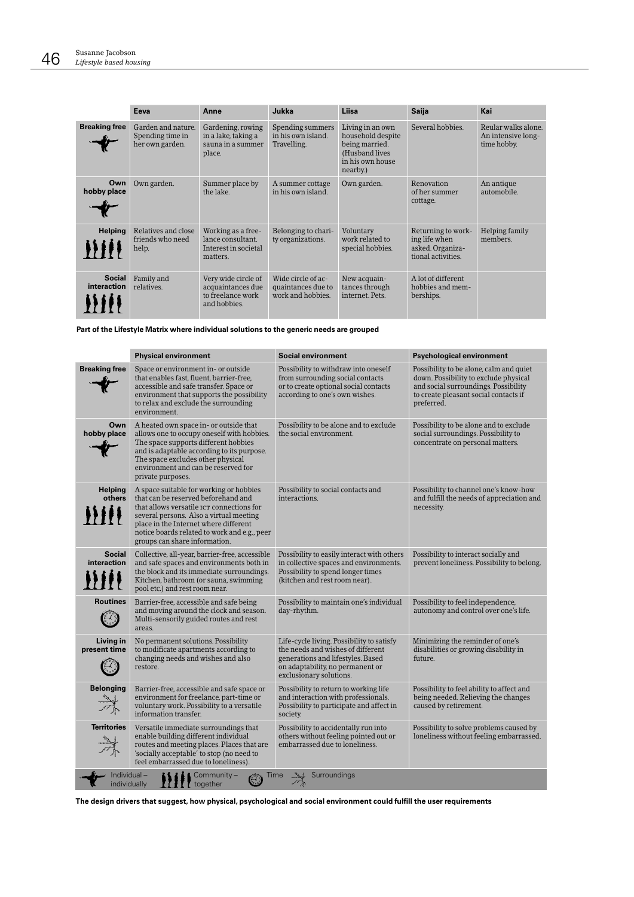| | Eeva | Anne | Jukka | Liisa | Saija | Kai |
|---|---|---|---|---|---|---|
| **Breaking free** | Garden and nature. Spending time in her own garden. | Gardening, rowing in a lake, taking a sauna in a summer place. | Spending summers in his own island. Travelling. | Living in an own household despite being married. (Husband lives in his own house nearby.) | Several hobbies. | Reular walks alone. An intensive long-time hobby. |
| **Own hobby place** | Own garden. | Summer place by the lake. | A summer cottage in his own island. | Own garden. | Renovation of her summer cottage. | An antique automobile. |
| **Helping** | Relatives and close friends who need help. | Working as a freelance consultant. Interest in societal matters. | Belonging to charity organizations. | Voluntary work related to special hobbies. | Returning to working life when asked. Organizational activities. | Helping family members. |
| **Social interaction** | Family and relatives. | Very wide circle of acquaintances due to freelance work and hobbies. | Wide circle of acquaintances due to work and hobbies. | New acquaintances through internet. Pets. | A lot of different hobbies and memberships. | |

**Part of the Lifestyle Matrix where individual solutions to the generic needs are grouped**

| | Physical environment | Social environment | Psychological environment |
|---|---|---|---|
| **Breaking free** | Space or environment in- or outside that enables fast, fluent, barrier-free, accessible and safe transfer. Space or environment that supports the possibility to relax and exclude the surrounding environment. | Possibility to withdraw into oneself from surrounding social contacts or to create optional social contacts according to one's own wishes. | Possibility to be alone, calm and quiet down. Possibility to exclude physical and social surroundings. Possibility to create pleasant social contacts if preferred. |
| **Own hobby place** | A heated own space in- or outside that allows one to occupy oneself with hobbies. The space supports different hobbies and is adaptable according to its purpose. The space excludes other physical environment and can be reserved for private purposes. | Possibility to be alone and to exclude the social environment. | Possibility to be alone and to exclude social surroundings. Possibility to concentrate on personal matters. |
| **Helping others** | A space suitable for working or hobbies that can be reserved beforehand and that allows versatile ICT connections for several persons. Also a virtual meeting place in the Internet where different notice boards related to work and e.g., peer groups can share information. | Possibility to social contacts and interactions. | Possibility to channel one's know-how and fulfill the needs of appreciation and necessity. |
| **Social interaction** | Collective, all-year, barrier-free, accessible and safe spaces and environments both in the block and its immediate surroundings. Kitchen, bathroom (or sauna, swimming pool etc.) and rest room near. | Possibility to easily interact with others in collective spaces and environments. Possibility to spend longer times (kitchen and rest room near). | Possibility to interact socially and prevent loneliness. Possibility to belong. |
| **Routines** | Barrier-free, accessible and safe being and moving around the clock and season. Multi-sensorily guided routes and rest areas. | Possibility to maintain one's individual day-rhythm. | Possibility to feel independence, autonomy and control over one's life. |
| **Living in present time** | No permanent solutions. Possibility to modificate apartments according to changing needs and wishes and also restore. | Life-cycle living. Possibility to satisfy the needs and wishes of different generations and lifestyles. Based on adaptability, no permanent or exclusionary solutions. | Minimizing the reminder of one's disabilities or growing disability in future. |
| **Belonging** | Barrier-free, accessible and safe space or environment for freelance, part-time or voluntary work. Possibility to a versatile information transfer. | Possibility to return to working life and interaction with professionals. Possibility to participate and affect in society. | Possibility to feel ability to affect and being needed. Relieving the changes caused by retirement. |
| **Territories** | Versatile immediate surroundings that enable building different individual routes and meeting places. Places that are 'socially acceptable' to stop (no need to feel embarrassed due to loneliness). | Possibility to accidentally run into others without feeling pointed out or embarrassed due to loneliness. | Possibility to solve problems caused by loneliness without feeling embarrassed. |

Individual – individually | Community – together | Time | Surroundings

**The design drivers that suggest, how physical, psychological and social environment could fulfill the user requirements**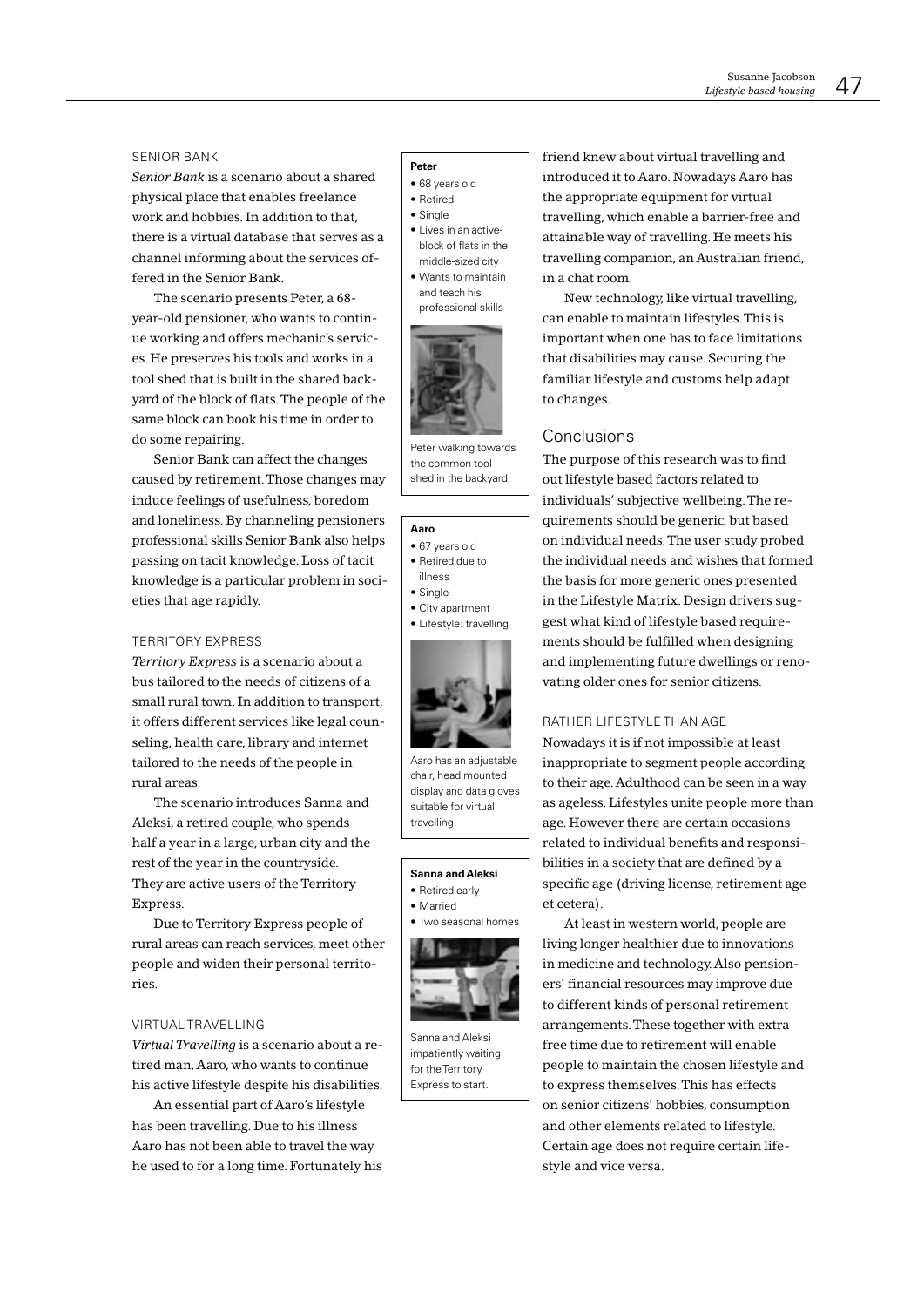### SENIOR BANK

*Senior Bank* is a scenario about a shared physical place that enables freelance work and hobbies. In addition to that, there is a virtual database that serves as a channel informing about the services offered in the Senior Bank.

The scenario presents Peter, a 68-year-old pensioner, who wants to continue working and offers mechanic's services. He preserves his tools and works in a tool shed that is built in the shared backyard of the block of flats. The people of the same block can book his time in order to do some repairing.

Senior Bank can affect the changes caused by retirement. Those changes may induce feelings of usefulness, boredom and loneliness. By channeling pensioners professional skills Senior Bank also helps passing on tacit knowledge. Loss of tacit knowledge is a particular problem in societies that age rapidly.

**Peter**
- 68 years old
- Retired
- Single
- Lives in an active-block of flats in the middle-sized city
- Wants to maintain and teach his professional skills

Peter walking towards the common tool shed in the backyard.

### TERRITORY EXPRESS

*Territory Express* is a scenario about a bus tailored to the needs of citizens of a small rural town. In addition to transport, it offers different services like legal counseling, health care, library and internet tailored to the needs of the people in rural areas.

The scenario introduces Sanna and Aleksi, a retired couple, who spends half a year in a large, urban city and the rest of the year in the countryside. They are active users of the Territory Express.

Due to Territory Express people of rural areas can reach services, meet other people and widen their personal territories.

**Sanna and Aleksi**
- Retired early
- Married
- Two seasonal homes

Sanna and Aleksi impatiently waiting for the Territory Express to start.

### VIRTUAL TRAVELLING

*Virtual Travelling* is a scenario about a retired man, Aaro, who wants to continue his active lifestyle despite his disabilities.

An essential part of Aaro's lifestyle has been travelling. Due to his illness Aaro has not been able to travel the way he used to for a long time. Fortunately his friend knew about virtual travelling and introduced it to Aaro. Nowadays Aaro has the appropriate equipment for virtual travelling, which enable a barrier-free and attainable way of travelling. He meets his travelling companion, an Australian friend, in a chat room.

New technology, like virtual travelling, can enable to maintain lifestyles. This is important when one has to face limitations that disabilities may cause. Securing the familiar lifestyle and customs help adapt to changes.

**Aaro**
- 67 years old
- Retired due to illness
- Single
- City apartment
- Lifestyle: travelling

Aaro has an adjustable chair, head mounted display and data gloves suitable for virtual travelling.

## Conclusions

The purpose of this research was to find out lifestyle based factors related to individuals' subjective wellbeing. The requirements should be generic, but based on individual needs. The user study probed the individual needs and wishes that formed the basis for more generic ones presented in the Lifestyle Matrix. Design drivers suggest what kind of lifestyle based requirements should be fulfilled when designing and implementing future dwellings or renovating older ones for senior citizens.

### RATHER LIFESTYLE THAN AGE

Nowadays it is if not impossible at least inappropriate to segment people according to their age. Adulthood can be seen in a way as ageless. Lifestyles unite people more than age. However there are certain occasions related to individual benefits and responsibilities in a society that are defined by a specific age (driving license, retirement age et cetera).

At least in western world, people are living longer healthier due to innovations in medicine and technology. Also pensioners' financial resources may improve due to different kinds of personal retirement arrangements. These together with extra free time due to retirement will enable people to maintain the chosen lifestyle and to express themselves. This has effects on senior citizens' hobbies, consumption and other elements related to lifestyle. Certain age does not require certain lifestyle and vice versa.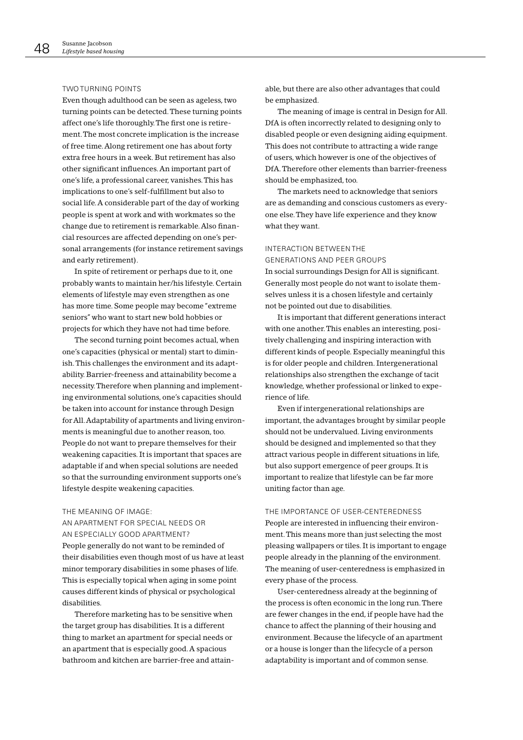### TWO TURNING POINTS

Even though adulthood can be seen as ageless, two turning points can be detected. These turning points affect one's life thoroughly. The first one is retirement. The most concrete implication is the increase of free time. Along retirement one has about forty extra free hours in a week. But retirement has also other significant influences. An important part of one's life, a professional career, vanishes. This has implications to one's self-fulfillment but also to social life. A considerable part of the day of working people is spent at work and with workmates so the change due to retirement is remarkable. Also financial resources are affected depending on one's personal arrangements (for instance retirement savings and early retirement).

In spite of retirement or perhaps due to it, one probably wants to maintain her/his lifestyle. Certain elements of lifestyle may even strengthen as one has more time. Some people may become "extreme seniors" who want to start new bold hobbies or projects for which they have not had time before.

The second turning point becomes actual, when one's capacities (physical or mental) start to diminish. This challenges the environment and its adaptability. Barrier-freeness and attainability become a necessity. Therefore when planning and implementing environmental solutions, one's capacities should be taken into account for instance through Design for All. Adaptability of apartments and living environments is meaningful due to another reason, too. People do not want to prepare themselves for their weakening capacities. It is important that spaces are adaptable if and when special solutions are needed so that the surrounding environment supports one's lifestyle despite weakening capacities.

### THE MEANING OF IMAGE: AN APARTMENT FOR SPECIAL NEEDS OR AN ESPECIALLY GOOD APARTMENT?

People generally do not want to be reminded of their disabilities even though most of us have at least minor temporary disabilities in some phases of life. This is especially topical when aging in some point causes different kinds of physical or psychological disabilities.

Therefore marketing has to be sensitive when the target group has disabilities. It is a different thing to market an apartment for special needs or an apartment that is especially good. A spacious bathroom and kitchen are barrier-free and attainable, but there are also other advantages that could be emphasized.

The meaning of image is central in Design for All. DfA is often incorrectly related to designing only to disabled people or even designing aiding equipment. This does not contribute to attracting a wide range of users, which however is one of the objectives of DfA. Therefore other elements than barrier-freeness should be emphasized, too.

The markets need to acknowledge that seniors are as demanding and conscious customers as everyone else. They have life experience and they know what they want.

### INTERACTION BETWEEN THE GENERATIONS AND PEER GROUPS

In social surroundings Design for All is significant. Generally most people do not want to isolate themselves unless it is a chosen lifestyle and certainly not be pointed out due to disabilities.

It is important that different generations interact with one another. This enables an interesting, positively challenging and inspiring interaction with different kinds of people. Especially meaningful this is for older people and children. Intergenerational relationships also strengthen the exchange of tacit knowledge, whether professional or linked to experience of life.

Even if intergenerational relationships are important, the advantages brought by similar people should not be undervalued. Living environments should be designed and implemented so that they attract various people in different situations in life, but also support emergence of peer groups. It is important to realize that lifestyle can be far more uniting factor than age.

### THE IMPORTANCE OF USER-CENTEREDNESS

People are interested in influencing their environment. This means more than just selecting the most pleasing wallpapers or tiles. It is important to engage people already in the planning of the environment. The meaning of user-centeredness is emphasized in every phase of the process.

User-centeredness already at the beginning of the process is often economic in the long run. There are fewer changes in the end, if people have had the chance to affect the planning of their housing and environment. Because the lifecycle of an apartment or a house is longer than the lifecycle of a person adaptability is important and of common sense.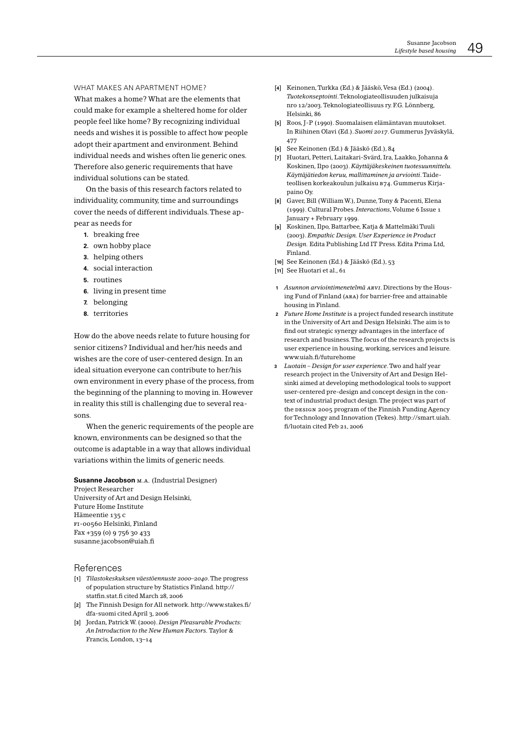### WHAT MAKES AN APARTMENT HOME?

What makes a home? What are the elements that could make for example a sheltered home for older people feel like home? By recognizing individual needs and wishes it is possible to affect how people adopt their apartment and environment. Behind individual needs and wishes often lie generic ones. Therefore also generic requirements that have individual solutions can be stated.

On the basis of this research factors related to individuality, community, time and surroundings cover the needs of different individuals. These appear as needs for

1. breaking free
2. own hobby place
3. helping others
4. social interaction
5. routines
6. living in present time
7. belonging
8. territories

How do the above needs relate to future housing for senior citizens? Individual and her/his needs and wishes are the core of user-centered design. In an ideal situation everyone can contribute to her/his own environment in every phase of the process, from the beginning of the planning to moving in. However in reality this still is challenging due to several reasons.

When the generic requirements of the people are known, environments can be designed so that the outcome is adaptable in a way that allows individual variations within the limits of generic needs.

**Susanne Jacobson** M.A. (Industrial Designer)
Project Researcher
University of Art and Design Helsinki,
Future Home Institute
Hämeentie 135 c
FI-00560 Helsinki, Finland
Fax +359 (0) 9 756 30 433
susanne.jacobson@uiah.fi

## References

[1] *Tilastokeskuksen väestöennuste 2000–2040*. The progress of population structure by Statistics Finland. http://statfin.stat.fi cited March 28, 2006

[2] The Finnish Design for All network. http://www.stakes.fi/dfa-suomi cited April 3, 2006

[3] Jordan, Patrick W. (2000). *Design Pleasurable Products: An Introduction to the New Human Factors.* Taylor & Francis, London, 13–14

[4] Keinonen, Turkka (Ed.) & Jääskö, Vesa (Ed.) (2004). *Tuotekonseptointi*. Teknologiateollisuuden julkaisuja nro 12/2003. Teknologiateollisuus ry. F.G. Lönnberg, Helsinki, 86

[5] Roos, J-P (1990). Suomalaisen elämäntavan muutokset. In Riihinen Olavi (Ed.). *Suomi 2017*. Gummerus Jyväskylä, 477

[6] See Keinonen (Ed.) & Jääskö (Ed.), 84

[7] Huotari, Petteri, Laitakari-Svärd, Ira, Laakko, Johanna & Koskinen, Ilpo (2003). *Käyttäjäkeskeinen tuotesuunnittelu. Käyttäjätiedon keruu, mallittaminen ja arviointi*. Taideteollisen korkeakoulun julkaisu B74. Gummerus Kirjapaino Oy.

[8] Gaver, Bill (William W.), Dunne, Tony & Pacenti, Elena (1999). Cultural Probes. *Interactions*, Volume 6 Issue 1 January + February 1999.

[9] Koskinen, Ilpo, Battarbee, Katja & Mattelmäki Tuuli (2003). *Empathic Design. User Experience in Product Design.* Edita Publishing Ltd IT Press. Edita Prima Ltd, Finland.

[10] See Keinonen (Ed.) & Jääskö (Ed.), 53

[11] See Huotari et al., 61

1 *Asunnon arviointimenetelmä ARVI*. Directions by the Housing Fund of Finland (ARA) for barrier-free and attainable housing in Finland.

2 *Future Home Institute* is a project funded research institute in the University of Art and Design Helsinki. The aim is to find out strategic synergy advantages in the interface of research and business. The focus of the research projects is user experience in housing, working, services and leisure. www.uiah.fi/futurehome

3 *Luotain – Design for user experience*. Two and half year research project in the University of Art and Design Helsinki aimed at developing methodological tools to support user-centered pre-design and concept design in the context of industrial product design. The project was part of the DESIGN 2005 program of the Finnish Funding Agency for Technology and Innovation (Tekes). http://smart.uiah.fi/luotain cited Feb 21, 2006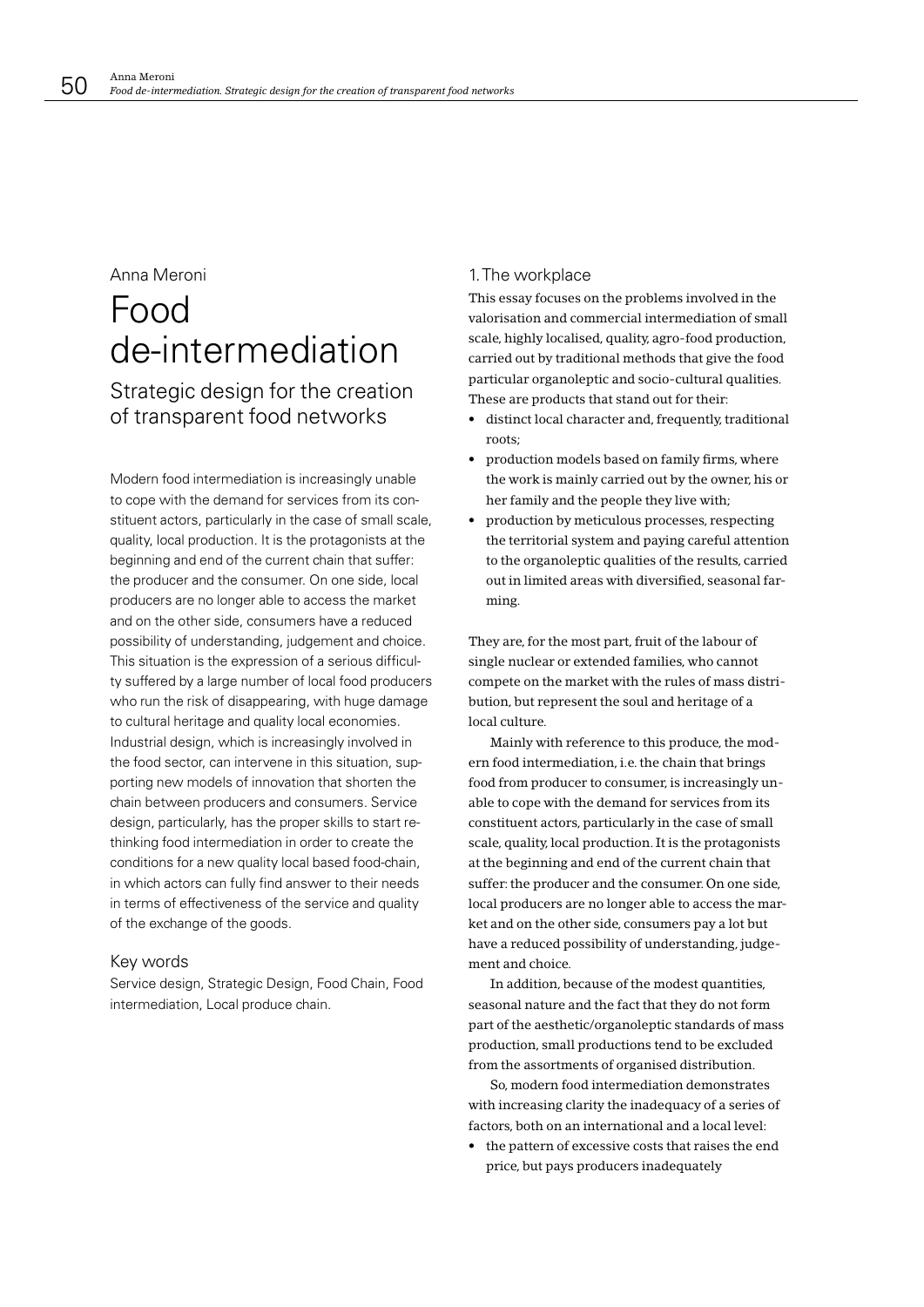Anna Meroni

# Food de-intermediation

## Strategic design for the creation of transparent food networks

Modern food intermediation is increasingly unable to cope with the demand for services from its constituent actors, particularly in the case of small scale, quality, local production. It is the protagonists at the beginning and end of the current chain that suffer: the producer and the consumer. On one side, local producers are no longer able to access the market and on the other side, consumers have a reduced possibility of understanding, judgement and choice. This situation is the expression of a serious difficulty suffered by a large number of local food producers who run the risk of disappearing, with huge damage to cultural heritage and quality local economies. Industrial design, which is increasingly involved in the food sector, can intervene in this situation, supporting new models of innovation that shorten the chain between producers and consumers. Service design, particularly, has the proper skills to start rethinking food intermediation in order to create the conditions for a new quality local based food-chain, in which actors can fully find answer to their needs in terms of effectiveness of the service and quality of the exchange of the goods.

### Key words

Service design, Strategic Design, Food Chain, Food intermediation, Local produce chain.

### 1. The workplace

This essay focuses on the problems involved in the valorisation and commercial intermediation of small scale, highly localised, quality, agro-food production, carried out by traditional methods that give the food particular organoleptic and socio-cultural qualities. These are products that stand out for their:

- distinct local character and, frequently, traditional roots;
- production models based on family firms, where the work is mainly carried out by the owner, his or her family and the people they live with;
- production by meticulous processes, respecting the territorial system and paying careful attention to the organoleptic qualities of the results, carried out in limited areas with diversified, seasonal farming.

They are, for the most part, fruit of the labour of single nuclear or extended families, who cannot compete on the market with the rules of mass distribution, but represent the soul and heritage of a local culture.

Mainly with reference to this produce, the modern food intermediation, i.e. the chain that brings food from producer to consumer, is increasingly unable to cope with the demand for services from its constituent actors, particularly in the case of small scale, quality, local production. It is the protagonists at the beginning and end of the current chain that suffer: the producer and the consumer. On one side, local producers are no longer able to access the market and on the other side, consumers pay a lot but have a reduced possibility of understanding, judgement and choice.

In addition, because of the modest quantities, seasonal nature and the fact that they do not form part of the aesthetic/organoleptic standards of mass production, small productions tend to be excluded from the assortments of organised distribution.

So, modern food intermediation demonstrates with increasing clarity the inadequacy of a series of factors, both on an international and a local level:

- the pattern of excessive costs that raises the end price, but pays producers inadequately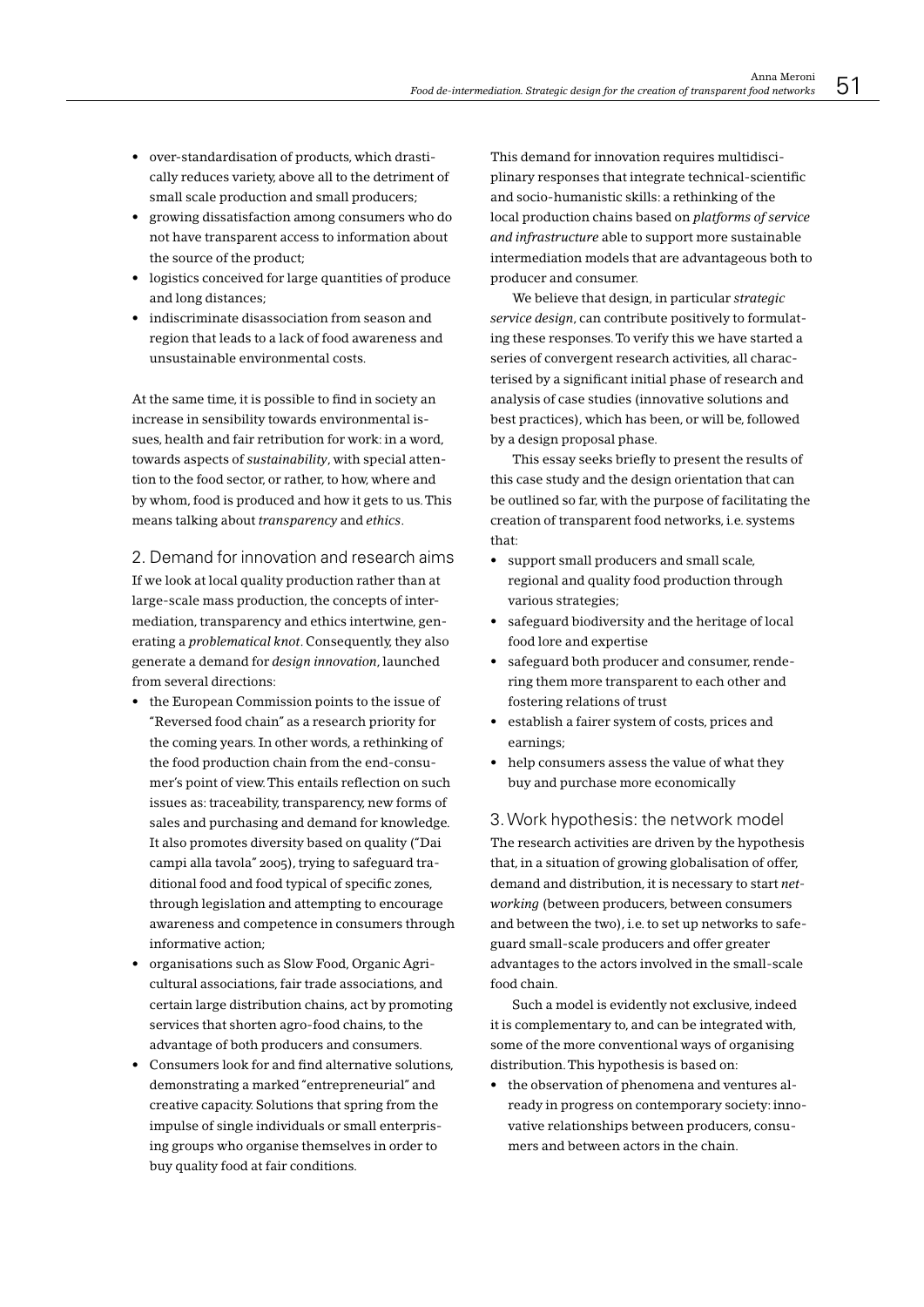- over-standardisation of products, which drastically reduces variety, above all to the detriment of small scale production and small producers;
- growing dissatisfaction among consumers who do not have transparent access to information about the source of the product;
- logistics conceived for large quantities of produce and long distances;
- indiscriminate disassociation from season and region that leads to a lack of food awareness and unsustainable environmental costs.

At the same time, it is possible to find in society an increase in sensibility towards environmental issues, health and fair retribution for work: in a word, towards aspects of *sustainability*, with special attention to the food sector, or rather, to how, where and by whom, food is produced and how it gets to us. This means talking about *transparency* and *ethics*.

## 2. Demand for innovation and research aims

If we look at local quality production rather than at large-scale mass production, the concepts of intermediation, transparency and ethics intertwine, generating a *problematical knot*. Consequently, they also generate a demand for *design innovation*, launched from several directions:

- the European Commission points to the issue of "Reversed food chain" as a research priority for the coming years. In other words, a rethinking of the food production chain from the end-consumer's point of view. This entails reflection on such issues as: traceability, transparency, new forms of sales and purchasing and demand for knowledge. It also promotes diversity based on quality ("Dai campi alla tavola" 2005), trying to safeguard traditional food and food typical of specific zones, through legislation and attempting to encourage awareness and competence in consumers through informative action;
- organisations such as Slow Food, Organic Agricultural associations, fair trade associations, and certain large distribution chains, act by promoting services that shorten agro-food chains, to the advantage of both producers and consumers.
- Consumers look for and find alternative solutions, demonstrating a marked "entrepreneurial" and creative capacity. Solutions that spring from the impulse of single individuals or small enterprising groups who organise themselves in order to buy quality food at fair conditions.

This demand for innovation requires multidisciplinary responses that integrate technical-scientific and socio-humanistic skills: a rethinking of the local production chains based on *platforms of service and infrastructure* able to support more sustainable intermediation models that are advantageous both to producer and consumer.

We believe that design, in particular *strategic service design*, can contribute positively to formulating these responses. To verify this we have started a series of convergent research activities, all characterised by a significant initial phase of research and analysis of case studies (innovative solutions and best practices), which has been, or will be, followed by a design proposal phase.

This essay seeks briefly to present the results of this case study and the design orientation that can be outlined so far, with the purpose of facilitating the creation of transparent food networks, i.e. systems that:

- support small producers and small scale, regional and quality food production through various strategies;
- safeguard biodiversity and the heritage of local food lore and expertise
- safeguard both producer and consumer, rendering them more transparent to each other and fostering relations of trust
- establish a fairer system of costs, prices and earnings;
- help consumers assess the value of what they buy and purchase more economically

## 3. Work hypothesis: the network model

The research activities are driven by the hypothesis that, in a situation of growing globalisation of offer, demand and distribution, it is necessary to start *networking* (between producers, between consumers and between the two), i.e. to set up networks to safeguard small-scale producers and offer greater advantages to the actors involved in the small-scale food chain.

Such a model is evidently not exclusive, indeed it is complementary to, and can be integrated with, some of the more conventional ways of organising distribution. This hypothesis is based on:

- the observation of phenomena and ventures already in progress on contemporary society: innovative relationships between producers, consumers and between actors in the chain.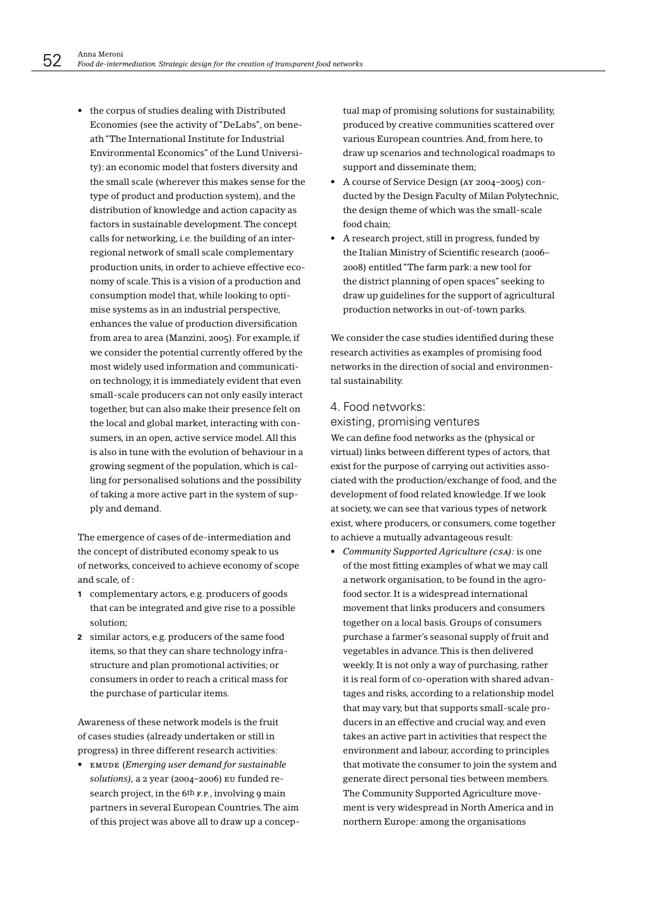- the corpus of studies dealing with Distributed Economies (see the activity of "DeLabs", on beneath "The International Institute for Industrial Environmental Economics" of the Lund University): an economic model that fosters diversity and the small scale (wherever this makes sense for the type of product and production system), and the distribution of knowledge and action capacity as factors in sustainable development. The concept calls for networking, i.e. the building of an inter-regional network of small scale complementary production units, in order to achieve effective economy of scale. This is a vision of a production and consumption model that, while looking to optimise systems as in an industrial perspective, enhances the value of production diversification from area to area (Manzini, 2005). For example, if we consider the potential currently offered by the most widely used information and communication technology, it is immediately evident that even small-scale producers can not only easily interact together, but can also make their presence felt on the local and global market, interacting with consumers, in an open, active service model. All this is also in tune with the evolution of behaviour in a growing segment of the population, which is calling for personalised solutions and the possibility of taking a more active part in the system of supply and demand.

The emergence of cases of de-intermediation and the concept of distributed economy speak to us of networks, conceived to achieve economy of scope and scale, of :

1. complementary actors, e.g. producers of goods that can be integrated and give rise to a possible solution;
2. similar actors, e.g. producers of the same food items, so that they can share technology infrastructure and plan promotional activities; or consumers in order to reach a critical mass for the purchase of particular items.

Awareness of these network models is the fruit of cases studies (already undertaken or still in progress) in three different research activities:

- EMUDE (*Emerging user demand for sustainable solutions),* a 2 year (2004–2006) EU funded research project, in the 6th F.P., involving 9 main partners in several European Countries. The aim of this project was above all to draw up a conceptual map of promising solutions for sustainability, produced by creative communities scattered over various European countries. And, from here, to draw up scenarios and technological roadmaps to support and disseminate them;
- A course of Service Design (AY 2004–2005) conducted by the Design Faculty of Milan Polytechnic, the design theme of which was the small-scale food chain;
- A research project, still in progress, funded by the Italian Ministry of Scientific research (2006–2008) entitled "The farm park: a new tool for the district planning of open spaces" seeking to draw up guidelines for the support of agricultural production networks in out-of-town parks.

We consider the case studies identified during these research activities as examples of promising food networks in the direction of social and environmental sustainability.

## 4. Food networks: existing, promising ventures

We can define food networks as the (physical or virtual) links between different types of actors, that exist for the purpose of carrying out activities associated with the production/exchange of food, and the development of food related knowledge. If we look at society, we can see that various types of network exist, where producers, or consumers, come together to achieve a mutually advantageous result:

- *Community Supported Agriculture (CSA):* is one of the most fitting examples of what we may call a network organisation, to be found in the agro-food sector. It is a widespread international movement that links producers and consumers together on a local basis. Groups of consumers purchase a farmer's seasonal supply of fruit and vegetables in advance. This is then delivered weekly. It is not only a way of purchasing, rather it is real form of co-operation with shared advantages and risks, according to a relationship model that may vary, but that supports small-scale producers in an effective and crucial way, and even takes an active part in activities that respect the environment and labour, according to principles that motivate the consumer to join the system and generate direct personal ties between members. The Community Supported Agriculture movement is very widespread in North America and in northern Europe: among the organisations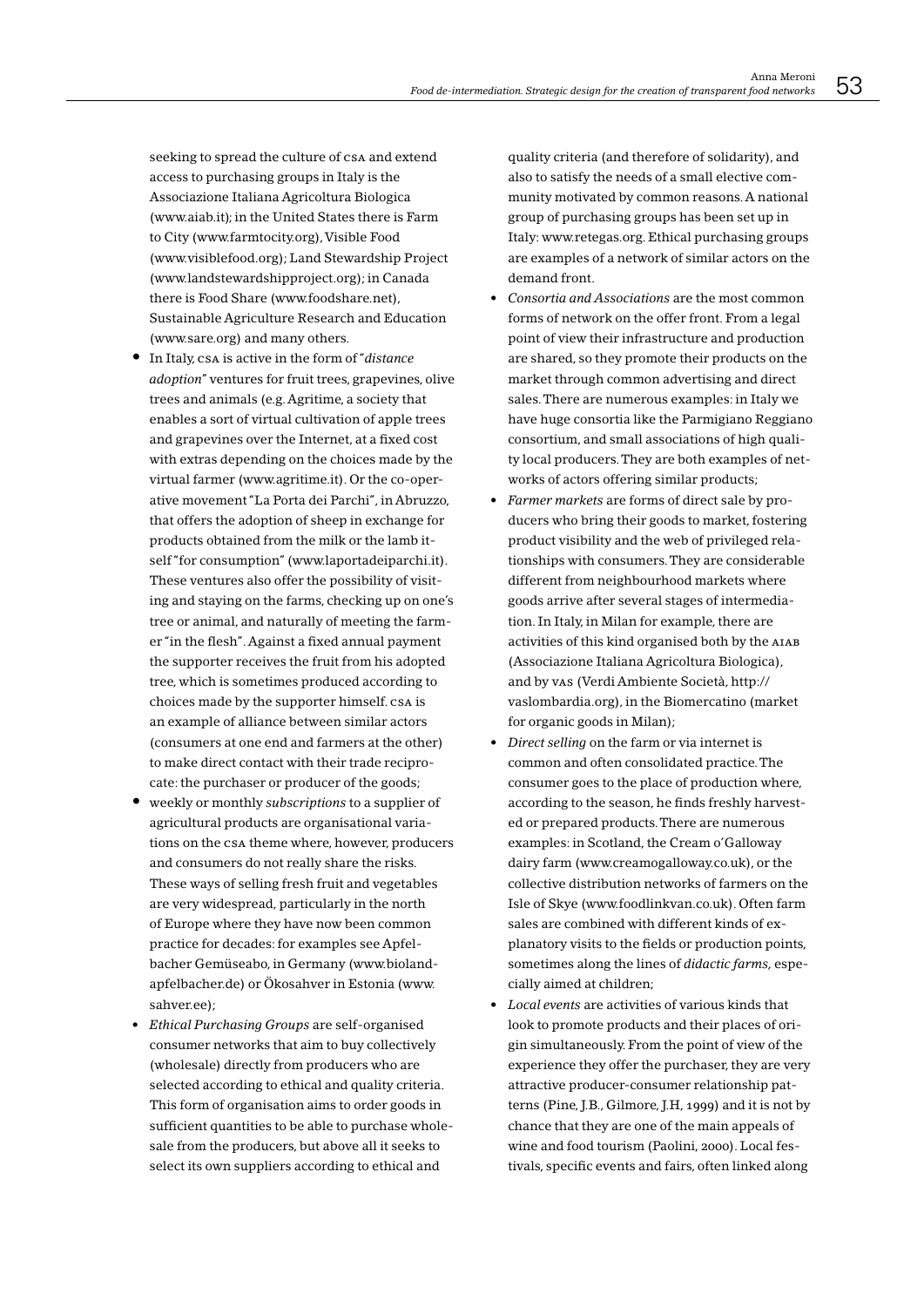seeking to spread the culture of CSA and extend access to purchasing groups in Italy is the Associazione Italiana Agricoltura Biologica (www.aiab.it); in the United States there is Farm to City (www.farmtocity.org), Visible Food (www.visiblefood.org); Land Stewardship Project (www.landstewardshipproject.org); in Canada there is Food Share (www.foodshare.net), Sustainable Agriculture Research and Education (www.sare.org) and many others.

- In Italy, CSA is active in the form of "*distance adoption*" ventures for fruit trees, grapevines, olive trees and animals (e.g. Agritime, a society that enables a sort of virtual cultivation of apple trees and grapevines over the Internet, at a fixed cost with extras depending on the choices made by the virtual farmer (www.agritime.it). Or the co-operative movement "La Porta dei Parchi", in Abruzzo, that offers the adoption of sheep in exchange for products obtained from the milk or the lamb itself "for consumption" (www.laportadeiparchi.it). These ventures also offer the possibility of visiting and staying on the farms, checking up on one's tree or animal, and naturally of meeting the farmer "in the flesh". Against a fixed annual payment the supporter receives the fruit from his adopted tree, which is sometimes produced according to choices made by the supporter himself. CSA is an example of alliance between similar actors (consumers at one end and farmers at the other) to make direct contact with their trade reciprocate: the purchaser or producer of the goods;
- weekly or monthly *subscriptions* to a supplier of agricultural products are organisational variations on the CSA theme where, however, producers and consumers do not really share the risks. These ways of selling fresh fruit and vegetables are very widespread, particularly in the north of Europe where they have now been common practice for decades: for examples see Apfelbacher Gemüseabo, in Germany (www.biolandapfelbacher.de) or Ökosahver in Estonia (www.sahver.ee);
- *Ethical Purchasing Groups* are self-organised consumer networks that aim to buy collectively (wholesale) directly from producers who are selected according to ethical and quality criteria. This form of organisation aims to order goods in sufficient quantities to be able to purchase wholesale from the producers, but above all it seeks to select its own suppliers according to ethical and quality criteria (and therefore of solidarity), and also to satisfy the needs of a small elective community motivated by common reasons. A national group of purchasing groups has been set up in Italy: www.retegas.org. Ethical purchasing groups are examples of a network of similar actors on the demand front.
- *Consortia and Associations* are the most common forms of network on the offer front. From a legal point of view their infrastructure and production are shared, so they promote their products on the market through common advertising and direct sales. There are numerous examples: in Italy we have huge consortia like the Parmigiano Reggiano consortium, and small associations of high quality local producers. They are both examples of networks of actors offering similar products;
- *Farmer markets* are forms of direct sale by producers who bring their goods to market, fostering product visibility and the web of privileged relationships with consumers. They are considerable different from neighbourhood markets where goods arrive after several stages of intermediation. In Italy, in Milan for example, there are activities of this kind organised both by the AIAB (Associazione Italiana Agricoltura Biologica), and by VAS (Verdi Ambiente Società, http://vaslombardia.org), in the Biomercatino (market for organic goods in Milan);
- *Direct selling* on the farm or via internet is common and often consolidated practice. The consumer goes to the place of production where, according to the season, he finds freshly harvested or prepared products. There are numerous examples: in Scotland, the Cream o'Galloway dairy farm (www.creamogalloway.co.uk), or the collective distribution networks of farmers on the Isle of Skye (www.foodlinkvan.co.uk). Often farm sales are combined with different kinds of explanatory visits to the fields or production points, sometimes along the lines of *didactic farms*, especially aimed at children;
- *Local events* are activities of various kinds that look to promote products and their places of origin simultaneously. From the point of view of the experience they offer the purchaser, they are very attractive producer-consumer relationship patterns (Pine, J.B., Gilmore, J.H, 1999) and it is not by chance that they are one of the main appeals of wine and food tourism (Paolini, 2000). Local festivals, specific events and fairs, often linked along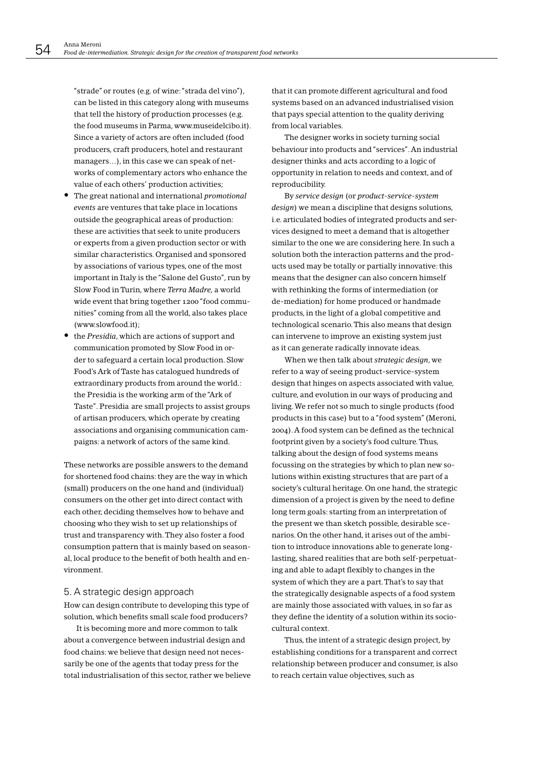"strade" or routes (e.g. of wine: "strada del vino"), can be listed in this category along with museums that tell the history of production processes (e.g. the food museums in Parma, www.museidelcibo.it). Since a variety of actors are often included (food producers, craft producers, hotel and restaurant managers…), in this case we can speak of networks of complementary actors who enhance the value of each others' production activities;

- The great national and international *promotional events* are ventures that take place in locations outside the geographical areas of production: these are activities that seek to unite producers or experts from a given production sector or with similar characteristics. Organised and sponsored by associations of various types, one of the most important in Italy is the "Salone del Gusto", run by Slow Food in Turin, where *Terra Madre,* a world wide event that bring together 1200 "food communities" coming from all the world, also takes place (www.slowfood.it);
- the *Presidia*, which are actions of support and communication promoted by Slow Food in order to safeguard a certain local production. Slow Food's Ark of Taste has catalogued hundreds of extraordinary products from around the world.: the Presidia is the working arm of the "Ark of Taste". Presidia are small projects to assist groups of artisan producers, which operate by creating associations and organising communication campaigns: a network of actors of the same kind.

These networks are possible answers to the demand for shortened food chains: they are the way in which (small) producers on the one hand and (individual) consumers on the other get into direct contact with each other, deciding themselves how to behave and choosing who they wish to set up relationships of trust and transparency with. They also foster a food consumption pattern that is mainly based on seasonal, local produce to the benefit of both health and environment.

## 5. A strategic design approach

How can design contribute to developing this type of solution, which benefits small scale food producers?

It is becoming more and more common to talk about a convergence between industrial design and food chains: we believe that design need not necessarily be one of the agents that today press for the total industrialisation of this sector, rather we believe that it can promote different agricultural and food systems based on an advanced industrialised vision that pays special attention to the quality deriving from local variables.

The designer works in society turning social behaviour into products and "services". An industrial designer thinks and acts according to a logic of opportunity in relation to needs and context, and of reproducibility.

By *service design* (or *product-service-system design*) we mean a discipline that designs solutions, i.e. articulated bodies of integrated products and services designed to meet a demand that is altogether similar to the one we are considering here. In such a solution both the interaction patterns and the products used may be totally or partially innovative: this means that the designer can also concern himself with rethinking the forms of intermediation (or de-mediation) for home produced or handmade products, in the light of a global competitive and technological scenario. This also means that design can intervene to improve an existing system just as it can generate radically innovate ideas.

When we then talk about *strategic design*, we refer to a way of seeing product-service-system design that hinges on aspects associated with value, culture, and evolution in our ways of producing and living. We refer not so much to single products (food products in this case) but to a "food system" (Meroni, 2004). A food system can be defined as the technical footprint given by a society's food culture. Thus, talking about the design of food systems means focussing on the strategies by which to plan new solutions within existing structures that are part of a society's cultural heritage. On one hand, the strategic dimension of a project is given by the need to define long term goals: starting from an interpretation of the present we than sketch possible, desirable scenarios. On the other hand, it arises out of the ambition to introduce innovations able to generate long-lasting, shared realities that are both self-perpetuating and able to adapt flexibly to changes in the system of which they are a part. That's to say that the strategically designable aspects of a food system are mainly those associated with values, in so far as they define the identity of a solution within its socio-cultural context.

Thus, the intent of a strategic design project, by establishing conditions for a transparent and correct relationship between producer and consumer, is also to reach certain value objectives, such as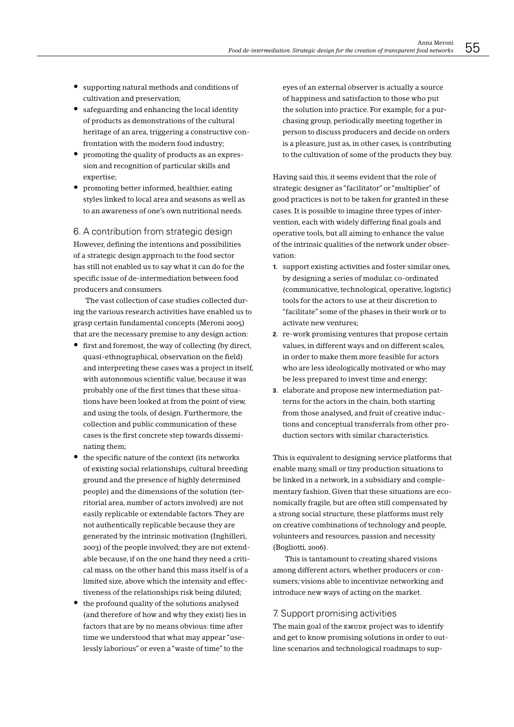- supporting natural methods and conditions of cultivation and preservation;
- safeguarding and enhancing the local identity of products as demonstrations of the cultural heritage of an area, triggering a constructive confrontation with the modern food industry;
- promoting the quality of products as an expression and recognition of particular skills and expertise;
- promoting better informed, healthier, eating styles linked to local area and seasons as well as to an awareness of one's own nutritional needs.

## 6. A contribution from strategic design

However, defining the intentions and possibilities of a strategic design approach to the food sector has still not enabled us to say what it can do for the specific issue of de-intermediation between food producers and consumers.

The vast collection of case studies collected during the various research activities have enabled us to grasp certain fundamental concepts (Meroni 2005) that are the necessary premise to any design action:

- first and foremost, the way of collecting (by direct, quasi-ethnographical, observation on the field) and interpreting these cases was a project in itself, with autonomous scientific value, because it was probably one of the first times that these situations have been looked at from the point of view, and using the tools, of design. Furthermore, the collection and public communication of these cases is the first concrete step towards disseminating them;
- the specific nature of the context (its networks of existing social relationships, cultural breeding ground and the presence of highly determined people) and the dimensions of the solution (territorial area, number of actors involved) are not easily replicable or extendable factors. They are not authentically replicable because they are generated by the intrinsic motivation (Inghilleri, 2003) of the people involved; they are not extendable because, if on the one hand they need a critical mass, on the other hand this mass itself is of a limited size, above which the intensity and effectiveness of the relationships risk being diluted;
- the profound quality of the solutions analysed (and therefore of how and why they exist) lies in factors that are by no means obvious: time after time we understood that what may appear "uselessly laborious" or even a "waste of time" to the eyes of an external observer is actually a source of happiness and satisfaction to those who put the solution into practice. For example, for a purchasing group, periodically meeting together in person to discuss producers and decide on orders is a pleasure, just as, in other cases, is contributing to the cultivation of some of the products they buy.

Having said this, it seems evident that the role of strategic designer as "facilitator" or "multiplier" of good practices is not to be taken for granted in these cases. It is possible to imagine three types of intervention, each with widely differing final goals and operative tools, but all aiming to enhance the value of the intrinsic qualities of the network under observation:

1. support existing activities and foster similar ones, by designing a series of modular, co-ordinated (communicative, technological, operative, logistic) tools for the actors to use at their discretion to "facilitate" some of the phases in their work or to activate new ventures;
2. re-work promising ventures that propose certain values, in different ways and on different scales, in order to make them more feasible for actors who are less ideologically motivated or who may be less prepared to invest time and energy;
3. elaborate and propose new intermediation patterns for the actors in the chain, both starting from those analysed, and fruit of creative inductions and conceptual transferrals from other production sectors with similar characteristics.

This is equivalent to designing service platforms that enable many, small or tiny production situations to be linked in a network, in a subsidiary and complementary fashion. Given that these situations are economically fragile, but are often still compensated by a strong social structure, these platforms must rely on creative combinations of technology and people, volunteers and resources, passion and necessity (Bogliotti, 2006).

This is tantamount to creating shared visions among different actors, whether producers or consumers; visions able to incentivize networking and introduce new ways of acting on the market.

## 7. Support promising activities

The main goal of the EMUDE project was to identify and get to know promising solutions in order to outline scenarios and technological roadmaps to sup-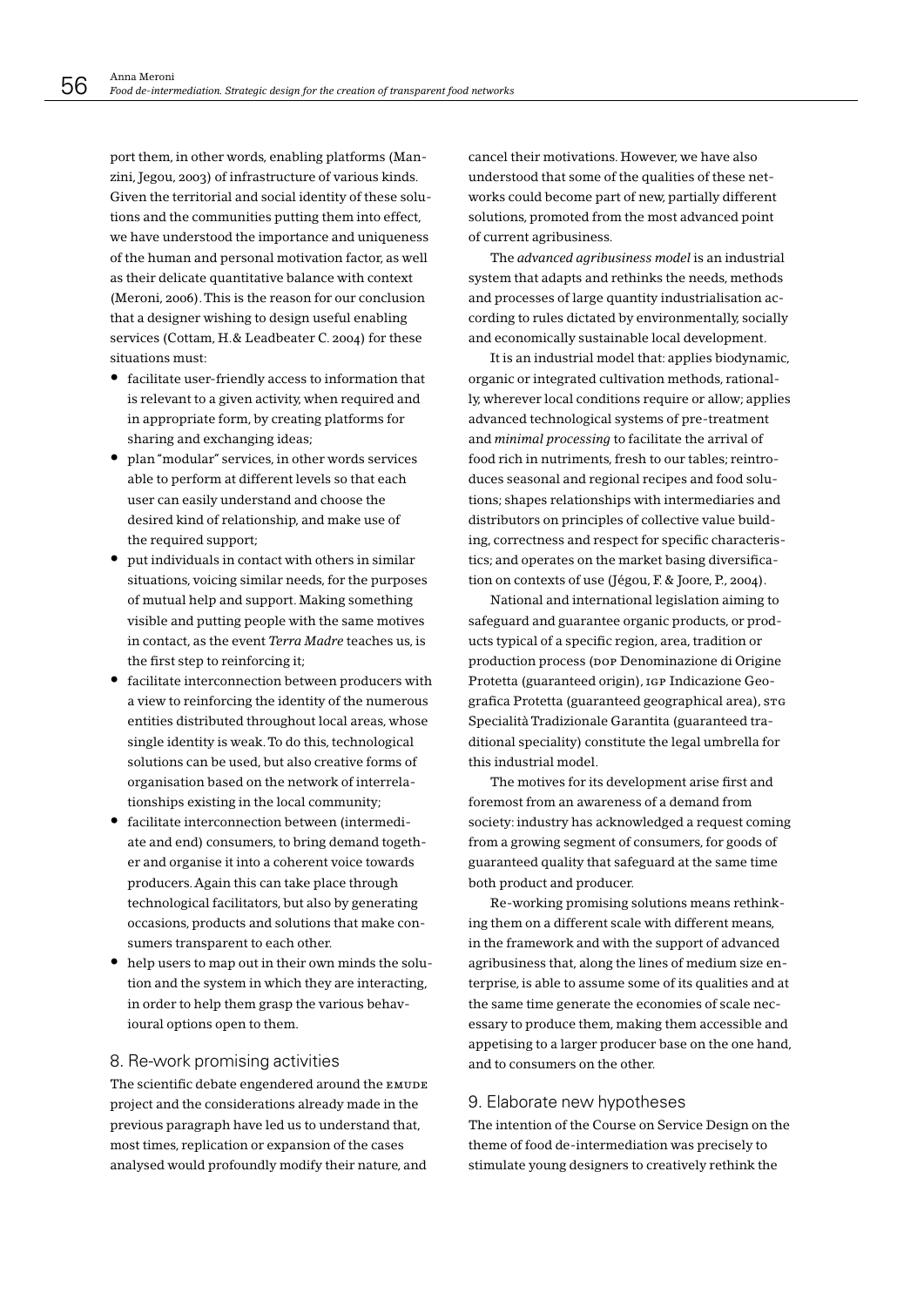port them, in other words, enabling platforms (Manzini, Jegou, 2003) of infrastructure of various kinds. Given the territorial and social identity of these solutions and the communities putting them into effect, we have understood the importance and uniqueness of the human and personal motivation factor, as well as their delicate quantitative balance with context (Meroni, 2006). This is the reason for our conclusion that a designer wishing to design useful enabling services (Cottam, H.& Leadbeater C. 2004) for these situations must:

- facilitate user-friendly access to information that is relevant to a given activity, when required and in appropriate form, by creating platforms for sharing and exchanging ideas;
- plan "modular" services, in other words services able to perform at different levels so that each user can easily understand and choose the desired kind of relationship, and make use of the required support;
- put individuals in contact with others in similar situations, voicing similar needs, for the purposes of mutual help and support. Making something visible and putting people with the same motives in contact, as the event *Terra Madre* teaches us, is the first step to reinforcing it;
- facilitate interconnection between producers with a view to reinforcing the identity of the numerous entities distributed throughout local areas, whose single identity is weak. To do this, technological solutions can be used, but also creative forms of organisation based on the network of interrelationships existing in the local community;
- facilitate interconnection between (intermediate and end) consumers, to bring demand together and organise it into a coherent voice towards producers. Again this can take place through technological facilitators, but also by generating occasions, products and solutions that make consumers transparent to each other.
- help users to map out in their own minds the solution and the system in which they are interacting, in order to help them grasp the various behavioural options open to them.

## 8. Re-work promising activities

The scientific debate engendered around the EMUDE project and the considerations already made in the previous paragraph have led us to understand that, most times, replication or expansion of the cases analysed would profoundly modify their nature, and cancel their motivations. However, we have also understood that some of the qualities of these networks could become part of new, partially different solutions, promoted from the most advanced point of current agribusiness.

The *advanced agribusiness model* is an industrial system that adapts and rethinks the needs, methods and processes of large quantity industrialisation according to rules dictated by environmentally, socially and economically sustainable local development.

It is an industrial model that: applies biodynamic, organic or integrated cultivation methods, rationally, wherever local conditions require or allow; applies advanced technological systems of pre-treatment and *minimal processing* to facilitate the arrival of food rich in nutriments, fresh to our tables; reintroduces seasonal and regional recipes and food solutions; shapes relationships with intermediaries and distributors on principles of collective value building, correctness and respect for specific characteristics; and operates on the market basing diversification on contexts of use (Jégou, F. & Joore, P., 2004).

National and international legislation aiming to safeguard and guarantee organic products, or products typical of a specific region, area, tradition or production process (DOP Denominazione di Origine Protetta (guaranteed origin), IGP Indicazione Geografica Protetta (guaranteed geographical area), STG Specialità Tradizionale Garantita (guaranteed traditional speciality) constitute the legal umbrella for this industrial model.

The motives for its development arise first and foremost from an awareness of a demand from society: industry has acknowledged a request coming from a growing segment of consumers, for goods of guaranteed quality that safeguard at the same time both product and producer.

Re-working promising solutions means rethinking them on a different scale with different means, in the framework and with the support of advanced agribusiness that, along the lines of medium size enterprise, is able to assume some of its qualities and at the same time generate the economies of scale necessary to produce them, making them accessible and appetising to a larger producer base on the one hand, and to consumers on the other.

## 9. Elaborate new hypotheses

The intention of the Course on Service Design on the theme of food de-intermediation was precisely to stimulate young designers to creatively rethink the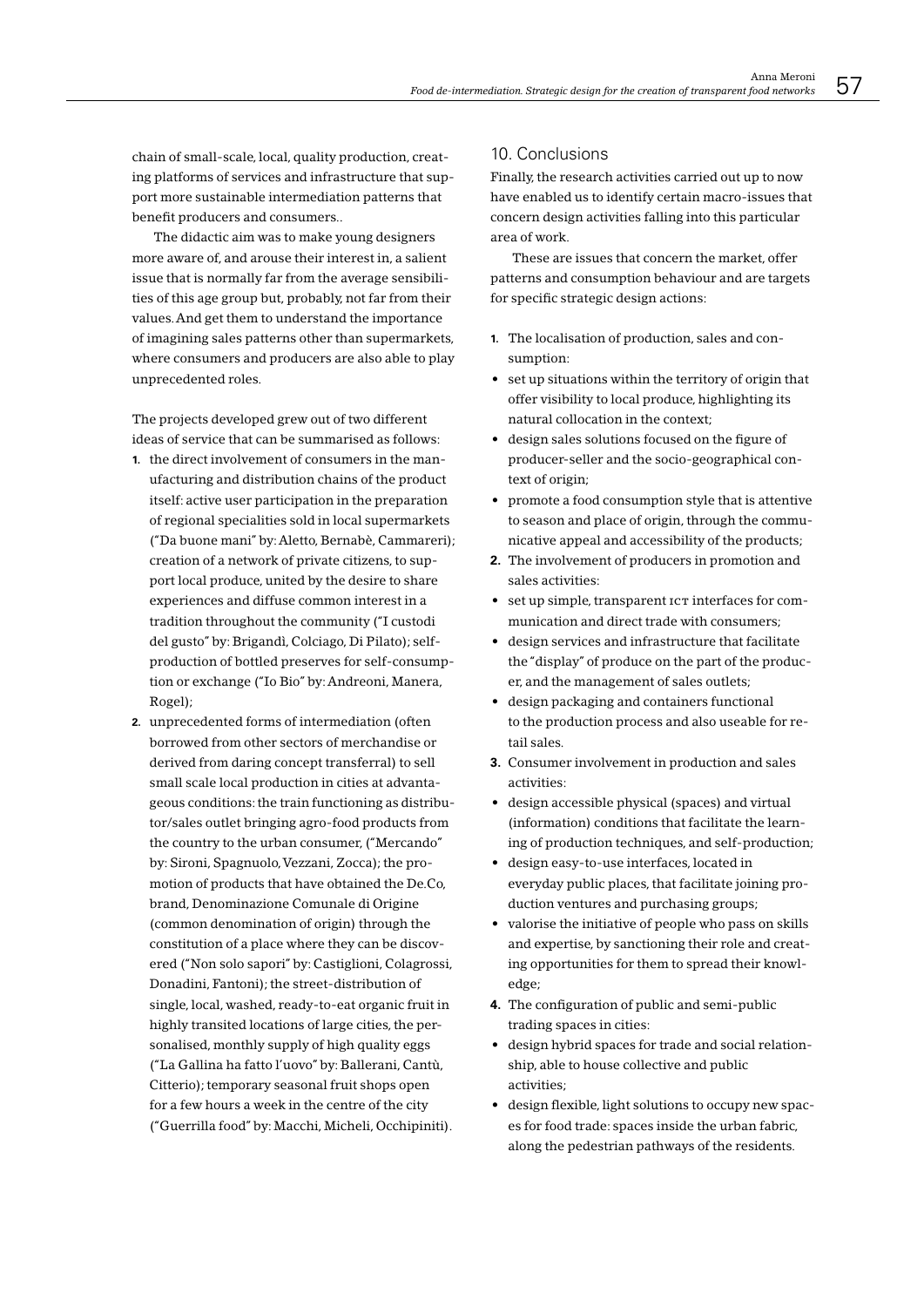chain of small-scale, local, quality production, creating platforms of services and infrastructure that support more sustainable intermediation patterns that benefit producers and consumers..

The didactic aim was to make young designers more aware of, and arouse their interest in, a salient issue that is normally far from the average sensibilities of this age group but, probably, not far from their values. And get them to understand the importance of imagining sales patterns other than supermarkets, where consumers and producers are also able to play unprecedented roles.

The projects developed grew out of two different ideas of service that can be summarised as follows:

1. the direct involvement of consumers in the manufacturing and distribution chains of the product itself: active user participation in the preparation of regional specialities sold in local supermarkets ("Da buone mani" by: Aletto, Bernabè, Cammareri); creation of a network of private citizens, to support local produce, united by the desire to share experiences and diffuse common interest in a tradition throughout the community ("I custodi del gusto" by: Brigandì, Colciago, Di Pilato); self-production of bottled preserves for self-consumption or exchange ("Io Bio" by: Andreoni, Manera, Rogel);
2. unprecedented forms of intermediation (often borrowed from other sectors of merchandise or derived from daring concept transferral) to sell small scale local production in cities at advantageous conditions: the train functioning as distributor/sales outlet bringing agro-food products from the country to the urban consumer, ("Mercando" by: Sironi, Spagnuolo, Vezzani, Zocca); the promotion of products that have obtained the De.Co, brand, Denominazione Comunale di Origine (common denomination of origin) through the constitution of a place where they can be discovered ("Non solo sapori" by: Castiglioni, Colagrossi, Donadini, Fantoni); the street-distribution of single, local, washed, ready-to-eat organic fruit in highly transited locations of large cities, the personalised, monthly supply of high quality eggs ("La Gallina ha fatto l'uovo" by: Ballerani, Cantù, Citterio); temporary seasonal fruit shops open for a few hours a week in the centre of the city ("Guerrilla food" by: Macchi, Micheli, Occhipiniti).

## 10. Conclusions

Finally, the research activities carried out up to now have enabled us to identify certain macro-issues that concern design activities falling into this particular area of work.

These are issues that concern the market, offer patterns and consumption behaviour and are targets for specific strategic design actions:

1. The localisation of production, sales and consumption:
   - set up situations within the territory of origin that offer visibility to local produce, highlighting its natural collocation in the context;
   - design sales solutions focused on the figure of producer-seller and the socio-geographical context of origin;
   - promote a food consumption style that is attentive to season and place of origin, through the communicative appeal and accessibility of the products;
2. The involvement of producers in promotion and sales activities:
   - set up simple, transparent ICT interfaces for communication and direct trade with consumers;
   - design services and infrastructure that facilitate the "display" of produce on the part of the producer, and the management of sales outlets;
   - design packaging and containers functional to the production process and also useable for retail sales.
3. Consumer involvement in production and sales activities:
   - design accessible physical (spaces) and virtual (information) conditions that facilitate the learning of production techniques, and self-production;
   - design easy-to-use interfaces, located in everyday public places, that facilitate joining production ventures and purchasing groups;
   - valorise the initiative of people who pass on skills and expertise, by sanctioning their role and creating opportunities for them to spread their knowledge;
4. The configuration of public and semi-public trading spaces in cities:
   - design hybrid spaces for trade and social relationship, able to house collective and public activities;
   - design flexible, light solutions to occupy new spaces for food trade: spaces inside the urban fabric, along the pedestrian pathways of the residents.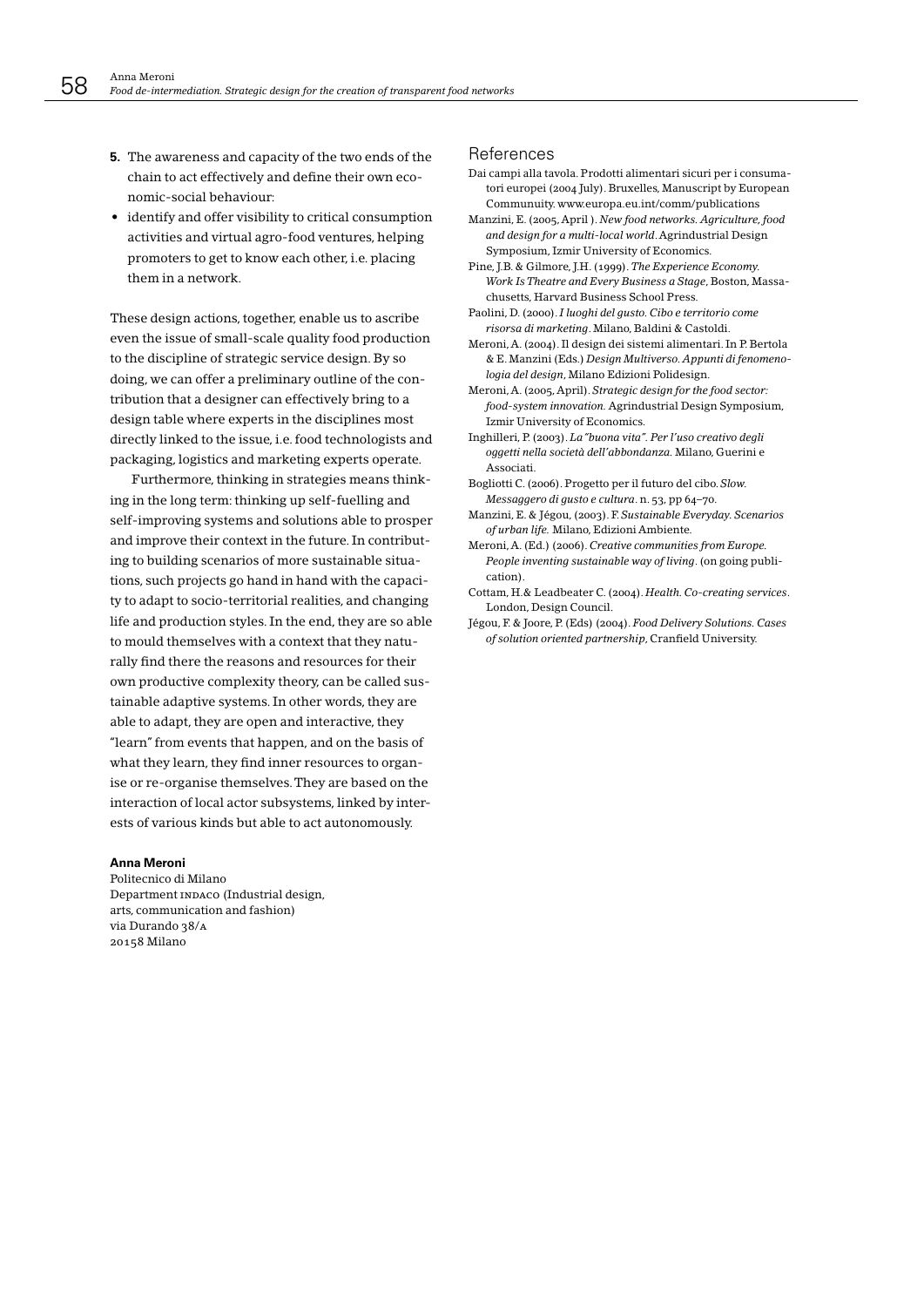5. The awareness and capacity of the two ends of the chain to act effectively and define their own economic-social behaviour:

- identify and offer visibility to critical consumption activities and virtual agro-food ventures, helping promoters to get to know each other, i.e. placing them in a network.

These design actions, together, enable us to ascribe even the issue of small-scale quality food production to the discipline of strategic service design. By so doing, we can offer a preliminary outline of the contribution that a designer can effectively bring to a design table where experts in the disciplines most directly linked to the issue, i.e. food technologists and packaging, logistics and marketing experts operate.

Furthermore, thinking in strategies means thinking in the long term: thinking up self-fuelling and self-improving systems and solutions able to prosper and improve their context in the future. In contributing to building scenarios of more sustainable situations, such projects go hand in hand with the capacity to adapt to socio-territorial realities, and changing life and production styles. In the end, they are so able to mould themselves with a context that they naturally find there the reasons and resources for their own productive complexity theory, can be called sustainable adaptive systems. In other words, they are able to adapt, they are open and interactive, they "learn" from events that happen, and on the basis of what they learn, they find inner resources to organise or re-organise themselves. They are based on the interaction of local actor subsystems, linked by interests of various kinds but able to act autonomously.

**Anna Meroni**
Politecnico di Milano
Department INDACO (Industrial design, arts, communication and fashion)
via Durando 38/A
20158 Milano

## References

Dai campi alla tavola. Prodotti alimentari sicuri per i consumatori europei (2004 July). Bruxelles, Manuscript by European Communuity. www.europa.eu.int/comm/publications

Manzini, E. (2005, April ). *New food networks. Agriculture, food and design for a multi-local world*. Agrindustrial Design Symposium, Izmir University of Economics.

Pine, J.B. & Gilmore, J.H. (1999). *The Experience Economy. Work Is Theatre and Every Business a Stage*, Boston, Massachusetts, Harvard Business School Press.

Paolini, D. (2000). *I luoghi del gusto. Cibo e territorio come risorsa di marketing*. Milano, Baldini & Castoldi.

Meroni, A. (2004). Il design dei sistemi alimentari. In P. Bertola & E. Manzini (Eds.) *Design Multiverso. Appunti di fenomenologia del design*, Milano Edizioni Polidesign.

Meroni, A. (2005, April). *Strategic design for the food sector: food-system innovation.* Agrindustrial Design Symposium, Izmir University of Economics.

Inghilleri, P. (2003). *La "buona vita". Per l'uso creativo degli oggetti nella società dell'abbondanza.* Milano, Guerini e Associati.

Bogliotti C. (2006). Progetto per il futuro del cibo. *Slow. Messaggero di gusto e cultura*. n. 53, pp 64–70.

Manzini, E. & Jégou, (2003). F. *Sustainable Everyday. Scenarios of urban life.* Milano, Edizioni Ambiente.

Meroni, A. (Ed.) (2006). *Creative communities from Europe. People inventing sustainable way of living*. (on going publication).

Cottam, H.& Leadbeater C. (2004). *Health. Co-creating services*. London, Design Council.

Jégou, F. & Joore, P. (Eds) (2004). *Food Delivery Solutions. Cases of solution oriented partnership*, Cranfield University.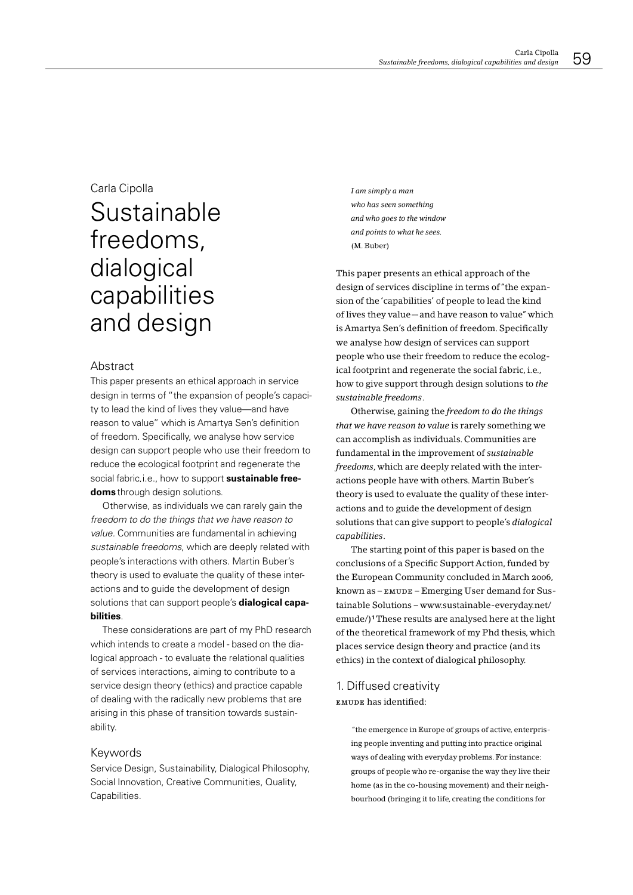Carla Cipolla

# Sustainable freedoms, dialogical capabilities and design

## Abstract

This paper presents an ethical approach in service design in terms of "the expansion of people's capacity to lead the kind of lives they value—and have reason to value" which is Amartya Sen's definition of freedom. Specifically, we analyse how service design can support people who use their freedom to reduce the ecological footprint and regenerate the social fabric, i.e., how to support **sustainable freedoms** through design solutions.

Otherwise, as individuals we can rarely gain the *freedom to do the things that we have reason to value*. Communities are fundamental in achieving *sustainable freedoms*, which are deeply related with people's interactions with others. Martin Buber's theory is used to evaluate the quality of these interactions and to guide the development of design solutions that can support people's **dialogical capabilities**.

These considerations are part of my PhD research which intends to create a model - based on the dialogical approach - to evaluate the relational qualities of services interactions, aiming to contribute to a service design theory (ethics) and practice capable of dealing with the radically new problems that are arising in this phase of transition towards sustainability.

## Keywords

Service Design, Sustainability, Dialogical Philosophy, Social Innovation, Creative Communities, Quality, Capabilities.

*I am simply a man*
*who has seen something*
*and who goes to the window*
*and points to what he sees.*
(M. Buber)

This paper presents an ethical approach of the design of services discipline in terms of "the expansion of the 'capabilities' of people to lead the kind of lives they value—and have reason to value" which is Amartya Sen's definition of freedom. Specifically we analyse how design of services can support people who use their freedom to reduce the ecological footprint and regenerate the social fabric, i.e., how to give support through design solutions to *the sustainable freedoms*.

Otherwise, gaining the *freedom to do the things that we have reason to value* is rarely something we can accomplish as individuals. Communities are fundamental in the improvement of *sustainable freedoms*, which are deeply related with the interactions people have with others. Martin Buber's theory is used to evaluate the quality of these interactions and to guide the development of design solutions that can give support to people's *dialogical capabilities*.

The starting point of this paper is based on the conclusions of a Specific Support Action, funded by the European Community concluded in March 2006, known as – EMUDE – Emerging User demand for Sustainable Solutions – www.sustainable-everyday.net/emude/)[1] These results are analysed here at the light of the theoretical framework of my Phd thesis, which places service design theory and practice (and its ethics) in the context of dialogical philosophy.

## 1. Diffused creativity

EMUDE has identified:

> "the emergence in Europe of groups of active, enterprising people inventing and putting into practice original ways of dealing with everyday problems. For instance: groups of people who re-organise the way they live their home (as in the co-housing movement) and their neighbourhood (bringing it to life, creating the conditions for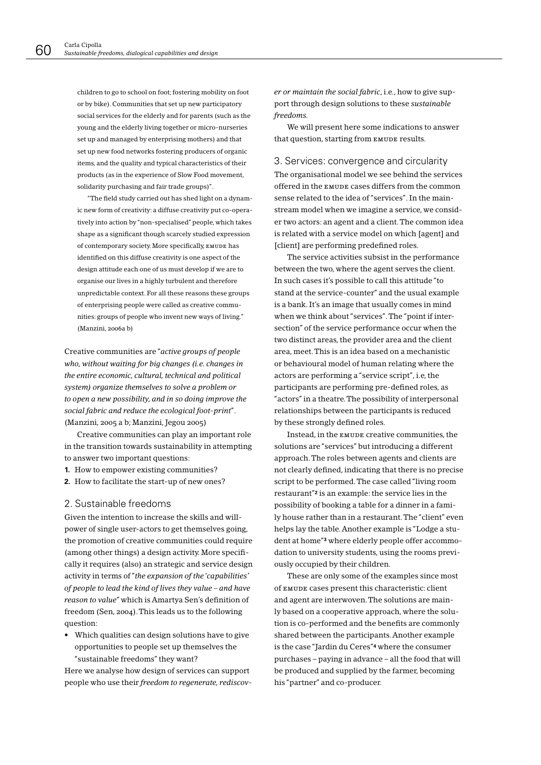children to go to school on foot; fostering mobility on foot or by bike). Communities that set up new participatory social services for the elderly and for parents (such as the young and the elderly living together or micro-nurseries set up and managed by enterprising mothers) and that set up new food networks fostering producers of organic items, and the quality and typical characteristics of their products (as in the experience of Slow Food movement, solidarity purchasing and fair trade groups)".

"The field study carried out has shed light on a dynamic new form of creativity: a diffuse creativity put co-operatively into action by "non-specialised" people, which takes shape as a significant though scarcely studied expression of contemporary society. More specifically, EMUDE has identified on this diffuse creativity is one aspect of the design attitude each one of us must develop if we are to organise our lives in a highly turbulent and therefore unpredictable context. For all these reasons these groups of enterprising people were called as creative communities: groups of people who invent new ways of living." (Manzini, 2006a b)

Creative communities are "*active groups of people who, without waiting for big changes (i.e. changes in the entire economic, cultural, technical and political system) organize themselves to solve a problem or to open a new possibility, and in so doing improve the social fabric and reduce the ecological foot-print*". (Manzini, 2005 a b; Manzini, Jegou 2005)

Creative communities can play an important role in the transition towards sustainability in attempting to answer two important questions:

1. How to empower existing communities?
2. How to facilitate the start-up of new ones?

## 2. Sustainable freedoms

Given the intention to increase the skills and willpower of single user-actors to get themselves going, the promotion of creative communities could require (among other things) a design activity. More specifically it requires (also) an strategic and service design activity in terms of "*the expansion of the 'capabilities' of people to lead the kind of lives they value – and have reason to value*" which is Amartya Sen's definition of freedom (Sen, 2004). This leads us to the following question:

- Which qualities can design solutions have to give opportunities to people set up themselves the "sustainable freedoms" they want?

Here we analyse how design of services can support people who use their *freedom to regenerate, rediscover or maintain the social fabric*, i.e., how to give support through design solutions to these *sustainable freedoms.*

We will present here some indications to answer that question, starting from EMUDE results.

## 3. Services: convergence and circularity

The organisational model we see behind the services offered in the EMUDE cases differs from the common sense related to the idea of "services". In the mainstream model when we imagine a service, we consider two actors: an agent and a client. The common idea is related with a service model on which [agent] and [client] are performing predefined roles.

The service activities subsist in the performance between the two, where the agent serves the client. In such cases it's possible to call this attitude "to stand at the service-counter" and the usual example is a bank. It's an image that usually comes in mind when we think about "services". The "point if intersection" of the service performance occur when the two distinct areas, the provider area and the client area, meet. This is an idea based on a mechanistic or behavioural model of human relating where the actors are performing a "service script", i.e, the participants are performing pre-defined roles, as "actors" in a theatre. The possibility of interpersonal relationships between the participants is reduced by these strongly defined roles.

Instead, in the EMUDE creative communities, the solutions are "services" but introducing a different approach. The roles between agents and clients are not clearly defined, indicating that there is no precise script to be performed. The case called "living room restaurant"[2] is an example: the service lies in the possibility of booking a table for a dinner in a family house rather than in a restaurant. The "client" even helps lay the table. Another example is "Lodge a student at home"[3] where elderly people offer accommodation to university students, using the rooms previously occupied by their children.

These are only some of the examples since most of EMUDE cases present this characteristic: client and agent are interwoven. The solutions are mainly based on a cooperative approach, where the solution is co-performed and the benefits are commonly shared between the participants. Another example is the case "Jardin du Ceres"[4] where the consumer purchases – paying in advance – all the food that will be produced and supplied by the farmer, becoming his "partner" and co-producer.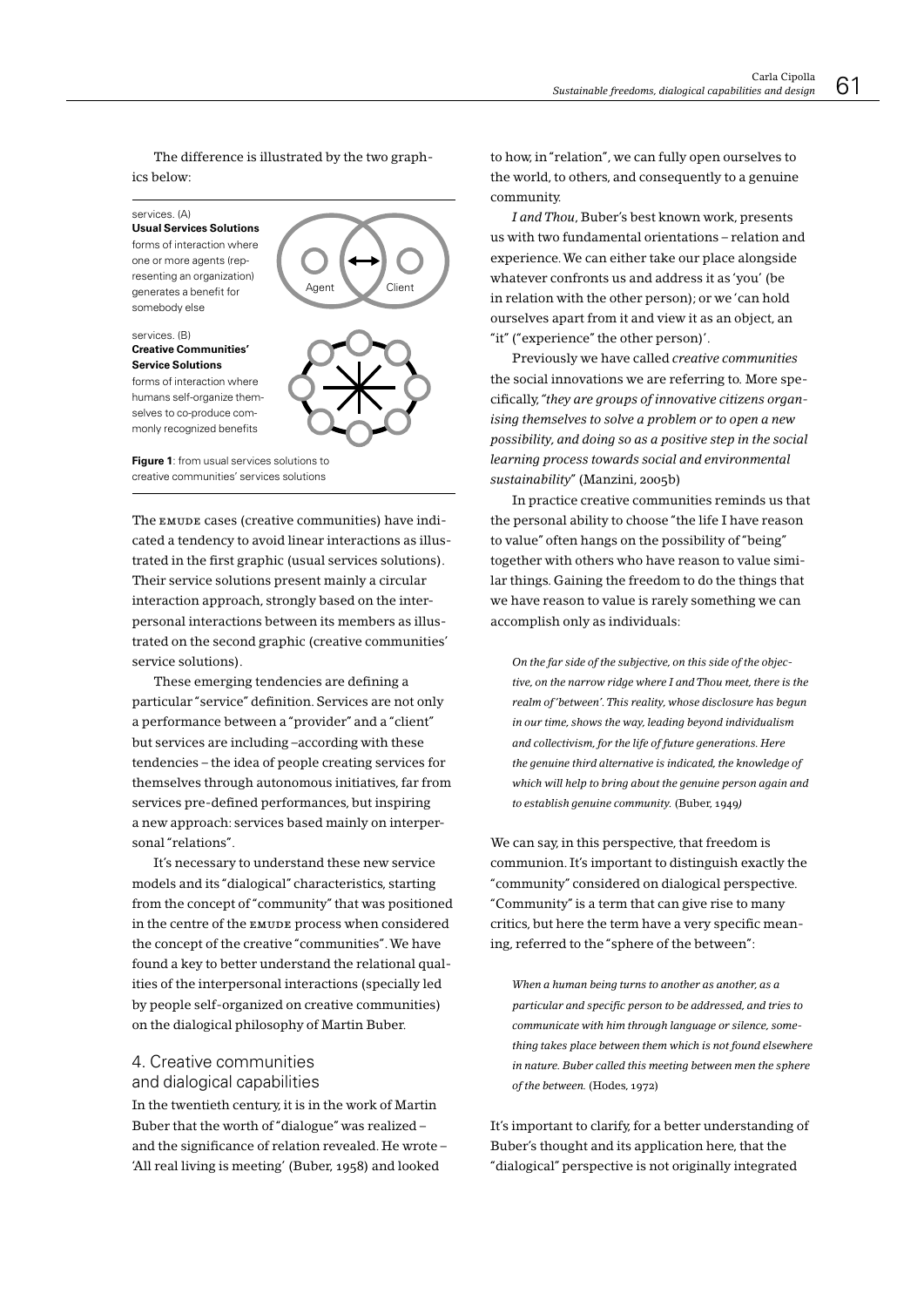The difference is illustrated by the two graphics below:

services. (A)
**Usual Services Solutions**
forms of interaction where one or more agents (representing an organization) generates a benefit for somebody else

Agent Client

services. (B)
**Creative Communities' Service Solutions**
forms of interaction where humans self-organize themselves to co-produce commonly recognized benefits

**Figure 1**: from usual services solutions to creative communities' services solutions

The EMUDE cases (creative communities) have indicated a tendency to avoid linear interactions as illustrated in the first graphic (usual services solutions). Their service solutions present mainly a circular interaction approach, strongly based on the interpersonal interactions between its members as illustrated on the second graphic (creative communities' service solutions).

These emerging tendencies are defining a particular "service" definition. Services are not only a performance between a "provider" and a "client" but services are including –according with these tendencies – the idea of people creating services for themselves through autonomous initiatives, far from services pre-defined performances, but inspiring a new approach: services based mainly on interpersonal "relations".

It's necessary to understand these new service models and its "dialogical" characteristics, starting from the concept of "community" that was positioned in the centre of the EMUDE process when considered the concept of the creative "communities". We have found a key to better understand the relational qualities of the interpersonal interactions (specially led by people self-organized on creative communities) on the dialogical philosophy of Martin Buber.

## 4. Creative communities and dialogical capabilities

In the twentieth century, it is in the work of Martin Buber that the worth of "dialogue" was realized – and the significance of relation revealed. He wrote – 'All real living is meeting' (Buber, 1958) and looked to how, in "relation", we can fully open ourselves to the world, to others, and consequently to a genuine community.

*I and Thou*, Buber's best known work, presents us with two fundamental orientations – relation and experience. We can either take our place alongside whatever confronts us and address it as 'you' (be in relation with the other person); or we 'can hold ourselves apart from it and view it as an object, an "it" ("experience" the other person)'.

Previously we have called *creative communities* the social innovations we are referring to. More specifically, *"they are groups of innovative citizens organising themselves to solve a problem or to open a new possibility, and doing so as a positive step in the social learning process towards social and environmental sustainability"* (Manzini, 2005b)

In practice creative communities reminds us that the personal ability to choose "the life I have reason to value" often hangs on the possibility of "being" together with others who have reason to value similar things. Gaining the freedom to do the things that we have reason to value is rarely something we can accomplish only as individuals:

> *On the far side of the subjective, on this side of the objective, on the narrow ridge where I and Thou meet, there is the realm of 'between'. This reality, whose disclosure has begun in our time, shows the way, leading beyond individualism and collectivism, for the life of future generations. Here the genuine third alternative is indicated, the knowledge of which will help to bring about the genuine person again and to establish genuine community.* (Buber, 1949)

We can say, in this perspective, that freedom is communion. It's important to distinguish exactly the "community" considered on dialogical perspective. "Community" is a term that can give rise to many critics, but here the term have a very specific meaning, referred to the "sphere of the between":

> *When a human being turns to another as another, as a particular and specific person to be addressed, and tries to communicate with him through language or silence, something takes place between them which is not found elsewhere in nature. Buber called this meeting between men the sphere of the between.* (Hodes, 1972)

It's important to clarify, for a better understanding of Buber's thought and its application here, that the "dialogical" perspective is not originally integrated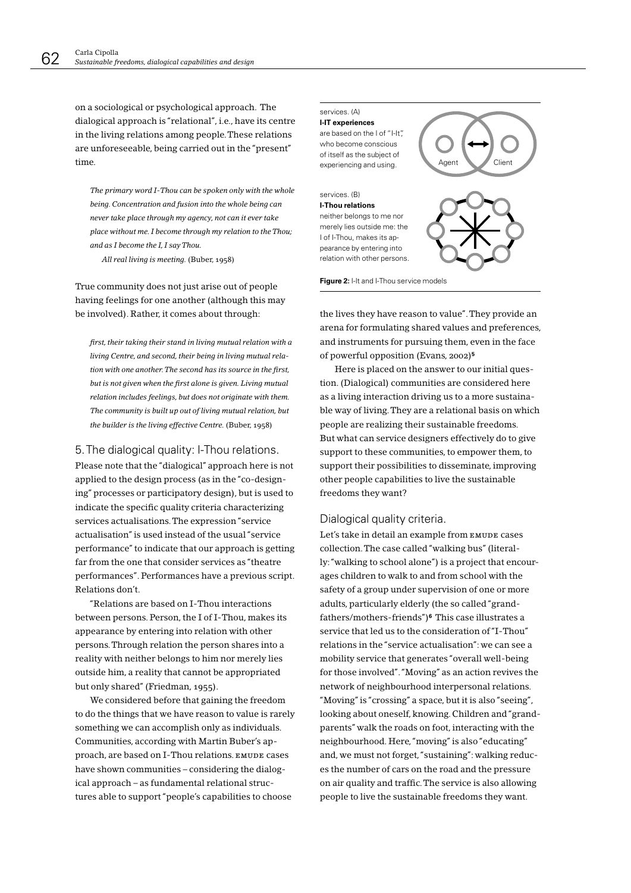on a sociological or psychological approach. The dialogical approach is "relational", i.e., have its centre in the living relations among people. These relations are unforeseeable, being carried out in the "present" time.

> *The primary word I-Thou can be spoken only with the whole being. Concentration and fusion into the whole being can never take place through my agency, not can it ever take place without me. I become through my relation to the Thou; and as I become the I, I say Thou.*
>
> *All real living is meeting.* (Buber, 1958)

True community does not just arise out of people having feelings for one another (although this may be involved). Rather, it comes about through:

> *first, their taking their stand in living mutual relation with a living Centre, and second, their being in living mutual relation with one another. The second has its source in the first, but is not given when the first alone is given. Living mutual relation includes feelings, but does not originate with them. The community is built up out of living mutual relation, but the builder is the living effective Centre.* (Buber, 1958)

## 5. The dialogical quality: I-Thou relations.

Please note that the "dialogical" approach here is not applied to the design process (as in the "co-designing" processes or participatory design), but is used to indicate the specific quality criteria characterizing services actualisations. The expression "service actualisation" is used instead of the usual "service performance" to indicate that our approach is getting far from the one that consider services as "theatre performances". Performances have a previous script. Relations don't.

"Relations are based on I-Thou interactions between persons. Person, the I of I-Thou, makes its appearance by entering into relation with other persons. Through relation the person shares into a reality with neither belongs to him nor merely lies outside him, a reality that cannot be appropriated but only shared" (Friedman, 1955).

We considered before that gaining the freedom to do the things that we have reason to value is rarely something we can accomplish only as individuals. Communities, according with Martin Buber's approach, are based on I-Thou relations. EMUDE cases have shown communities – considering the dialogical approach – as fundamental relational structures able to support "people's capabilities to choose the lives they have reason to value". They provide an arena for formulating shared values and preferences, and instruments for pursuing them, even in the face of powerful opposition (Evans, 2002)[5]

services. (A)
**I-IT experiences**
are based on the I of "I-It", who become conscious of itself as the subject of experiencing and using.

Agent    Client

services. (B)
**I-Thou relations**
neither belongs to me nor merely lies outside me: the I of I-Thou, makes its appearance by entering into relation with other persons.

**Figure 2:** I-It and I-Thou service models

Here is placed on the answer to our initial question. (Dialogical) communities are considered here as a living interaction driving us to a more sustainable way of living. They are a relational basis on which people are realizing their sustainable freedoms. But what can service designers effectively do to give support to these communities, to empower them, to support their possibilities to disseminate, improving other people capabilities to live the sustainable freedoms they want?

### Dialogical quality criteria.

Let's take in detail an example from EMUDE cases collection. The case called "walking bus" (literally: "walking to school alone") is a project that encourages children to walk to and from school with the safety of a group under supervision of one or more adults, particularly elderly (the so called "grandfathers/mothers-friends")[6] This case illustrates a service that led us to the consideration of "I-Thou" relations in the "service actualisation": we can see a mobility service that generates "overall well-being for those involved". "Moving" as an action revives the network of neighbourhood interpersonal relations. "Moving" is "crossing" a space, but it is also "seeing", looking about oneself, knowing. Children and "grandparents" walk the roads on foot, interacting with the neighbourhood. Here, "moving" is also "educating" and, we must not forget, "sustaining": walking reduces the number of cars on the road and the pressure on air quality and traffic. The service is also allowing people to live the sustainable freedoms they want.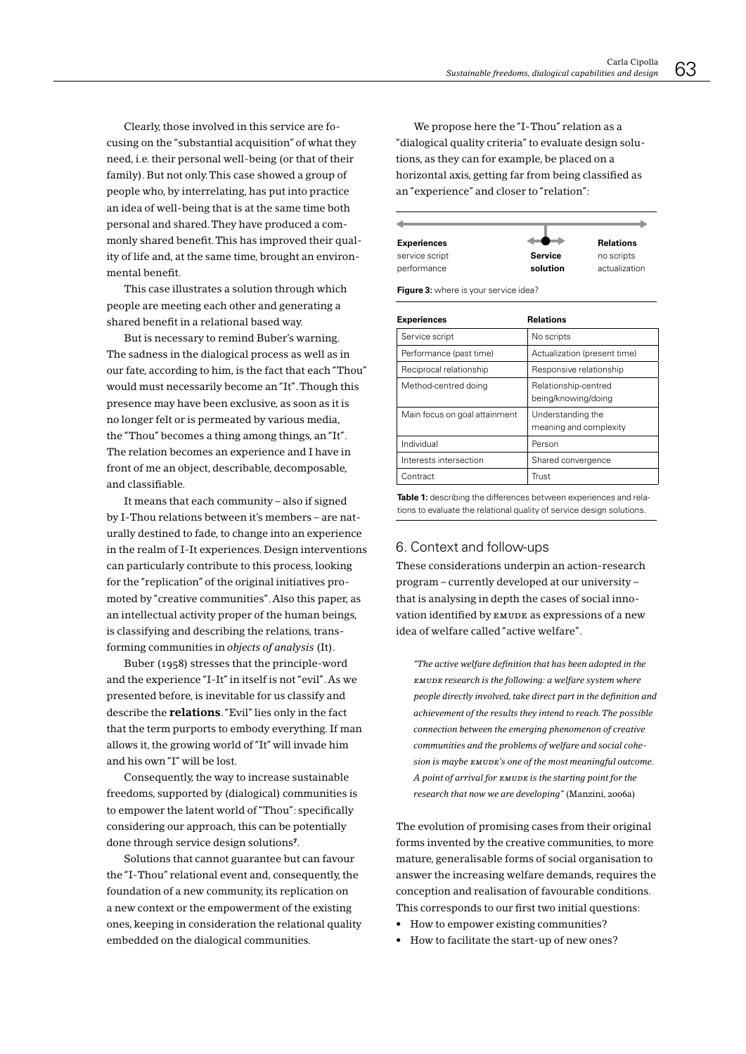Clearly, those involved in this service are focusing on the "substantial acquisition" of what they need, i.e. their personal well-being (or that of their family). But not only. This case showed a group of people who, by interrelating, has put into practice an idea of well-being that is at the same time both personal and shared. They have produced a commonly shared benefit. This has improved their quality of life and, at the same time, brought an environmental benefit.

This case illustrates a solution through which people are meeting each other and generating a shared benefit in a relational based way.

But is necessary to remind Buber's warning. The sadness in the dialogical process as well as in our fate, according to him, is the fact that each "Thou" would must necessarily become an "It". Though this presence may have been exclusive, as soon as it is no longer felt or is permeated by various media, the "Thou" becomes a thing among things, an "It". The relation becomes an experience and I have in front of me an object, describable, decomposable, and classifiable.

It means that each community – also if signed by I-Thou relations between it's members – are naturally destined to fade, to change into an experience in the realm of I-It experiences. Design interventions can particularly contribute to this process, looking for the "replication" of the original initiatives promoted by "creative communities". Also this paper, as an intellectual activity proper of the human beings, is classifying and describing the relations, transforming communities in *objects of analysis* (It).

Buber (1958) stresses that the principle-word and the experience "I-It" in itself is not "evil". As we presented before, is inevitable for us classify and describe the **relations**. "Evil" lies only in the fact that the term purports to embody everything. If man allows it, the growing world of "It" will invade him and his own "I" will be lost.

Consequently, the way to increase sustainable freedoms, supported by (dialogical) communities is to empower the latent world of "Thou": specifically considering our approach, this can be potentially done through service design solutions[7].

Solutions that cannot guarantee but can favour the "I-Thou" relational event and, consequently, the foundation of a new community, its replication on a new context or the empowerment of the existing ones, keeping in consideration the relational quality embedded on the dialogical communities.

We propose here the "I-Thou" relation as a "dialogical quality criteria" to evaluate design solutions, as they can for example, be placed on a horizontal axis, getting far from being classified as an "experience" and closer to "relation":

| **Experiences** | | **Relations** |
|---|---|---|
| service script | **Service solution** | no scripts |
| performance | | actualization |

**Figure 3:** where is your service idea?

| **Experiences** | **Relations** |
|---|---|
| Service script | No scripts |
| Performance (past time) | Actualization (present time) |
| Reciprocal relationship | Responsive relationship |
| Method-centred doing | Relationship-centred being/knowing/doing |
| Main focus on goal attainment | Understanding the meaning and complexity |
| Individual | Person |
| Interests intersection | Shared convergence |
| Contract | Trust |

**Table 1:** describing the differences between experiences and relations to evaluate the relational quality of service design solutions.

## 6. Context and follow-ups

These considerations underpin an action-research program – currently developed at our university – that is analysing in depth the cases of social innovation identified by EMUDE as expressions of a new idea of welfare called "active welfare".

> *"The active welfare definition that has been adopted in the EMUDE research is the following: a welfare system where people directly involved, take direct part in the definition and achievement of the results they intend to reach. The possible connection between the emerging phenomenon of creative communities and the problems of welfare and social cohesion is maybe EMUDE's one of the most meaningful outcome. A point of arrival for EMUDE is the starting point for the research that now we are developing"* (Manzini, 2006a)

The evolution of promising cases from their original forms invented by the creative communities, to more mature, generalisable forms of social organisation to answer the increasing welfare demands, requires the conception and realisation of favourable conditions. This corresponds to our first two initial questions:

- How to empower existing communities?
- How to facilitate the start-up of new ones?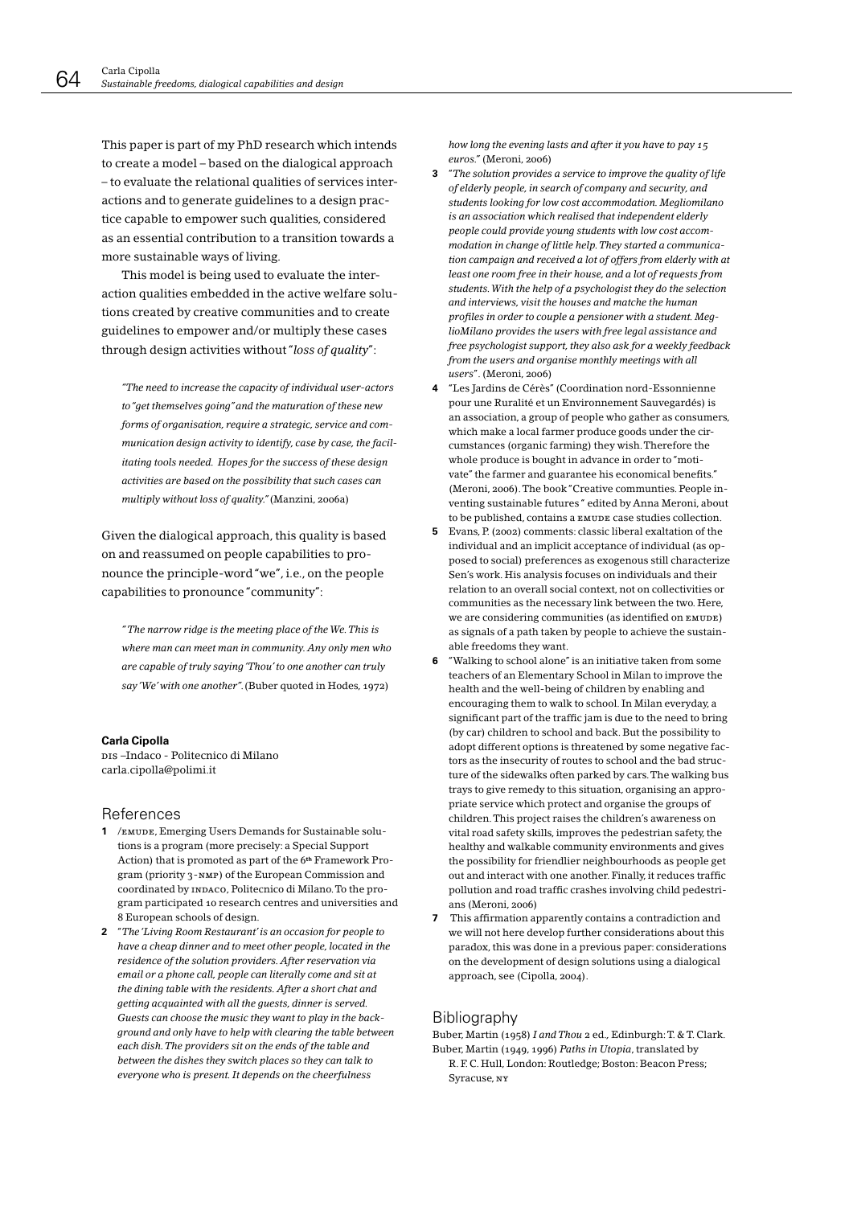This paper is part of my PhD research which intends to create a model – based on the dialogical approach – to evaluate the relational qualities of services interactions and to generate guidelines to a design practice capable to empower such qualities, considered as an essential contribution to a transition towards a more sustainable ways of living.

This model is being used to evaluate the interaction qualities embedded in the active welfare solutions created by creative communities and to create guidelines to empower and/or multiply these cases through design activities without "*loss of quality*":

> *"The need to increase the capacity of individual user-actors to "get themselves going" and the maturation of these new forms of organisation, require a strategic, service and communication design activity to identify, case by case, the facilitating tools needed. Hopes for the success of these design activities are based on the possibility that such cases can multiply without loss of quality."* (Manzini, 2006a)

Given the dialogical approach, this quality is based on and reassumed on people capabilities to pronounce the principle-word "we", i.e., on the people capabilities to pronounce "community":

> *" The narrow ridge is the meeting place of the We. This is where man can meet man in community. Any only men who are capable of truly saying 'Thou' to one another can truly say 'We' with one another".* (Buber quoted in Hodes, 1972)

**Carla Cipolla**
DIS –Indaco - Politecnico di Milano
carla.cipolla@polimi.it

## References

1. /EMUDE, Emerging Users Demands for Sustainable solutions is a program (more precisely: a Special Support Action) that is promoted as part of the 6th Framework Program (priority 3-NMP) of the European Commission and coordinated by INDACO, Politecnico di Milano. To the program participated 10 research centres and universities and 8 European schools of design.
2. "*The 'Living Room Restaurant' is an occasion for people to have a cheap dinner and to meet other people, located in the residence of the solution providers. After reservation via email or a phone call, people can literally come and sit at the dining table with the residents. After a short chat and getting acquainted with all the guests, dinner is served. Guests can choose the music they want to play in the background and only have to help with clearing the table between each dish. The providers sit on the ends of the table and between the dishes they switch places so they can talk to everyone who is present. It depends on the cheerfulness how long the evening lasts and after it you have to pay 15 euros.*" (Meroni, 2006)
3. "*The solution provides a service to improve the quality of life of elderly people, in search of company and security, and students looking for low cost accommodation. Megliomilano is an association which realised that independent elderly people could provide young students with low cost accommodation in change of little help. They started a communication campaign and received a lot of offers from elderly with at least one room free in their house, and a lot of requests from students. With the help of a psychologist they do the selection and interviews, visit the houses and matche the human profiles in order to couple a pensioner with a student. MeglioMilano provides the users with free legal assistance and free psychologist support, they also ask for a weekly feedback from the users and organise monthly meetings with all users*". (Meroni, 2006)
4. "Les Jardins de Cérès" (Coordination nord-Essonnienne pour une Ruralité et un Environnement Sauvegardés) is an association, a group of people who gather as consumers, which make a local farmer produce goods under the circumstances (organic farming) they wish. Therefore the whole produce is bought in advance in order to "motivate" the farmer and guarantee his economical benefits." (Meroni, 2006). The book "Creative communties. People inventing sustainable futures " edited by Anna Meroni, about to be published, contains a EMUDE case studies collection.
5. Evans, P. (2002) comments: classic liberal exaltation of the individual and an implicit acceptance of individual (as opposed to social) preferences as exogenous still characterize Sen's work. His analysis focuses on individuals and their relation to an overall social context, not on collectivities or communities as the necessary link between the two. Here, we are considering communities (as identified on EMUDE) as signals of a path taken by people to achieve the sustainable freedoms they want.
6. "Walking to school alone" is an initiative taken from some teachers of an Elementary School in Milan to improve the health and the well-being of children by enabling and encouraging them to walk to school. In Milan everyday, a significant part of the traffic jam is due to the need to bring (by car) children to school and back. But the possibility to adopt different options is threatened by some negative factors as the insecurity of routes to school and the bad structure of the sidewalks often parked by cars. The walking bus trays to give remedy to this situation, organising an appropriate service which protect and organise the groups of children. This project raises the children's awareness on vital road safety skills, improves the pedestrian safety, the healthy and walkable community environments and gives the possibility for friendlier neighbourhoods as people get out and interact with one another. Finally, it reduces traffic pollution and road traffic crashes involving child pedestrians (Meroni, 2006)
7. This affirmation apparently contains a contradiction and we will not here develop further considerations about this paradox, this was done in a previous paper: considerations on the development of design solutions using a dialogical approach, see (Cipolla, 2004).

## Bibliography

Buber, Martin (1958) *I and Thou* 2 ed., Edinburgh: T. & T. Clark.

Buber, Martin (1949, 1996) *Paths in Utopia*, translated by R. F. C. Hull, London: Routledge; Boston: Beacon Press; Syracuse, NY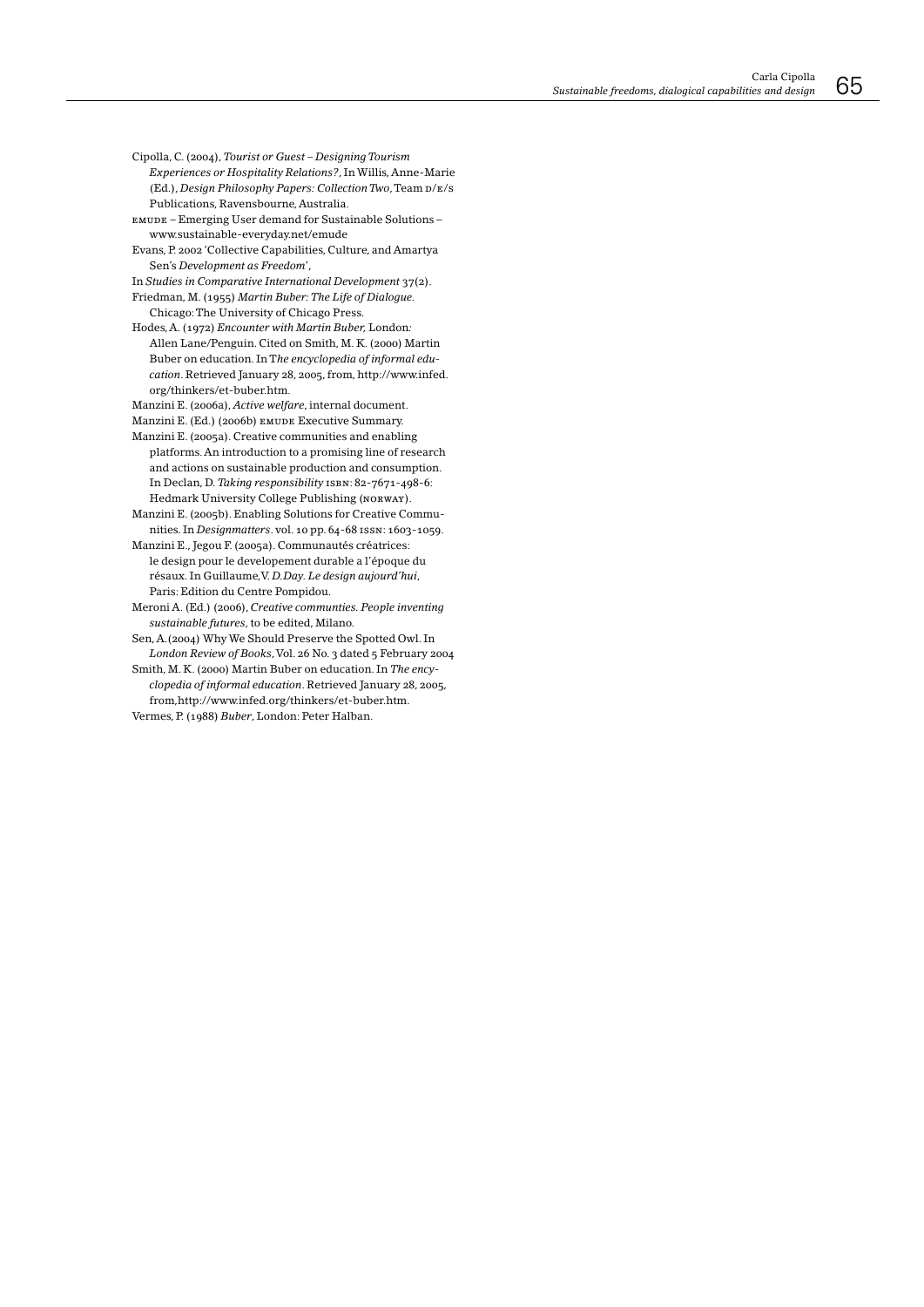Cipolla, C. (2004), *Tourist or Guest – Designing Tourism Experiences or Hospitality Relations?*, In Willis, Anne-Marie (Ed.), *Design Philosophy Papers: Collection Two*, Team D/E/S Publications, Ravensbourne, Australia.

EMUDE – Emerging User demand for Sustainable Solutions – www.sustainable-everyday.net/emude

Evans, P. 2002 'Collective Capabilities, Culture, and Amartya Sen's *Development as Freedom*',

In *Studies in Comparative International Development* 37(2).

Friedman, M. (1955) *Martin Buber: The Life of Dialogue*. Chicago: The University of Chicago Press.

Hodes, A. (1972) *Encounter with Martin Buber*, London: Allen Lane/Penguin. Cited on Smith, M. K. (2000) Martin Buber on education. In T*he encyclopedia of informal education*. Retrieved January 28, 2005, from, http://www.infed.org/thinkers/et-buber.htm.

Manzini E. (2006a), *Active welfare*, internal document.

Manzini E. (Ed.) (2006b) EMUDE Executive Summary.

Manzini E. (2005a). Creative communities and enabling platforms. An introduction to a promising line of research and actions on sustainable production and consumption. In Declan, D. *Taking responsibility* ISBN: 82-7671-498-6: Hedmark University College Publishing (NORWAY).

Manzini E. (2005b). Enabling Solutions for Creative Communities. In *Designmatters*. vol. 10 pp. 64-68 ISSN: 1603-1059.

Manzini E., Jegou F. (2005a). Communautés créatrices: le design pour le developement durable a l'époque du résaux. In Guillaume,V. *D.Day. Le design aujourd'hui*, Paris: Edition du Centre Pompidou.

Meroni A. (Ed.) (2006), *Creative communties. People inventing sustainable futures*, to be edited, Milano.

Sen, A.(2004) Why We Should Preserve the Spotted Owl. In *London Review of Books*, Vol. 26 No. 3 dated 5 February 2004

Smith, M. K. (2000) Martin Buber on education. In *The encyclopedia of informal education*. Retrieved January 28, 2005, from,http://www.infed.org/thinkers/et-buber.htm.

Vermes, P. (1988) *Buber*, London: Peter Halban.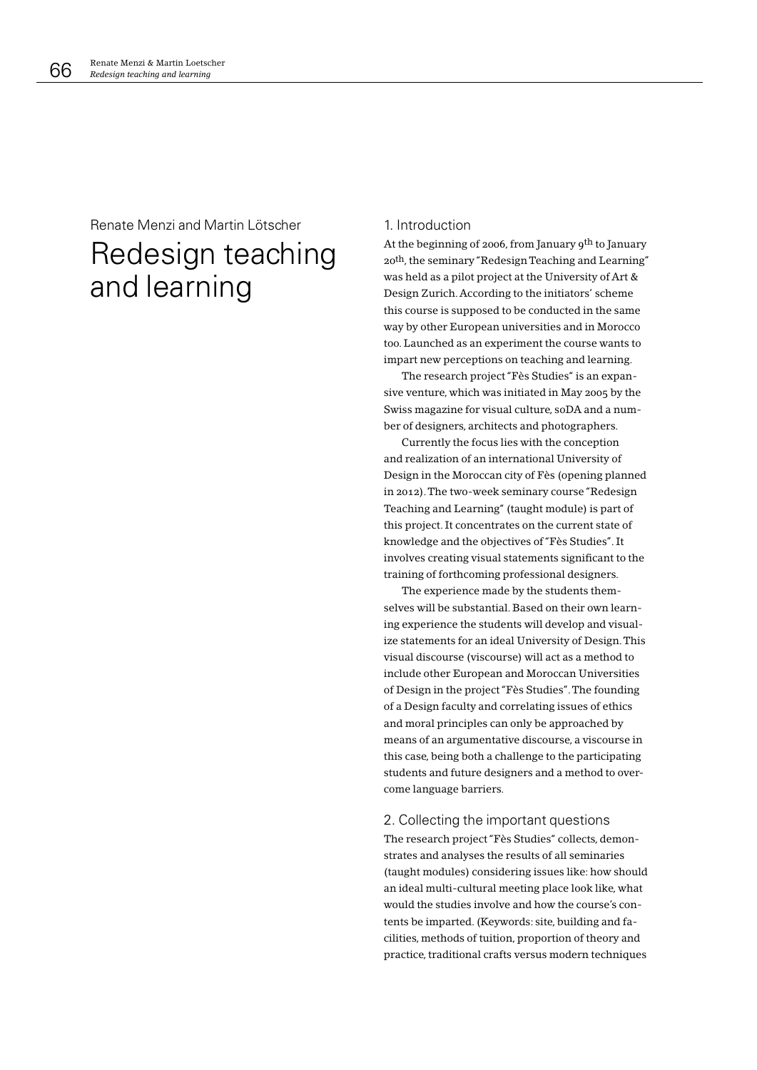Renate Menzi and Martin Lötscher

# Redesign teaching and learning

## 1. Introduction

At the beginning of 2006, from January 9th to January 20th, the seminary "Redesign Teaching and Learning" was held as a pilot project at the University of Art & Design Zurich. According to the initiators' scheme this course is supposed to be conducted in the same way by other European universities and in Morocco too. Launched as an experiment the course wants to impart new perceptions on teaching and learning.

The research project "Fès Studies" is an expansive venture, which was initiated in May 2005 by the Swiss magazine for visual culture, soDA and a number of designers, architects and photographers.

Currently the focus lies with the conception and realization of an international University of Design in the Moroccan city of Fès (opening planned in 2012). The two-week seminary course "Redesign Teaching and Learning" (taught module) is part of this project. It concentrates on the current state of knowledge and the objectives of "Fès Studies". It involves creating visual statements significant to the training of forthcoming professional designers.

The experience made by the students themselves will be substantial. Based on their own learning experience the students will develop and visualize statements for an ideal University of Design. This visual discourse (viscourse) will act as a method to include other European and Moroccan Universities of Design in the project "Fès Studies". The founding of a Design faculty and correlating issues of ethics and moral principles can only be approached by means of an argumentative discourse, a viscourse in this case, being both a challenge to the participating students and future designers and a method to overcome language barriers.

## 2. Collecting the important questions

The research project "Fès Studies" collects, demonstrates and analyses the results of all seminaries (taught modules) considering issues like: how should an ideal multi-cultural meeting place look like, what would the studies involve and how the course's contents be imparted. (Keywords: site, building and facilities, methods of tuition, proportion of theory and practice, traditional crafts versus modern techniques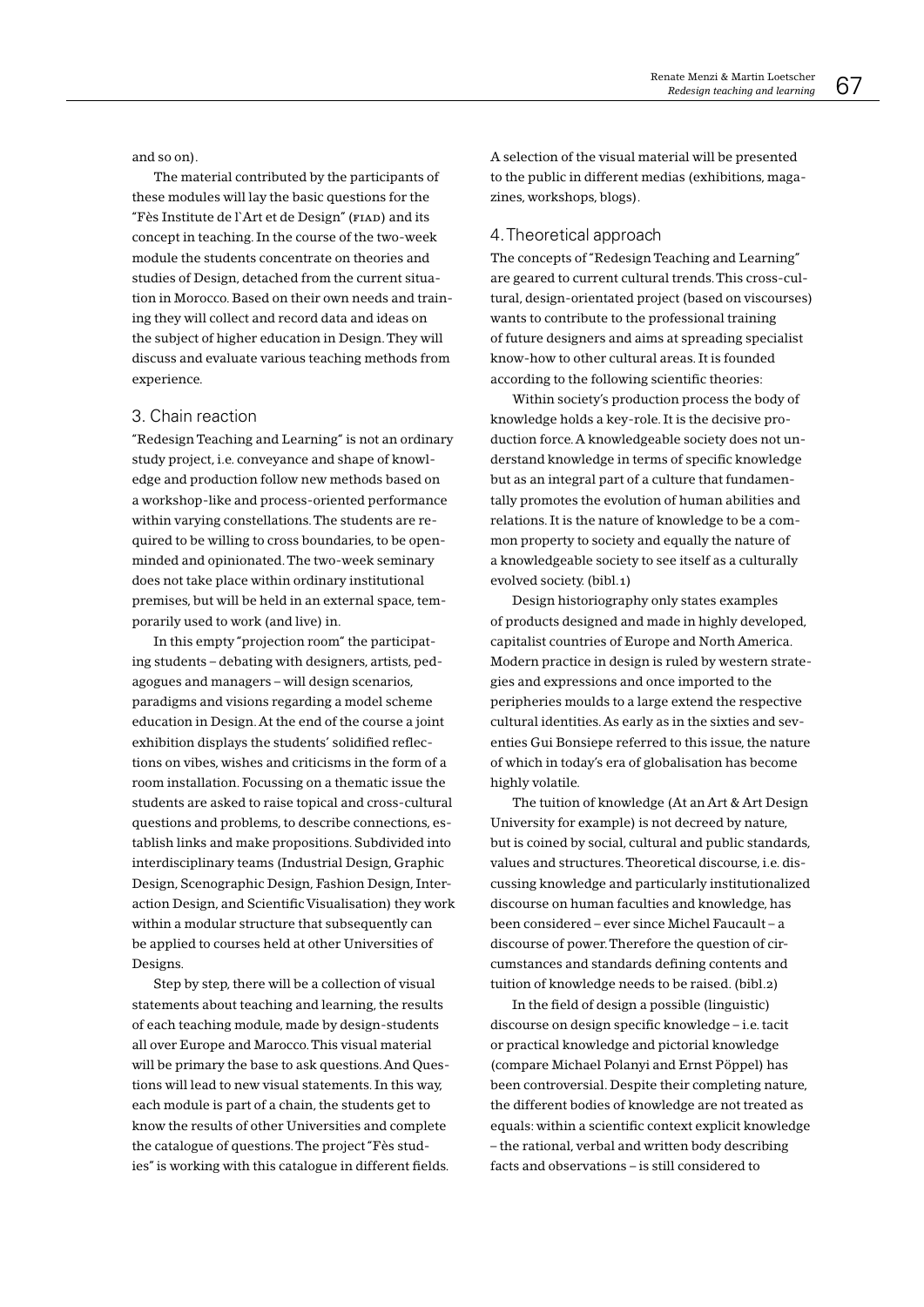and so on).

The material contributed by the participants of these modules will lay the basic questions for the "Fès Institute de l`Art et de Design" (FIAD) and its concept in teaching. In the course of the two-week module the students concentrate on theories and studies of Design, detached from the current situation in Morocco. Based on their own needs and training they will collect and record data and ideas on the subject of higher education in Design. They will discuss and evaluate various teaching methods from experience.

## 3. Chain reaction

"Redesign Teaching and Learning" is not an ordinary study project, i.e. conveyance and shape of knowledge and production follow new methods based on a workshop-like and process-oriented performance within varying constellations. The students are required to be willing to cross boundaries, to be open-minded and opinionated. The two-week seminary does not take place within ordinary institutional premises, but will be held in an external space, temporarily used to work (and live) in.

In this empty "projection room" the participating students – debating with designers, artists, pedagogues and managers – will design scenarios, paradigms and visions regarding a model scheme education in Design. At the end of the course a joint exhibition displays the students' solidified reflections on vibes, wishes and criticisms in the form of a room installation. Focussing on a thematic issue the students are asked to raise topical and cross-cultural questions and problems, to describe connections, establish links and make propositions. Subdivided into interdisciplinary teams (Industrial Design, Graphic Design, Scenographic Design, Fashion Design, Interaction Design, and Scientific Visualisation) they work within a modular structure that subsequently can be applied to courses held at other Universities of Designs.

Step by step, there will be a collection of visual statements about teaching and learning, the results of each teaching module, made by design-students all over Europe and Marocco. This visual material will be primary the base to ask questions. And Questions will lead to new visual statements. In this way, each module is part of a chain, the students get to know the results of other Universities and complete the catalogue of questions. The project "Fès studies" is working with this catalogue in different fields. A selection of the visual material will be presented to the public in different medias (exhibitions, magazines, workshops, blogs).

## 4. Theoretical approach

The concepts of "Redesign Teaching and Learning" are geared to current cultural trends. This cross-cultural, design-orientated project (based on viscourses) wants to contribute to the professional training of future designers and aims at spreading specialist know-how to other cultural areas. It is founded according to the following scientific theories:

Within society's production process the body of knowledge holds a key-role. It is the decisive production force. A knowledgeable society does not understand knowledge in terms of specific knowledge but as an integral part of a culture that fundamentally promotes the evolution of human abilities and relations. It is the nature of knowledge to be a common property to society and equally the nature of a knowledgeable society to see itself as a culturally evolved society. (bibl.1)

Design historiography only states examples of products designed and made in highly developed, capitalist countries of Europe and North America. Modern practice in design is ruled by western strategies and expressions and once imported to the peripheries moulds to a large extend the respective cultural identities. As early as in the sixties and seventies Gui Bonsiepe referred to this issue, the nature of which in today's era of globalisation has become highly volatile.

The tuition of knowledge (At an Art & Art Design University for example) is not decreed by nature, but is coined by social, cultural and public standards, values and structures. Theoretical discourse, i.e. discussing knowledge and particularly institutionalized discourse on human faculties and knowledge, has been considered – ever since Michel Faucault – a discourse of power. Therefore the question of circumstances and standards defining contents and tuition of knowledge needs to be raised. (bibl.2)

In the field of design a possible (linguistic) discourse on design specific knowledge – i.e. tacit or practical knowledge and pictorial knowledge (compare Michael Polanyi and Ernst Pöppel) has been controversial. Despite their completing nature, the different bodies of knowledge are not treated as equals: within a scientific context explicit knowledge – the rational, verbal and written body describing facts and observations – is still considered to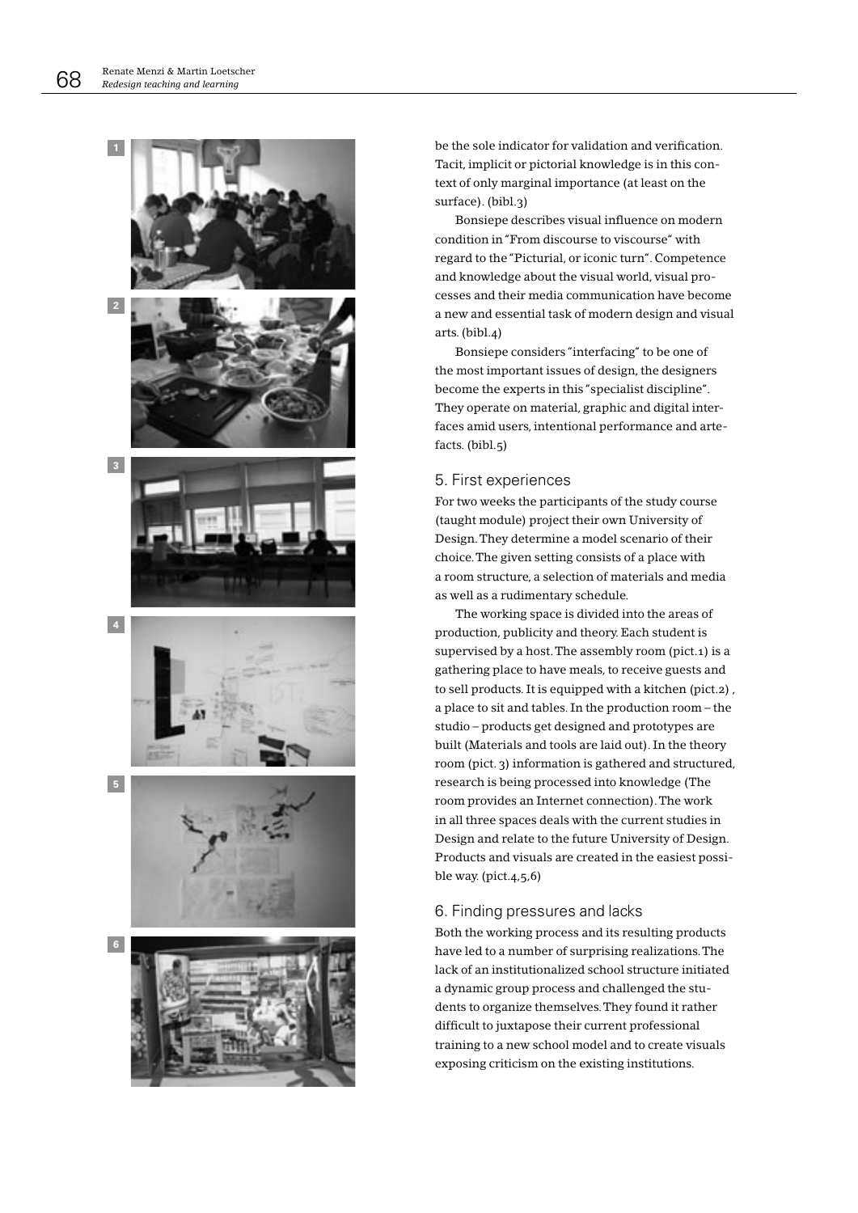be the sole indicator for validation and verification. Tacit, implicit or pictorial knowledge is in this context of only marginal importance (at least on the surface). (bibl.3)

Bonsiepe describes visual influence on modern condition in "From discourse to viscourse" with regard to the "Picturial, or iconic turn". Competence and knowledge about the visual world, visual processes and their media communication have become a new and essential task of modern design and visual arts. (bibl.4)

Bonsiepe considers "interfacing" to be one of the most important issues of design, the designers become the experts in this "specialist discipline". They operate on material, graphic and digital interfaces amid users, intentional performance and artefacts. (bibl.5)

## 5. First experiences

For two weeks the participants of the study course (taught module) project their own University of Design. They determine a model scenario of their choice. The given setting consists of a place with a room structure, a selection of materials and media as well as a rudimentary schedule.

The working space is divided into the areas of production, publicity and theory. Each student is supervised by a host. The assembly room (pict.1) is a gathering place to have meals, to receive guests and to sell products. It is equipped with a kitchen (pict.2), a place to sit and tables. In the production room – the studio – products get designed and prototypes are built (Materials and tools are laid out). In the theory room (pict. 3) information is gathered and structured, research is being processed into knowledge (The room provides an Internet connection). The work in all three spaces deals with the current studies in Design and relate to the future University of Design. Products and visuals are created in the easiest possible way. (pict.4,5,6)

## 6. Finding pressures and lacks

Both the working process and its resulting products have led to a number of surprising realizations. The lack of an institutionalized school structure initiated a dynamic group process and challenged the students to organize themselves. They found it rather difficult to juxtapose their current professional training to a new school model and to create visuals exposing criticism on the existing institutions.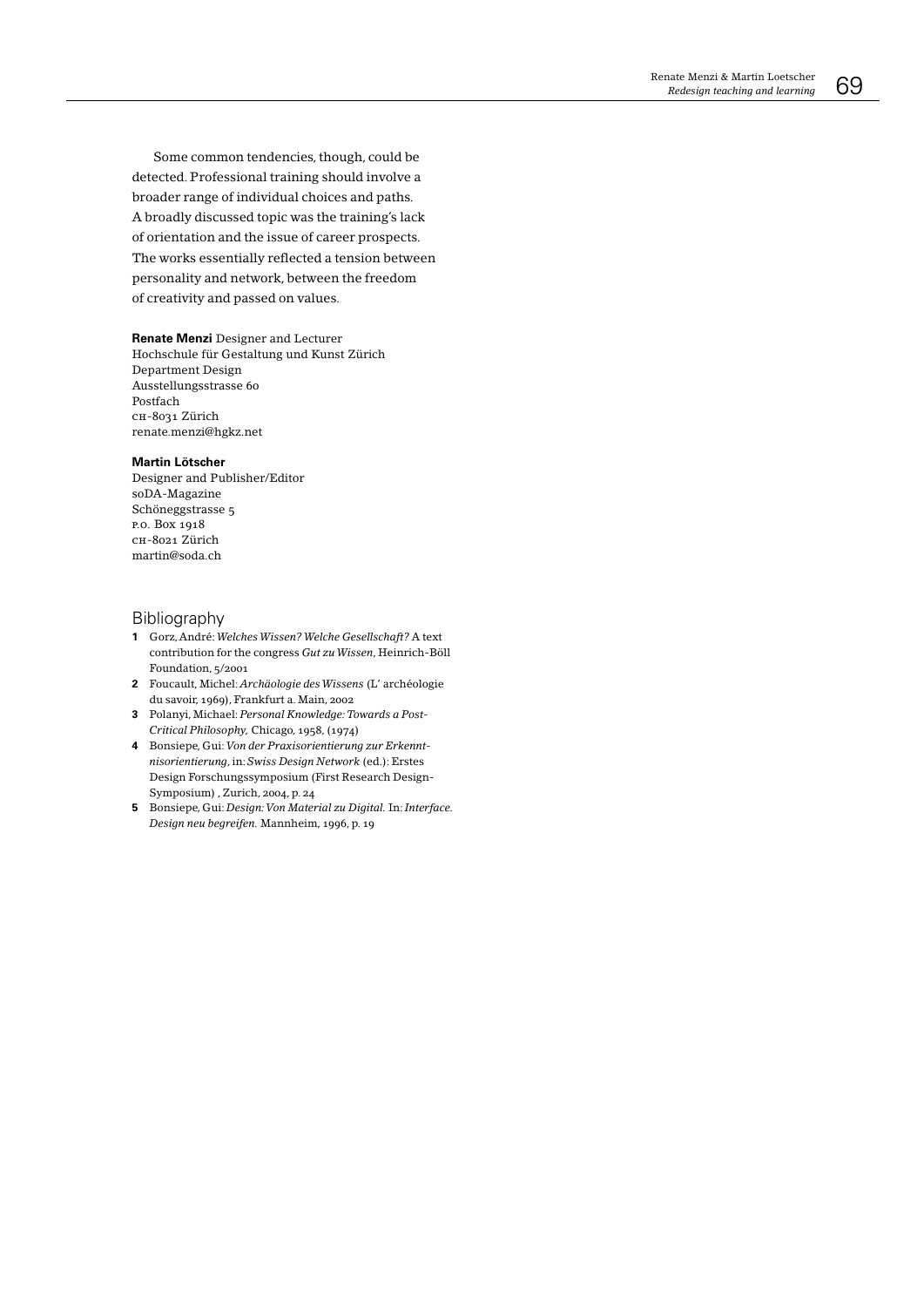Some common tendencies, though, could be detected. Professional training should involve a broader range of individual choices and paths. A broadly discussed topic was the training's lack of orientation and the issue of career prospects. The works essentially reflected a tension between personality and network, between the freedom of creativity and passed on values.

**Renate Menzi** Designer and Lecturer
Hochschule für Gestaltung und Kunst Zürich
Department Design
Ausstellungsstrasse 60
Postfach
CH-8031 Zürich
renate.menzi@hgkz.net

**Martin Lötscher**
Designer and Publisher/Editor
soDA-Magazine
Schöneggstrasse 5
P.O. Box 1918
CH-8021 Zürich
martin@soda.ch

## Bibliography

1. Gorz, André: *Welches Wissen? Welche Gesellschaft?* A text contribution for the congress *Gut zu Wissen*, Heinrich-Böll Foundation, 5/2001
2. Foucault, Michel: *Archäologie des Wissens* (L' archéologie du savoir, 1969), Frankfurt a. Main, 2002
3. Polanyi, Michael: *Personal Knowledge: Towards a Post-Critical Philosophy,* Chicago, 1958, (1974)
4. Bonsiepe, Gui: *Von der Praxisorientierung zur Erkenntnisorientierung*, in: *Swiss Design Network* (ed.): Erstes Design Forschungssymposium (First Research Design-Symposium) , Zurich, 2004, p. 24
5. Bonsiepe, Gui: *Design: Von Material zu Digital.* In: *Interface. Design neu begreifen.* Mannheim, 1996, p. 19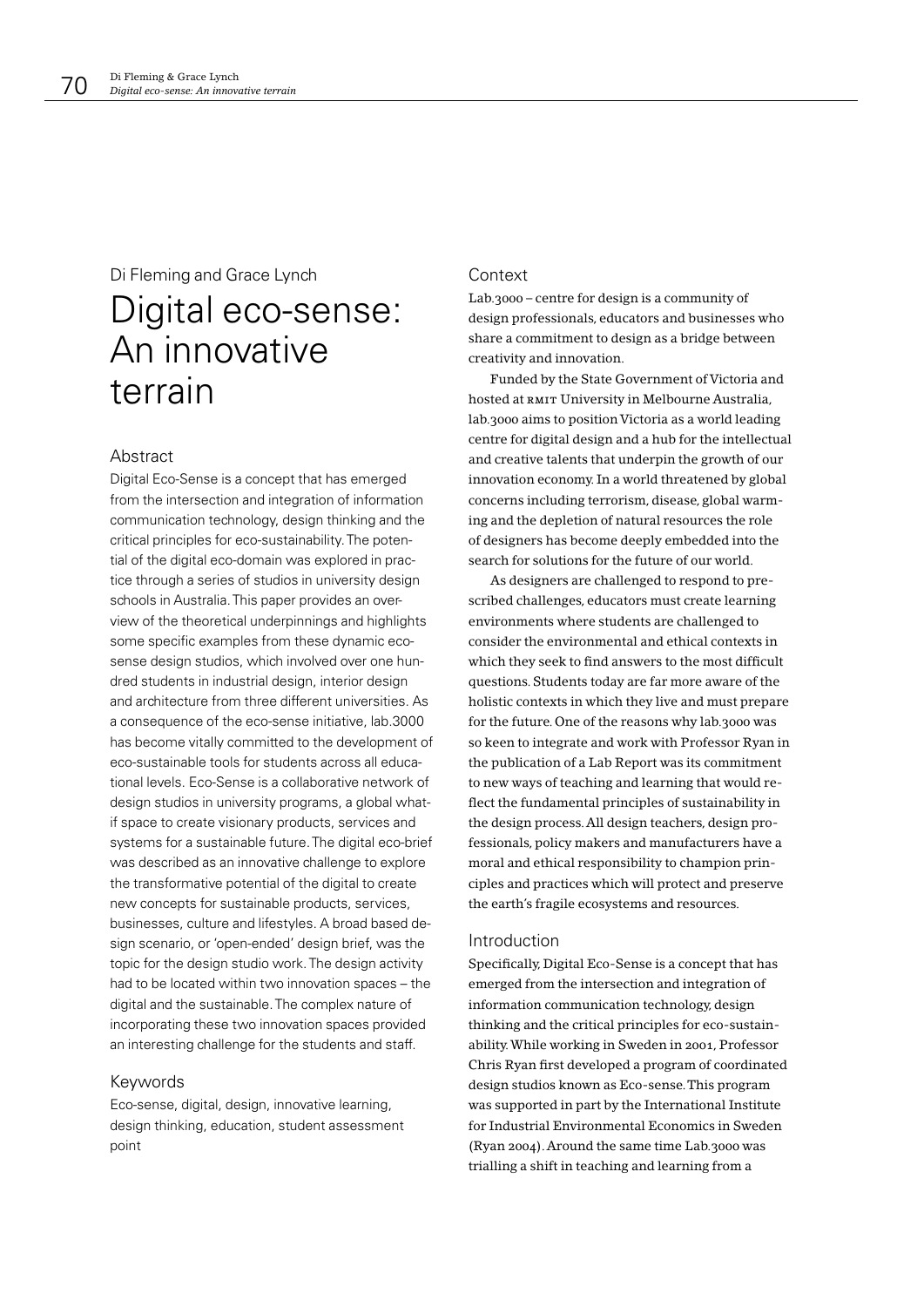Di Fleming and Grace Lynch

# Digital eco-sense: An innovative terrain

## Abstract

Digital Eco-Sense is a concept that has emerged from the intersection and integration of information communication technology, design thinking and the critical principles for eco-sustainability. The potential of the digital eco-domain was explored in practice through a series of studios in university design schools in Australia. This paper provides an overview of the theoretical underpinnings and highlights some specific examples from these dynamic eco-sense design studios, which involved over one hundred students in industrial design, interior design and architecture from three different universities. As a consequence of the eco-sense initiative, lab.3000 has become vitally committed to the development of eco-sustainable tools for students across all educational levels. Eco-Sense is a collaborative network of design studios in university programs, a global what-if space to create visionary products, services and systems for a sustainable future. The digital eco-brief was described as an innovative challenge to explore the transformative potential of the digital to create new concepts for sustainable products, services, businesses, culture and lifestyles. A broad based design scenario, or 'open-ended' design brief, was the topic for the design studio work. The design activity had to be located within two innovation spaces – the digital and the sustainable. The complex nature of incorporating these two innovation spaces provided an interesting challenge for the students and staff.

## Keywords

Eco-sense, digital, design, innovative learning, design thinking, education, student assessment point

## Context

Lab.3000 – centre for design is a community of design professionals, educators and businesses who share a commitment to design as a bridge between creativity and innovation.

Funded by the State Government of Victoria and hosted at RMIT University in Melbourne Australia, lab.3000 aims to position Victoria as a world leading centre for digital design and a hub for the intellectual and creative talents that underpin the growth of our innovation economy. In a world threatened by global concerns including terrorism, disease, global warming and the depletion of natural resources the role of designers has become deeply embedded into the search for solutions for the future of our world.

As designers are challenged to respond to prescribed challenges, educators must create learning environments where students are challenged to consider the environmental and ethical contexts in which they seek to find answers to the most difficult questions. Students today are far more aware of the holistic contexts in which they live and must prepare for the future. One of the reasons why lab.3000 was so keen to integrate and work with Professor Ryan in the publication of a Lab Report was its commitment to new ways of teaching and learning that would reflect the fundamental principles of sustainability in the design process. All design teachers, design professionals, policy makers and manufacturers have a moral and ethical responsibility to champion principles and practices which will protect and preserve the earth's fragile ecosystems and resources.

## Introduction

Specifically, Digital Eco-Sense is a concept that has emerged from the intersection and integration of information communication technology, design thinking and the critical principles for eco-sustainability. While working in Sweden in 2001, Professor Chris Ryan first developed a program of coordinated design studios known as Eco-sense. This program was supported in part by the International Institute for Industrial Environmental Economics in Sweden (Ryan 2004). Around the same time Lab.3000 was trialling a shift in teaching and learning from a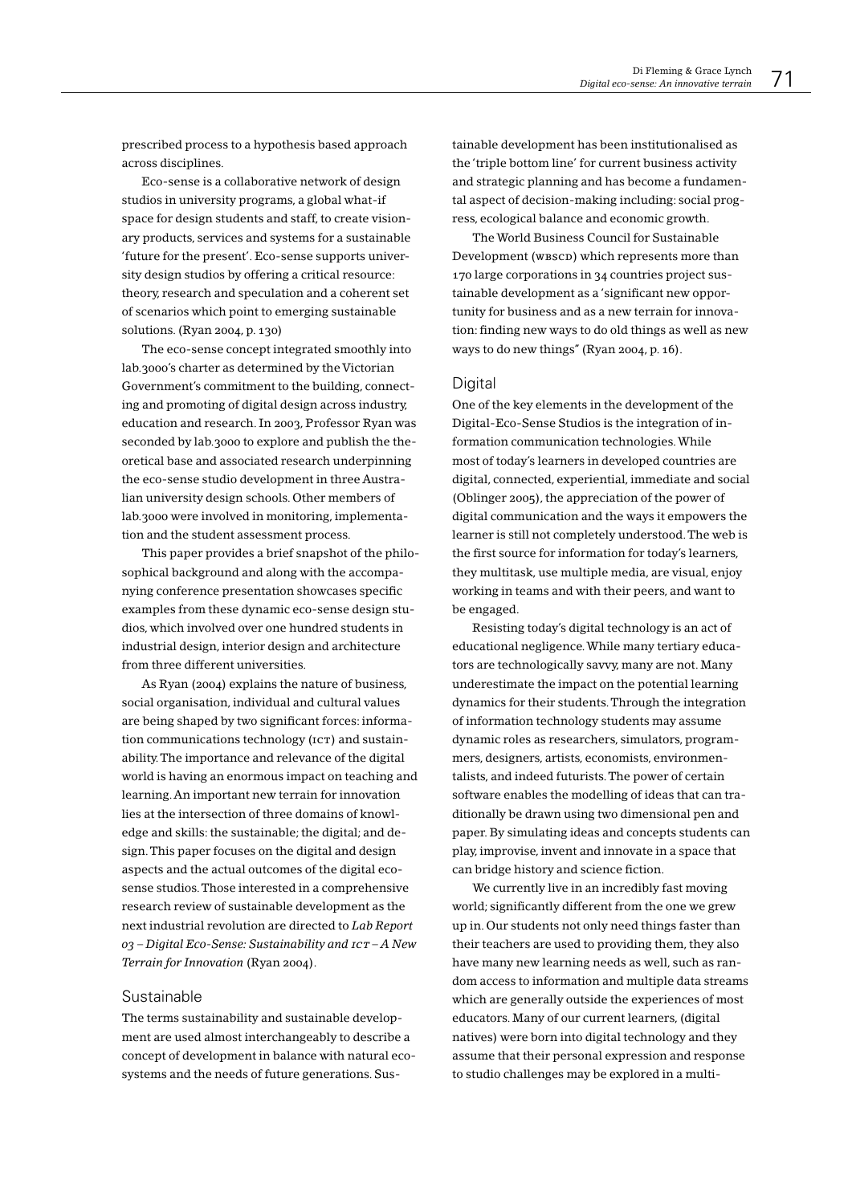prescribed process to a hypothesis based approach across disciplines.

Eco-sense is a collaborative network of design studios in university programs, a global what-if space for design students and staff, to create visionary products, services and systems for a sustainable 'future for the present'. Eco-sense supports university design studios by offering a critical resource: theory, research and speculation and a coherent set of scenarios which point to emerging sustainable solutions. (Ryan 2004, p. 130)

The eco-sense concept integrated smoothly into lab.3000's charter as determined by the Victorian Government's commitment to the building, connecting and promoting of digital design across industry, education and research. In 2003, Professor Ryan was seconded by lab.3000 to explore and publish the theoretical base and associated research underpinning the eco-sense studio development in three Australian university design schools. Other members of lab.3000 were involved in monitoring, implementation and the student assessment process.

This paper provides a brief snapshot of the philosophical background and along with the accompanying conference presentation showcases specific examples from these dynamic eco-sense design studios, which involved over one hundred students in industrial design, interior design and architecture from three different universities.

As Ryan (2004) explains the nature of business, social organisation, individual and cultural values are being shaped by two significant forces: information communications technology (ICT) and sustainability. The importance and relevance of the digital world is having an enormous impact on teaching and learning. An important new terrain for innovation lies at the intersection of three domains of knowledge and skills: the sustainable; the digital; and design. This paper focuses on the digital and design aspects and the actual outcomes of the digital eco-sense studios. Those interested in a comprehensive research review of sustainable development as the next industrial revolution are directed to *Lab Report 03 – Digital Eco-Sense: Sustainability and ICT – A New Terrain for Innovation* (Ryan 2004).

## Sustainable

The terms sustainability and sustainable development are used almost interchangeably to describe a concept of development in balance with natural ecosystems and the needs of future generations. Sustainable development has been institutionalised as the 'triple bottom line' for current business activity and strategic planning and has become a fundamental aspect of decision-making including: social progress, ecological balance and economic growth.

The World Business Council for Sustainable Development (WBSCD) which represents more than 170 large corporations in 34 countries project sustainable development as a 'significant new opportunity for business and as a new terrain for innovation: finding new ways to do old things as well as new ways to do new things" (Ryan 2004, p. 16).

## Digital

One of the key elements in the development of the Digital-Eco-Sense Studios is the integration of information communication technologies. While most of today's learners in developed countries are digital, connected, experiential, immediate and social (Oblinger 2005), the appreciation of the power of digital communication and the ways it empowers the learner is still not completely understood. The web is the first source for information for today's learners, they multitask, use multiple media, are visual, enjoy working in teams and with their peers, and want to be engaged.

Resisting today's digital technology is an act of educational negligence. While many tertiary educators are technologically savvy, many are not. Many underestimate the impact on the potential learning dynamics for their students. Through the integration of information technology students may assume dynamic roles as researchers, simulators, programmers, designers, artists, economists, environmentalists, and indeed futurists. The power of certain software enables the modelling of ideas that can traditionally be drawn using two dimensional pen and paper. By simulating ideas and concepts students can play, improvise, invent and innovate in a space that can bridge history and science fiction.

We currently live in an incredibly fast moving world; significantly different from the one we grew up in. Our students not only need things faster than their teachers are used to providing them, they also have many new learning needs as well, such as random access to information and multiple data streams which are generally outside the experiences of most educators. Many of our current learners, (digital natives) were born into digital technology and they assume that their personal expression and response to studio challenges may be explored in a multi-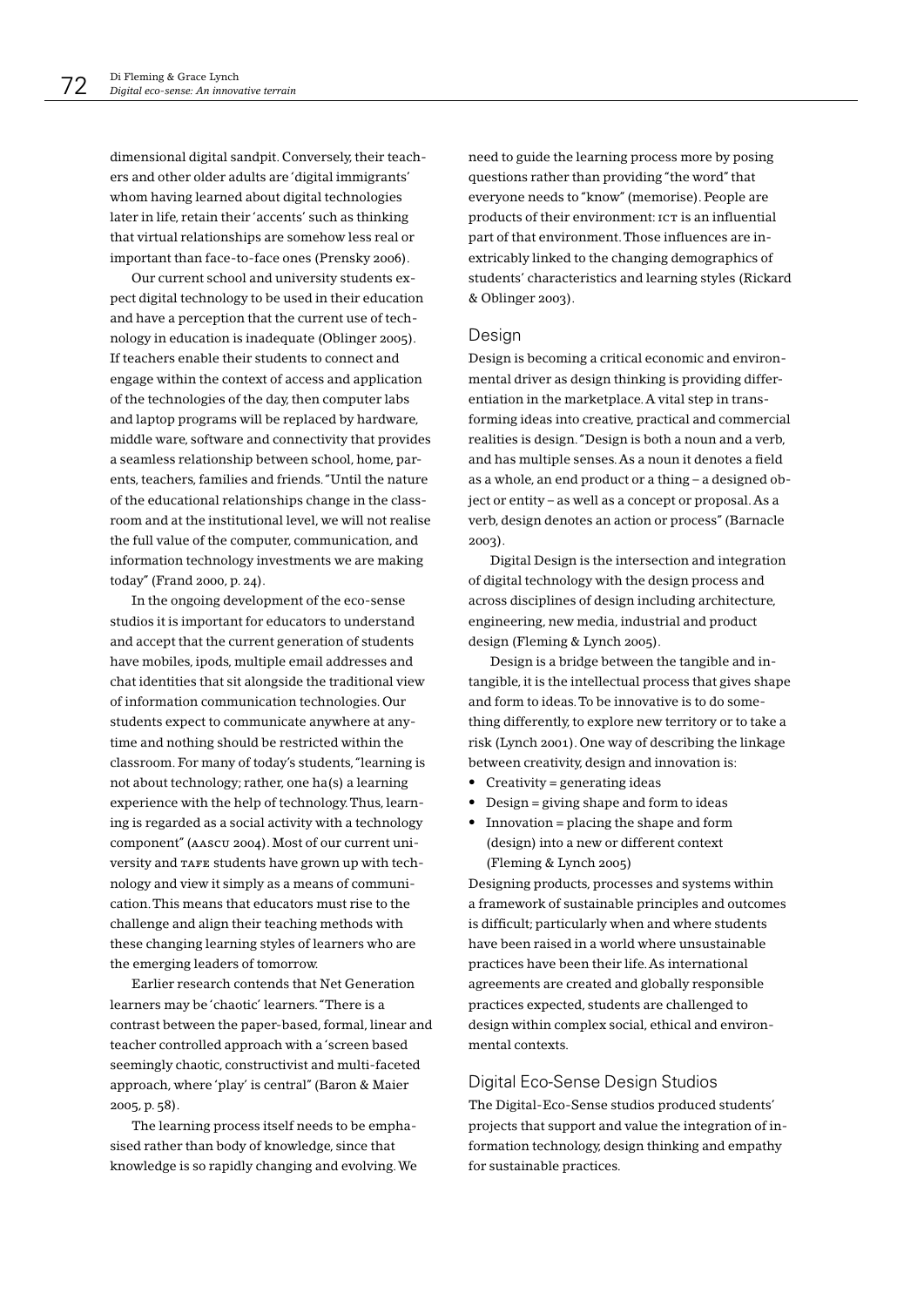dimensional digital sandpit. Conversely, their teachers and other older adults are 'digital immigrants' whom having learned about digital technologies later in life, retain their 'accents' such as thinking that virtual relationships are somehow less real or important than face-to-face ones (Prensky 2006).

Our current school and university students expect digital technology to be used in their education and have a perception that the current use of technology in education is inadequate (Oblinger 2005). If teachers enable their students to connect and engage within the context of access and application of the technologies of the day, then computer labs and laptop programs will be replaced by hardware, middle ware, software and connectivity that provides a seamless relationship between school, home, parents, teachers, families and friends. "Until the nature of the educational relationships change in the classroom and at the institutional level, we will not realise the full value of the computer, communication, and information technology investments we are making today" (Frand 2000, p. 24).

In the ongoing development of the eco-sense studios it is important for educators to understand and accept that the current generation of students have mobiles, ipods, multiple email addresses and chat identities that sit alongside the traditional view of information communication technologies. Our students expect to communicate anywhere at anytime and nothing should be restricted within the classroom. For many of today's students, "learning is not about technology; rather, one ha(s) a learning experience with the help of technology. Thus, learning is regarded as a social activity with a technology component" (AASCU 2004). Most of our current university and TAFE students have grown up with technology and view it simply as a means of communication. This means that educators must rise to the challenge and align their teaching methods with these changing learning styles of learners who are the emerging leaders of tomorrow.

Earlier research contends that Net Generation learners may be 'chaotic' learners. "There is a contrast between the paper-based, formal, linear and teacher controlled approach with a 'screen based seemingly chaotic, constructivist and multi-faceted approach, where 'play' is central" (Baron & Maier 2005, p. 58).

The learning process itself needs to be emphasised rather than body of knowledge, since that knowledge is so rapidly changing and evolving. We need to guide the learning process more by posing questions rather than providing "the word" that everyone needs to "know" (memorise). People are products of their environment: ICT is an influential part of that environment. Those influences are inextricably linked to the changing demographics of students' characteristics and learning styles (Rickard & Oblinger 2003).

## Design

Design is becoming a critical economic and environmental driver as design thinking is providing differentiation in the marketplace. A vital step in transforming ideas into creative, practical and commercial realities is design. "Design is both a noun and a verb, and has multiple senses. As a noun it denotes a field as a whole, an end product or a thing – a designed object or entity – as well as a concept or proposal. As a verb, design denotes an action or process" (Barnacle 2003).

Digital Design is the intersection and integration of digital technology with the design process and across disciplines of design including architecture, engineering, new media, industrial and product design (Fleming & Lynch 2005).

Design is a bridge between the tangible and intangible, it is the intellectual process that gives shape and form to ideas. To be innovative is to do something differently, to explore new territory or to take a risk (Lynch 2001). One way of describing the linkage between creativity, design and innovation is:

- Creativity = generating ideas
- Design = giving shape and form to ideas
- Innovation = placing the shape and form (design) into a new or different context (Fleming & Lynch 2005)

Designing products, processes and systems within a framework of sustainable principles and outcomes is difficult; particularly when and where students have been raised in a world where unsustainable practices have been their life. As international agreements are created and globally responsible practices expected, students are challenged to design within complex social, ethical and environmental contexts.

## Digital Eco-Sense Design Studios

The Digital-Eco-Sense studios produced students' projects that support and value the integration of information technology, design thinking and empathy for sustainable practices.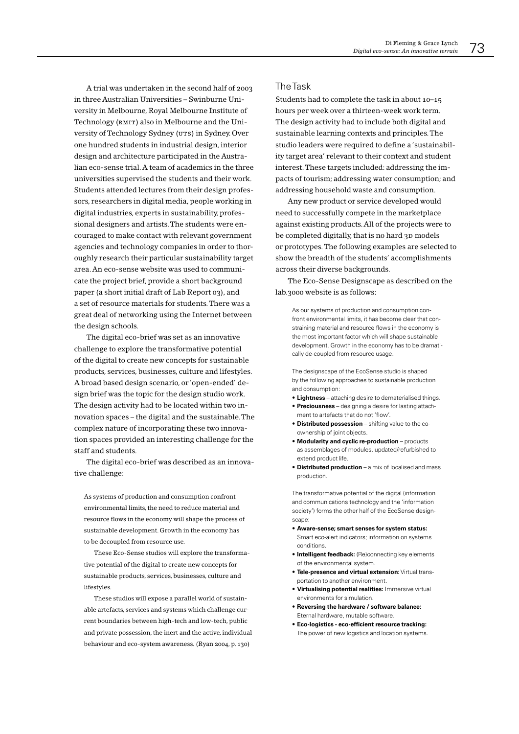A trial was undertaken in the second half of 2003 in three Australian Universities – Swinburne University in Melbourne, Royal Melbourne Institute of Technology (RMIT) also in Melbourne and the University of Technology Sydney (UTS) in Sydney. Over one hundred students in industrial design, interior design and architecture participated in the Australian eco-sense trial. A team of academics in the three universities supervised the students and their work. Students attended lectures from their design professors, researchers in digital media, people working in digital industries, experts in sustainability, professional designers and artists. The students were encouraged to make contact with relevant government agencies and technology companies in order to thoroughly research their particular sustainability target area. An eco-sense website was used to communicate the project brief, provide a short background paper (a short initial draft of Lab Report 03), and a set of resource materials for students. There was a great deal of networking using the Internet between the design schools.

The digital eco-brief was set as an innovative challenge to explore the transformative potential of the digital to create new concepts for sustainable products, services, businesses, culture and lifestyles. A broad based design scenario, or 'open-ended' design brief was the topic for the design studio work. The design activity had to be located within two innovation spaces – the digital and the sustainable. The complex nature of incorporating these two innovation spaces provided an interesting challenge for the staff and students.

The digital eco-brief was described as an innovative challenge:

> As systems of production and consumption confront environmental limits, the need to reduce material and resource flows in the economy will shape the process of sustainable development. Growth in the economy has to be decoupled from resource use.
>
> These Eco-Sense studios will explore the transformative potential of the digital to create new concepts for sustainable products, services, businesses, culture and lifestyles.
>
> These studios will expose a parallel world of sustainable artefacts, services and systems which challenge current boundaries between high-tech and low-tech, public and private possession, the inert and the active, individual behaviour and eco-system awareness. (Ryan 2004, p. 130)

## The Task

Students had to complete the task in about 10–15 hours per week over a thirteen-week work term. The design activity had to include both digital and sustainable learning contexts and principles. The studio leaders were required to define a 'sustainability target area' relevant to their context and student interest. These targets included: addressing the impacts of tourism; addressing water consumption; and addressing household waste and consumption.

Any new product or service developed would need to successfully compete in the marketplace against existing products. All of the projects were to be completed digitally, that is no hard 3D models or prototypes. The following examples are selected to show the breadth of the students' accomplishments across their diverse backgrounds.

The Eco-Sense Designscape as described on the lab.3000 website is as follows:

> As our systems of production and consumption confront environmental limits, it has become clear that constraining material and resource flows in the economy is the most important factor which will shape sustainable development. Growth in the economy has to be dramatically de-coupled from resource usage.
>
> The designscape of the EcoSense studio is shaped by the following approaches to sustainable production and consumption:
>
> - **Lightness** – attaching desire to dematerialised things.
> - **Preciousness** – designing a desire for lasting attachment to artefacts that do not 'flow'.
> - **Distributed possession** – shifting value to the co-ownership of joint objects.
> - **Modularity and cyclic re-production** – products as assemblages of modules, updated/refurbished to extend product life.
> - **Distributed production** – a mix of localised and mass production.
>
> The transformative potential of the digital (information and communications technology and the 'information society') forms the other half of the EcoSense designscape:
>
> - **Aware-sense; smart senses for system status:** Smart eco-alert indicators; information on systems conditions.
> - **Intelligent feedback:** (Re)connecting key elements of the environmental system.
> - **Tele-presence and virtual extension:** Virtual transportation to another environment.
> - **Virtualising potential realities:** Immersive virtual environments for simulation.
> - **Reversing the hardware / software balance:** Eternal hardware, mutable software.
> - **Eco-logistics - eco-efficient resource tracking:** The power of new logistics and location systems.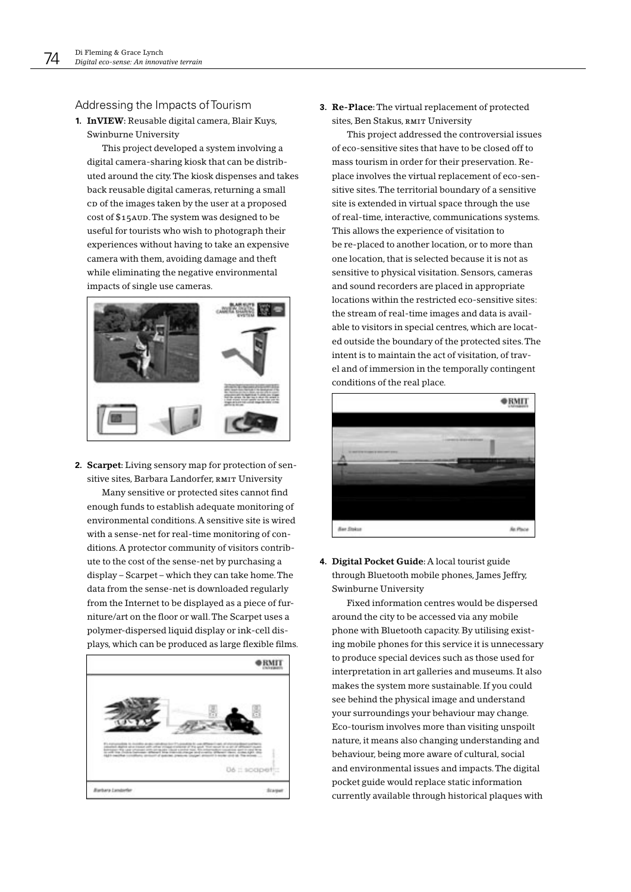## Addressing the Impacts of Tourism

1. **InVIEW**: Reusable digital camera, Blair Kuys, Swinburne University

   This project developed a system involving a digital camera-sharing kiosk that can be distributed around the city. The kiosk dispenses and takes back reusable digital cameras, returning a small CD of the images taken by the user at a proposed cost of $15AUD. The system was designed to be useful for tourists who wish to photograph their experiences without having to take an expensive camera with them, avoiding damage and theft while eliminating the negative environmental impacts of single use cameras.

2. **Scarpet**: Living sensory map for protection of sensitive sites, Barbara Landorfer, RMIT University

   Many sensitive or protected sites cannot find enough funds to establish adequate monitoring of environmental conditions. A sensitive site is wired with a sense-net for real-time monitoring of conditions. A protector community of visitors contribute to the cost of the sense-net by purchasing a display – Scarpet – which they can take home. The data from the sense-net is downloaded regularly from the Internet to be displayed as a piece of furniture/art on the floor or wall. The Scarpet uses a polymer-dispersed liquid display or ink-cell displays, which can be produced as large flexible films.

3. **Re-Place**: The virtual replacement of protected sites, Ben Stakus, RMIT University

   This project addressed the controversial issues of eco-sensitive sites that have to be closed off to mass tourism in order for their preservation. Re-place involves the virtual replacement of eco-sensitive sites. The territorial boundary of a sensitive site is extended in virtual space through the use of real-time, interactive, communications systems. This allows the experience of visitation to be re-placed to another location, or to more than one location, that is selected because it is not as sensitive to physical visitation. Sensors, cameras and sound recorders are placed in appropriate locations within the restricted eco-sensitive sites: the stream of real-time images and data is available to visitors in special centres, which are located outside the boundary of the protected sites. The intent is to maintain the act of visitation, of travel and of immersion in the temporally contingent conditions of the real place.

4. **Digital Pocket Guide**: A local tourist guide through Bluetooth mobile phones, James Jeffry, Swinburne University

   Fixed information centres would be dispersed around the city to be accessed via any mobile phone with Bluetooth capacity. By utilising existing mobile phones for this service it is unnecessary to produce special devices such as those used for interpretation in art galleries and museums. It also makes the system more sustainable. If you could see behind the physical image and understand your surroundings your behaviour may change. Eco-tourism involves more than visiting unspoilt nature, it means also changing understanding and behaviour, being more aware of cultural, social and environmental issues and impacts. The digital pocket guide would replace static information currently available through historical plaques with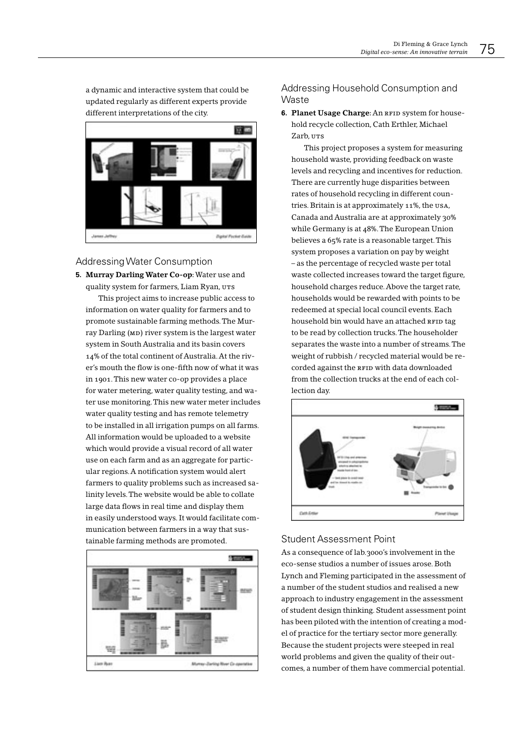a dynamic and interactive system that could be updated regularly as different experts provide different interpretations of the city.

## Addressing Water Consumption

5. **Murray Darling Water Co-op:** Water use and quality system for farmers, Liam Ryan, UTS

This project aims to increase public access to information on water quality for farmers and to promote sustainable farming methods. The Murray Darling (MD) river system is the largest water system in South Australia and its basin covers 14% of the total continent of Australia. At the river's mouth the flow is one-fifth now of what it was in 1901. This new water co-op provides a place for water metering, water quality testing, and water use monitoring. This new water meter includes water quality testing and has remote telemetry to be installed in all irrigation pumps on all farms. All information would be uploaded to a website which would provide a visual record of all water use on each farm and as an aggregate for particular regions. A notification system would alert farmers to quality problems such as increased salinity levels. The website would be able to collate large data flows in real time and display them in easily understood ways. It would facilitate communication between farmers in a way that sustainable farming methods are promoted.

## Addressing Household Consumption and Waste

6. **Planet Usage Charge:** An RFID system for household recycle collection, Cath Erthler, Michael Zarb, UTS

This project proposes a system for measuring household waste, providing feedback on waste levels and recycling and incentives for reduction. There are currently huge disparities between rates of household recycling in different countries. Britain is at approximately 11%, the USA, Canada and Australia are at approximately 30% while Germany is at 48%. The European Union believes a 65% rate is a reasonable target. This system proposes a variation on pay by weight – as the percentage of recycled waste per total waste collected increases toward the target figure, household charges reduce. Above the target rate, households would be rewarded with points to be redeemed at special local council events. Each household bin would have an attached RFID tag to be read by collection trucks. The householder separates the waste into a number of streams. The weight of rubbish / recycled material would be recorded against the RFID with data downloaded from the collection trucks at the end of each collection day.

## Student Assessment Point

As a consequence of lab.3000's involvement in the eco-sense studios a number of issues arose. Both Lynch and Fleming participated in the assessment of a number of the student studios and realised a new approach to industry engagement in the assessment of student design thinking. Student assessment point has been piloted with the intention of creating a model of practice for the tertiary sector more generally. Because the student projects were steeped in real world problems and given the quality of their outcomes, a number of them have commercial potential.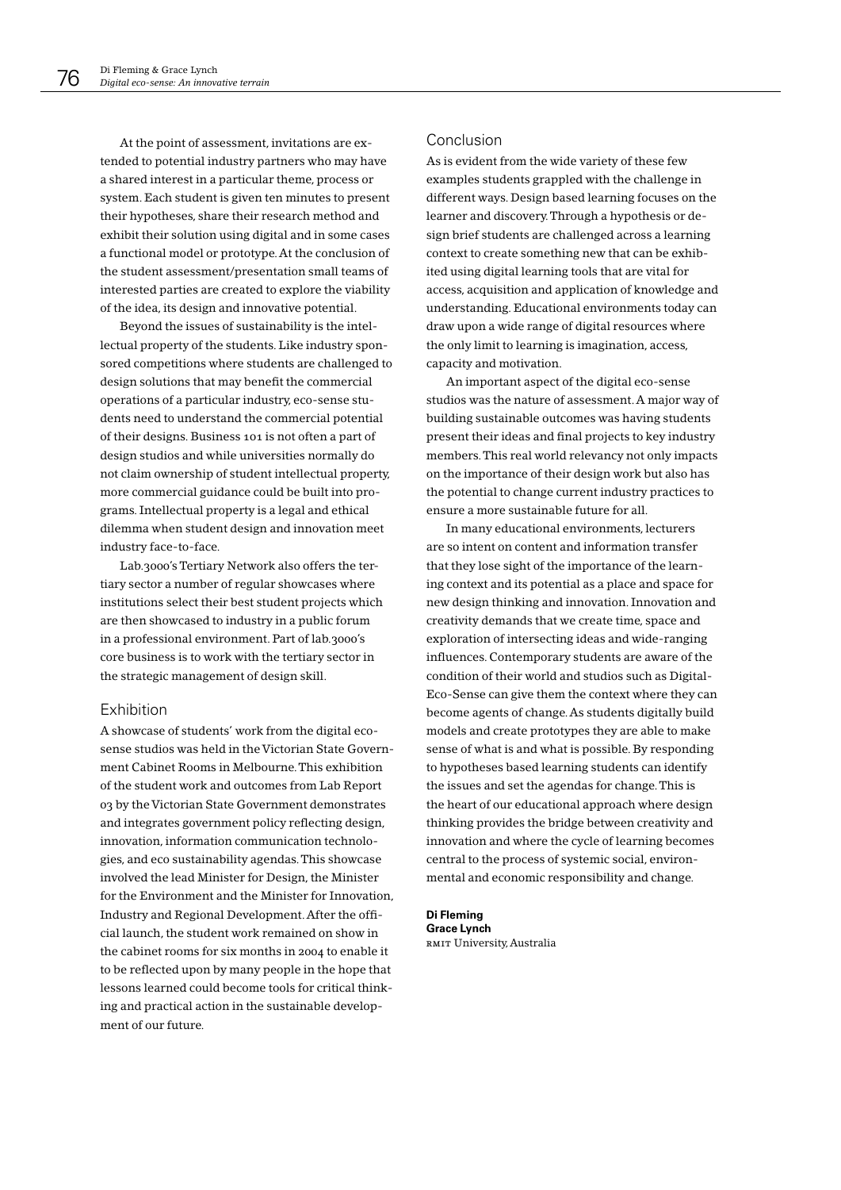At the point of assessment, invitations are extended to potential industry partners who may have a shared interest in a particular theme, process or system. Each student is given ten minutes to present their hypotheses, share their research method and exhibit their solution using digital and in some cases a functional model or prototype. At the conclusion of the student assessment/presentation small teams of interested parties are created to explore the viability of the idea, its design and innovative potential.

Beyond the issues of sustainability is the intellectual property of the students. Like industry sponsored competitions where students are challenged to design solutions that may benefit the commercial operations of a particular industry, eco-sense students need to understand the commercial potential of their designs. Business 101 is not often a part of design studios and while universities normally do not claim ownership of student intellectual property, more commercial guidance could be built into programs. Intellectual property is a legal and ethical dilemma when student design and innovation meet industry face-to-face.

Lab.3000's Tertiary Network also offers the tertiary sector a number of regular showcases where institutions select their best student projects which are then showcased to industry in a public forum in a professional environment. Part of lab.3000's core business is to work with the tertiary sector in the strategic management of design skill.

## Exhibition

A showcase of students' work from the digital eco-sense studios was held in the Victorian State Government Cabinet Rooms in Melbourne. This exhibition of the student work and outcomes from Lab Report 03 by the Victorian State Government demonstrates and integrates government policy reflecting design, innovation, information communication technologies, and eco sustainability agendas. This showcase involved the lead Minister for Design, the Minister for the Environment and the Minister for Innovation, Industry and Regional Development. After the official launch, the student work remained on show in the cabinet rooms for six months in 2004 to enable it to be reflected upon by many people in the hope that lessons learned could become tools for critical thinking and practical action in the sustainable development of our future.

## Conclusion

As is evident from the wide variety of these few examples students grappled with the challenge in different ways. Design based learning focuses on the learner and discovery. Through a hypothesis or design brief students are challenged across a learning context to create something new that can be exhibited using digital learning tools that are vital for access, acquisition and application of knowledge and understanding. Educational environments today can draw upon a wide range of digital resources where the only limit to learning is imagination, access, capacity and motivation.

An important aspect of the digital eco-sense studios was the nature of assessment. A major way of building sustainable outcomes was having students present their ideas and final projects to key industry members. This real world relevancy not only impacts on the importance of their design work but also has the potential to change current industry practices to ensure a more sustainable future for all.

In many educational environments, lecturers are so intent on content and information transfer that they lose sight of the importance of the learning context and its potential as a place and space for new design thinking and innovation. Innovation and creativity demands that we create time, space and exploration of intersecting ideas and wide-ranging influences. Contemporary students are aware of the condition of their world and studios such as Digital-Eco-Sense can give them the context where they can become agents of change. As students digitally build models and create prototypes they are able to make sense of what is and what is possible. By responding to hypotheses based learning students can identify the issues and set the agendas for change. This is the heart of our educational approach where design thinking provides the bridge between creativity and innovation and where the cycle of learning becomes central to the process of systemic social, environmental and economic responsibility and change.

**Di Fleming**
**Grace Lynch**
RMIT University, Australia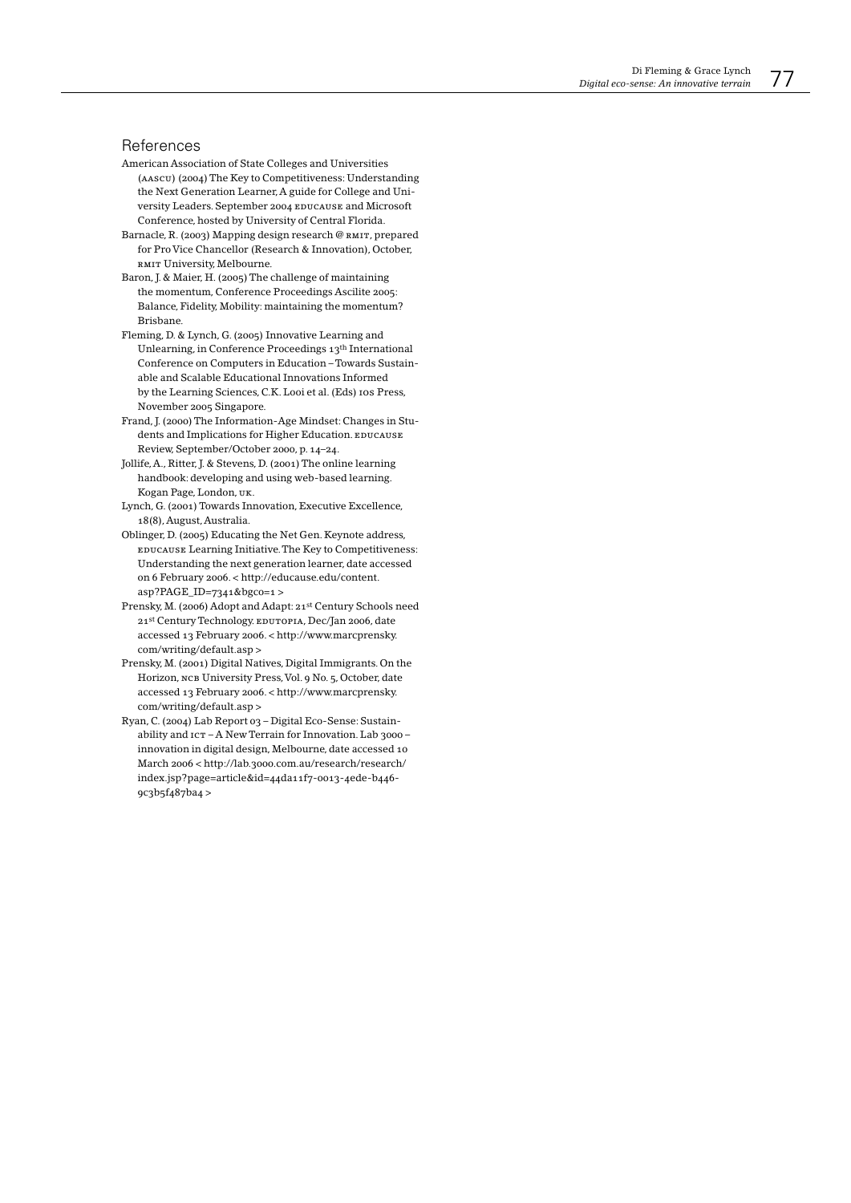## References

American Association of State Colleges and Universities (AASCU) (2004) The Key to Competitiveness: Understanding the Next Generation Learner, A guide for College and University Leaders. September 2004 EDUCAUSE and Microsoft Conference, hosted by University of Central Florida.

Barnacle, R. (2003) Mapping design research @ RMIT, prepared for Pro Vice Chancellor (Research & Innovation), October, RMIT University, Melbourne.

Baron, J. & Maier, H. (2005) The challenge of maintaining the momentum, Conference Proceedings Ascilite 2005: Balance, Fidelity, Mobility: maintaining the momentum? Brisbane.

Fleming, D. & Lynch, G. (2005) Innovative Learning and Unlearning, in Conference Proceedings 13th International Conference on Computers in Education – Towards Sustainable and Scalable Educational Innovations Informed by the Learning Sciences, C.K. Looi et al. (Eds) IOS Press, November 2005 Singapore.

Frand, J. (2000) The Information-Age Mindset: Changes in Students and Implications for Higher Education. EDUCAUSE Review, September/October 2000, p. 14–24.

Jollife, A., Ritter, J. & Stevens, D. (2001) The online learning handbook: developing and using web-based learning. Kogan Page, London, UK.

Lynch, G. (2001) Towards Innovation, Executive Excellence, 18(8), August, Australia.

Oblinger, D. (2005) Educating the Net Gen. Keynote address, EDUCAUSE Learning Initiative. The Key to Competitiveness: Understanding the next generation learner, date accessed on 6 February 2006. < http://educause.edu/content.asp?PAGE_ID=7341&bgco=1 >

Prensky, M. (2006) Adopt and Adapt: 21st Century Schools need 21st Century Technology. EDUTOPIA, Dec/Jan 2006, date accessed 13 February 2006. < http://www.marcprensky.com/writing/default.asp >

Prensky, M. (2001) Digital Natives, Digital Immigrants. On the Horizon, NCB University Press, Vol. 9 No. 5, October, date accessed 13 February 2006. < http://www.marcprensky.com/writing/default.asp >

Ryan, C. (2004) Lab Report 03 – Digital Eco-Sense: Sustainability and ICT – A New Terrain for Innovation. Lab 3000 – innovation in digital design, Melbourne, date accessed 10 March 2006 < http://lab.3000.com.au/research/research/index.jsp?page=article&id=44da11f7-0013-4ede-b446-9c3b5f487ba4 >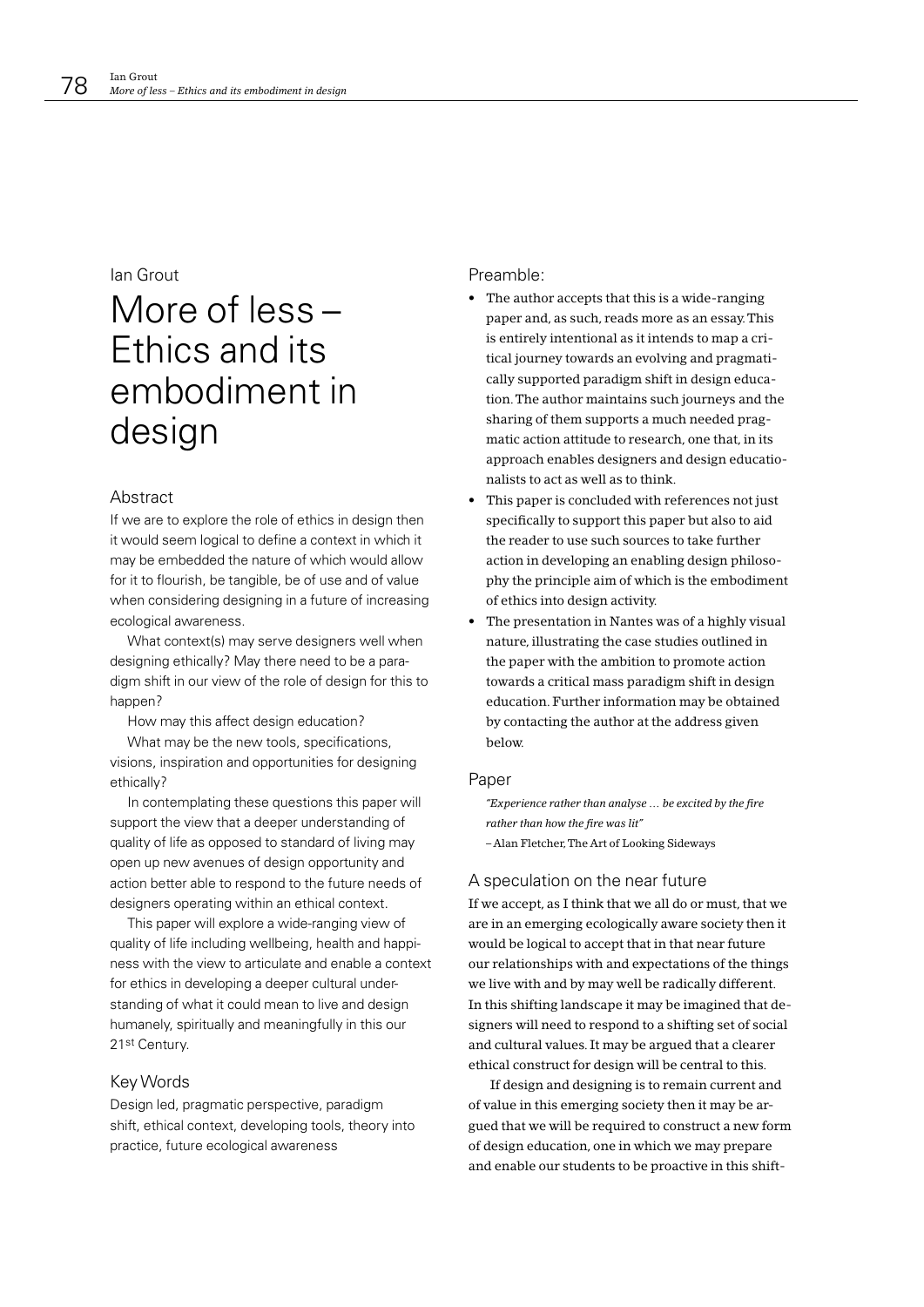Ian Grout

# More of less – Ethics and its embodiment in design

## Abstract

If we are to explore the role of ethics in design then it would seem logical to define a context in which it may be embedded the nature of which would allow for it to flourish, be tangible, be of use and of value when considering designing in a future of increasing ecological awareness.

What context(s) may serve designers well when designing ethically? May there need to be a paradigm shift in our view of the role of design for this to happen?

How may this affect design education?

What may be the new tools, specifications, visions, inspiration and opportunities for designing ethically?

In contemplating these questions this paper will support the view that a deeper understanding of quality of life as opposed to standard of living may open up new avenues of design opportunity and action better able to respond to the future needs of designers operating within an ethical context.

This paper will explore a wide-ranging view of quality of life including wellbeing, health and happiness with the view to articulate and enable a context for ethics in developing a deeper cultural understanding of what it could mean to live and design humanely, spiritually and meaningfully in this our 21st Century.

## Key Words

Design led, pragmatic perspective, paradigm shift, ethical context, developing tools, theory into practice, future ecological awareness

## Preamble:

- The author accepts that this is a wide-ranging paper and, as such, reads more as an essay. This is entirely intentional as it intends to map a critical journey towards an evolving and pragmatically supported paradigm shift in design education. The author maintains such journeys and the sharing of them supports a much needed pragmatic action attitude to research, one that, in its approach enables designers and design educationalists to act as well as to think.
- This paper is concluded with references not just specifically to support this paper but also to aid the reader to use such sources to take further action in developing an enabling design philosophy the principle aim of which is the embodiment of ethics into design activity.
- The presentation in Nantes was of a highly visual nature, illustrating the case studies outlined in the paper with the ambition to promote action towards a critical mass paradigm shift in design education. Further information may be obtained by contacting the author at the address given below.

## Paper

*"Experience rather than analyse … be excited by the fire rather than how the fire was lit"*
– Alan Fletcher, The Art of Looking Sideways

### A speculation on the near future

If we accept, as I think that we all do or must, that we are in an emerging ecologically aware society then it would be logical to accept that in that near future our relationships with and expectations of the things we live with and by may well be radically different. In this shifting landscape it may be imagined that designers will need to respond to a shifting set of social and cultural values. It may be argued that a clearer ethical construct for design will be central to this.

If design and designing is to remain current and of value in this emerging society then it may be argued that we will be required to construct a new form of design education, one in which we may prepare and enable our students to be proactive in this shift-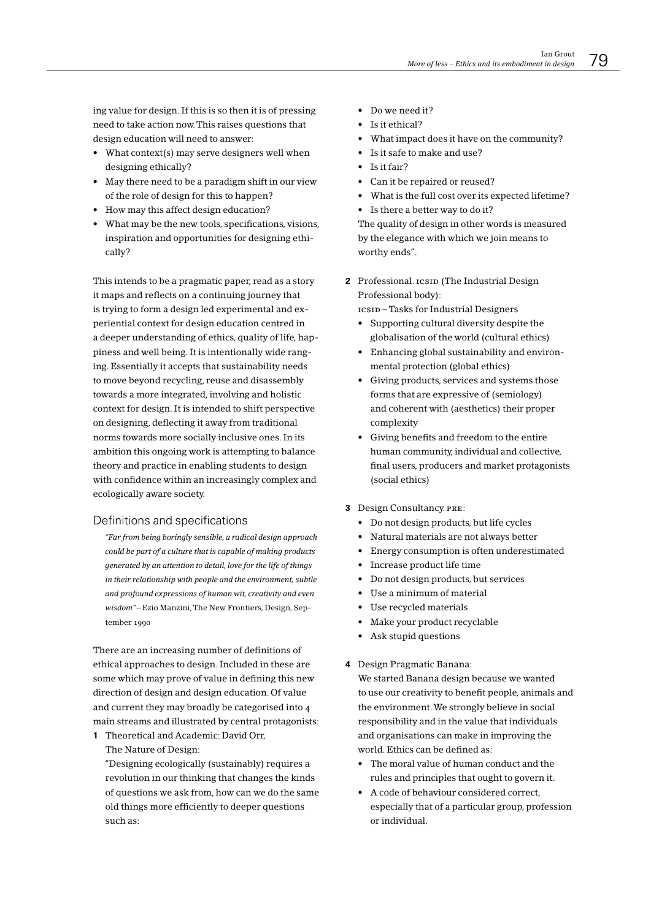ing value for design. If this is so then it is of pressing need to take action now. This raises questions that design education will need to answer:

- What context(s) may serve designers well when designing ethically?
- May there need to be a paradigm shift in our view of the role of design for this to happen?
- How may this affect design education?
- What may be the new tools, specifications, visions, inspiration and opportunities for designing ethically?

This intends to be a pragmatic paper, read as a story it maps and reflects on a continuing journey that is trying to form a design led experimental and experiential context for design education centred in a deeper understanding of ethics, quality of life, happiness and well being. It is intentionally wide ranging. Essentially it accepts that sustainability needs to move beyond recycling, reuse and disassembly towards a more integrated, involving and holistic context for design. It is intended to shift perspective on designing, deflecting it away from traditional norms towards more socially inclusive ones. In its ambition this ongoing work is attempting to balance theory and practice in enabling students to design with confidence within an increasingly complex and ecologically aware society.

## Definitions and specifications

*"Far from being boringly sensible, a radical design approach could be part of a culture that is capable of making products generated by an attention to detail, love for the life of things in their relationship with people and the environment; subtle and profound expressions of human wit, creativity and even wisdom"* – Ezio Manzini, The New Frontiers, Design, September 1990

There are an increasing number of definitions of ethical approaches to design. Included in these are some which may prove of value in defining this new direction of design and design education. Of value and current they may broadly be categorised into 4 main streams and illustrated by central protagonists:

**1** Theoretical and Academic: David Orr, The Nature of Design:
"Designing ecologically (sustainably) requires a revolution in our thinking that changes the kinds of questions we ask from, how can we do the same old things more efficiently to deeper questions such as:

- Do we need it?
- Is it ethical?
- What impact does it have on the community?
- Is it safe to make and use?
- Is it fair?
- Can it be repaired or reused?
- What is the full cost over its expected lifetime?
- Is there a better way to do it?

The quality of design in other words is measured by the elegance with which we join means to worthy ends".

**2** Professional. ICSID (The Industrial Design Professional body):
ICSID – Tasks for Industrial Designers

- Supporting cultural diversity despite the globalisation of the world (cultural ethics)
- Enhancing global sustainability and environmental protection (global ethics)
- Giving products, services and systems those forms that are expressive of (semiology) and coherent with (aesthetics) their proper complexity
- Giving benefits and freedom to the entire human community, individual and collective, final users, producers and market protagonists (social ethics)

**3** Design Consultancy. PRE:

- Do not design products, but life cycles
- Natural materials are not always better
- Energy consumption is often underestimated
- Increase product life time
- Do not design products, but services
- Use a minimum of material
- Use recycled materials
- Make your product recyclable
- Ask stupid questions

**4** Design Pragmatic Banana:
We started Banana design because we wanted to use our creativity to benefit people, animals and the environment. We strongly believe in social responsibility and in the value that individuals and organisations can make in improving the world. Ethics can be defined as:

- The moral value of human conduct and the rules and principles that ought to govern it.
- A code of behaviour considered correct, especially that of a particular group, profession or individual.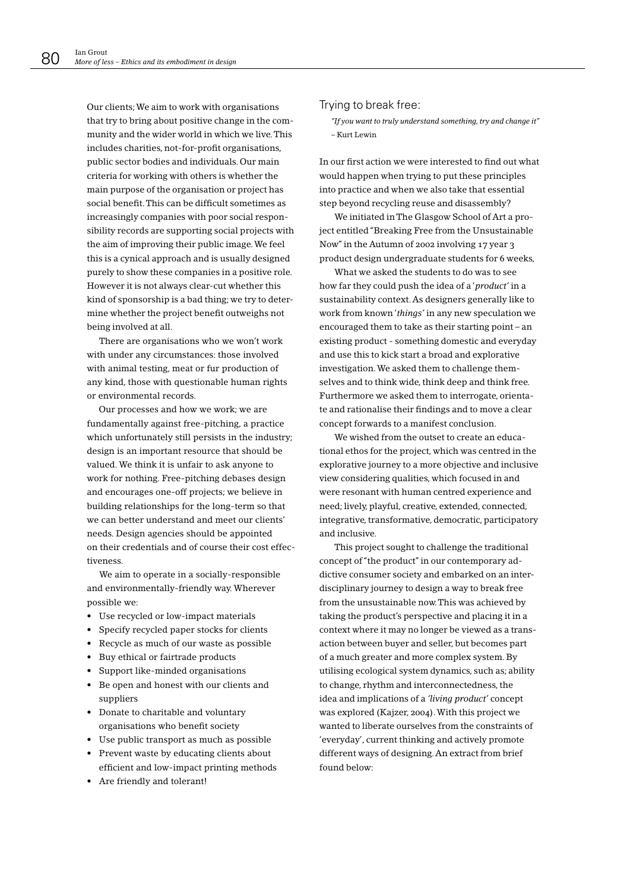Our clients; We aim to work with organisations that try to bring about positive change in the community and the wider world in which we live. This includes charities, not-for-profit organisations, public sector bodies and individuals. Our main criteria for working with others is whether the main purpose of the organisation or project has social benefit. This can be difficult sometimes as increasingly companies with poor social responsibility records are supporting social projects with the aim of improving their public image. We feel this is a cynical approach and is usually designed purely to show these companies in a positive role. However it is not always clear-cut whether this kind of sponsorship is a bad thing; we try to determine whether the project benefit outweighs not being involved at all.

There are organisations who we won't work with under any circumstances: those involved with animal testing, meat or fur production of any kind, those with questionable human rights or environmental records.

Our processes and how we work; we are fundamentally against free-pitching, a practice which unfortunately still persists in the industry; design is an important resource that should be valued. We think it is unfair to ask anyone to work for nothing. Free-pitching debases design and encourages one-off projects; we believe in building relationships for the long-term so that we can better understand and meet our clients' needs. Design agencies should be appointed on their credentials and of course their cost effectiveness.

We aim to operate in a socially-responsible and environmentally-friendly way. Wherever possible we:

- Use recycled or low-impact materials
- Specify recycled paper stocks for clients
- Recycle as much of our waste as possible
- Buy ethical or fairtrade products
- Support like-minded organisations
- Be open and honest with our clients and suppliers
- Donate to charitable and voluntary organisations who benefit society
- Use public transport as much as possible
- Prevent waste by educating clients about efficient and low-impact printing methods
- Are friendly and tolerant!

## Trying to break free:

*"If you want to truly understand something, try and change it"*
– Kurt Lewin

In our first action we were interested to find out what would happen when trying to put these principles into practice and when we also take that essential step beyond recycling reuse and disassembly?

We initiated in The Glasgow School of Art a project entitled "Breaking Free from the Unsustainable Now" in the Autumn of 2002 involving 17 year 3 product design undergraduate students for 6 weeks,

What we asked the students to do was to see how far they could push the idea of a '*product*' in a sustainability context. As designers generally like to work from known '*things*' in any new speculation we encouraged them to take as their starting point – an existing product - something domestic and everyday and use this to kick start a broad and explorative investigation. We asked them to challenge themselves and to think wide, think deep and think free. Furthermore we asked them to interrogate, orientate and rationalise their findings and to move a clear concept forwards to a manifest conclusion.

We wished from the outset to create an educational ethos for the project, which was centred in the explorative journey to a more objective and inclusive view considering qualities, which focused in and were resonant with human centred experience and need; lively, playful, creative, extended, connected, integrative, transformative, democratic, participatory and inclusive.

This project sought to challenge the traditional concept of "the product" in our contemporary addictive consumer society and embarked on an interdisciplinary journey to design a way to break free from the unsustainable now. This was achieved by taking the product's perspective and placing it in a context where it may no longer be viewed as a transaction between buyer and seller, but becomes part of a much greater and more complex system. By utilising ecological system dynamics, such as; ability to change, rhythm and interconnectedness, the idea and implications of a *'living product'* concept was explored (Kajzer, 2004). With this project we wanted to liberate ourselves from the constraints of 'everyday', current thinking and actively promote different ways of designing. An extract from brief found below: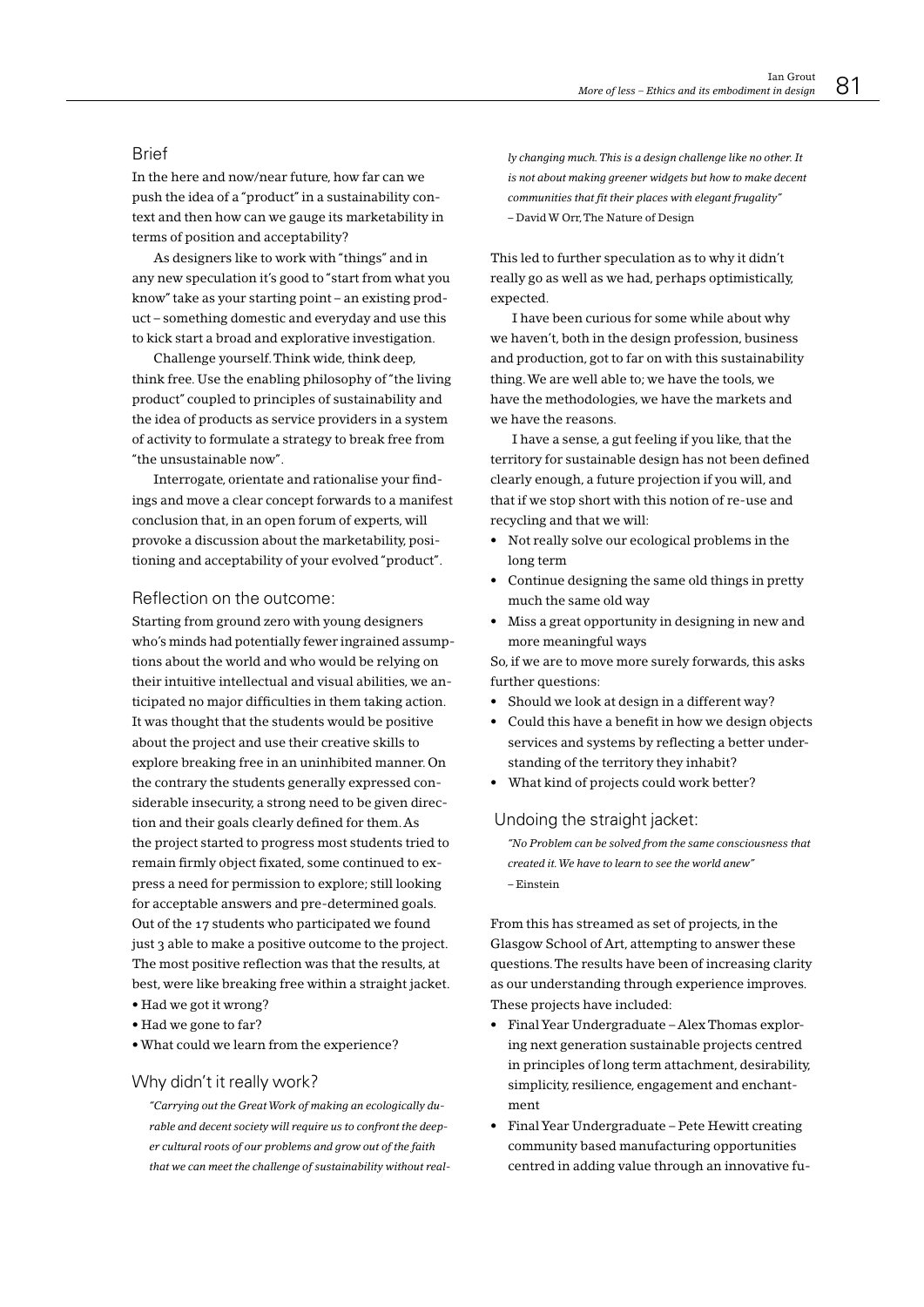## Brief

In the here and now/near future, how far can we push the idea of a "product" in a sustainability context and then how can we gauge its marketability in terms of position and acceptability?

As designers like to work with "things" and in any new speculation it's good to "start from what you know" take as your starting point – an existing product – something domestic and everyday and use this to kick start a broad and explorative investigation.

Challenge yourself. Think wide, think deep, think free. Use the enabling philosophy of "the living product" coupled to principles of sustainability and the idea of products as service providers in a system of activity to formulate a strategy to break free from "the unsustainable now".

Interrogate, orientate and rationalise your findings and move a clear concept forwards to a manifest conclusion that, in an open forum of experts, will provoke a discussion about the marketability, positioning and acceptability of your evolved "product".

## Reflection on the outcome:

Starting from ground zero with young designers who's minds had potentially fewer ingrained assumptions about the world and who would be relying on their intuitive intellectual and visual abilities, we anticipated no major difficulties in them taking action. It was thought that the students would be positive about the project and use their creative skills to explore breaking free in an uninhibited manner. On the contrary the students generally expressed considerable insecurity, a strong need to be given direction and their goals clearly defined for them. As the project started to progress most students tried to remain firmly object fixated, some continued to express a need for permission to explore; still looking for acceptable answers and pre-determined goals. Out of the 17 students who participated we found just 3 able to make a positive outcome to the project. The most positive reflection was that the results, at best, were like breaking free within a straight jacket.

- Had we got it wrong?
- Had we gone to far?
- What could we learn from the experience?

## Why didn't it really work?

*"Carrying out the Great Work of making an ecologically durable and decent society will require us to confront the deeper cultural roots of our problems and grow out of the faith that we can meet the challenge of sustainability without really changing much. This is a design challenge like no other. It is not about making greener widgets but how to make decent communities that fit their places with elegant frugality"*
– David W Orr, The Nature of Design

This led to further speculation as to why it didn't really go as well as we had, perhaps optimistically, expected.

I have been curious for some while about why we haven't, both in the design profession, business and production, got to far on with this sustainability thing. We are well able to; we have the tools, we have the methodologies, we have the markets and we have the reasons.

I have a sense, a gut feeling if you like, that the territory for sustainable design has not been defined clearly enough, a future projection if you will, and that if we stop short with this notion of re-use and recycling and that we will:

- Not really solve our ecological problems in the long term
- Continue designing the same old things in pretty much the same old way
- Miss a great opportunity in designing in new and more meaningful ways

So, if we are to move more surely forwards, this asks further questions:

- Should we look at design in a different way?
- Could this have a benefit in how we design objects services and systems by reflecting a better understanding of the territory they inhabit?
- What kind of projects could work better?

## Undoing the straight jacket:

*"No Problem can be solved from the same consciousness that created it. We have to learn to see the world anew"*
– Einstein

From this has streamed as set of projects, in the Glasgow School of Art, attempting to answer these questions. The results have been of increasing clarity as our understanding through experience improves. These projects have included:

- Final Year Undergraduate – Alex Thomas exploring next generation sustainable projects centred in principles of long term attachment, desirability, simplicity, resilience, engagement and enchantment
- Final Year Undergraduate – Pete Hewitt creating community based manufacturing opportunities centred in adding value through an innovative fu-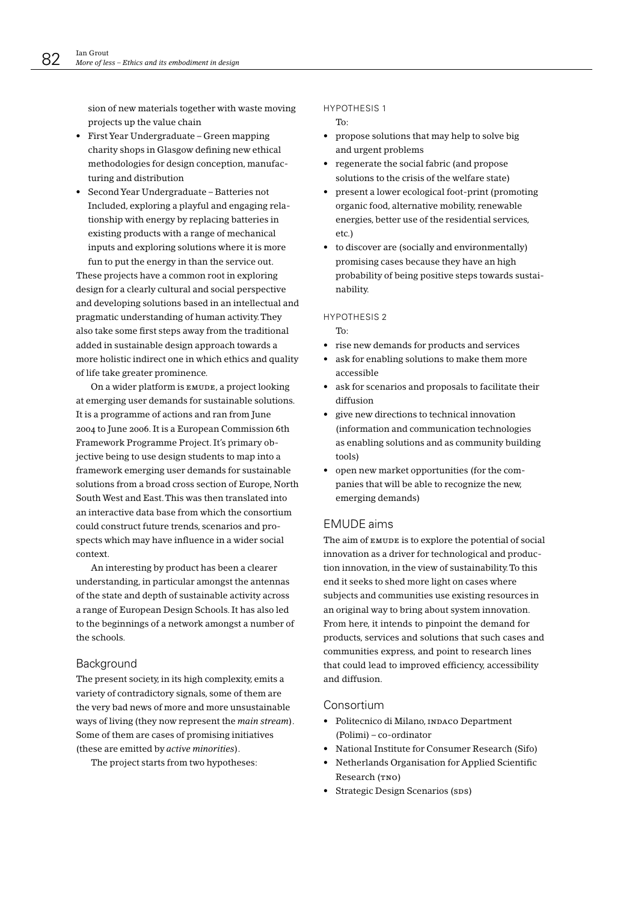sion of new materials together with waste moving projects up the value chain

- First Year Undergraduate – Green mapping charity shops in Glasgow defining new ethical methodologies for design conception, manufacturing and distribution
- Second Year Undergraduate – Batteries not Included, exploring a playful and engaging relationship with energy by replacing batteries in existing products with a range of mechanical inputs and exploring solutions where it is more fun to put the energy in than the service out.

These projects have a common root in exploring design for a clearly cultural and social perspective and developing solutions based in an intellectual and pragmatic understanding of human activity. They also take some first steps away from the traditional added in sustainable design approach towards a more holistic indirect one in which ethics and quality of life take greater prominence.

On a wider platform is EMUDE, a project looking at emerging user demands for sustainable solutions. It is a programme of actions and ran from June 2004 to June 2006. It is a European Commission 6th Framework Programme Project. It's primary objective being to use design students to map into a framework emerging user demands for sustainable solutions from a broad cross section of Europe, North South West and East. This was then translated into an interactive data base from which the consortium could construct future trends, scenarios and prospects which may have influence in a wider social context.

An interesting by product has been a clearer understanding, in particular amongst the antennas of the state and depth of sustainable activity across a range of European Design Schools. It has also led to the beginnings of a network amongst a number of the schools.

## Background

The present society, in its high complexity, emits a variety of contradictory signals, some of them are the very bad news of more and more unsustainable ways of living (they now represent the *main stream*). Some of them are cases of promising initiatives (these are emitted by *active minorities*).

The project starts from two hypotheses:

HYPOTHESIS 1

To:

- propose solutions that may help to solve big and urgent problems
- regenerate the social fabric (and propose solutions to the crisis of the welfare state)
- present a lower ecological foot-print (promoting organic food, alternative mobility, renewable energies, better use of the residential services, etc.)
- to discover are (socially and environmentally) promising cases because they have an high probability of being positive steps towards sustainability.

HYPOTHESIS 2

To:

- rise new demands for products and services
- ask for enabling solutions to make them more accessible
- ask for scenarios and proposals to facilitate their diffusion
- give new directions to technical innovation (information and communication technologies as enabling solutions and as community building tools)
- open new market opportunities (for the companies that will be able to recognize the new, emerging demands)

## EMUDE aims

The aim of EMUDE is to explore the potential of social innovation as a driver for technological and production innovation, in the view of sustainability. To this end it seeks to shed more light on cases where subjects and communities use existing resources in an original way to bring about system innovation. From here, it intends to pinpoint the demand for products, services and solutions that such cases and communities express, and point to research lines that could lead to improved efficiency, accessibility and diffusion.

## Consortium

- Politecnico di Milano, INDACO Department (Polimi) – co-ordinator
- National Institute for Consumer Research (Sifo)
- Netherlands Organisation for Applied Scientific Research (TNO)
- Strategic Design Scenarios (SDS)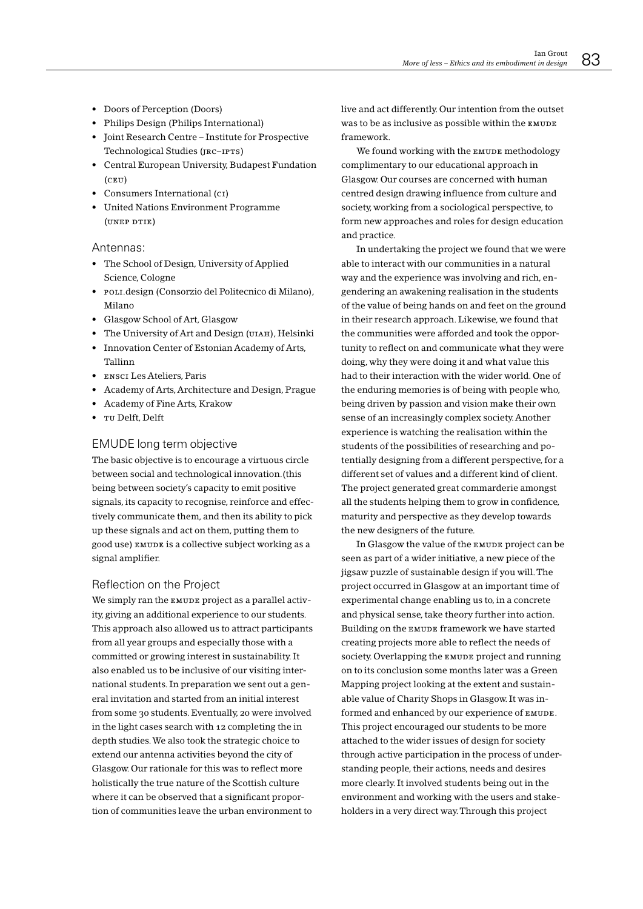- Doors of Perception (Doors)
- Philips Design (Philips International)
- Joint Research Centre – Institute for Prospective Technological Studies (JRC–IPTS)
- Central European University, Budapest Fundation (CEU)
- Consumers International (CI)
- United Nations Environment Programme (UNEP DTIE)

### Antennas:

- The School of Design, University of Applied Science, Cologne
- POLI.design (Consorzio del Politecnico di Milano), Milano
- Glasgow School of Art, Glasgow
- The University of Art and Design (UIAH), Helsinki
- Innovation Center of Estonian Academy of Arts, Tallinn
- ENSCI Les Ateliers, Paris
- Academy of Arts, Architecture and Design, Prague
- Academy of Fine Arts, Krakow
- TU Delft, Delft

### EMUDE long term objective

The basic objective is to encourage a virtuous circle between social and technological innovation.(this being between society's capacity to emit positive signals, its capacity to recognise, reinforce and effectively communicate them, and then its ability to pick up these signals and act on them, putting them to good use) EMUDE is a collective subject working as a signal amplifier.

### Reflection on the Project

We simply ran the EMUDE project as a parallel activity, giving an additional experience to our students. This approach also allowed us to attract participants from all year groups and especially those with a committed or growing interest in sustainability. It also enabled us to be inclusive of our visiting international students. In preparation we sent out a general invitation and started from an initial interest from some 30 students. Eventually, 20 were involved in the light cases search with 12 completing the in depth studies. We also took the strategic choice to extend our antenna activities beyond the city of Glasgow. Our rationale for this was to reflect more holistically the true nature of the Scottish culture where it can be observed that a significant proportion of communities leave the urban environment to live and act differently. Our intention from the outset was to be as inclusive as possible within the EMUDE framework.

We found working with the EMUDE methodology complimentary to our educational approach in Glasgow. Our courses are concerned with human centred design drawing influence from culture and society, working from a sociological perspective, to form new approaches and roles for design education and practice.

In undertaking the project we found that we were able to interact with our communities in a natural way and the experience was involving and rich, engendering an awakening realisation in the students of the value of being hands on and feet on the ground in their research approach. Likewise, we found that the communities were afforded and took the opportunity to reflect on and communicate what they were doing, why they were doing it and what value this had to their interaction with the wider world. One of the enduring memories is of being with people who, being driven by passion and vision make their own sense of an increasingly complex society. Another experience is watching the realisation within the students of the possibilities of researching and potentially designing from a different perspective, for a different set of values and a different kind of client. The project generated great commarderie amongst all the students helping them to grow in confidence, maturity and perspective as they develop towards the new designers of the future.

In Glasgow the value of the EMUDE project can be seen as part of a wider initiative, a new piece of the jigsaw puzzle of sustainable design if you will. The project occurred in Glasgow at an important time of experimental change enabling us to, in a concrete and physical sense, take theory further into action. Building on the EMUDE framework we have started creating projects more able to reflect the needs of society. Overlapping the EMUDE project and running on to its conclusion some months later was a Green Mapping project looking at the extent and sustainable value of Charity Shops in Glasgow. It was informed and enhanced by our experience of EMUDE. This project encouraged our students to be more attached to the wider issues of design for society through active participation in the process of understanding people, their actions, needs and desires more clearly. It involved students being out in the environment and working with the users and stakeholders in a very direct way. Through this project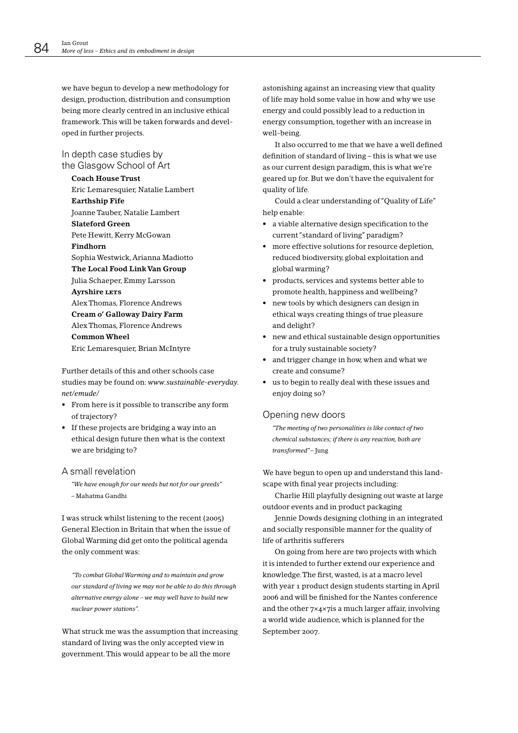we have begun to develop a new methodology for design, production, distribution and consumption being more clearly centred in an inclusive ethical framework. This will be taken forwards and developed in further projects.

## In depth case studies by the Glasgow School of Art

**Coach House Trust**
Eric Lemaresquier, Natalie Lambert
**Earthship Fife**
Joanne Tauber, Natalie Lambert
**Slateford Green**
Pete Hewitt, Kerry McGowan
**Findhorn**
Sophia Westwick, Arianna Madiotto
**The Local Food Link Van Group**
Julia Schaeper, Emmy Larsson
**Ayrshire LETS**
Alex Thomas, Florence Andrews
**Cream o' Galloway Dairy Farm**
Alex Thomas, Florence Andrews
**Common Wheel**
Eric Lemaresquier, Brian McIntyre

Further details of this and other schools case studies may be found on: *www.sustainable-everyday.net/emude/*

- From here is it possible to transcribe any form of trajectory?
- If these projects are bridging a way into an ethical design future then what is the context we are bridging to?

## A small revelation

*"We have enough for our needs but not for our greeds"* – Mahatma Gandhi

I was struck whilst listening to the recent (2005) General Election in Britain that when the issue of Global Warming did get onto the political agenda the only comment was:

*"To combat Global Warming and to maintain and grow our standard of living we may not be able to do this through alternative energy alone – we may well have to build new nuclear power stations".*

What struck me was the assumption that increasing standard of living was the only accepted view in government. This would appear to be all the more astonishing against an increasing view that quality of life may hold some value in how and why we use energy and could possibly lead to a reduction in energy consumption, together with an increase in well-being.

It also occurred to me that we have a well defined definition of standard of living – this is what we use as our current design paradigm, this is what we're geared up for. But we don't have the equivalent for quality of life.

Could a clear understanding of "Quality of Life" help enable:

- a viable alternative design specification to the current "standard of living" paradigm?
- more effective solutions for resource depletion, reduced biodiversity, global exploitation and global warming?
- products, services and systems better able to promote health, happiness and wellbeing?
- new tools by which designers can design in ethical ways creating things of true pleasure and delight?
- new and ethical sustainable design opportunities for a truly sustainable society?
- and trigger change in how, when and what we create and consume?
- us to begin to really deal with these issues and enjoy doing so?

## Opening new doors

*"The meeting of two personalities is like contact of two chemical substances; if there is any reaction, both are transformed"* – Jung

We have begun to open up and understand this landscape with final year projects including:

Charlie Hill playfully designing out waste at large outdoor events and in product packaging

Jennie Dowds designing clothing in an integrated and socially responsible manner for the quality of life of arthritis sufferers

On going from here are two projects with which it is intended to further extend our experience and knowledge. The first, wasted, is at a macro level with year 1 product design students starting in April 2006 and will be finished for the Nantes conference and the other 7×4×7is a much larger affair, involving a world wide audience, which is planned for the September 2007.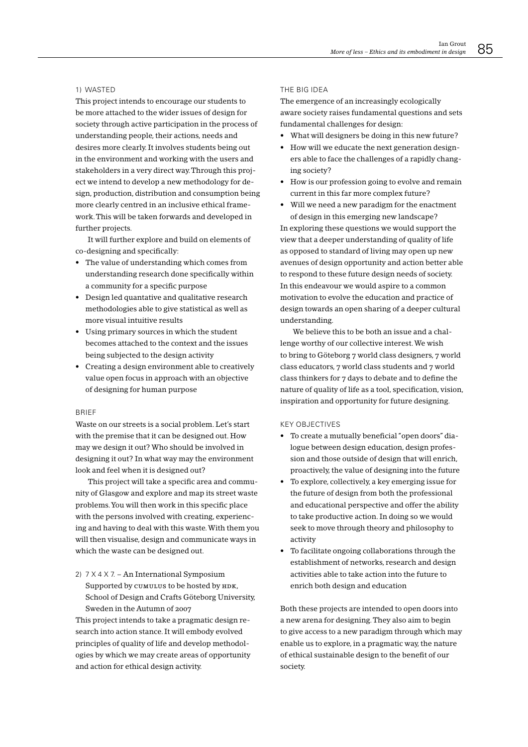#### 1) WASTED

This project intends to encourage our students to be more attached to the wider issues of design for society through active participation in the process of understanding people, their actions, needs and desires more clearly. It involves students being out in the environment and working with the users and stakeholders in a very direct way. Through this project we intend to develop a new methodology for design, production, distribution and consumption being more clearly centred in an inclusive ethical framework. This will be taken forwards and developed in further projects.

It will further explore and build on elements of co-designing and specifically:

- The value of understanding which comes from understanding research done specifically within a community for a specific purpose
- Design led quantative and qualitative research methodologies able to give statistical as well as more visual intuitive results
- Using primary sources in which the student becomes attached to the context and the issues being subjected to the design activity
- Creating a design environment able to creatively value open focus in approach with an objective of designing for human purpose

#### BRIEF

Waste on our streets is a social problem. Let's start with the premise that it can be designed out. How may we design it out? Who should be involved in designing it out? In what way may the environment look and feel when it is designed out?

This project will take a specific area and community of Glasgow and explore and map its street waste problems. You will then work in this specific place with the persons involved with creating, experiencing and having to deal with this waste. With them you will then visualise, design and communicate ways in which the waste can be designed out.

#### 2) 7 X 4 X 7. – An International Symposium Supported by CUMULUS to be hosted by HDK, School of Design and Crafts Göteborg University, Sweden in the Autumn of 2007

This project intends to take a pragmatic design research into action stance. It will embody evolved principles of quality of life and develop methodologies by which we may create areas of opportunity and action for ethical design activity.

#### THE BIG IDEA

The emergence of an increasingly ecologically aware society raises fundamental questions and sets fundamental challenges for design:

- What will designers be doing in this new future?
- How will we educate the next generation designers able to face the challenges of a rapidly changing society?
- How is our profession going to evolve and remain current in this far more complex future?
- Will we need a new paradigm for the enactment of design in this emerging new landscape?

In exploring these questions we would support the view that a deeper understanding of quality of life as opposed to standard of living may open up new avenues of design opportunity and action better able to respond to these future design needs of society. In this endeavour we would aspire to a common motivation to evolve the education and practice of design towards an open sharing of a deeper cultural understanding.

We believe this to be both an issue and a challenge worthy of our collective interest. We wish to bring to Göteborg 7 world class designers, 7 world class educators, 7 world class students and 7 world class thinkers for 7 days to debate and to define the nature of quality of life as a tool, specification, vision, inspiration and opportunity for future designing.

#### KEY OBJECTIVES

- To create a mutually beneficial "open doors" dialogue between design education, design profession and those outside of design that will enrich, proactively, the value of designing into the future
- To explore, collectively, a key emerging issue for the future of design from both the professional and educational perspective and offer the ability to take productive action. In doing so we would seek to move through theory and philosophy to activity
- To facilitate ongoing collaborations through the establishment of networks, research and design activities able to take action into the future to enrich both design and education

Both these projects are intended to open doors into a new arena for designing. They also aim to begin to give access to a new paradigm through which may enable us to explore, in a pragmatic way, the nature of ethical sustainable design to the benefit of our society.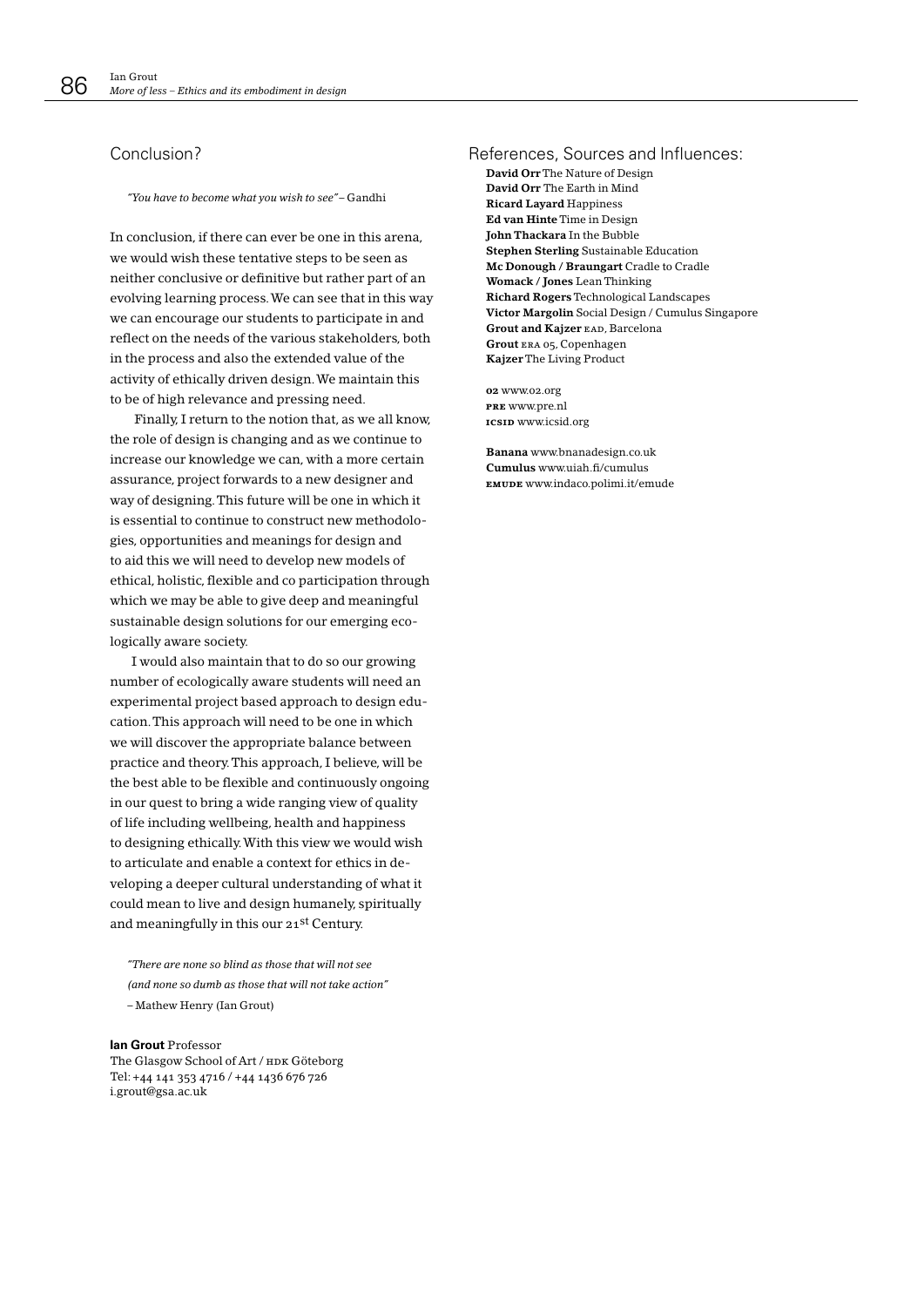## Conclusion?

*"You have to become what you wish to see"* – Gandhi

In conclusion, if there can ever be one in this arena, we would wish these tentative steps to be seen as neither conclusive or definitive but rather part of an evolving learning process. We can see that in this way we can encourage our students to participate in and reflect on the needs of the various stakeholders, both in the process and also the extended value of the activity of ethically driven design. We maintain this to be of high relevance and pressing need.

Finally, I return to the notion that, as we all know, the role of design is changing and as we continue to increase our knowledge we can, with a more certain assurance, project forwards to a new designer and way of designing. This future will be one in which it is essential to continue to construct new methodologies, opportunities and meanings for design and to aid this we will need to develop new models of ethical, holistic, flexible and co participation through which we may be able to give deep and meaningful sustainable design solutions for our emerging ecologically aware society.

I would also maintain that to do so our growing number of ecologically aware students will need an experimental project based approach to design education. This approach will need to be one in which we will discover the appropriate balance between practice and theory. This approach, I believe, will be the best able to be flexible and continuously ongoing in our quest to bring a wide ranging view of quality of life including wellbeing, health and happiness to designing ethically. With this view we would wish to articulate and enable a context for ethics in developing a deeper cultural understanding of what it could mean to live and design humanely, spiritually and meaningfully in this our 21st Century.

*"There are none so blind as those that will not see*
*(and none so dumb as those that will not take action"*
– Mathew Henry (Ian Grout)

**Ian Grout** Professor
The Glasgow School of Art / HDK Göteborg
Tel: +44 141 353 4716 / +44 1436 676 726
i.grout@gsa.ac.uk

## References, Sources and Influences:

**David Orr** The Nature of Design
**David Orr** The Earth in Mind
**Ricard Layard** Happiness
**Ed van Hinte** Time in Design
**John Thackara** In the Bubble
**Stephen Sterling** Sustainable Education
**Mc Donough / Braungart** Cradle to Cradle
**Womack / Jones** Lean Thinking
**Richard Rogers** Technological Landscapes
**Victor Margolin** Social Design / Cumulus Singapore
**Grout and Kajzer** EAD, Barcelona
**Grout** ERA 05, Copenhagen
**Kajzer** The Living Product

**O2** www.o2.org
**PRE** www.pre.nl
**ICSID** www.icsid.org

**Banana** www.bnanadesign.co.uk
**Cumulus** www.uiah.fi/cumulus
**EMUDE** www.indaco.polimi.it/emude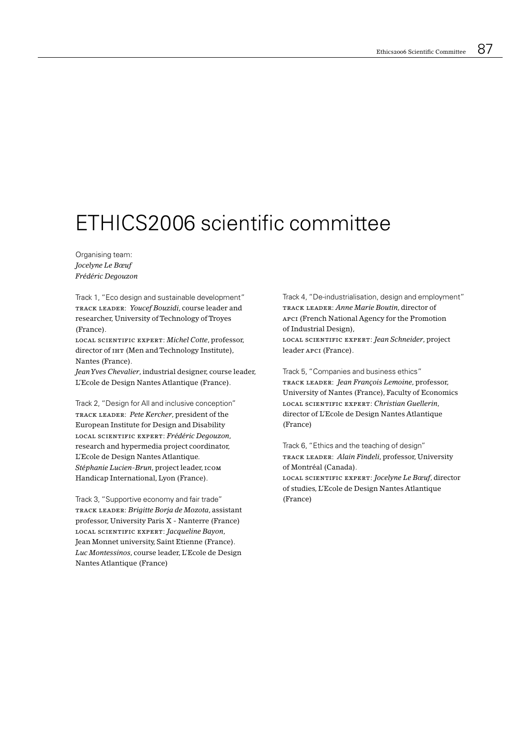# ETHICS2006 scientific committee

Organising team:
*Jocelyne Le Bœuf*
*Frédéric Degouzon*

Track 1, "Eco design and sustainable development"
TRACK LEADER: *Youcef Bouzidi*, course leader and researcher, University of Technology of Troyes (France).
LOCAL SCIENTIFIC EXPERT: *Michel Cotte*, professor, director of IHT (Men and Technology Institute), Nantes (France).
*Jean Yves Chevalier*, industrial designer, course leader, L'Ecole de Design Nantes Atlantique (France).

Track 2, "Design for All and inclusive conception"
TRACK LEADER: *Pete Kercher*, president of the European Institute for Design and Disability
LOCAL SCIENTIFIC EXPERT: *Frédéric Degouzon*, research and hypermedia project coordinator, L'Ecole de Design Nantes Atlantique.
*Stéphanie Lucien-Brun*, project leader, ICOM Handicap International, Lyon (France).

Track 3, "Supportive economy and fair trade"
TRACK LEADER: *Brigitte Borja de Mozota*, assistant professor, University Paris X - Nanterre (France)
LOCAL SCIENTIFIC EXPERT: *Jacqueline Bayon*, Jean Monnet university, Saint Etienne (France).
*Luc Montessinos*, course leader, L'Ecole de Design Nantes Atlantique (France)

Track 4, "De-industrialisation, design and employment"
TRACK LEADER: *Anne Marie Boutin*, director of APCI (French National Agency for the Promotion of Industrial Design),
LOCAL SCIENTIFIC EXPERT: *Jean Schneider*, project leader APCI (France).

Track 5, "Companies and business ethics"
TRACK LEADER: *Jean François Lemoine*, professor, University of Nantes (France), Faculty of Economics
LOCAL SCIENTIFIC EXPERT: *Christian Guellerin*, director of L'Ecole de Design Nantes Atlantique (France)

Track 6, "Ethics and the teaching of design"
TRACK LEADER: *Alain Findeli*, professor, University of Montréal (Canada).
LOCAL SCIENTIFIC EXPERT: *Jocelyne Le Bœuf*, director of studies, L'Ecole de Design Nantes Atlantique (France)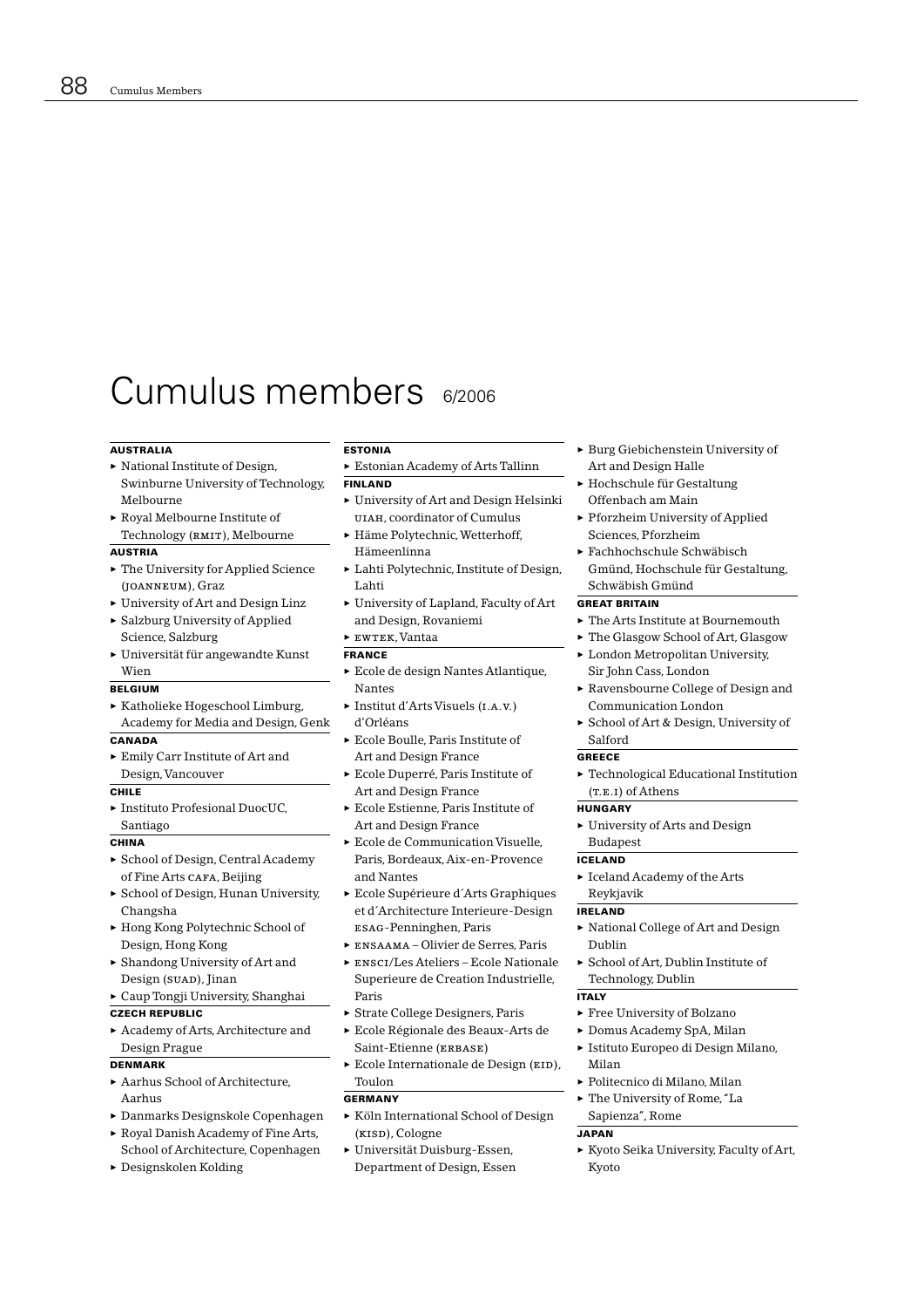# Cumulus members 6/2006

**AUSTRALIA**

- National Institute of Design, Swinburne University of Technology, Melbourne
- Royal Melbourne Institute of Technology (RMIT), Melbourne

**AUSTRIA**

- The University for Applied Science (JOANNEUM), Graz
- University of Art and Design Linz
- Salzburg University of Applied Science, Salzburg
- Universität für angewandte Kunst Wien

**BELGIUM**

- Katholieke Hogeschool Limburg, Academy for Media and Design, Genk

**CANADA**

- Emily Carr Institute of Art and Design, Vancouver

**CHILE**

- Instituto Profesional DuocUC, Santiago

**CHINA**

- School of Design, Central Academy of Fine Arts CAFA, Beijing
- School of Design, Hunan University, Changsha
- Hong Kong Polytechnic School of Design, Hong Kong
- Shandong University of Art and Design (SUAD), Jinan
- Caup Tongji University, Shanghai

**CZECH REPUBLIC**

- Academy of Arts, Architecture and Design Prague

**DENMARK**

- Aarhus School of Architecture, Aarhus
- Danmarks Designskole Copenhagen
- Royal Danish Academy of Fine Arts, School of Architecture, Copenhagen
- Designskolen Kolding

**ESTONIA**

- Estonian Academy of Arts Tallinn

**FINLAND**

- University of Art and Design Helsinki UIAH, coordinator of Cumulus
- Häme Polytechnic, Wetterhoff, Hämeenlinna
- Lahti Polytechnic, Institute of Design, Lahti
- University of Lapland, Faculty of Art and Design, Rovaniemi
- EWTEK, Vantaa

**FRANCE**

- Ecole de design Nantes Atlantique, Nantes
- Institut d'Arts Visuels (I.A.V.) d'Orléans
- Ecole Boulle, Paris Institute of Art and Design France
- Ecole Duperré, Paris Institute of Art and Design France
- Ecole Estienne, Paris Institute of Art and Design France
- Ecole de Communication Visuelle, Paris, Bordeaux, Aix-en-Provence and Nantes
- Ecole Supérieure d´Arts Graphiques et d´Architecture Interieure-Design ESAG-Penninghen, Paris
- ENSAAMA – Olivier de Serres, Paris
- ENSCI/Les Ateliers – Ecole Nationale Superieure de Creation Industrielle, Paris
- Strate College Designers, Paris
- Ecole Régionale des Beaux-Arts de Saint-Etienne (ERBASE)
- Ecole Internationale de Design (EID), Toulon

**GERMANY**

- Köln International School of Design (KISD), Cologne
- Universität Duisburg-Essen, Department of Design, Essen
- Burg Giebichenstein University of Art and Design Halle
- Hochschule für Gestaltung Offenbach am Main
- Pforzheim University of Applied Sciences, Pforzheim
- Fachhochschule Schwäbisch Gmünd, Hochschule für Gestaltung, Schwäbish Gmünd

**GREAT BRITAIN**

- The Arts Institute at Bournemouth
- The Glasgow School of Art, Glasgow
- London Metropolitan University, Sir John Cass, London
- Ravensbourne College of Design and Communication London
- School of Art & Design, University of Salford

**GREECE**

- Technological Educational Institution (T.E.I) of Athens

**HUNGARY**

- University of Arts and Design Budapest

**ICELAND**

- Iceland Academy of the Arts Reykjavik

**IRELAND**

- National College of Art and Design Dublin
- School of Art, Dublin Institute of Technology, Dublin

**ITALY**

- Free University of Bolzano
- Domus Academy SpA, Milan
- Istituto Europeo di Design Milano, Milan
- Politecnico di Milano, Milan
- The University of Rome, "La Sapienza", Rome

**JAPAN**

- Kyoto Seika University, Faculty of Art, Kyoto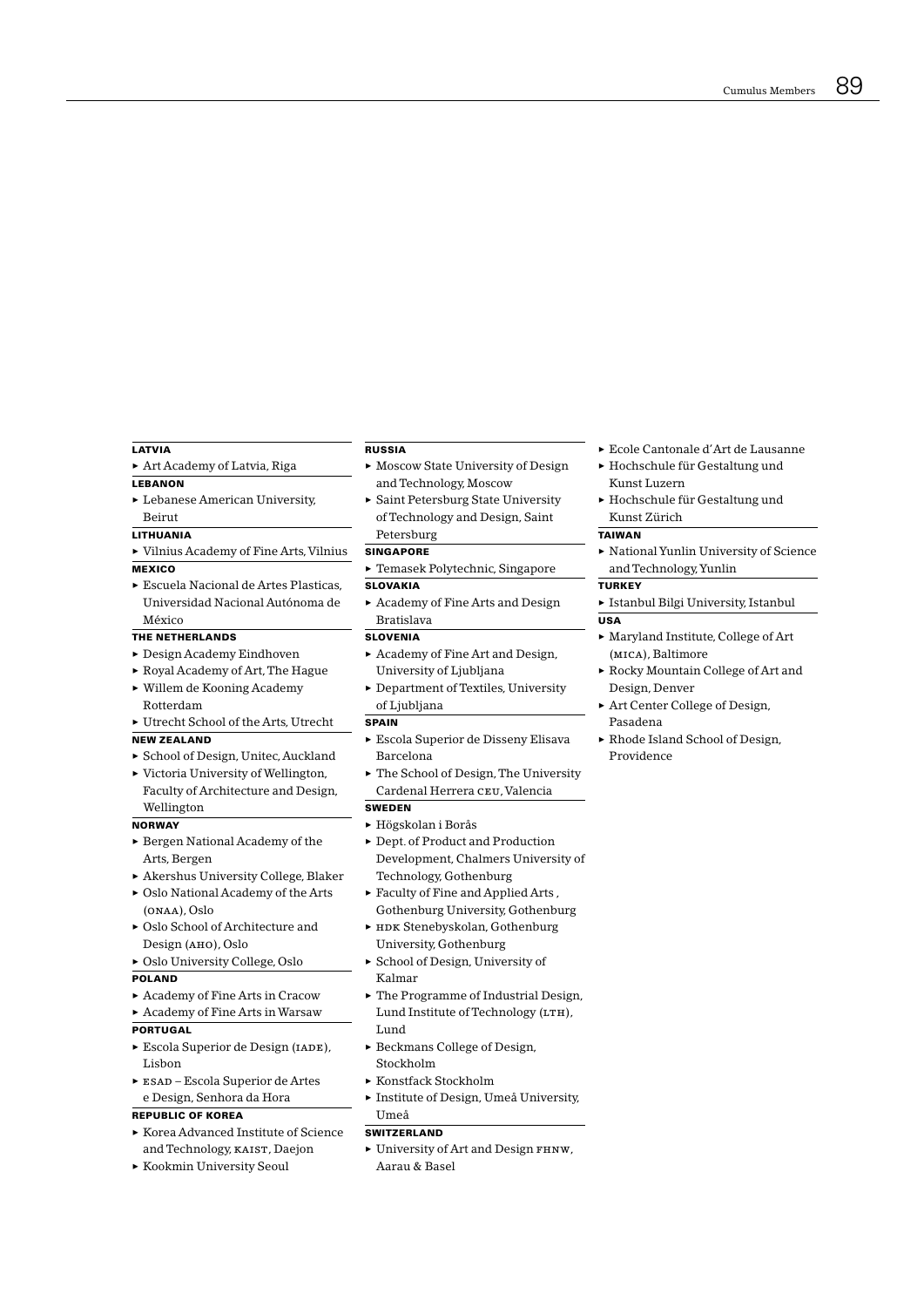#### LATVIA

- Art Academy of Latvia, Riga

#### LEBANON

- Lebanese American University, Beirut

#### LITHUANIA

- Vilnius Academy of Fine Arts, Vilnius

#### MEXICO

- Escuela Nacional de Artes Plasticas, Universidad Nacional Autónoma de México

#### THE NETHERLANDS

- Design Academy Eindhoven
- Royal Academy of Art, The Hague
- Willem de Kooning Academy Rotterdam
- Utrecht School of the Arts, Utrecht

#### NEW ZEALAND

- School of Design, Unitec, Auckland
- Victoria University of Wellington, Faculty of Architecture and Design, Wellington

#### NORWAY

- Bergen National Academy of the Arts, Bergen
- Akershus University College, Blaker
- Oslo National Academy of the Arts (ONAA), Oslo
- Oslo School of Architecture and Design (AHO), Oslo
- Oslo University College, Oslo

#### POLAND

- Academy of Fine Arts in Cracow
- Academy of Fine Arts in Warsaw

#### PORTUGAL

- Escola Superior de Design (IADE), Lisbon
- ESAD – Escola Superior de Artes e Design, Senhora da Hora

#### REPUBLIC OF KOREA

- Korea Advanced Institute of Science and Technology, KAIST, Daejon
- Kookmin University Seoul

#### RUSSIA

- Moscow State University of Design and Technology, Moscow
- Saint Petersburg State University of Technology and Design, Saint Petersburg

#### SINGAPORE

- Temasek Polytechnic, Singapore

#### SLOVAKIA

- Academy of Fine Arts and Design Bratislava

#### SLOVENIA

- Academy of Fine Art and Design, University of Ljubljana
- Department of Textiles, University of Ljubljana

#### SPAIN

- Escola Superior de Disseny Elisava Barcelona
- The School of Design, The University Cardenal Herrera CEU, Valencia

#### SWEDEN

- Högskolan i Borås
- Dept. of Product and Production Development, Chalmers University of Technology, Gothenburg
- Faculty of Fine and Applied Arts , Gothenburg University, Gothenburg
- HDK Stenebyskolan, Gothenburg University, Gothenburg
- School of Design, University of Kalmar
- The Programme of Industrial Design, Lund Institute of Technology (LTH), Lund
- Beckmans College of Design, Stockholm
- Konstfack Stockholm
- Institute of Design, Umeå University, Umeå

#### SWITZERLAND

- University of Art and Design FHNW, Aarau & Basel
- Ecole Cantonale d'Art de Lausanne
- Hochschule für Gestaltung und Kunst Luzern
- Hochschule für Gestaltung und Kunst Zürich

#### TAIWAN

- National Yunlin University of Science and Technology, Yunlin

#### TURKEY

- Istanbul Bilgi University, Istanbul

#### USA

- Maryland Institute, College of Art (MICA), Baltimore
- Rocky Mountain College of Art and Design, Denver
- Art Center College of Design, Pasadena
- Rhode Island School of Design, Providence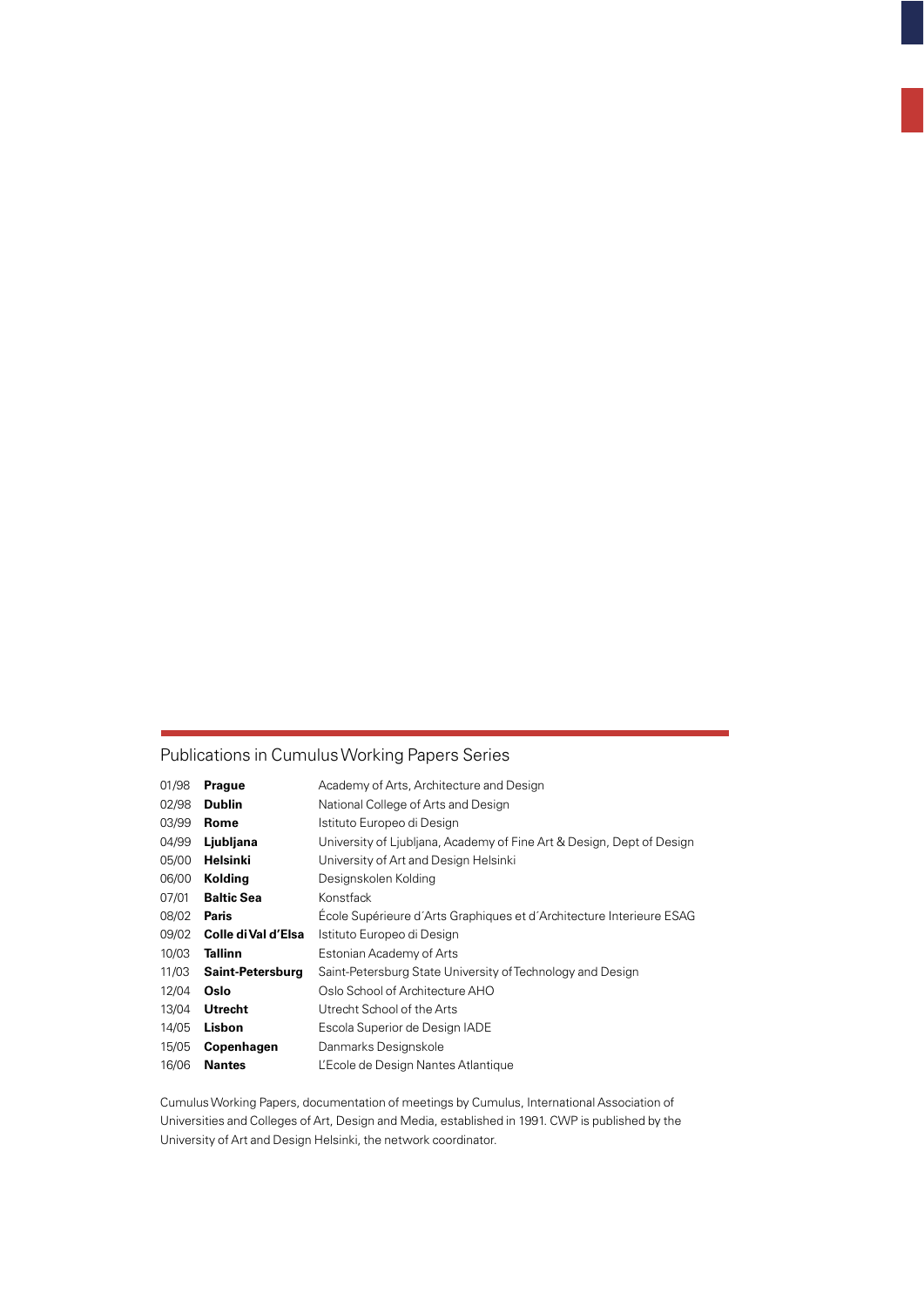## Publications in Cumulus Working Papers Series

| | | |
|---|---|---|
| 01/98 | **Prague** | Academy of Arts, Architecture and Design |
| 02/98 | **Dublin** | National College of Arts and Design |
| 03/99 | **Rome** | Istituto Europeo di Design |
| 04/99 | **Ljubljana** | University of Ljubljana, Academy of Fine Art & Design, Dept of Design |
| 05/00 | **Helsinki** | University of Art and Design Helsinki |
| 06/00 | **Kolding** | Designskolen Kolding |
| 07/01 | **Baltic Sea** | Konstfack |
| 08/02 | **Paris** | École Supérieure d´Arts Graphiques et d´Architecture Interieure ESAG |
| 09/02 | **Colle di Val d'Elsa** | Istituto Europeo di Design |
| 10/03 | **Tallinn** | Estonian Academy of Arts |
| 11/03 | **Saint-Petersburg** | Saint-Petersburg State University of Technology and Design |
| 12/04 | **Oslo** | Oslo School of Architecture AHO |
| 13/04 | **Utrecht** | Utrecht School of the Arts |
| 14/05 | **Lisbon** | Escola Superior de Design IADE |
| 15/05 | **Copenhagen** | Danmarks Designskole |
| 16/06 | **Nantes** | L'Ecole de Design Nantes Atlantique |

Cumulus Working Papers, documentation of meetings by Cumulus, International Association of Universities and Colleges of Art, Design and Media, established in 1991. CWP is published by the University of Art and Design Helsinki, the network coordinator.